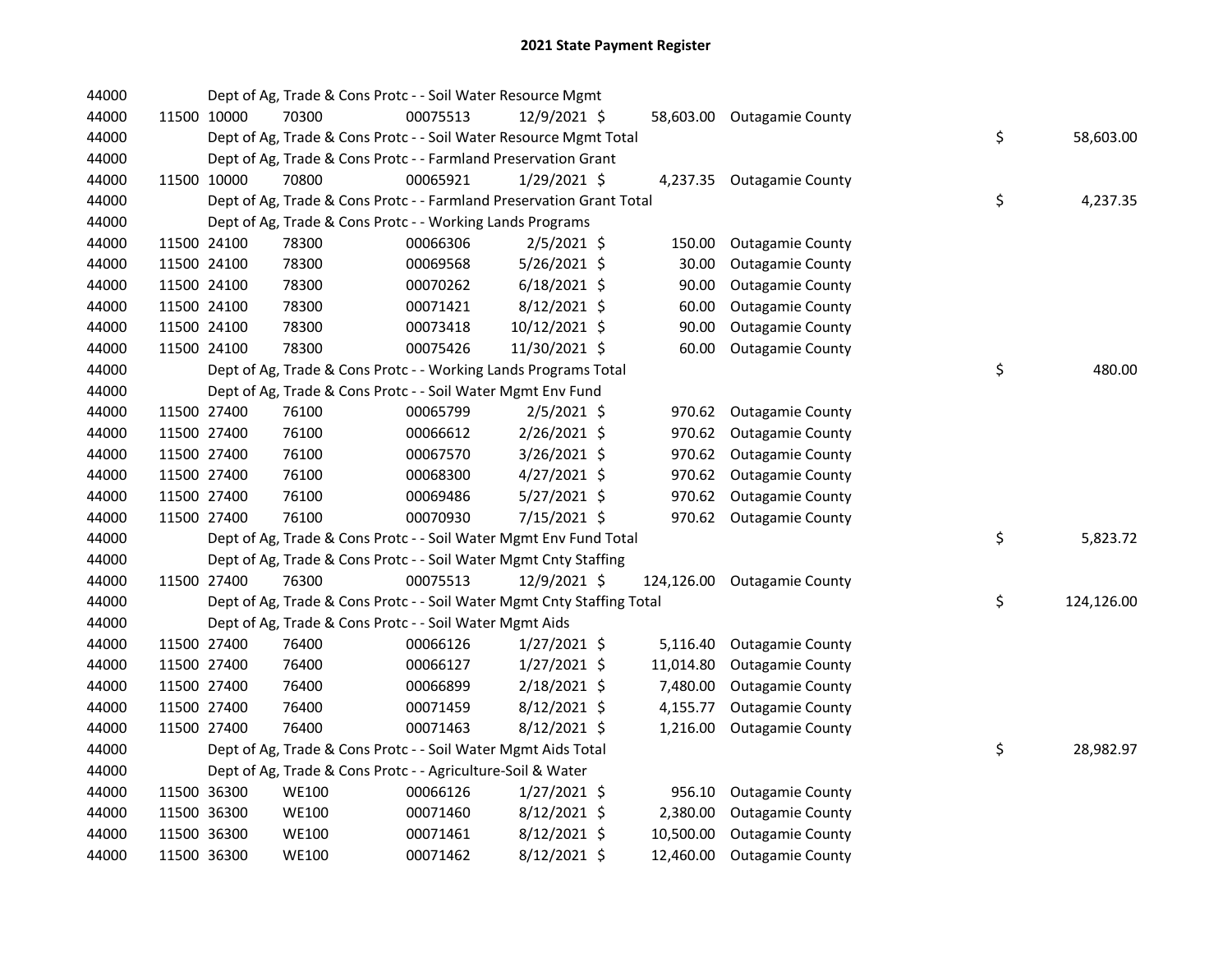# 2021 State Payment Register

| | | | | | | | | | |
|---|---|---|---|---|---|---|---|---|---|
| 44000 | | | Dept of Ag, Trade & Cons Protc - - Soil Water Resource Mgmt | | | | | | |
| 44000 | 11500 | 10000 | 70300 | 00075513 | 12/9/2021 | $ 58,603.00 | Outagamie County | | |
| 44000 | | | Dept of Ag, Trade & Cons Protc - - Soil Water Resource Mgmt Total | | | | | $ | 58,603.00 |
| 44000 | | | Dept of Ag, Trade & Cons Protc - - Farmland Preservation Grant | | | | | | |
| 44000 | 11500 | 10000 | 70800 | 00065921 | 1/29/2021 | $ 4,237.35 | Outagamie County | | |
| 44000 | | | Dept of Ag, Trade & Cons Protc - - Farmland Preservation Grant Total | | | | | $ | 4,237.35 |
| 44000 | | | Dept of Ag, Trade & Cons Protc - - Working Lands Programs | | | | | | |
| 44000 | 11500 | 24100 | 78300 | 00066306 | 2/5/2021 | $ 150.00 | Outagamie County | | |
| 44000 | 11500 | 24100 | 78300 | 00069568 | 5/26/2021 | $ 30.00 | Outagamie County | | |
| 44000 | 11500 | 24100 | 78300 | 00070262 | 6/18/2021 | $ 90.00 | Outagamie County | | |
| 44000 | 11500 | 24100 | 78300 | 00071421 | 8/12/2021 | $ 60.00 | Outagamie County | | |
| 44000 | 11500 | 24100 | 78300 | 00073418 | 10/12/2021 | $ 90.00 | Outagamie County | | |
| 44000 | 11500 | 24100 | 78300 | 00075426 | 11/30/2021 | $ 60.00 | Outagamie County | | |
| 44000 | | | Dept of Ag, Trade & Cons Protc - - Working Lands Programs Total | | | | | $ | 480.00 |
| 44000 | | | Dept of Ag, Trade & Cons Protc - - Soil Water Mgmt Env Fund | | | | | | |
| 44000 | 11500 | 27400 | 76100 | 00065799 | 2/5/2021 | $ 970.62 | Outagamie County | | |
| 44000 | 11500 | 27400 | 76100 | 00066612 | 2/26/2021 | $ 970.62 | Outagamie County | | |
| 44000 | 11500 | 27400 | 76100 | 00067570 | 3/26/2021 | $ 970.62 | Outagamie County | | |
| 44000 | 11500 | 27400 | 76100 | 00068300 | 4/27/2021 | $ 970.62 | Outagamie County | | |
| 44000 | 11500 | 27400 | 76100 | 00069486 | 5/27/2021 | $ 970.62 | Outagamie County | | |
| 44000 | 11500 | 27400 | 76100 | 00070930 | 7/15/2021 | $ 970.62 | Outagamie County | | |
| 44000 | | | Dept of Ag, Trade & Cons Protc - - Soil Water Mgmt Env Fund Total | | | | | $ | 5,823.72 |
| 44000 | | | Dept of Ag, Trade & Cons Protc - - Soil Water Mgmt Cnty Staffing | | | | | | |
| 44000 | 11500 | 27400 | 76300 | 00075513 | 12/9/2021 | $ 124,126.00 | Outagamie County | | |
| 44000 | | | Dept of Ag, Trade & Cons Protc - - Soil Water Mgmt Cnty Staffing Total | | | | | $ | 124,126.00 |
| 44000 | | | Dept of Ag, Trade & Cons Protc - - Soil Water Mgmt Aids | | | | | | |
| 44000 | 11500 | 27400 | 76400 | 00066126 | 1/27/2021 | $ 5,116.40 | Outagamie County | | |
| 44000 | 11500 | 27400 | 76400 | 00066127 | 1/27/2021 | $ 11,014.80 | Outagamie County | | |
| 44000 | 11500 | 27400 | 76400 | 00066899 | 2/18/2021 | $ 7,480.00 | Outagamie County | | |
| 44000 | 11500 | 27400 | 76400 | 00071459 | 8/12/2021 | $ 4,155.77 | Outagamie County | | |
| 44000 | 11500 | 27400 | 76400 | 00071463 | 8/12/2021 | $ 1,216.00 | Outagamie County | | |
| 44000 | | | Dept of Ag, Trade & Cons Protc - - Soil Water Mgmt Aids Total | | | | | $ | 28,982.97 |
| 44000 | | | Dept of Ag, Trade & Cons Protc - - Agriculture-Soil & Water | | | | | | |
| 44000 | 11500 | 36300 | WE100 | 00066126 | 1/27/2021 | $ 956.10 | Outagamie County | | |
| 44000 | 11500 | 36300 | WE100 | 00071460 | 8/12/2021 | $ 2,380.00 | Outagamie County | | |
| 44000 | 11500 | 36300 | WE100 | 00071461 | 8/12/2021 | $ 10,500.00 | Outagamie County | | |
| 44000 | 11500 | 36300 | WE100 | 00071462 | 8/12/2021 | $ 12,460.00 | Outagamie County | | |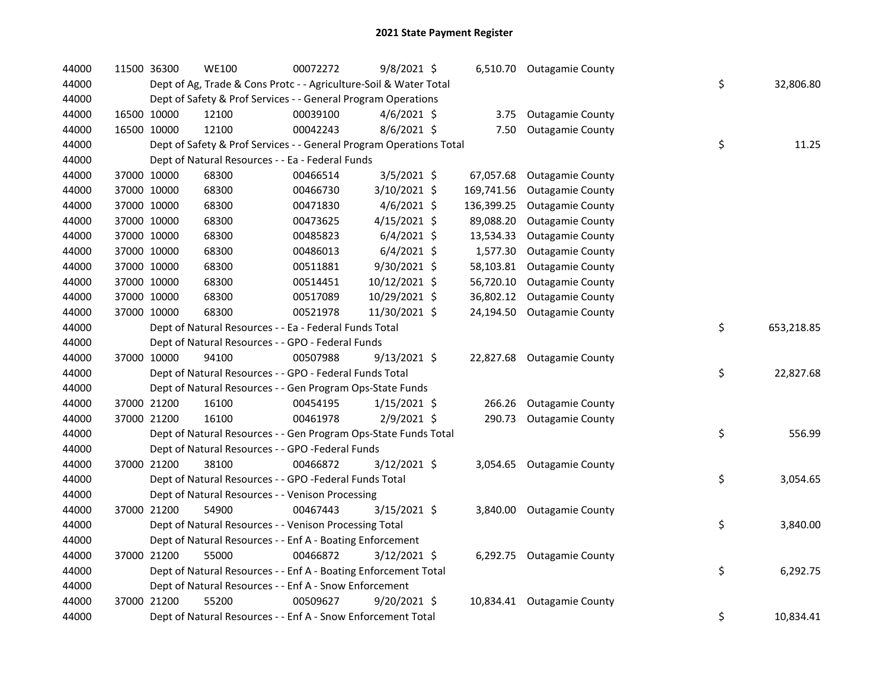## 2021 State Payment Register

| | | | | | | | | | |
|---|---|---|---|---|---|---|---|---|---|
| 44000 | 11500 | 36300 | WE100 | 00072272 | 9/8/2021 | $ | 6,510.70 | Outagamie County | |
| 44000 | | Dept of Ag, Trade & Cons Protc - - Agriculture-Soil & Water Total | | | | | | | $ 32,806.80 |
| 44000 | | Dept of Safety & Prof Services - - General Program Operations | | | | | | | |
| 44000 | 16500 | 10000 | 12100 | 00039100 | 4/6/2021 | $ | 3.75 | Outagamie County | |
| 44000 | 16500 | 10000 | 12100 | 00042243 | 8/6/2021 | $ | 7.50 | Outagamie County | |
| 44000 | | Dept of Safety & Prof Services - - General Program Operations Total | | | | | | | $ 11.25 |
| 44000 | | Dept of Natural Resources - - Ea - Federal Funds | | | | | | | |
| 44000 | 37000 | 10000 | 68300 | 00466514 | 3/5/2021 | $ | 67,057.68 | Outagamie County | |
| 44000 | 37000 | 10000 | 68300 | 00466730 | 3/10/2021 | $ | 169,741.56 | Outagamie County | |
| 44000 | 37000 | 10000 | 68300 | 00471830 | 4/6/2021 | $ | 136,399.25 | Outagamie County | |
| 44000 | 37000 | 10000 | 68300 | 00473625 | 4/15/2021 | $ | 89,088.20 | Outagamie County | |
| 44000 | 37000 | 10000 | 68300 | 00485823 | 6/4/2021 | $ | 13,534.33 | Outagamie County | |
| 44000 | 37000 | 10000 | 68300 | 00486013 | 6/4/2021 | $ | 1,577.30 | Outagamie County | |
| 44000 | 37000 | 10000 | 68300 | 00511881 | 9/30/2021 | $ | 58,103.81 | Outagamie County | |
| 44000 | 37000 | 10000 | 68300 | 00514451 | 10/12/2021 | $ | 56,720.10 | Outagamie County | |
| 44000 | 37000 | 10000 | 68300 | 00517089 | 10/29/2021 | $ | 36,802.12 | Outagamie County | |
| 44000 | 37000 | 10000 | 68300 | 00521978 | 11/30/2021 | $ | 24,194.50 | Outagamie County | |
| 44000 | | Dept of Natural Resources - - Ea - Federal Funds Total | | | | | | | $ 653,218.85 |
| 44000 | | Dept of Natural Resources - - GPO - Federal Funds | | | | | | | |
| 44000 | 37000 | 10000 | 94100 | 00507988 | 9/13/2021 | $ | 22,827.68 | Outagamie County | |
| 44000 | | Dept of Natural Resources - - GPO - Federal Funds Total | | | | | | | $ 22,827.68 |
| 44000 | | Dept of Natural Resources - - Gen Program Ops-State Funds | | | | | | | |
| 44000 | 37000 | 21200 | 16100 | 00454195 | 1/15/2021 | $ | 266.26 | Outagamie County | |
| 44000 | 37000 | 21200 | 16100 | 00461978 | 2/9/2021 | $ | 290.73 | Outagamie County | |
| 44000 | | Dept of Natural Resources - - Gen Program Ops-State Funds Total | | | | | | | $ 556.99 |
| 44000 | | Dept of Natural Resources - - GPO -Federal Funds | | | | | | | |
| 44000 | 37000 | 21200 | 38100 | 00466872 | 3/12/2021 | $ | 3,054.65 | Outagamie County | |
| 44000 | | Dept of Natural Resources - - GPO -Federal Funds Total | | | | | | | $ 3,054.65 |
| 44000 | | Dept of Natural Resources - - Venison Processing | | | | | | | |
| 44000 | 37000 | 21200 | 54900 | 00467443 | 3/15/2021 | $ | 3,840.00 | Outagamie County | |
| 44000 | | Dept of Natural Resources - - Venison Processing Total | | | | | | | $ 3,840.00 |
| 44000 | | Dept of Natural Resources - - Enf A - Boating Enforcement | | | | | | | |
| 44000 | 37000 | 21200 | 55000 | 00466872 | 3/12/2021 | $ | 6,292.75 | Outagamie County | |
| 44000 | | Dept of Natural Resources - - Enf A - Boating Enforcement Total | | | | | | | $ 6,292.75 |
| 44000 | | Dept of Natural Resources - - Enf A - Snow Enforcement | | | | | | | |
| 44000 | 37000 | 21200 | 55200 | 00509627 | 9/20/2021 | $ | 10,834.41 | Outagamie County | |
| 44000 | | Dept of Natural Resources - - Enf A - Snow Enforcement Total | | | | | | | $ 10,834.41 |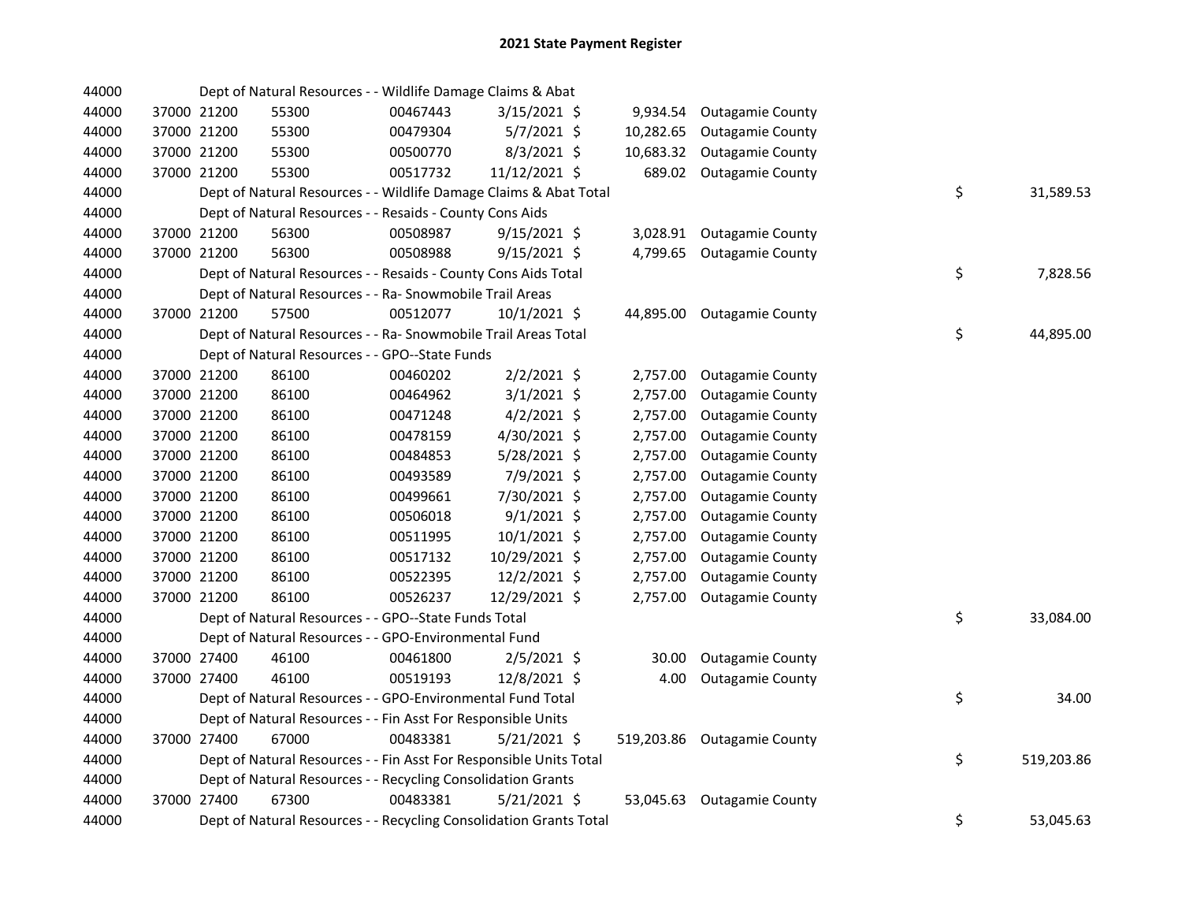# 2021 State Payment Register

| | | | | | | | | | |
|---|---|---|---|---|---|---|---|---|---|
| 44000 | | | Dept of Natural Resources - - Wildlife Damage Claims & Abat | | | | | | |
| 44000 | 37000 | 21200 | 55300 | 00467443 | 3/15/2021 | $ 9,934.54 | Outagamie County | | |
| 44000 | 37000 | 21200 | 55300 | 00479304 | 5/7/2021 | $ 10,282.65 | Outagamie County | | |
| 44000 | 37000 | 21200 | 55300 | 00500770 | 8/3/2021 | $ 10,683.32 | Outagamie County | | |
| 44000 | 37000 | 21200 | 55300 | 00517732 | 11/12/2021 | $ 689.02 | Outagamie County | | |
| 44000 | | | Dept of Natural Resources - - Wildlife Damage Claims & Abat Total | | | | | $ | 31,589.53 |
| 44000 | | | Dept of Natural Resources - - Resaids - County Cons Aids | | | | | | |
| 44000 | 37000 | 21200 | 56300 | 00508987 | 9/15/2021 | $ 3,028.91 | Outagamie County | | |
| 44000 | 37000 | 21200 | 56300 | 00508988 | 9/15/2021 | $ 4,799.65 | Outagamie County | | |
| 44000 | | | Dept of Natural Resources - - Resaids - County Cons Aids Total | | | | | $ | 7,828.56 |
| 44000 | | | Dept of Natural Resources - - Ra- Snowmobile Trail Areas | | | | | | |
| 44000 | 37000 | 21200 | 57500 | 00512077 | 10/1/2021 | $ 44,895.00 | Outagamie County | | |
| 44000 | | | Dept of Natural Resources - - Ra- Snowmobile Trail Areas Total | | | | | $ | 44,895.00 |
| 44000 | | | Dept of Natural Resources - - GPO--State Funds | | | | | | |
| 44000 | 37000 | 21200 | 86100 | 00460202 | 2/2/2021 | $ 2,757.00 | Outagamie County | | |
| 44000 | 37000 | 21200 | 86100 | 00464962 | 3/1/2021 | $ 2,757.00 | Outagamie County | | |
| 44000 | 37000 | 21200 | 86100 | 00471248 | 4/2/2021 | $ 2,757.00 | Outagamie County | | |
| 44000 | 37000 | 21200 | 86100 | 00478159 | 4/30/2021 | $ 2,757.00 | Outagamie County | | |
| 44000 | 37000 | 21200 | 86100 | 00484853 | 5/28/2021 | $ 2,757.00 | Outagamie County | | |
| 44000 | 37000 | 21200 | 86100 | 00493589 | 7/9/2021 | $ 2,757.00 | Outagamie County | | |
| 44000 | 37000 | 21200 | 86100 | 00499661 | 7/30/2021 | $ 2,757.00 | Outagamie County | | |
| 44000 | 37000 | 21200 | 86100 | 00506018 | 9/1/2021 | $ 2,757.00 | Outagamie County | | |
| 44000 | 37000 | 21200 | 86100 | 00511995 | 10/1/2021 | $ 2,757.00 | Outagamie County | | |
| 44000 | 37000 | 21200 | 86100 | 00517132 | 10/29/2021 | $ 2,757.00 | Outagamie County | | |
| 44000 | 37000 | 21200 | 86100 | 00522395 | 12/2/2021 | $ 2,757.00 | Outagamie County | | |
| 44000 | 37000 | 21200 | 86100 | 00526237 | 12/29/2021 | $ 2,757.00 | Outagamie County | | |
| 44000 | | | Dept of Natural Resources - - GPO--State Funds Total | | | | | $ | 33,084.00 |
| 44000 | | | Dept of Natural Resources - - GPO-Environmental Fund | | | | | | |
| 44000 | 37000 | 27400 | 46100 | 00461800 | 2/5/2021 | $ 30.00 | Outagamie County | | |
| 44000 | 37000 | 27400 | 46100 | 00519193 | 12/8/2021 | $ 4.00 | Outagamie County | | |
| 44000 | | | Dept of Natural Resources - - GPO-Environmental Fund Total | | | | | $ | 34.00 |
| 44000 | | | Dept of Natural Resources - - Fin Asst For Responsible Units | | | | | | |
| 44000 | 37000 | 27400 | 67000 | 00483381 | 5/21/2021 | $ 519,203.86 | Outagamie County | | |
| 44000 | | | Dept of Natural Resources - - Fin Asst For Responsible Units Total | | | | | $ | 519,203.86 |
| 44000 | | | Dept of Natural Resources - - Recycling Consolidation Grants | | | | | | |
| 44000 | 37000 | 27400 | 67300 | 00483381 | 5/21/2021 | $ 53,045.63 | Outagamie County | | |
| 44000 | | | Dept of Natural Resources - - Recycling Consolidation Grants Total | | | | | $ | 53,045.63 |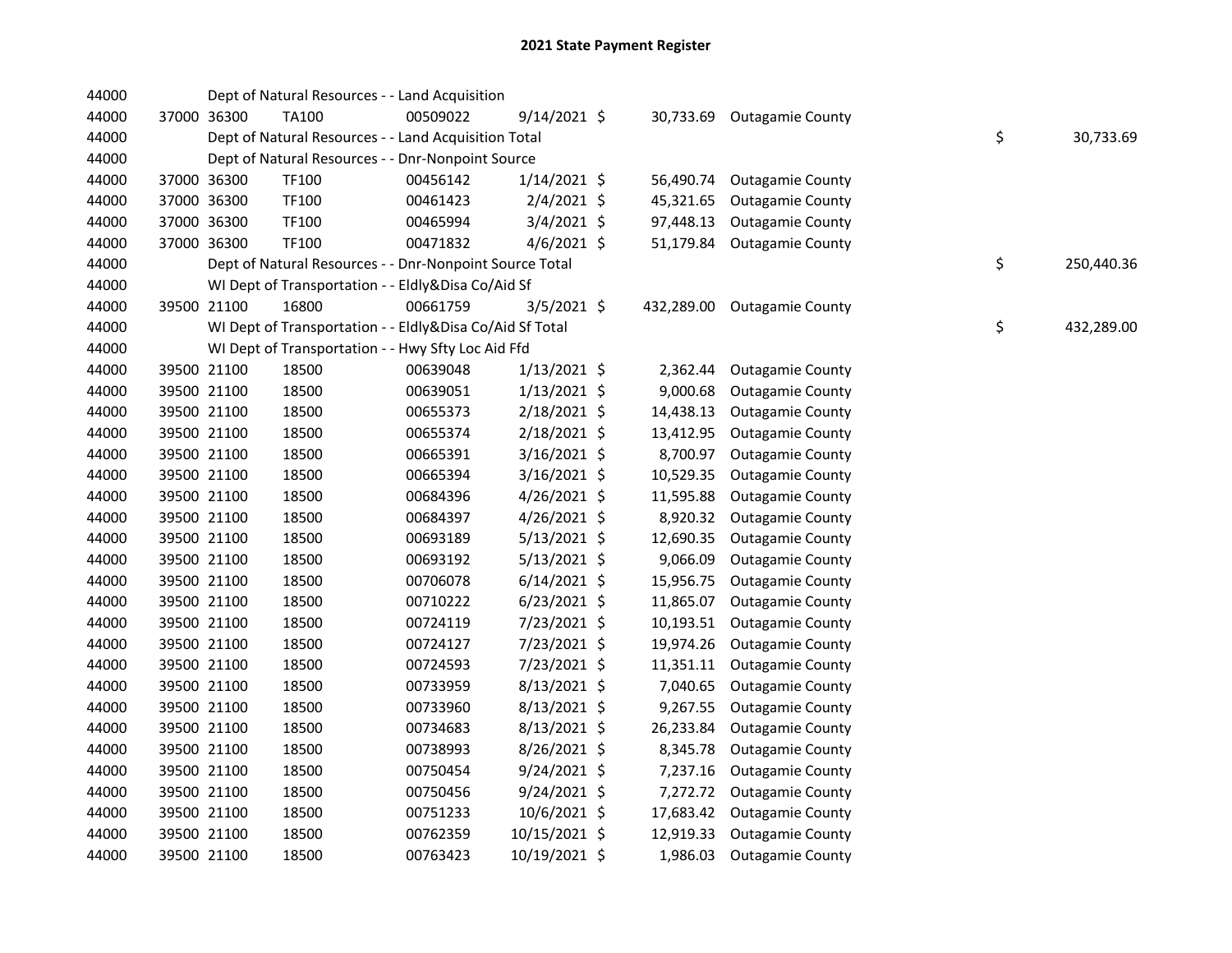# 2021 State Payment Register

| | | | | | | | | | |
|---|---|---|---|---|---|---|---|---|---|
| 44000 | | | Dept of Natural Resources - - Land Acquisition | | | | | | |
| 44000 | 37000 | 36300 | TA100 | 00509022 | 9/14/2021 | $ 30,733.69 | Outagamie County | | |
| 44000 | | | Dept of Natural Resources - - Land Acquisition Total | | | | | $ | 30,733.69 |
| 44000 | | | Dept of Natural Resources - - Dnr-Nonpoint Source | | | | | | |
| 44000 | 37000 | 36300 | TF100 | 00456142 | 1/14/2021 | $ 56,490.74 | Outagamie County | | |
| 44000 | 37000 | 36300 | TF100 | 00461423 | 2/4/2021 | $ 45,321.65 | Outagamie County | | |
| 44000 | 37000 | 36300 | TF100 | 00465994 | 3/4/2021 | $ 97,448.13 | Outagamie County | | |
| 44000 | 37000 | 36300 | TF100 | 00471832 | 4/6/2021 | $ 51,179.84 | Outagamie County | | |
| 44000 | | | Dept of Natural Resources - - Dnr-Nonpoint Source Total | | | | | $ | 250,440.36 |
| 44000 | | | WI Dept of Transportation - - Eldly&Disa Co/Aid Sf | | | | | | |
| 44000 | 39500 | 21100 | 16800 | 00661759 | 3/5/2021 | $ 432,289.00 | Outagamie County | | |
| 44000 | | | WI Dept of Transportation - - Eldly&Disa Co/Aid Sf Total | | | | | $ | 432,289.00 |
| 44000 | | | WI Dept of Transportation - - Hwy Sfty Loc Aid Ffd | | | | | | |
| 44000 | 39500 | 21100 | 18500 | 00639048 | 1/13/2021 | $ 2,362.44 | Outagamie County | | |
| 44000 | 39500 | 21100 | 18500 | 00639051 | 1/13/2021 | $ 9,000.68 | Outagamie County | | |
| 44000 | 39500 | 21100 | 18500 | 00655373 | 2/18/2021 | $ 14,438.13 | Outagamie County | | |
| 44000 | 39500 | 21100 | 18500 | 00655374 | 2/18/2021 | $ 13,412.95 | Outagamie County | | |
| 44000 | 39500 | 21100 | 18500 | 00665391 | 3/16/2021 | $ 8,700.97 | Outagamie County | | |
| 44000 | 39500 | 21100 | 18500 | 00665394 | 3/16/2021 | $ 10,529.35 | Outagamie County | | |
| 44000 | 39500 | 21100 | 18500 | 00684396 | 4/26/2021 | $ 11,595.88 | Outagamie County | | |
| 44000 | 39500 | 21100 | 18500 | 00684397 | 4/26/2021 | $ 8,920.32 | Outagamie County | | |
| 44000 | 39500 | 21100 | 18500 | 00693189 | 5/13/2021 | $ 12,690.35 | Outagamie County | | |
| 44000 | 39500 | 21100 | 18500 | 00693192 | 5/13/2021 | $ 9,066.09 | Outagamie County | | |
| 44000 | 39500 | 21100 | 18500 | 00706078 | 6/14/2021 | $ 15,956.75 | Outagamie County | | |
| 44000 | 39500 | 21100 | 18500 | 00710222 | 6/23/2021 | $ 11,865.07 | Outagamie County | | |
| 44000 | 39500 | 21100 | 18500 | 00724119 | 7/23/2021 | $ 10,193.51 | Outagamie County | | |
| 44000 | 39500 | 21100 | 18500 | 00724127 | 7/23/2021 | $ 19,974.26 | Outagamie County | | |
| 44000 | 39500 | 21100 | 18500 | 00724593 | 7/23/2021 | $ 11,351.11 | Outagamie County | | |
| 44000 | 39500 | 21100 | 18500 | 00733959 | 8/13/2021 | $ 7,040.65 | Outagamie County | | |
| 44000 | 39500 | 21100 | 18500 | 00733960 | 8/13/2021 | $ 9,267.55 | Outagamie County | | |
| 44000 | 39500 | 21100 | 18500 | 00734683 | 8/13/2021 | $ 26,233.84 | Outagamie County | | |
| 44000 | 39500 | 21100 | 18500 | 00738993 | 8/26/2021 | $ 8,345.78 | Outagamie County | | |
| 44000 | 39500 | 21100 | 18500 | 00750454 | 9/24/2021 | $ 7,237.16 | Outagamie County | | |
| 44000 | 39500 | 21100 | 18500 | 00750456 | 9/24/2021 | $ 7,272.72 | Outagamie County | | |
| 44000 | 39500 | 21100 | 18500 | 00751233 | 10/6/2021 | $ 17,683.42 | Outagamie County | | |
| 44000 | 39500 | 21100 | 18500 | 00762359 | 10/15/2021 | $ 12,919.33 | Outagamie County | | |
| 44000 | 39500 | 21100 | 18500 | 00763423 | 10/19/2021 | $ 1,986.03 | Outagamie County | | |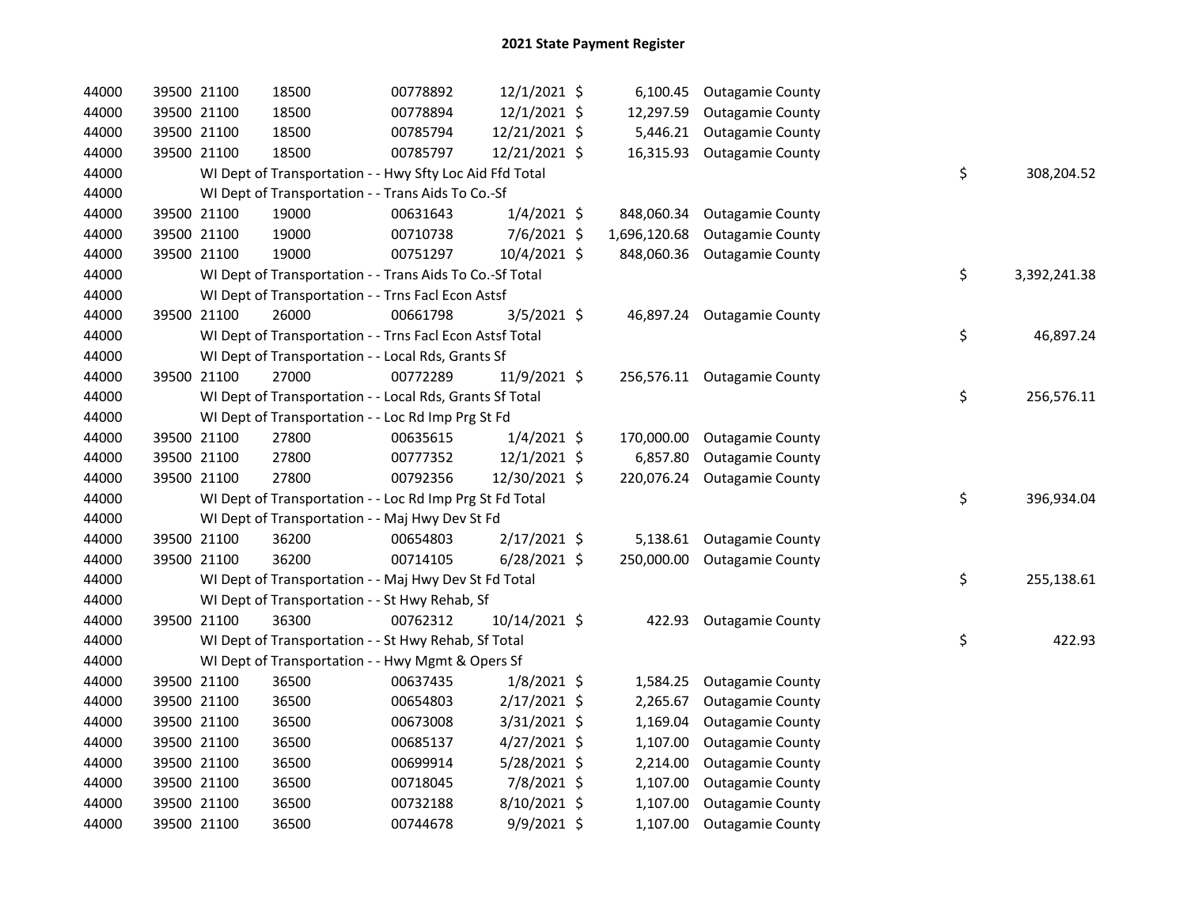# 2021 State Payment Register

| | | | | | | | | | |
|---|---|---|---|---|---|---|---|---|---|
| 44000 | 39500 | 21100 | 18500 | 00778892 | 12/1/2021 | $ 6,100.45 | Outagamie County | | |
| 44000 | 39500 | 21100 | 18500 | 00778894 | 12/1/2021 | $ 12,297.59 | Outagamie County | | |
| 44000 | 39500 | 21100 | 18500 | 00785794 | 12/21/2021 | $ 5,446.21 | Outagamie County | | |
| 44000 | 39500 | 21100 | 18500 | 00785797 | 12/21/2021 | $ 16,315.93 | Outagamie County | | |
| 44000 | WI Dept of Transportation - - Hwy Sfty Loc Aid Ffd Total | | | | | | | $ | 308,204.52 |
| 44000 | WI Dept of Transportation - - Trans Aids To Co.-Sf | | | | | | | | |
| 44000 | 39500 | 21100 | 19000 | 00631643 | 1/4/2021 | $ 848,060.34 | Outagamie County | | |
| 44000 | 39500 | 21100 | 19000 | 00710738 | 7/6/2021 | $ 1,696,120.68 | Outagamie County | | |
| 44000 | 39500 | 21100 | 19000 | 00751297 | 10/4/2021 | $ 848,060.36 | Outagamie County | | |
| 44000 | WI Dept of Transportation - - Trans Aids To Co.-Sf Total | | | | | | | $ | 3,392,241.38 |
| 44000 | WI Dept of Transportation - - Trns Facl Econ Astsf | | | | | | | | |
| 44000 | 39500 | 21100 | 26000 | 00661798 | 3/5/2021 | $ 46,897.24 | Outagamie County | | |
| 44000 | WI Dept of Transportation - - Trns Facl Econ Astsf Total | | | | | | | $ | 46,897.24 |
| 44000 | WI Dept of Transportation - - Local Rds, Grants Sf | | | | | | | | |
| 44000 | 39500 | 21100 | 27000 | 00772289 | 11/9/2021 | $ 256,576.11 | Outagamie County | | |
| 44000 | WI Dept of Transportation - - Local Rds, Grants Sf Total | | | | | | | $ | 256,576.11 |
| 44000 | WI Dept of Transportation - - Loc Rd Imp Prg St Fd | | | | | | | | |
| 44000 | 39500 | 21100 | 27800 | 00635615 | 1/4/2021 | $ 170,000.00 | Outagamie County | | |
| 44000 | 39500 | 21100 | 27800 | 00777352 | 12/1/2021 | $ 6,857.80 | Outagamie County | | |
| 44000 | 39500 | 21100 | 27800 | 00792356 | 12/30/2021 | $ 220,076.24 | Outagamie County | | |
| 44000 | WI Dept of Transportation - - Loc Rd Imp Prg St Fd Total | | | | | | | $ | 396,934.04 |
| 44000 | WI Dept of Transportation - - Maj Hwy Dev St Fd | | | | | | | | |
| 44000 | 39500 | 21100 | 36200 | 00654803 | 2/17/2021 | $ 5,138.61 | Outagamie County | | |
| 44000 | 39500 | 21100 | 36200 | 00714105 | 6/28/2021 | $ 250,000.00 | Outagamie County | | |
| 44000 | WI Dept of Transportation - - Maj Hwy Dev St Fd Total | | | | | | | $ | 255,138.61 |
| 44000 | WI Dept of Transportation - - St Hwy Rehab, Sf | | | | | | | | |
| 44000 | 39500 | 21100 | 36300 | 00762312 | 10/14/2021 | $ 422.93 | Outagamie County | | |
| 44000 | WI Dept of Transportation - - St Hwy Rehab, Sf Total | | | | | | | $ | 422.93 |
| 44000 | WI Dept of Transportation - - Hwy Mgmt & Opers Sf | | | | | | | | |
| 44000 | 39500 | 21100 | 36500 | 00637435 | 1/8/2021 | $ 1,584.25 | Outagamie County | | |
| 44000 | 39500 | 21100 | 36500 | 00654803 | 2/17/2021 | $ 2,265.67 | Outagamie County | | |
| 44000 | 39500 | 21100 | 36500 | 00673008 | 3/31/2021 | $ 1,169.04 | Outagamie County | | |
| 44000 | 39500 | 21100 | 36500 | 00685137 | 4/27/2021 | $ 1,107.00 | Outagamie County | | |
| 44000 | 39500 | 21100 | 36500 | 00699914 | 5/28/2021 | $ 2,214.00 | Outagamie County | | |
| 44000 | 39500 | 21100 | 36500 | 00718045 | 7/8/2021 | $ 1,107.00 | Outagamie County | | |
| 44000 | 39500 | 21100 | 36500 | 00732188 | 8/10/2021 | $ 1,107.00 | Outagamie County | | |
| 44000 | 39500 | 21100 | 36500 | 00744678 | 9/9/2021 | $ 1,107.00 | Outagamie County | | |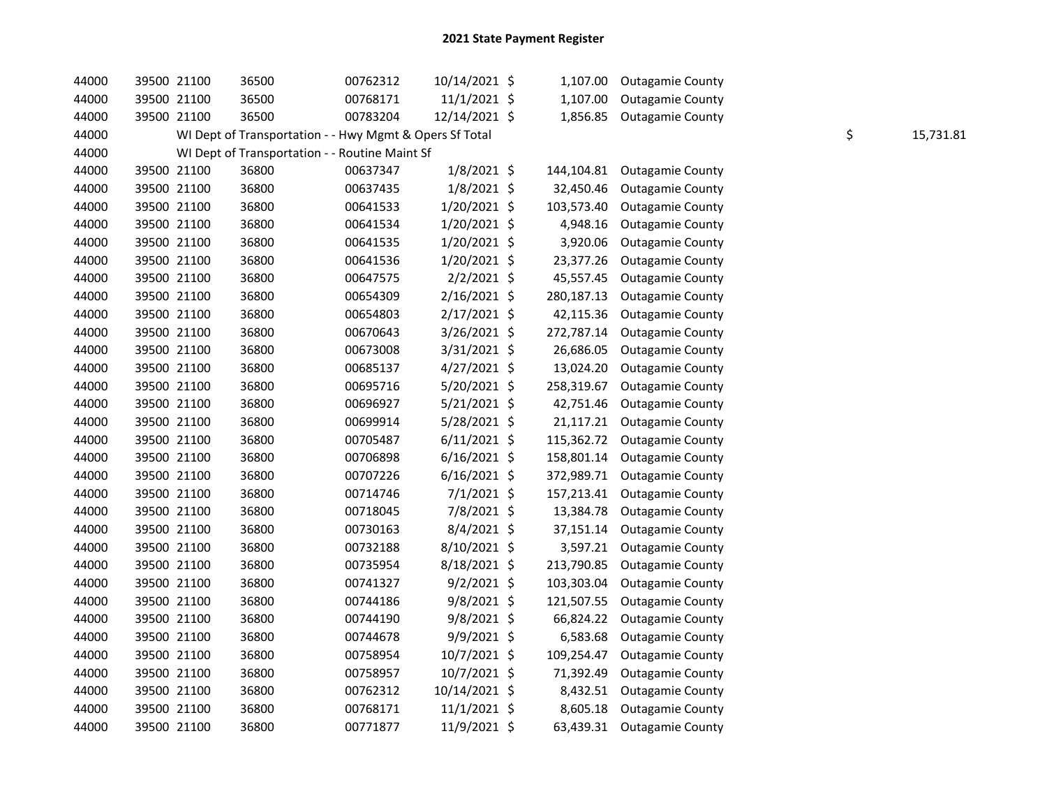# 2021 State Payment Register

| | | | | | | | | | |
|---|---|---|---|---|---|---|---|---|---|
| 44000 | 39500 | 21100 | 36500 | 00762312 | 10/14/2021 | $ | 1,107.00 | Outagamie County | | |
| 44000 | 39500 | 21100 | 36500 | 00768171 | 11/1/2021 | $ | 1,107.00 | Outagamie County | | |
| 44000 | 39500 | 21100 | 36500 | 00783204 | 12/14/2021 | $ | 1,856.85 | Outagamie County | | |
| 44000 | | WI Dept of Transportation - - Hwy Mgmt & Opers Sf Total | | | | | | | $ | 15,731.81 |
| 44000 | | WI Dept of Transportation - - Routine Maint Sf | | | | | | | | |
| 44000 | 39500 | 21100 | 36800 | 00637347 | 1/8/2021 | $ | 144,104.81 | Outagamie County | | |
| 44000 | 39500 | 21100 | 36800 | 00637435 | 1/8/2021 | $ | 32,450.46 | Outagamie County | | |
| 44000 | 39500 | 21100 | 36800 | 00641533 | 1/20/2021 | $ | 103,573.40 | Outagamie County | | |
| 44000 | 39500 | 21100 | 36800 | 00641534 | 1/20/2021 | $ | 4,948.16 | Outagamie County | | |
| 44000 | 39500 | 21100 | 36800 | 00641535 | 1/20/2021 | $ | 3,920.06 | Outagamie County | | |
| 44000 | 39500 | 21100 | 36800 | 00641536 | 1/20/2021 | $ | 23,377.26 | Outagamie County | | |
| 44000 | 39500 | 21100 | 36800 | 00647575 | 2/2/2021 | $ | 45,557.45 | Outagamie County | | |
| 44000 | 39500 | 21100 | 36800 | 00654309 | 2/16/2021 | $ | 280,187.13 | Outagamie County | | |
| 44000 | 39500 | 21100 | 36800 | 00654803 | 2/17/2021 | $ | 42,115.36 | Outagamie County | | |
| 44000 | 39500 | 21100 | 36800 | 00670643 | 3/26/2021 | $ | 272,787.14 | Outagamie County | | |
| 44000 | 39500 | 21100 | 36800 | 00673008 | 3/31/2021 | $ | 26,686.05 | Outagamie County | | |
| 44000 | 39500 | 21100 | 36800 | 00685137 | 4/27/2021 | $ | 13,024.20 | Outagamie County | | |
| 44000 | 39500 | 21100 | 36800 | 00695716 | 5/20/2021 | $ | 258,319.67 | Outagamie County | | |
| 44000 | 39500 | 21100 | 36800 | 00696927 | 5/21/2021 | $ | 42,751.46 | Outagamie County | | |
| 44000 | 39500 | 21100 | 36800 | 00699914 | 5/28/2021 | $ | 21,117.21 | Outagamie County | | |
| 44000 | 39500 | 21100 | 36800 | 00705487 | 6/11/2021 | $ | 115,362.72 | Outagamie County | | |
| 44000 | 39500 | 21100 | 36800 | 00706898 | 6/16/2021 | $ | 158,801.14 | Outagamie County | | |
| 44000 | 39500 | 21100 | 36800 | 00707226 | 6/16/2021 | $ | 372,989.71 | Outagamie County | | |
| 44000 | 39500 | 21100 | 36800 | 00714746 | 7/1/2021 | $ | 157,213.41 | Outagamie County | | |
| 44000 | 39500 | 21100 | 36800 | 00718045 | 7/8/2021 | $ | 13,384.78 | Outagamie County | | |
| 44000 | 39500 | 21100 | 36800 | 00730163 | 8/4/2021 | $ | 37,151.14 | Outagamie County | | |
| 44000 | 39500 | 21100 | 36800 | 00732188 | 8/10/2021 | $ | 3,597.21 | Outagamie County | | |
| 44000 | 39500 | 21100 | 36800 | 00735954 | 8/18/2021 | $ | 213,790.85 | Outagamie County | | |
| 44000 | 39500 | 21100 | 36800 | 00741327 | 9/2/2021 | $ | 103,303.04 | Outagamie County | | |
| 44000 | 39500 | 21100 | 36800 | 00744186 | 9/8/2021 | $ | 121,507.55 | Outagamie County | | |
| 44000 | 39500 | 21100 | 36800 | 00744190 | 9/8/2021 | $ | 66,824.22 | Outagamie County | | |
| 44000 | 39500 | 21100 | 36800 | 00744678 | 9/9/2021 | $ | 6,583.68 | Outagamie County | | |
| 44000 | 39500 | 21100 | 36800 | 00758954 | 10/7/2021 | $ | 109,254.47 | Outagamie County | | |
| 44000 | 39500 | 21100 | 36800 | 00758957 | 10/7/2021 | $ | 71,392.49 | Outagamie County | | |
| 44000 | 39500 | 21100 | 36800 | 00762312 | 10/14/2021 | $ | 8,432.51 | Outagamie County | | |
| 44000 | 39500 | 21100 | 36800 | 00768171 | 11/1/2021 | $ | 8,605.18 | Outagamie County | | |
| 44000 | 39500 | 21100 | 36800 | 00771877 | 11/9/2021 | $ | 63,439.31 | Outagamie County | | |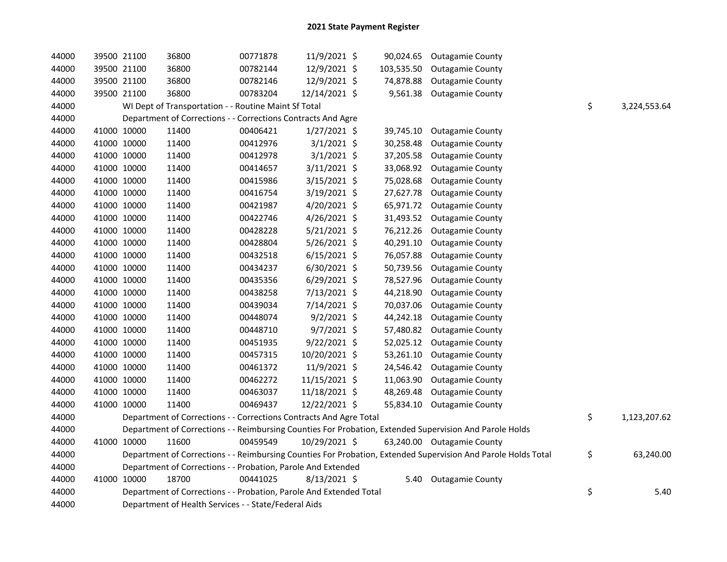## 2021 State Payment Register

| | | | | | | | | | |
|---|---|---|---|---|---|---|---|---|---|
| 44000 | 39500 | 21100 | 36800 | 00771878 | 11/9/2021 | $ 90,024.65 | Outagamie County | | |
| 44000 | 39500 | 21100 | 36800 | 00782144 | 12/9/2021 | $ 103,535.50 | Outagamie County | | |
| 44000 | 39500 | 21100 | 36800 | 00782146 | 12/9/2021 | $ 74,878.88 | Outagamie County | | |
| 44000 | 39500 | 21100 | 36800 | 00783204 | 12/14/2021 | $ 9,561.38 | Outagamie County | | |
| 44000 | | WI Dept of Transportation - - Routine Maint Sf Total | | | | | | $ | 3,224,553.64 |
| 44000 | | Department of Corrections - - Corrections Contracts And Agre | | | | | | | |
| 44000 | 41000 | 10000 | 11400 | 00406421 | 1/27/2021 | $ 39,745.10 | Outagamie County | | |
| 44000 | 41000 | 10000 | 11400 | 00412976 | 3/1/2021 | $ 30,258.48 | Outagamie County | | |
| 44000 | 41000 | 10000 | 11400 | 00412978 | 3/1/2021 | $ 37,205.58 | Outagamie County | | |
| 44000 | 41000 | 10000 | 11400 | 00414657 | 3/11/2021 | $ 33,068.92 | Outagamie County | | |
| 44000 | 41000 | 10000 | 11400 | 00415986 | 3/15/2021 | $ 75,028.68 | Outagamie County | | |
| 44000 | 41000 | 10000 | 11400 | 00416754 | 3/19/2021 | $ 27,627.78 | Outagamie County | | |
| 44000 | 41000 | 10000 | 11400 | 00421987 | 4/20/2021 | $ 65,971.72 | Outagamie County | | |
| 44000 | 41000 | 10000 | 11400 | 00422746 | 4/26/2021 | $ 31,493.52 | Outagamie County | | |
| 44000 | 41000 | 10000 | 11400 | 00428228 | 5/21/2021 | $ 76,212.26 | Outagamie County | | |
| 44000 | 41000 | 10000 | 11400 | 00428804 | 5/26/2021 | $ 40,291.10 | Outagamie County | | |
| 44000 | 41000 | 10000 | 11400 | 00432518 | 6/15/2021 | $ 76,057.88 | Outagamie County | | |
| 44000 | 41000 | 10000 | 11400 | 00434237 | 6/30/2021 | $ 50,739.56 | Outagamie County | | |
| 44000 | 41000 | 10000 | 11400 | 00435356 | 6/29/2021 | $ 78,527.96 | Outagamie County | | |
| 44000 | 41000 | 10000 | 11400 | 00438258 | 7/13/2021 | $ 44,218.90 | Outagamie County | | |
| 44000 | 41000 | 10000 | 11400 | 00439034 | 7/14/2021 | $ 70,037.06 | Outagamie County | | |
| 44000 | 41000 | 10000 | 11400 | 00448074 | 9/2/2021 | $ 44,242.18 | Outagamie County | | |
| 44000 | 41000 | 10000 | 11400 | 00448710 | 9/7/2021 | $ 57,480.82 | Outagamie County | | |
| 44000 | 41000 | 10000 | 11400 | 00451935 | 9/22/2021 | $ 52,025.12 | Outagamie County | | |
| 44000 | 41000 | 10000 | 11400 | 00457315 | 10/20/2021 | $ 53,261.10 | Outagamie County | | |
| 44000 | 41000 | 10000 | 11400 | 00461372 | 11/9/2021 | $ 24,546.42 | Outagamie County | | |
| 44000 | 41000 | 10000 | 11400 | 00462272 | 11/15/2021 | $ 11,063.90 | Outagamie County | | |
| 44000 | 41000 | 10000 | 11400 | 00463037 | 11/18/2021 | $ 48,269.48 | Outagamie County | | |
| 44000 | 41000 | 10000 | 11400 | 00469437 | 12/22/2021 | $ 55,834.10 | Outagamie County | | |
| 44000 | | Department of Corrections - - Corrections Contracts And Agre Total | | | | | | $ | 1,123,207.62 |
| 44000 | | Department of Corrections - - Reimbursing Counties For Probation, Extended Supervision And Parole Holds | | | | | | | |
| 44000 | 41000 | 10000 | 11600 | 00459549 | 10/29/2021 | $ 63,240.00 | Outagamie County | | |
| 44000 | | Department of Corrections - - Reimbursing Counties For Probation, Extended Supervision And Parole Holds Total | | | | | | $ | 63,240.00 |
| 44000 | | Department of Corrections - - Probation, Parole And Extended | | | | | | | |
| 44000 | 41000 | 10000 | 18700 | 00441025 | 8/13/2021 | $ 5.40 | Outagamie County | | |
| 44000 | | Department of Corrections - - Probation, Parole And Extended Total | | | | | | $ | 5.40 |
| 44000 | | Department of Health Services - - State/Federal Aids | | | | | | | |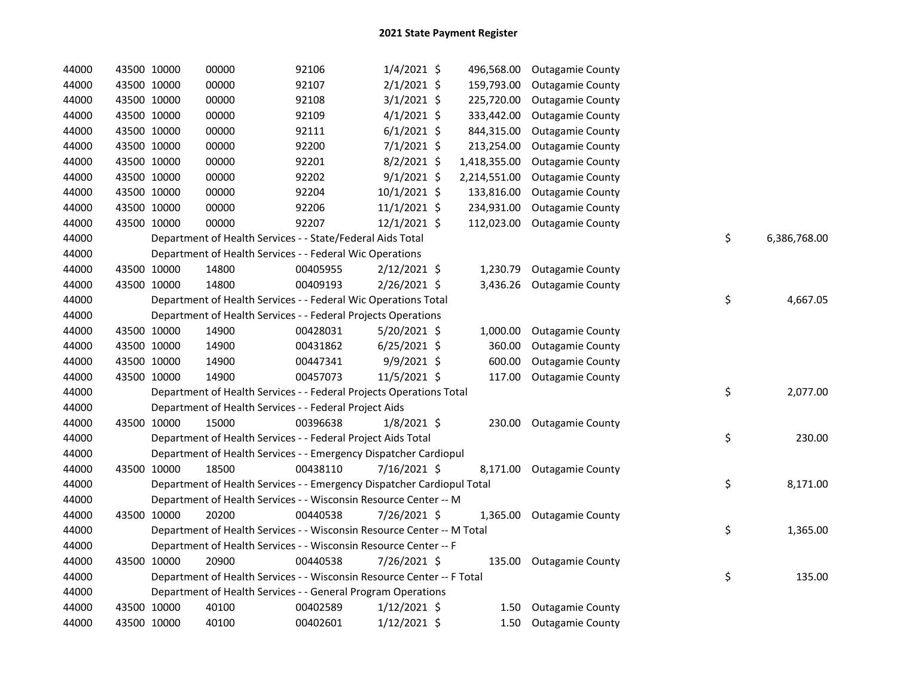# 2021 State Payment Register

| | | | | | | | | | |
|---|---|---|---|---|---|---|---|---|---|
| 44000 | 43500 | 10000 | 00000 | 92106 | 1/4/2021 | $ 496,568.00 | Outagamie County | | |
| 44000 | 43500 | 10000 | 00000 | 92107 | 2/1/2021 | $ 159,793.00 | Outagamie County | | |
| 44000 | 43500 | 10000 | 00000 | 92108 | 3/1/2021 | $ 225,720.00 | Outagamie County | | |
| 44000 | 43500 | 10000 | 00000 | 92109 | 4/1/2021 | $ 333,442.00 | Outagamie County | | |
| 44000 | 43500 | 10000 | 00000 | 92111 | 6/1/2021 | $ 844,315.00 | Outagamie County | | |
| 44000 | 43500 | 10000 | 00000 | 92200 | 7/1/2021 | $ 213,254.00 | Outagamie County | | |
| 44000 | 43500 | 10000 | 00000 | 92201 | 8/2/2021 | $ 1,418,355.00 | Outagamie County | | |
| 44000 | 43500 | 10000 | 00000 | 92202 | 9/1/2021 | $ 2,214,551.00 | Outagamie County | | |
| 44000 | 43500 | 10000 | 00000 | 92204 | 10/1/2021 | $ 133,816.00 | Outagamie County | | |
| 44000 | 43500 | 10000 | 00000 | 92206 | 11/1/2021 | $ 234,931.00 | Outagamie County | | |
| 44000 | 43500 | 10000 | 00000 | 92207 | 12/1/2021 | $ 112,023.00 | Outagamie County | | |
| 44000 | | Department of Health Services - - State/Federal Aids Total | | | | | | $ | 6,386,768.00 |
| 44000 | | Department of Health Services - - Federal Wic Operations | | | | | | | |
| 44000 | 43500 | 10000 | 14800 | 00405955 | 2/12/2021 | $ 1,230.79 | Outagamie County | | |
| 44000 | 43500 | 10000 | 14800 | 00409193 | 2/26/2021 | $ 3,436.26 | Outagamie County | | |
| 44000 | | Department of Health Services - - Federal Wic Operations Total | | | | | | $ | 4,667.05 |
| 44000 | | Department of Health Services - - Federal Projects Operations | | | | | | | |
| 44000 | 43500 | 10000 | 14900 | 00428031 | 5/20/2021 | $ 1,000.00 | Outagamie County | | |
| 44000 | 43500 | 10000 | 14900 | 00431862 | 6/25/2021 | $ 360.00 | Outagamie County | | |
| 44000 | 43500 | 10000 | 14900 | 00447341 | 9/9/2021 | $ 600.00 | Outagamie County | | |
| 44000 | 43500 | 10000 | 14900 | 00457073 | 11/5/2021 | $ 117.00 | Outagamie County | | |
| 44000 | | Department of Health Services - - Federal Projects Operations Total | | | | | | $ | 2,077.00 |
| 44000 | | Department of Health Services - - Federal Project Aids | | | | | | | |
| 44000 | 43500 | 10000 | 15000 | 00396638 | 1/8/2021 | $ 230.00 | Outagamie County | | |
| 44000 | | Department of Health Services - - Federal Project Aids Total | | | | | | $ | 230.00 |
| 44000 | | Department of Health Services - - Emergency Dispatcher Cardiopul | | | | | | | |
| 44000 | 43500 | 10000 | 18500 | 00438110 | 7/16/2021 | $ 8,171.00 | Outagamie County | | |
| 44000 | | Department of Health Services - - Emergency Dispatcher Cardiopul Total | | | | | | $ | 8,171.00 |
| 44000 | | Department of Health Services - - Wisconsin Resource Center -- M | | | | | | | |
| 44000 | 43500 | 10000 | 20200 | 00440538 | 7/26/2021 | $ 1,365.00 | Outagamie County | | |
| 44000 | | Department of Health Services - - Wisconsin Resource Center -- M Total | | | | | | $ | 1,365.00 |
| 44000 | | Department of Health Services - - Wisconsin Resource Center -- F | | | | | | | |
| 44000 | 43500 | 10000 | 20900 | 00440538 | 7/26/2021 | $ 135.00 | Outagamie County | | |
| 44000 | | Department of Health Services - - Wisconsin Resource Center -- F Total | | | | | | $ | 135.00 |
| 44000 | | Department of Health Services - - General Program Operations | | | | | | | |
| 44000 | 43500 | 10000 | 40100 | 00402589 | 1/12/2021 | $ 1.50 | Outagamie County | | |
| 44000 | 43500 | 10000 | 40100 | 00402601 | 1/12/2021 | $ 1.50 | Outagamie County | | |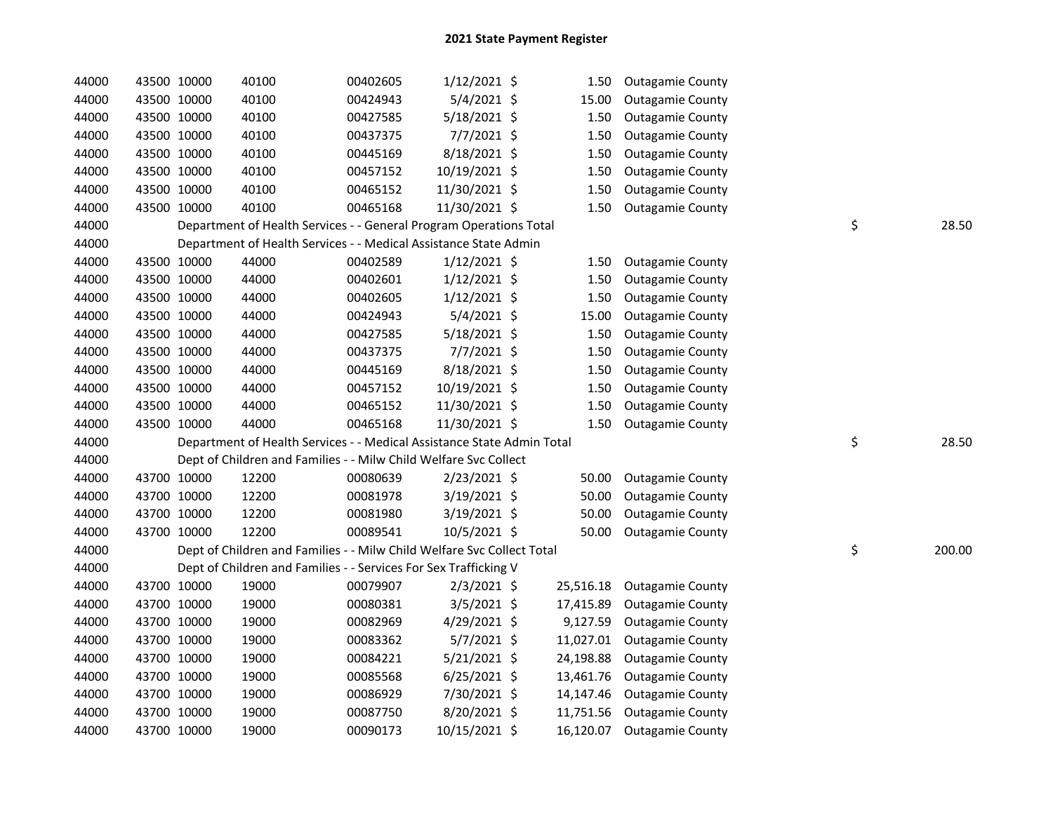## 2021 State Payment Register

| | | | | | | | | | |
|---|---|---|---|---|---|---|---|---|---|
| 44000 | 43500 | 10000 | 40100 | 00402605 | 1/12/2021 | $ 1.50 | Outagamie County | | |
| 44000 | 43500 | 10000 | 40100 | 00424943 | 5/4/2021 | $ 15.00 | Outagamie County | | |
| 44000 | 43500 | 10000 | 40100 | 00427585 | 5/18/2021 | $ 1.50 | Outagamie County | | |
| 44000 | 43500 | 10000 | 40100 | 00437375 | 7/7/2021 | $ 1.50 | Outagamie County | | |
| 44000 | 43500 | 10000 | 40100 | 00445169 | 8/18/2021 | $ 1.50 | Outagamie County | | |
| 44000 | 43500 | 10000 | 40100 | 00457152 | 10/19/2021 | $ 1.50 | Outagamie County | | |
| 44000 | 43500 | 10000 | 40100 | 00465152 | 11/30/2021 | $ 1.50 | Outagamie County | | |
| 44000 | 43500 | 10000 | 40100 | 00465168 | 11/30/2021 | $ 1.50 | Outagamie County | | |
| 44000 | | Department of Health Services - - General Program Operations Total | | | | | | $ | 28.50 |
| 44000 | | Department of Health Services - - Medical Assistance State Admin | | | | | | | |
| 44000 | 43500 | 10000 | 44000 | 00402589 | 1/12/2021 | $ 1.50 | Outagamie County | | |
| 44000 | 43500 | 10000 | 44000 | 00402601 | 1/12/2021 | $ 1.50 | Outagamie County | | |
| 44000 | 43500 | 10000 | 44000 | 00402605 | 1/12/2021 | $ 1.50 | Outagamie County | | |
| 44000 | 43500 | 10000 | 44000 | 00424943 | 5/4/2021 | $ 15.00 | Outagamie County | | |
| 44000 | 43500 | 10000 | 44000 | 00427585 | 5/18/2021 | $ 1.50 | Outagamie County | | |
| 44000 | 43500 | 10000 | 44000 | 00437375 | 7/7/2021 | $ 1.50 | Outagamie County | | |
| 44000 | 43500 | 10000 | 44000 | 00445169 | 8/18/2021 | $ 1.50 | Outagamie County | | |
| 44000 | 43500 | 10000 | 44000 | 00457152 | 10/19/2021 | $ 1.50 | Outagamie County | | |
| 44000 | 43500 | 10000 | 44000 | 00465152 | 11/30/2021 | $ 1.50 | Outagamie County | | |
| 44000 | 43500 | 10000 | 44000 | 00465168 | 11/30/2021 | $ 1.50 | Outagamie County | | |
| 44000 | | Department of Health Services - - Medical Assistance State Admin Total | | | | | | $ | 28.50 |
| 44000 | | Dept of Children and Families - - Milw Child Welfare Svc Collect | | | | | | | |
| 44000 | 43700 | 10000 | 12200 | 00080639 | 2/23/2021 | $ 50.00 | Outagamie County | | |
| 44000 | 43700 | 10000 | 12200 | 00081978 | 3/19/2021 | $ 50.00 | Outagamie County | | |
| 44000 | 43700 | 10000 | 12200 | 00081980 | 3/19/2021 | $ 50.00 | Outagamie County | | |
| 44000 | 43700 | 10000 | 12200 | 00089541 | 10/5/2021 | $ 50.00 | Outagamie County | | |
| 44000 | | Dept of Children and Families - - Milw Child Welfare Svc Collect Total | | | | | | $ | 200.00 |
| 44000 | | Dept of Children and Families - - Services For Sex Trafficking V | | | | | | | |
| 44000 | 43700 | 10000 | 19000 | 00079907 | 2/3/2021 | $ 25,516.18 | Outagamie County | | |
| 44000 | 43700 | 10000 | 19000 | 00080381 | 3/5/2021 | $ 17,415.89 | Outagamie County | | |
| 44000 | 43700 | 10000 | 19000 | 00082969 | 4/29/2021 | $ 9,127.59 | Outagamie County | | |
| 44000 | 43700 | 10000 | 19000 | 00083362 | 5/7/2021 | $ 11,027.01 | Outagamie County | | |
| 44000 | 43700 | 10000 | 19000 | 00084221 | 5/21/2021 | $ 24,198.88 | Outagamie County | | |
| 44000 | 43700 | 10000 | 19000 | 00085568 | 6/25/2021 | $ 13,461.76 | Outagamie County | | |
| 44000 | 43700 | 10000 | 19000 | 00086929 | 7/30/2021 | $ 14,147.46 | Outagamie County | | |
| 44000 | 43700 | 10000 | 19000 | 00087750 | 8/20/2021 | $ 11,751.56 | Outagamie County | | |
| 44000 | 43700 | 10000 | 19000 | 00090173 | 10/15/2021 | $ 16,120.07 | Outagamie County | | |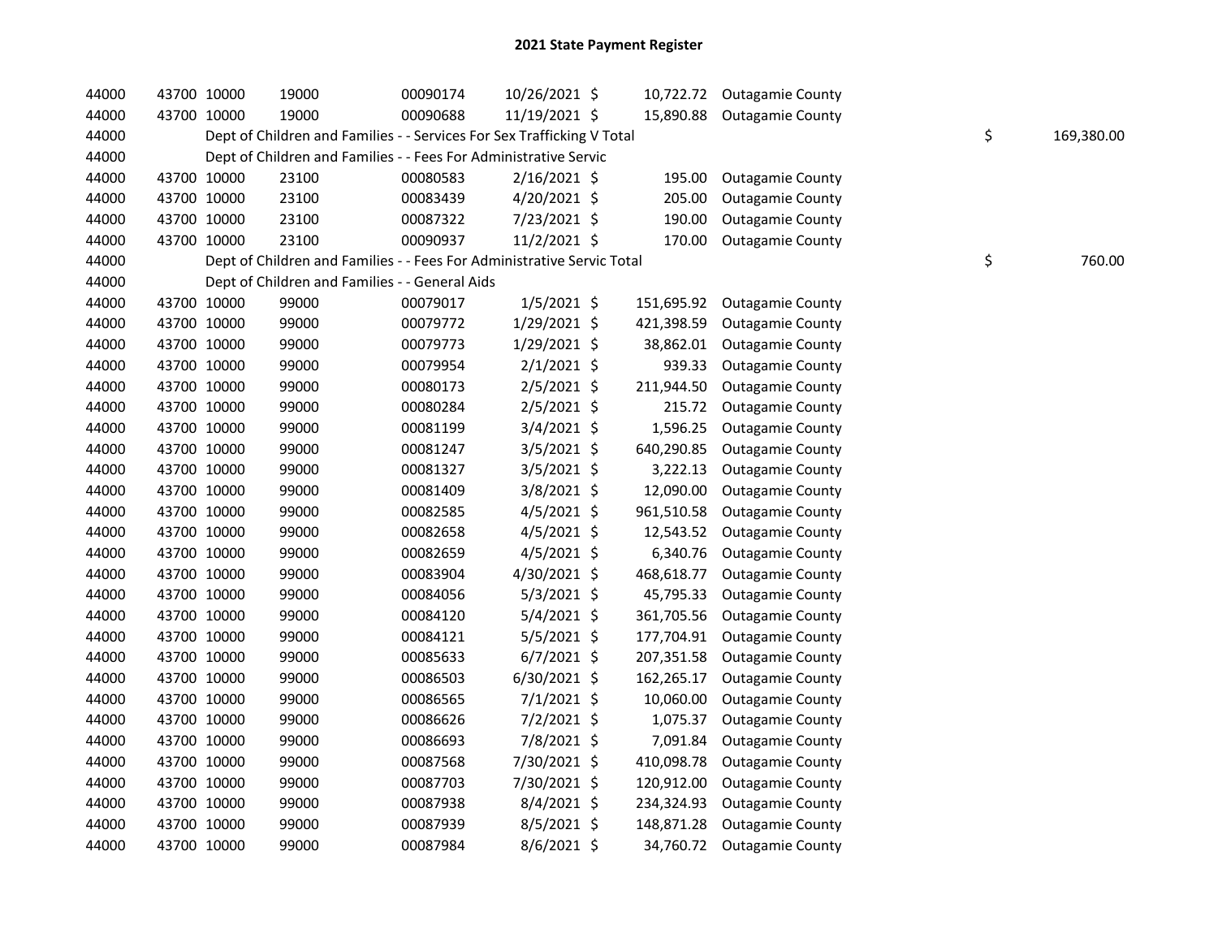# 2021 State Payment Register

| | | | | | | | | | |
|---|---|---|---|---|---|---|---|---|---|
| 44000 | 43700 | 10000 | 19000 | 00090174 | 10/26/2021 | $ 10,722.72 | Outagamie County | | |
| 44000 | 43700 | 10000 | 19000 | 00090688 | 11/19/2021 | $ 15,890.88 | Outagamie County | | |
| 44000 | | Dept of Children and Families - - Services For Sex Trafficking V Total | | | | | | $ | 169,380.00 |
| 44000 | | Dept of Children and Families - - Fees For Administrative Servic | | | | | | | |
| 44000 | 43700 | 10000 | 23100 | 00080583 | 2/16/2021 | $ 195.00 | Outagamie County | | |
| 44000 | 43700 | 10000 | 23100 | 00083439 | 4/20/2021 | $ 205.00 | Outagamie County | | |
| 44000 | 43700 | 10000 | 23100 | 00087322 | 7/23/2021 | $ 190.00 | Outagamie County | | |
| 44000 | 43700 | 10000 | 23100 | 00090937 | 11/2/2021 | $ 170.00 | Outagamie County | | |
| 44000 | | Dept of Children and Families - - Fees For Administrative Servic Total | | | | | | $ | 760.00 |
| 44000 | | Dept of Children and Families - - General Aids | | | | | | | |
| 44000 | 43700 | 10000 | 99000 | 00079017 | 1/5/2021 | $ 151,695.92 | Outagamie County | | |
| 44000 | 43700 | 10000 | 99000 | 00079772 | 1/29/2021 | $ 421,398.59 | Outagamie County | | |
| 44000 | 43700 | 10000 | 99000 | 00079773 | 1/29/2021 | $ 38,862.01 | Outagamie County | | |
| 44000 | 43700 | 10000 | 99000 | 00079954 | 2/1/2021 | $ 939.33 | Outagamie County | | |
| 44000 | 43700 | 10000 | 99000 | 00080173 | 2/5/2021 | $ 211,944.50 | Outagamie County | | |
| 44000 | 43700 | 10000 | 99000 | 00080284 | 2/5/2021 | $ 215.72 | Outagamie County | | |
| 44000 | 43700 | 10000 | 99000 | 00081199 | 3/4/2021 | $ 1,596.25 | Outagamie County | | |
| 44000 | 43700 | 10000 | 99000 | 00081247 | 3/5/2021 | $ 640,290.85 | Outagamie County | | |
| 44000 | 43700 | 10000 | 99000 | 00081327 | 3/5/2021 | $ 3,222.13 | Outagamie County | | |
| 44000 | 43700 | 10000 | 99000 | 00081409 | 3/8/2021 | $ 12,090.00 | Outagamie County | | |
| 44000 | 43700 | 10000 | 99000 | 00082585 | 4/5/2021 | $ 961,510.58 | Outagamie County | | |
| 44000 | 43700 | 10000 | 99000 | 00082658 | 4/5/2021 | $ 12,543.52 | Outagamie County | | |
| 44000 | 43700 | 10000 | 99000 | 00082659 | 4/5/2021 | $ 6,340.76 | Outagamie County | | |
| 44000 | 43700 | 10000 | 99000 | 00083904 | 4/30/2021 | $ 468,618.77 | Outagamie County | | |
| 44000 | 43700 | 10000 | 99000 | 00084056 | 5/3/2021 | $ 45,795.33 | Outagamie County | | |
| 44000 | 43700 | 10000 | 99000 | 00084120 | 5/4/2021 | $ 361,705.56 | Outagamie County | | |
| 44000 | 43700 | 10000 | 99000 | 00084121 | 5/5/2021 | $ 177,704.91 | Outagamie County | | |
| 44000 | 43700 | 10000 | 99000 | 00085633 | 6/7/2021 | $ 207,351.58 | Outagamie County | | |
| 44000 | 43700 | 10000 | 99000 | 00086503 | 6/30/2021 | $ 162,265.17 | Outagamie County | | |
| 44000 | 43700 | 10000 | 99000 | 00086565 | 7/1/2021 | $ 10,060.00 | Outagamie County | | |
| 44000 | 43700 | 10000 | 99000 | 00086626 | 7/2/2021 | $ 1,075.37 | Outagamie County | | |
| 44000 | 43700 | 10000 | 99000 | 00086693 | 7/8/2021 | $ 7,091.84 | Outagamie County | | |
| 44000 | 43700 | 10000 | 99000 | 00087568 | 7/30/2021 | $ 410,098.78 | Outagamie County | | |
| 44000 | 43700 | 10000 | 99000 | 00087703 | 7/30/2021 | $ 120,912.00 | Outagamie County | | |
| 44000 | 43700 | 10000 | 99000 | 00087938 | 8/4/2021 | $ 234,324.93 | Outagamie County | | |
| 44000 | 43700 | 10000 | 99000 | 00087939 | 8/5/2021 | $ 148,871.28 | Outagamie County | | |
| 44000 | 43700 | 10000 | 99000 | 00087984 | 8/6/2021 | $ 34,760.72 | Outagamie County | | |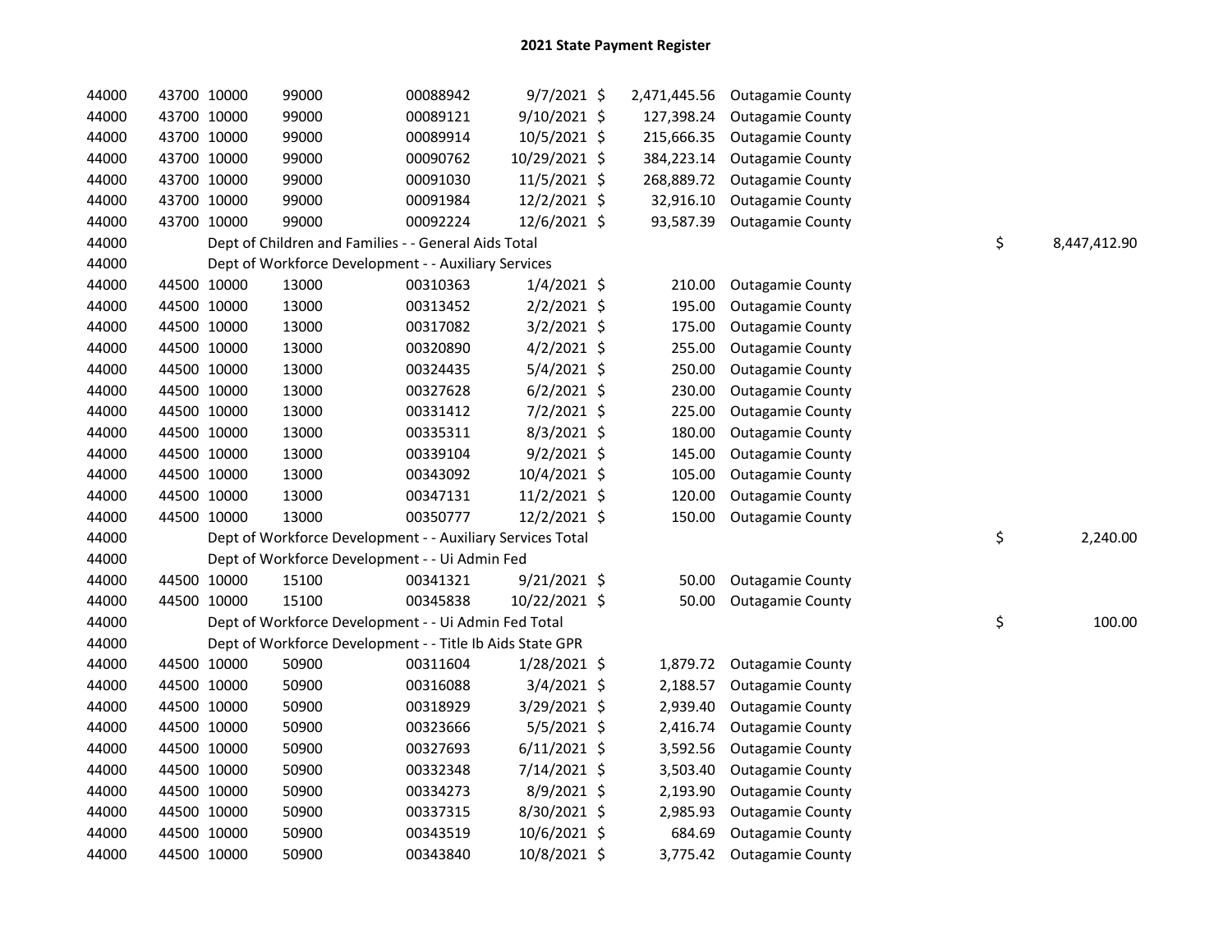# 2021 State Payment Register

| | | | | | | | | | |
|---|---|---|---|---|---|---|---|---|---|
| 44000 | 43700 | 10000 | 99000 | 00088942 | 9/7/2021 | $ 2,471,445.56 | Outagamie County | | |
| 44000 | 43700 | 10000 | 99000 | 00089121 | 9/10/2021 | $ 127,398.24 | Outagamie County | | |
| 44000 | 43700 | 10000 | 99000 | 00089914 | 10/5/2021 | $ 215,666.35 | Outagamie County | | |
| 44000 | 43700 | 10000 | 99000 | 00090762 | 10/29/2021 | $ 384,223.14 | Outagamie County | | |
| 44000 | 43700 | 10000 | 99000 | 00091030 | 11/5/2021 | $ 268,889.72 | Outagamie County | | |
| 44000 | 43700 | 10000 | 99000 | 00091984 | 12/2/2021 | $ 32,916.10 | Outagamie County | | |
| 44000 | 43700 | 10000 | 99000 | 00092224 | 12/6/2021 | $ 93,587.39 | Outagamie County | | |
| 44000 | Dept of Children and Families - - General Aids Total | | | | | | | $ | 8,447,412.90 |
| 44000 | Dept of Workforce Development - - Auxiliary Services | | | | | | | | |
| 44000 | 44500 | 10000 | 13000 | 00310363 | 1/4/2021 | $ 210.00 | Outagamie County | | |
| 44000 | 44500 | 10000 | 13000 | 00313452 | 2/2/2021 | $ 195.00 | Outagamie County | | |
| 44000 | 44500 | 10000 | 13000 | 00317082 | 3/2/2021 | $ 175.00 | Outagamie County | | |
| 44000 | 44500 | 10000 | 13000 | 00320890 | 4/2/2021 | $ 255.00 | Outagamie County | | |
| 44000 | 44500 | 10000 | 13000 | 00324435 | 5/4/2021 | $ 250.00 | Outagamie County | | |
| 44000 | 44500 | 10000 | 13000 | 00327628 | 6/2/2021 | $ 230.00 | Outagamie County | | |
| 44000 | 44500 | 10000 | 13000 | 00331412 | 7/2/2021 | $ 225.00 | Outagamie County | | |
| 44000 | 44500 | 10000 | 13000 | 00335311 | 8/3/2021 | $ 180.00 | Outagamie County | | |
| 44000 | 44500 | 10000 | 13000 | 00339104 | 9/2/2021 | $ 145.00 | Outagamie County | | |
| 44000 | 44500 | 10000 | 13000 | 00343092 | 10/4/2021 | $ 105.00 | Outagamie County | | |
| 44000 | 44500 | 10000 | 13000 | 00347131 | 11/2/2021 | $ 120.00 | Outagamie County | | |
| 44000 | 44500 | 10000 | 13000 | 00350777 | 12/2/2021 | $ 150.00 | Outagamie County | | |
| 44000 | Dept of Workforce Development - - Auxiliary Services Total | | | | | | | $ | 2,240.00 |
| 44000 | Dept of Workforce Development - - Ui Admin Fed | | | | | | | | |
| 44000 | 44500 | 10000 | 15100 | 00341321 | 9/21/2021 | $ 50.00 | Outagamie County | | |
| 44000 | 44500 | 10000 | 15100 | 00345838 | 10/22/2021 | $ 50.00 | Outagamie County | | |
| 44000 | Dept of Workforce Development - - Ui Admin Fed Total | | | | | | | $ | 100.00 |
| 44000 | Dept of Workforce Development - - Title Ib Aids State GPR | | | | | | | | |
| 44000 | 44500 | 10000 | 50900 | 00311604 | 1/28/2021 | $ 1,879.72 | Outagamie County | | |
| 44000 | 44500 | 10000 | 50900 | 00316088 | 3/4/2021 | $ 2,188.57 | Outagamie County | | |
| 44000 | 44500 | 10000 | 50900 | 00318929 | 3/29/2021 | $ 2,939.40 | Outagamie County | | |
| 44000 | 44500 | 10000 | 50900 | 00323666 | 5/5/2021 | $ 2,416.74 | Outagamie County | | |
| 44000 | 44500 | 10000 | 50900 | 00327693 | 6/11/2021 | $ 3,592.56 | Outagamie County | | |
| 44000 | 44500 | 10000 | 50900 | 00332348 | 7/14/2021 | $ 3,503.40 | Outagamie County | | |
| 44000 | 44500 | 10000 | 50900 | 00334273 | 8/9/2021 | $ 2,193.90 | Outagamie County | | |
| 44000 | 44500 | 10000 | 50900 | 00337315 | 8/30/2021 | $ 2,985.93 | Outagamie County | | |
| 44000 | 44500 | 10000 | 50900 | 00343519 | 10/6/2021 | $ 684.69 | Outagamie County | | |
| 44000 | 44500 | 10000 | 50900 | 00343840 | 10/8/2021 | $ 3,775.42 | Outagamie County | | |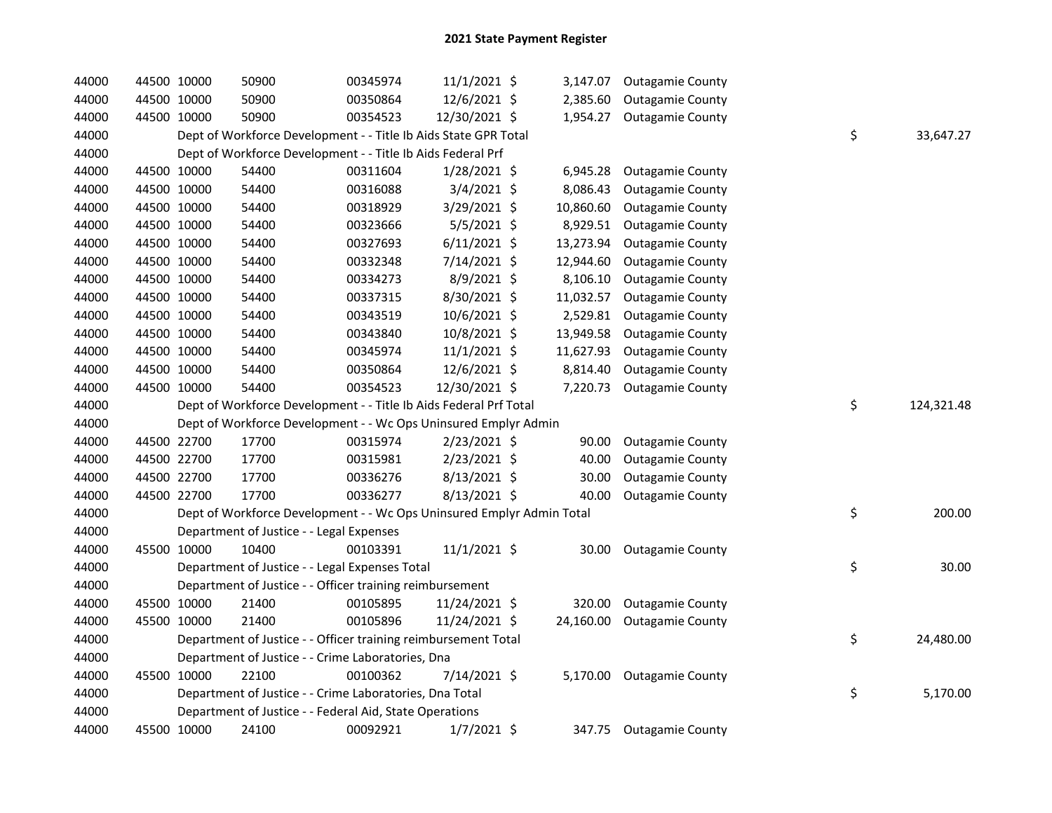## 2021 State Payment Register

| | | | | | | | | | |
|---|---|---|---|---|---|---|---|---|---|
| 44000 | 44500 | 10000 | 50900 | 00345974 | 11/1/2021 | $ 3,147.07 | Outagamie County | | |
| 44000 | 44500 | 10000 | 50900 | 00350864 | 12/6/2021 | $ 2,385.60 | Outagamie County | | |
| 44000 | 44500 | 10000 | 50900 | 00354523 | 12/30/2021 | $ 1,954.27 | Outagamie County | | |
| 44000 | | Dept of Workforce Development - - Title Ib Aids State GPR Total | | | | | | $ | 33,647.27 |
| 44000 | | Dept of Workforce Development - - Title Ib Aids Federal Prf | | | | | | | |
| 44000 | 44500 | 10000 | 54400 | 00311604 | 1/28/2021 | $ 6,945.28 | Outagamie County | | |
| 44000 | 44500 | 10000 | 54400 | 00316088 | 3/4/2021 | $ 8,086.43 | Outagamie County | | |
| 44000 | 44500 | 10000 | 54400 | 00318929 | 3/29/2021 | $ 10,860.60 | Outagamie County | | |
| 44000 | 44500 | 10000 | 54400 | 00323666 | 5/5/2021 | $ 8,929.51 | Outagamie County | | |
| 44000 | 44500 | 10000 | 54400 | 00327693 | 6/11/2021 | $ 13,273.94 | Outagamie County | | |
| 44000 | 44500 | 10000 | 54400 | 00332348 | 7/14/2021 | $ 12,944.60 | Outagamie County | | |
| 44000 | 44500 | 10000 | 54400 | 00334273 | 8/9/2021 | $ 8,106.10 | Outagamie County | | |
| 44000 | 44500 | 10000 | 54400 | 00337315 | 8/30/2021 | $ 11,032.57 | Outagamie County | | |
| 44000 | 44500 | 10000 | 54400 | 00343519 | 10/6/2021 | $ 2,529.81 | Outagamie County | | |
| 44000 | 44500 | 10000 | 54400 | 00343840 | 10/8/2021 | $ 13,949.58 | Outagamie County | | |
| 44000 | 44500 | 10000 | 54400 | 00345974 | 11/1/2021 | $ 11,627.93 | Outagamie County | | |
| 44000 | 44500 | 10000 | 54400 | 00350864 | 12/6/2021 | $ 8,814.40 | Outagamie County | | |
| 44000 | 44500 | 10000 | 54400 | 00354523 | 12/30/2021 | $ 7,220.73 | Outagamie County | | |
| 44000 | | Dept of Workforce Development - - Title Ib Aids Federal Prf Total | | | | | | $ | 124,321.48 |
| 44000 | | Dept of Workforce Development - - Wc Ops Uninsured Emplyr Admin | | | | | | | |
| 44000 | 44500 | 22700 | 17700 | 00315974 | 2/23/2021 | $ 90.00 | Outagamie County | | |
| 44000 | 44500 | 22700 | 17700 | 00315981 | 2/23/2021 | $ 40.00 | Outagamie County | | |
| 44000 | 44500 | 22700 | 17700 | 00336276 | 8/13/2021 | $ 30.00 | Outagamie County | | |
| 44000 | 44500 | 22700 | 17700 | 00336277 | 8/13/2021 | $ 40.00 | Outagamie County | | |
| 44000 | | Dept of Workforce Development - - Wc Ops Uninsured Emplyr Admin Total | | | | | | $ | 200.00 |
| 44000 | | Department of Justice - - Legal Expenses | | | | | | | |
| 44000 | 45500 | 10000 | 10400 | 00103391 | 11/1/2021 | $ 30.00 | Outagamie County | | |
| 44000 | | Department of Justice - - Legal Expenses Total | | | | | | $ | 30.00 |
| 44000 | | Department of Justice - - Officer training reimbursement | | | | | | | |
| 44000 | 45500 | 10000 | 21400 | 00105895 | 11/24/2021 | $ 320.00 | Outagamie County | | |
| 44000 | 45500 | 10000 | 21400 | 00105896 | 11/24/2021 | $ 24,160.00 | Outagamie County | | |
| 44000 | | Department of Justice - - Officer training reimbursement Total | | | | | | $ | 24,480.00 |
| 44000 | | Department of Justice - - Crime Laboratories, Dna | | | | | | | |
| 44000 | 45500 | 10000 | 22100 | 00100362 | 7/14/2021 | $ 5,170.00 | Outagamie County | | |
| 44000 | | Department of Justice - - Crime Laboratories, Dna Total | | | | | | $ | 5,170.00 |
| 44000 | | Department of Justice - - Federal Aid, State Operations | | | | | | | |
| 44000 | 45500 | 10000 | 24100 | 00092921 | 1/7/2021 | $ 347.75 | Outagamie County | | |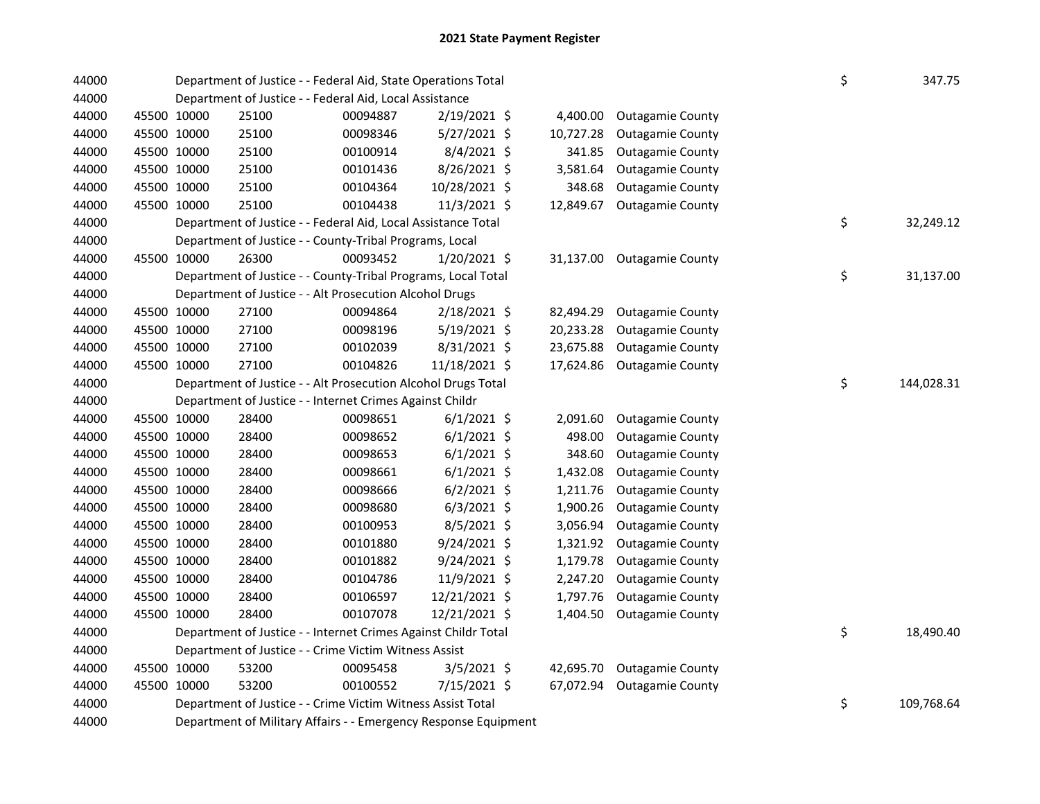## 2021 State Payment Register

| | | | | | | | | | |
|---|---|---|---|---|---|---|---|---|---|
| 44000 | | | Department of Justice - - Federal Aid, State Operations Total | | | | | $ | 347.75 |
| 44000 | | | Department of Justice - - Federal Aid, Local Assistance | | | | | | |
| 44000 | 45500 | 10000 | 25100 | 00094887 | 2/19/2021 | $ 4,400.00 | Outagamie County | | |
| 44000 | 45500 | 10000 | 25100 | 00098346 | 5/27/2021 | $ 10,727.28 | Outagamie County | | |
| 44000 | 45500 | 10000 | 25100 | 00100914 | 8/4/2021 | $ 341.85 | Outagamie County | | |
| 44000 | 45500 | 10000 | 25100 | 00101436 | 8/26/2021 | $ 3,581.64 | Outagamie County | | |
| 44000 | 45500 | 10000 | 25100 | 00104364 | 10/28/2021 | $ 348.68 | Outagamie County | | |
| 44000 | 45500 | 10000 | 25100 | 00104438 | 11/3/2021 | $ 12,849.67 | Outagamie County | | |
| 44000 | | | Department of Justice - - Federal Aid, Local Assistance Total | | | | | $ | 32,249.12 |
| 44000 | | | Department of Justice - - County-Tribal Programs, Local | | | | | | |
| 44000 | 45500 | 10000 | 26300 | 00093452 | 1/20/2021 | $ 31,137.00 | Outagamie County | | |
| 44000 | | | Department of Justice - - County-Tribal Programs, Local Total | | | | | $ | 31,137.00 |
| 44000 | | | Department of Justice - - Alt Prosecution Alcohol Drugs | | | | | | |
| 44000 | 45500 | 10000 | 27100 | 00094864 | 2/18/2021 | $ 82,494.29 | Outagamie County | | |
| 44000 | 45500 | 10000 | 27100 | 00098196 | 5/19/2021 | $ 20,233.28 | Outagamie County | | |
| 44000 | 45500 | 10000 | 27100 | 00102039 | 8/31/2021 | $ 23,675.88 | Outagamie County | | |
| 44000 | 45500 | 10000 | 27100 | 00104826 | 11/18/2021 | $ 17,624.86 | Outagamie County | | |
| 44000 | | | Department of Justice - - Alt Prosecution Alcohol Drugs Total | | | | | $ | 144,028.31 |
| 44000 | | | Department of Justice - - Internet Crimes Against Childr | | | | | | |
| 44000 | 45500 | 10000 | 28400 | 00098651 | 6/1/2021 | $ 2,091.60 | Outagamie County | | |
| 44000 | 45500 | 10000 | 28400 | 00098652 | 6/1/2021 | $ 498.00 | Outagamie County | | |
| 44000 | 45500 | 10000 | 28400 | 00098653 | 6/1/2021 | $ 348.60 | Outagamie County | | |
| 44000 | 45500 | 10000 | 28400 | 00098661 | 6/1/2021 | $ 1,432.08 | Outagamie County | | |
| 44000 | 45500 | 10000 | 28400 | 00098666 | 6/2/2021 | $ 1,211.76 | Outagamie County | | |
| 44000 | 45500 | 10000 | 28400 | 00098680 | 6/3/2021 | $ 1,900.26 | Outagamie County | | |
| 44000 | 45500 | 10000 | 28400 | 00100953 | 8/5/2021 | $ 3,056.94 | Outagamie County | | |
| 44000 | 45500 | 10000 | 28400 | 00101880 | 9/24/2021 | $ 1,321.92 | Outagamie County | | |
| 44000 | 45500 | 10000 | 28400 | 00101882 | 9/24/2021 | $ 1,179.78 | Outagamie County | | |
| 44000 | 45500 | 10000 | 28400 | 00104786 | 11/9/2021 | $ 2,247.20 | Outagamie County | | |
| 44000 | 45500 | 10000 | 28400 | 00106597 | 12/21/2021 | $ 1,797.76 | Outagamie County | | |
| 44000 | 45500 | 10000 | 28400 | 00107078 | 12/21/2021 | $ 1,404.50 | Outagamie County | | |
| 44000 | | | Department of Justice - - Internet Crimes Against Childr Total | | | | | $ | 18,490.40 |
| 44000 | | | Department of Justice - - Crime Victim Witness Assist | | | | | | |
| 44000 | 45500 | 10000 | 53200 | 00095458 | 3/5/2021 | $ 42,695.70 | Outagamie County | | |
| 44000 | 45500 | 10000 | 53200 | 00100552 | 7/15/2021 | $ 67,072.94 | Outagamie County | | |
| 44000 | | | Department of Justice - - Crime Victim Witness Assist Total | | | | | $ | 109,768.64 |
| 44000 | | | Department of Military Affairs - - Emergency Response Equipment | | | | | | |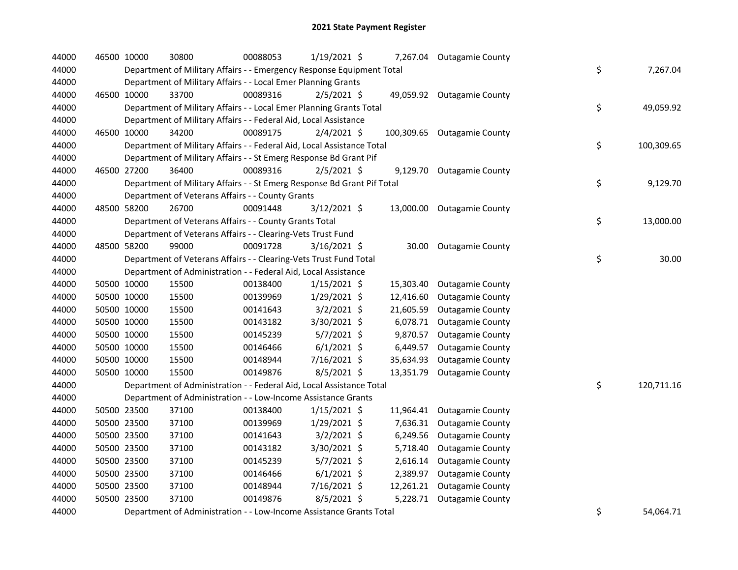# 2021 State Payment Register

| | | | | | | | | |
|---|---|---|---|---|---|---|---|---|
| 44000 | 46500 | 10000 | 30800 | 00088053 | 1/19/2021 | $ 7,267.04 | Outagamie County | |
| 44000 | | Department of Military Affairs - - Emergency Response Equipment Total | | | | | | $ 7,267.04 |
| 44000 | | Department of Military Affairs - - Local Emer Planning Grants | | | | | | |
| 44000 | 46500 | 10000 | 33700 | 00089316 | 2/5/2021 | $ 49,059.92 | Outagamie County | |
| 44000 | | Department of Military Affairs - - Local Emer Planning Grants Total | | | | | | $ 49,059.92 |
| 44000 | | Department of Military Affairs - - Federal Aid, Local Assistance | | | | | | |
| 44000 | 46500 | 10000 | 34200 | 00089175 | 2/4/2021 | $ 100,309.65 | Outagamie County | |
| 44000 | | Department of Military Affairs - - Federal Aid, Local Assistance Total | | | | | | $ 100,309.65 |
| 44000 | | Department of Military Affairs - - St Emerg Response Bd Grant Pif | | | | | | |
| 44000 | 46500 | 27200 | 36400 | 00089316 | 2/5/2021 | $ 9,129.70 | Outagamie County | |
| 44000 | | Department of Military Affairs - - St Emerg Response Bd Grant Pif Total | | | | | | $ 9,129.70 |
| 44000 | | Department of Veterans Affairs - - County Grants | | | | | | |
| 44000 | 48500 | 58200 | 26700 | 00091448 | 3/12/2021 | $ 13,000.00 | Outagamie County | |
| 44000 | | Department of Veterans Affairs - - County Grants Total | | | | | | $ 13,000.00 |
| 44000 | | Department of Veterans Affairs - - Clearing-Vets Trust Fund | | | | | | |
| 44000 | 48500 | 58200 | 99000 | 00091728 | 3/16/2021 | $ 30.00 | Outagamie County | |
| 44000 | | Department of Veterans Affairs - - Clearing-Vets Trust Fund Total | | | | | | $ 30.00 |
| 44000 | | Department of Administration - - Federal Aid, Local Assistance | | | | | | |
| 44000 | 50500 | 10000 | 15500 | 00138400 | 1/15/2021 | $ 15,303.40 | Outagamie County | |
| 44000 | 50500 | 10000 | 15500 | 00139969 | 1/29/2021 | $ 12,416.60 | Outagamie County | |
| 44000 | 50500 | 10000 | 15500 | 00141643 | 3/2/2021 | $ 21,605.59 | Outagamie County | |
| 44000 | 50500 | 10000 | 15500 | 00143182 | 3/30/2021 | $ 6,078.71 | Outagamie County | |
| 44000 | 50500 | 10000 | 15500 | 00145239 | 5/7/2021 | $ 9,870.57 | Outagamie County | |
| 44000 | 50500 | 10000 | 15500 | 00146466 | 6/1/2021 | $ 6,449.57 | Outagamie County | |
| 44000 | 50500 | 10000 | 15500 | 00148944 | 7/16/2021 | $ 35,634.93 | Outagamie County | |
| 44000 | 50500 | 10000 | 15500 | 00149876 | 8/5/2021 | $ 13,351.79 | Outagamie County | |
| 44000 | | Department of Administration - - Federal Aid, Local Assistance Total | | | | | | $ 120,711.16 |
| 44000 | | Department of Administration - - Low-Income Assistance Grants | | | | | | |
| 44000 | 50500 | 23500 | 37100 | 00138400 | 1/15/2021 | $ 11,964.41 | Outagamie County | |
| 44000 | 50500 | 23500 | 37100 | 00139969 | 1/29/2021 | $ 7,636.31 | Outagamie County | |
| 44000 | 50500 | 23500 | 37100 | 00141643 | 3/2/2021 | $ 6,249.56 | Outagamie County | |
| 44000 | 50500 | 23500 | 37100 | 00143182 | 3/30/2021 | $ 5,718.40 | Outagamie County | |
| 44000 | 50500 | 23500 | 37100 | 00145239 | 5/7/2021 | $ 2,616.14 | Outagamie County | |
| 44000 | 50500 | 23500 | 37100 | 00146466 | 6/1/2021 | $ 2,389.97 | Outagamie County | |
| 44000 | 50500 | 23500 | 37100 | 00148944 | 7/16/2021 | $ 12,261.21 | Outagamie County | |
| 44000 | 50500 | 23500 | 37100 | 00149876 | 8/5/2021 | $ 5,228.71 | Outagamie County | |
| 44000 | | Department of Administration - - Low-Income Assistance Grants Total | | | | | | $ 54,064.71 |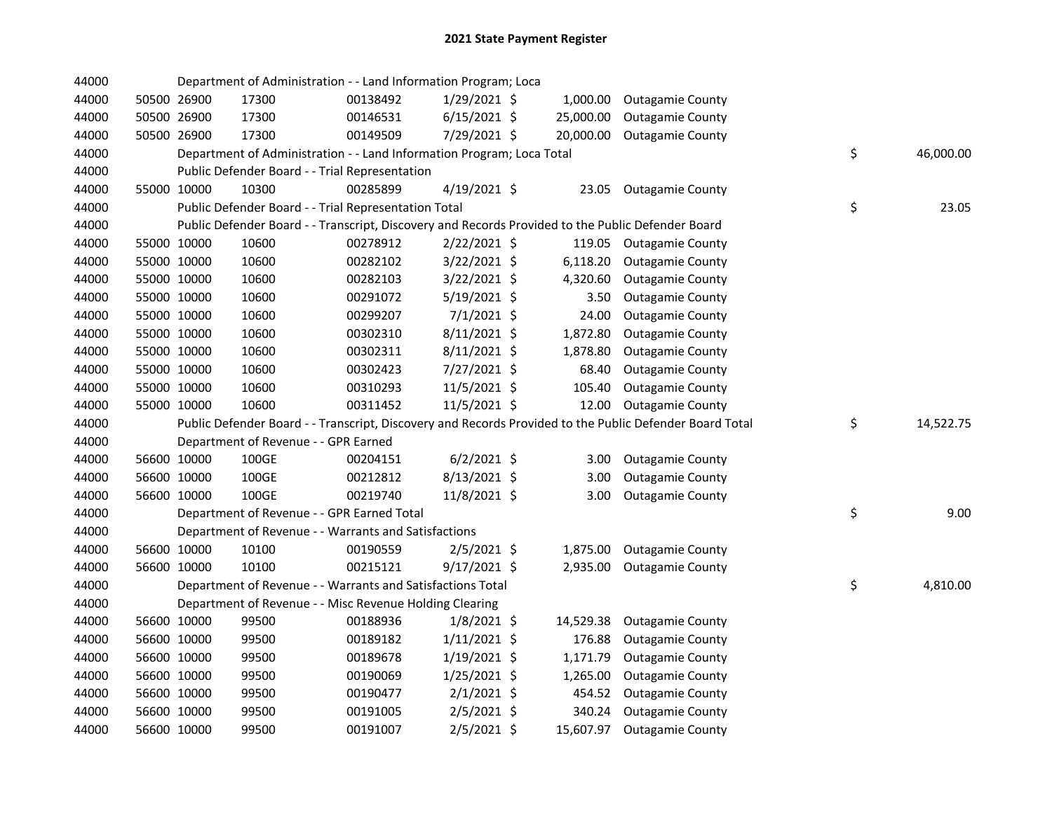## 2021 State Payment Register

| | | | | | | | | | |
|---|---|---|---|---|---|---|---|---|---|
| 44000 | | | Department of Administration - - Land Information Program; Loca | | | | | | |
| 44000 | 50500 | 26900 | 17300 | 00138492 | 1/29/2021 | $ 1,000.00 | Outagamie County | | |
| 44000 | 50500 | 26900 | 17300 | 00146531 | 6/15/2021 | $ 25,000.00 | Outagamie County | | |
| 44000 | 50500 | 26900 | 17300 | 00149509 | 7/29/2021 | $ 20,000.00 | Outagamie County | | |
| 44000 | | | Department of Administration - - Land Information Program; Loca Total | | | | | $ | 46,000.00 |
| 44000 | | | Public Defender Board - - Trial Representation | | | | | | |
| 44000 | 55000 | 10000 | 10300 | 00285899 | 4/19/2021 | $ 23.05 | Outagamie County | | |
| 44000 | | | Public Defender Board - - Trial Representation Total | | | | | $ | 23.05 |
| 44000 | | | Public Defender Board - - Transcript, Discovery and Records Provided to the Public Defender Board | | | | | | |
| 44000 | 55000 | 10000 | 10600 | 00278912 | 2/22/2021 | $ 119.05 | Outagamie County | | |
| 44000 | 55000 | 10000 | 10600 | 00282102 | 3/22/2021 | $ 6,118.20 | Outagamie County | | |
| 44000 | 55000 | 10000 | 10600 | 00282103 | 3/22/2021 | $ 4,320.60 | Outagamie County | | |
| 44000 | 55000 | 10000 | 10600 | 00291072 | 5/19/2021 | $ 3.50 | Outagamie County | | |
| 44000 | 55000 | 10000 | 10600 | 00299207 | 7/1/2021 | $ 24.00 | Outagamie County | | |
| 44000 | 55000 | 10000 | 10600 | 00302310 | 8/11/2021 | $ 1,872.80 | Outagamie County | | |
| 44000 | 55000 | 10000 | 10600 | 00302311 | 8/11/2021 | $ 1,878.80 | Outagamie County | | |
| 44000 | 55000 | 10000 | 10600 | 00302423 | 7/27/2021 | $ 68.40 | Outagamie County | | |
| 44000 | 55000 | 10000 | 10600 | 00310293 | 11/5/2021 | $ 105.40 | Outagamie County | | |
| 44000 | 55000 | 10000 | 10600 | 00311452 | 11/5/2021 | $ 12.00 | Outagamie County | | |
| 44000 | | | Public Defender Board - - Transcript, Discovery and Records Provided to the Public Defender Board Total | | | | | $ | 14,522.75 |
| 44000 | | | Department of Revenue - - GPR Earned | | | | | | |
| 44000 | 56600 | 10000 | 100GE | 00204151 | 6/2/2021 | $ 3.00 | Outagamie County | | |
| 44000 | 56600 | 10000 | 100GE | 00212812 | 8/13/2021 | $ 3.00 | Outagamie County | | |
| 44000 | 56600 | 10000 | 100GE | 00219740 | 11/8/2021 | $ 3.00 | Outagamie County | | |
| 44000 | | | Department of Revenue - - GPR Earned Total | | | | | $ | 9.00 |
| 44000 | | | Department of Revenue - - Warrants and Satisfactions | | | | | | |
| 44000 | 56600 | 10000 | 10100 | 00190559 | 2/5/2021 | $ 1,875.00 | Outagamie County | | |
| 44000 | 56600 | 10000 | 10100 | 00215121 | 9/17/2021 | $ 2,935.00 | Outagamie County | | |
| 44000 | | | Department of Revenue - - Warrants and Satisfactions Total | | | | | $ | 4,810.00 |
| 44000 | | | Department of Revenue - - Misc Revenue Holding Clearing | | | | | | |
| 44000 | 56600 | 10000 | 99500 | 00188936 | 1/8/2021 | $ 14,529.38 | Outagamie County | | |
| 44000 | 56600 | 10000 | 99500 | 00189182 | 1/11/2021 | $ 176.88 | Outagamie County | | |
| 44000 | 56600 | 10000 | 99500 | 00189678 | 1/19/2021 | $ 1,171.79 | Outagamie County | | |
| 44000 | 56600 | 10000 | 99500 | 00190069 | 1/25/2021 | $ 1,265.00 | Outagamie County | | |
| 44000 | 56600 | 10000 | 99500 | 00190477 | 2/1/2021 | $ 454.52 | Outagamie County | | |
| 44000 | 56600 | 10000 | 99500 | 00191005 | 2/5/2021 | $ 340.24 | Outagamie County | | |
| 44000 | 56600 | 10000 | 99500 | 00191007 | 2/5/2021 | $ 15,607.97 | Outagamie County | | |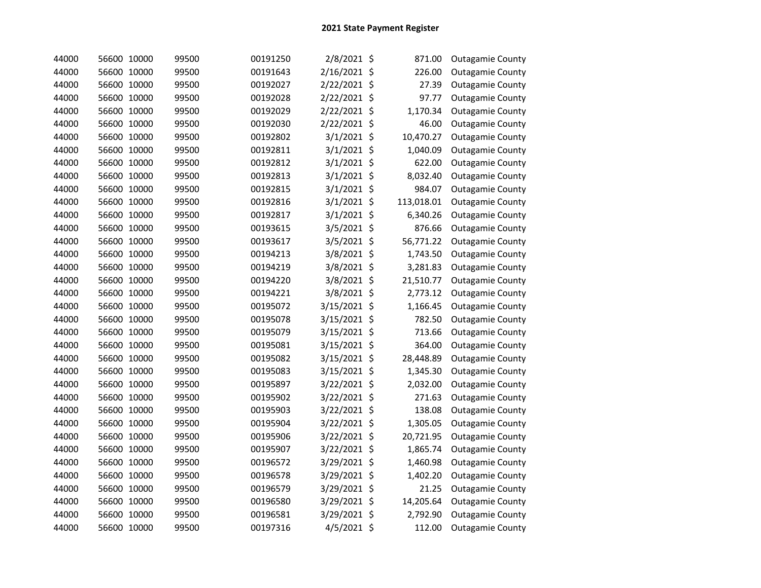## 2021 State Payment Register

| | | | | | | | | |
|---|---|---|---|---|---|---|---|---|
| 44000 | 56600 | 10000 | 99500 | 00191250 | 2/8/2021 | $ | 871.00 | Outagamie County |
| 44000 | 56600 | 10000 | 99500 | 00191643 | 2/16/2021 | $ | 226.00 | Outagamie County |
| 44000 | 56600 | 10000 | 99500 | 00192027 | 2/22/2021 | $ | 27.39 | Outagamie County |
| 44000 | 56600 | 10000 | 99500 | 00192028 | 2/22/2021 | $ | 97.77 | Outagamie County |
| 44000 | 56600 | 10000 | 99500 | 00192029 | 2/22/2021 | $ | 1,170.34 | Outagamie County |
| 44000 | 56600 | 10000 | 99500 | 00192030 | 2/22/2021 | $ | 46.00 | Outagamie County |
| 44000 | 56600 | 10000 | 99500 | 00192802 | 3/1/2021 | $ | 10,470.27 | Outagamie County |
| 44000 | 56600 | 10000 | 99500 | 00192811 | 3/1/2021 | $ | 1,040.09 | Outagamie County |
| 44000 | 56600 | 10000 | 99500 | 00192812 | 3/1/2021 | $ | 622.00 | Outagamie County |
| 44000 | 56600 | 10000 | 99500 | 00192813 | 3/1/2021 | $ | 8,032.40 | Outagamie County |
| 44000 | 56600 | 10000 | 99500 | 00192815 | 3/1/2021 | $ | 984.07 | Outagamie County |
| 44000 | 56600 | 10000 | 99500 | 00192816 | 3/1/2021 | $ | 113,018.01 | Outagamie County |
| 44000 | 56600 | 10000 | 99500 | 00192817 | 3/1/2021 | $ | 6,340.26 | Outagamie County |
| 44000 | 56600 | 10000 | 99500 | 00193615 | 3/5/2021 | $ | 876.66 | Outagamie County |
| 44000 | 56600 | 10000 | 99500 | 00193617 | 3/5/2021 | $ | 56,771.22 | Outagamie County |
| 44000 | 56600 | 10000 | 99500 | 00194213 | 3/8/2021 | $ | 1,743.50 | Outagamie County |
| 44000 | 56600 | 10000 | 99500 | 00194219 | 3/8/2021 | $ | 3,281.83 | Outagamie County |
| 44000 | 56600 | 10000 | 99500 | 00194220 | 3/8/2021 | $ | 21,510.77 | Outagamie County |
| 44000 | 56600 | 10000 | 99500 | 00194221 | 3/8/2021 | $ | 2,773.12 | Outagamie County |
| 44000 | 56600 | 10000 | 99500 | 00195072 | 3/15/2021 | $ | 1,166.45 | Outagamie County |
| 44000 | 56600 | 10000 | 99500 | 00195078 | 3/15/2021 | $ | 782.50 | Outagamie County |
| 44000 | 56600 | 10000 | 99500 | 00195079 | 3/15/2021 | $ | 713.66 | Outagamie County |
| 44000 | 56600 | 10000 | 99500 | 00195081 | 3/15/2021 | $ | 364.00 | Outagamie County |
| 44000 | 56600 | 10000 | 99500 | 00195082 | 3/15/2021 | $ | 28,448.89 | Outagamie County |
| 44000 | 56600 | 10000 | 99500 | 00195083 | 3/15/2021 | $ | 1,345.30 | Outagamie County |
| 44000 | 56600 | 10000 | 99500 | 00195897 | 3/22/2021 | $ | 2,032.00 | Outagamie County |
| 44000 | 56600 | 10000 | 99500 | 00195902 | 3/22/2021 | $ | 271.63 | Outagamie County |
| 44000 | 56600 | 10000 | 99500 | 00195903 | 3/22/2021 | $ | 138.08 | Outagamie County |
| 44000 | 56600 | 10000 | 99500 | 00195904 | 3/22/2021 | $ | 1,305.05 | Outagamie County |
| 44000 | 56600 | 10000 | 99500 | 00195906 | 3/22/2021 | $ | 20,721.95 | Outagamie County |
| 44000 | 56600 | 10000 | 99500 | 00195907 | 3/22/2021 | $ | 1,865.74 | Outagamie County |
| 44000 | 56600 | 10000 | 99500 | 00196572 | 3/29/2021 | $ | 1,460.98 | Outagamie County |
| 44000 | 56600 | 10000 | 99500 | 00196578 | 3/29/2021 | $ | 1,402.20 | Outagamie County |
| 44000 | 56600 | 10000 | 99500 | 00196579 | 3/29/2021 | $ | 21.25 | Outagamie County |
| 44000 | 56600 | 10000 | 99500 | 00196580 | 3/29/2021 | $ | 14,205.64 | Outagamie County |
| 44000 | 56600 | 10000 | 99500 | 00196581 | 3/29/2021 | $ | 2,792.90 | Outagamie County |
| 44000 | 56600 | 10000 | 99500 | 00197316 | 4/5/2021 | $ | 112.00 | Outagamie County |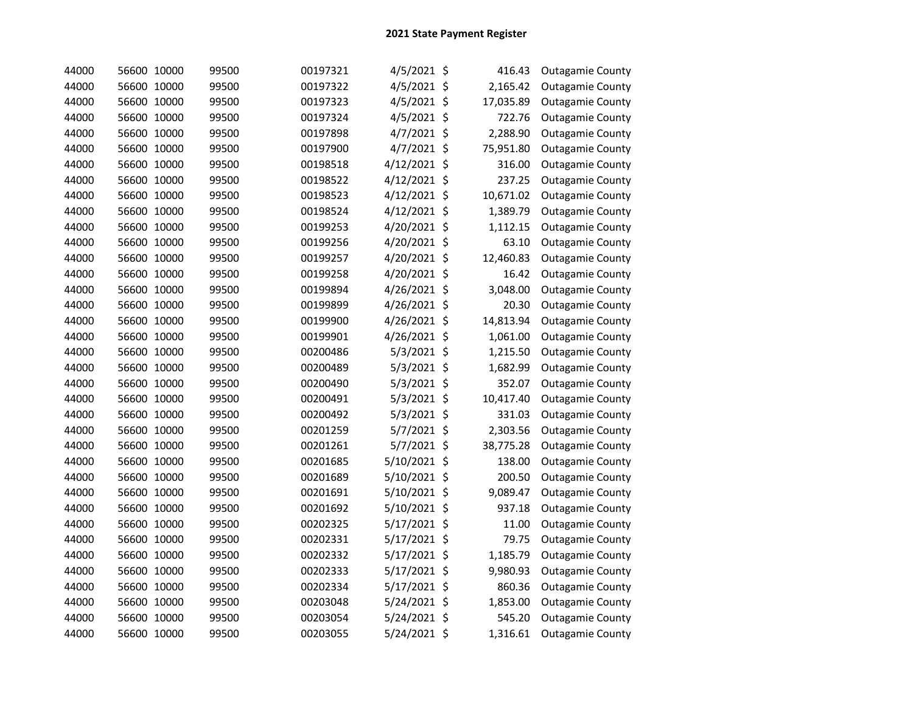## 2021 State Payment Register

| | | | | | | | | |
|---|---|---|---|---|---|---|---|---|
| 44000 | 56600 | 10000 | 99500 | 00197321 | 4/5/2021 | $ | 416.43 | Outagamie County |
| 44000 | 56600 | 10000 | 99500 | 00197322 | 4/5/2021 | $ | 2,165.42 | Outagamie County |
| 44000 | 56600 | 10000 | 99500 | 00197323 | 4/5/2021 | $ | 17,035.89 | Outagamie County |
| 44000 | 56600 | 10000 | 99500 | 00197324 | 4/5/2021 | $ | 722.76 | Outagamie County |
| 44000 | 56600 | 10000 | 99500 | 00197898 | 4/7/2021 | $ | 2,288.90 | Outagamie County |
| 44000 | 56600 | 10000 | 99500 | 00197900 | 4/7/2021 | $ | 75,951.80 | Outagamie County |
| 44000 | 56600 | 10000 | 99500 | 00198518 | 4/12/2021 | $ | 316.00 | Outagamie County |
| 44000 | 56600 | 10000 | 99500 | 00198522 | 4/12/2021 | $ | 237.25 | Outagamie County |
| 44000 | 56600 | 10000 | 99500 | 00198523 | 4/12/2021 | $ | 10,671.02 | Outagamie County |
| 44000 | 56600 | 10000 | 99500 | 00198524 | 4/12/2021 | $ | 1,389.79 | Outagamie County |
| 44000 | 56600 | 10000 | 99500 | 00199253 | 4/20/2021 | $ | 1,112.15 | Outagamie County |
| 44000 | 56600 | 10000 | 99500 | 00199256 | 4/20/2021 | $ | 63.10 | Outagamie County |
| 44000 | 56600 | 10000 | 99500 | 00199257 | 4/20/2021 | $ | 12,460.83 | Outagamie County |
| 44000 | 56600 | 10000 | 99500 | 00199258 | 4/20/2021 | $ | 16.42 | Outagamie County |
| 44000 | 56600 | 10000 | 99500 | 00199894 | 4/26/2021 | $ | 3,048.00 | Outagamie County |
| 44000 | 56600 | 10000 | 99500 | 00199899 | 4/26/2021 | $ | 20.30 | Outagamie County |
| 44000 | 56600 | 10000 | 99500 | 00199900 | 4/26/2021 | $ | 14,813.94 | Outagamie County |
| 44000 | 56600 | 10000 | 99500 | 00199901 | 4/26/2021 | $ | 1,061.00 | Outagamie County |
| 44000 | 56600 | 10000 | 99500 | 00200486 | 5/3/2021 | $ | 1,215.50 | Outagamie County |
| 44000 | 56600 | 10000 | 99500 | 00200489 | 5/3/2021 | $ | 1,682.99 | Outagamie County |
| 44000 | 56600 | 10000 | 99500 | 00200490 | 5/3/2021 | $ | 352.07 | Outagamie County |
| 44000 | 56600 | 10000 | 99500 | 00200491 | 5/3/2021 | $ | 10,417.40 | Outagamie County |
| 44000 | 56600 | 10000 | 99500 | 00200492 | 5/3/2021 | $ | 331.03 | Outagamie County |
| 44000 | 56600 | 10000 | 99500 | 00201259 | 5/7/2021 | $ | 2,303.56 | Outagamie County |
| 44000 | 56600 | 10000 | 99500 | 00201261 | 5/7/2021 | $ | 38,775.28 | Outagamie County |
| 44000 | 56600 | 10000 | 99500 | 00201685 | 5/10/2021 | $ | 138.00 | Outagamie County |
| 44000 | 56600 | 10000 | 99500 | 00201689 | 5/10/2021 | $ | 200.50 | Outagamie County |
| 44000 | 56600 | 10000 | 99500 | 00201691 | 5/10/2021 | $ | 9,089.47 | Outagamie County |
| 44000 | 56600 | 10000 | 99500 | 00201692 | 5/10/2021 | $ | 937.18 | Outagamie County |
| 44000 | 56600 | 10000 | 99500 | 00202325 | 5/17/2021 | $ | 11.00 | Outagamie County |
| 44000 | 56600 | 10000 | 99500 | 00202331 | 5/17/2021 | $ | 79.75 | Outagamie County |
| 44000 | 56600 | 10000 | 99500 | 00202332 | 5/17/2021 | $ | 1,185.79 | Outagamie County |
| 44000 | 56600 | 10000 | 99500 | 00202333 | 5/17/2021 | $ | 9,980.93 | Outagamie County |
| 44000 | 56600 | 10000 | 99500 | 00202334 | 5/17/2021 | $ | 860.36 | Outagamie County |
| 44000 | 56600 | 10000 | 99500 | 00203048 | 5/24/2021 | $ | 1,853.00 | Outagamie County |
| 44000 | 56600 | 10000 | 99500 | 00203054 | 5/24/2021 | $ | 545.20 | Outagamie County |
| 44000 | 56600 | 10000 | 99500 | 00203055 | 5/24/2021 | $ | 1,316.61 | Outagamie County |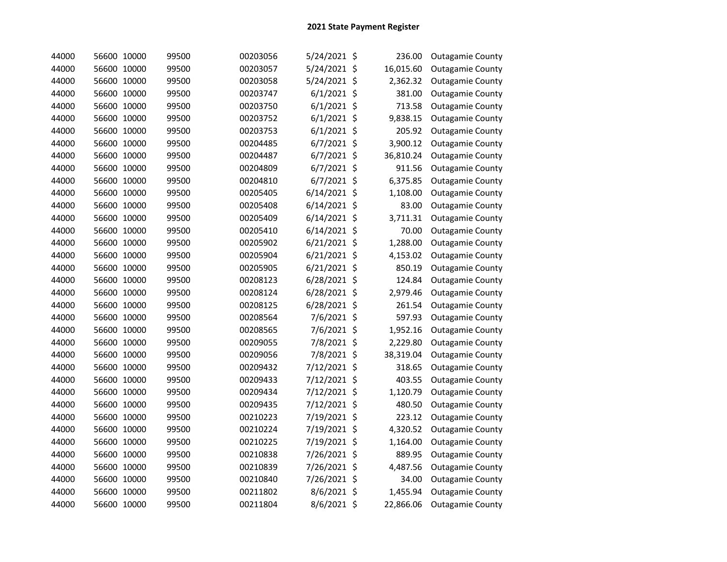# 2021 State Payment Register

| | | | | | | | | |
|---|---|---|---|---|---|---|---|---|
| 44000 | 56600 | 10000 | 99500 | 00203056 | 5/24/2021 | $ | 236.00 | Outagamie County |
| 44000 | 56600 | 10000 | 99500 | 00203057 | 5/24/2021 | $ | 16,015.60 | Outagamie County |
| 44000 | 56600 | 10000 | 99500 | 00203058 | 5/24/2021 | $ | 2,362.32 | Outagamie County |
| 44000 | 56600 | 10000 | 99500 | 00203747 | 6/1/2021 | $ | 381.00 | Outagamie County |
| 44000 | 56600 | 10000 | 99500 | 00203750 | 6/1/2021 | $ | 713.58 | Outagamie County |
| 44000 | 56600 | 10000 | 99500 | 00203752 | 6/1/2021 | $ | 9,838.15 | Outagamie County |
| 44000 | 56600 | 10000 | 99500 | 00203753 | 6/1/2021 | $ | 205.92 | Outagamie County |
| 44000 | 56600 | 10000 | 99500 | 00204485 | 6/7/2021 | $ | 3,900.12 | Outagamie County |
| 44000 | 56600 | 10000 | 99500 | 00204487 | 6/7/2021 | $ | 36,810.24 | Outagamie County |
| 44000 | 56600 | 10000 | 99500 | 00204809 | 6/7/2021 | $ | 911.56 | Outagamie County |
| 44000 | 56600 | 10000 | 99500 | 00204810 | 6/7/2021 | $ | 6,375.85 | Outagamie County |
| 44000 | 56600 | 10000 | 99500 | 00205405 | 6/14/2021 | $ | 1,108.00 | Outagamie County |
| 44000 | 56600 | 10000 | 99500 | 00205408 | 6/14/2021 | $ | 83.00 | Outagamie County |
| 44000 | 56600 | 10000 | 99500 | 00205409 | 6/14/2021 | $ | 3,711.31 | Outagamie County |
| 44000 | 56600 | 10000 | 99500 | 00205410 | 6/14/2021 | $ | 70.00 | Outagamie County |
| 44000 | 56600 | 10000 | 99500 | 00205902 | 6/21/2021 | $ | 1,288.00 | Outagamie County |
| 44000 | 56600 | 10000 | 99500 | 00205904 | 6/21/2021 | $ | 4,153.02 | Outagamie County |
| 44000 | 56600 | 10000 | 99500 | 00205905 | 6/21/2021 | $ | 850.19 | Outagamie County |
| 44000 | 56600 | 10000 | 99500 | 00208123 | 6/28/2021 | $ | 124.84 | Outagamie County |
| 44000 | 56600 | 10000 | 99500 | 00208124 | 6/28/2021 | $ | 2,979.46 | Outagamie County |
| 44000 | 56600 | 10000 | 99500 | 00208125 | 6/28/2021 | $ | 261.54 | Outagamie County |
| 44000 | 56600 | 10000 | 99500 | 00208564 | 7/6/2021 | $ | 597.93 | Outagamie County |
| 44000 | 56600 | 10000 | 99500 | 00208565 | 7/6/2021 | $ | 1,952.16 | Outagamie County |
| 44000 | 56600 | 10000 | 99500 | 00209055 | 7/8/2021 | $ | 2,229.80 | Outagamie County |
| 44000 | 56600 | 10000 | 99500 | 00209056 | 7/8/2021 | $ | 38,319.04 | Outagamie County |
| 44000 | 56600 | 10000 | 99500 | 00209432 | 7/12/2021 | $ | 318.65 | Outagamie County |
| 44000 | 56600 | 10000 | 99500 | 00209433 | 7/12/2021 | $ | 403.55 | Outagamie County |
| 44000 | 56600 | 10000 | 99500 | 00209434 | 7/12/2021 | $ | 1,120.79 | Outagamie County |
| 44000 | 56600 | 10000 | 99500 | 00209435 | 7/12/2021 | $ | 480.50 | Outagamie County |
| 44000 | 56600 | 10000 | 99500 | 00210223 | 7/19/2021 | $ | 223.12 | Outagamie County |
| 44000 | 56600 | 10000 | 99500 | 00210224 | 7/19/2021 | $ | 4,320.52 | Outagamie County |
| 44000 | 56600 | 10000 | 99500 | 00210225 | 7/19/2021 | $ | 1,164.00 | Outagamie County |
| 44000 | 56600 | 10000 | 99500 | 00210838 | 7/26/2021 | $ | 889.95 | Outagamie County |
| 44000 | 56600 | 10000 | 99500 | 00210839 | 7/26/2021 | $ | 4,487.56 | Outagamie County |
| 44000 | 56600 | 10000 | 99500 | 00210840 | 7/26/2021 | $ | 34.00 | Outagamie County |
| 44000 | 56600 | 10000 | 99500 | 00211802 | 8/6/2021 | $ | 1,455.94 | Outagamie County |
| 44000 | 56600 | 10000 | 99500 | 00211804 | 8/6/2021 | $ | 22,866.06 | Outagamie County |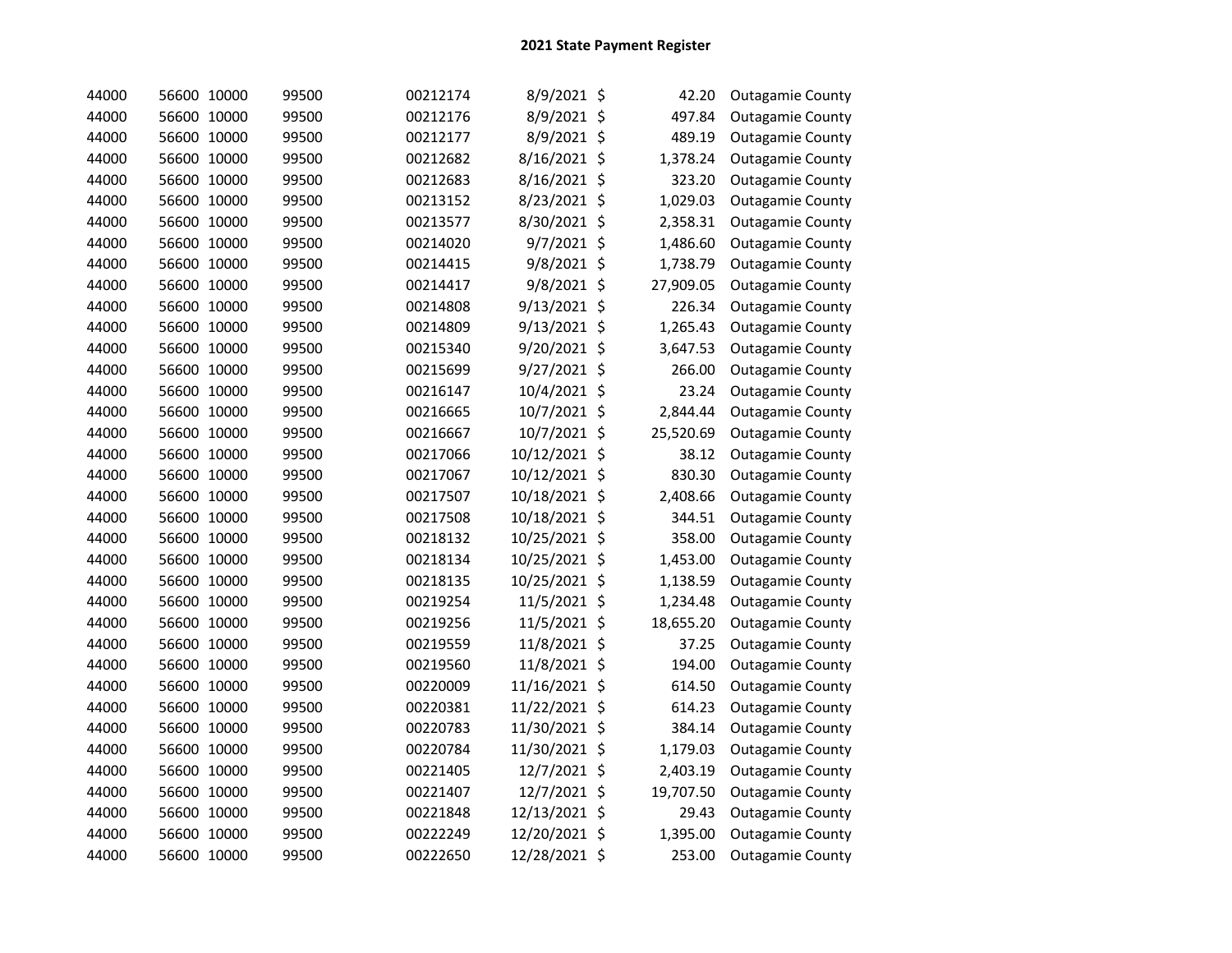## 2021 State Payment Register

| | | | | | | | | |
|---|---|---|---|---|---|---|---|---|
| 44000 | 56600 | 10000 | 99500 | 00212174 | 8/9/2021 | $ | 42.20 | Outagamie County |
| 44000 | 56600 | 10000 | 99500 | 00212176 | 8/9/2021 | $ | 497.84 | Outagamie County |
| 44000 | 56600 | 10000 | 99500 | 00212177 | 8/9/2021 | $ | 489.19 | Outagamie County |
| 44000 | 56600 | 10000 | 99500 | 00212682 | 8/16/2021 | $ | 1,378.24 | Outagamie County |
| 44000 | 56600 | 10000 | 99500 | 00212683 | 8/16/2021 | $ | 323.20 | Outagamie County |
| 44000 | 56600 | 10000 | 99500 | 00213152 | 8/23/2021 | $ | 1,029.03 | Outagamie County |
| 44000 | 56600 | 10000 | 99500 | 00213577 | 8/30/2021 | $ | 2,358.31 | Outagamie County |
| 44000 | 56600 | 10000 | 99500 | 00214020 | 9/7/2021 | $ | 1,486.60 | Outagamie County |
| 44000 | 56600 | 10000 | 99500 | 00214415 | 9/8/2021 | $ | 1,738.79 | Outagamie County |
| 44000 | 56600 | 10000 | 99500 | 00214417 | 9/8/2021 | $ | 27,909.05 | Outagamie County |
| 44000 | 56600 | 10000 | 99500 | 00214808 | 9/13/2021 | $ | 226.34 | Outagamie County |
| 44000 | 56600 | 10000 | 99500 | 00214809 | 9/13/2021 | $ | 1,265.43 | Outagamie County |
| 44000 | 56600 | 10000 | 99500 | 00215340 | 9/20/2021 | $ | 3,647.53 | Outagamie County |
| 44000 | 56600 | 10000 | 99500 | 00215699 | 9/27/2021 | $ | 266.00 | Outagamie County |
| 44000 | 56600 | 10000 | 99500 | 00216147 | 10/4/2021 | $ | 23.24 | Outagamie County |
| 44000 | 56600 | 10000 | 99500 | 00216665 | 10/7/2021 | $ | 2,844.44 | Outagamie County |
| 44000 | 56600 | 10000 | 99500 | 00216667 | 10/7/2021 | $ | 25,520.69 | Outagamie County |
| 44000 | 56600 | 10000 | 99500 | 00217066 | 10/12/2021 | $ | 38.12 | Outagamie County |
| 44000 | 56600 | 10000 | 99500 | 00217067 | 10/12/2021 | $ | 830.30 | Outagamie County |
| 44000 | 56600 | 10000 | 99500 | 00217507 | 10/18/2021 | $ | 2,408.66 | Outagamie County |
| 44000 | 56600 | 10000 | 99500 | 00217508 | 10/18/2021 | $ | 344.51 | Outagamie County |
| 44000 | 56600 | 10000 | 99500 | 00218132 | 10/25/2021 | $ | 358.00 | Outagamie County |
| 44000 | 56600 | 10000 | 99500 | 00218134 | 10/25/2021 | $ | 1,453.00 | Outagamie County |
| 44000 | 56600 | 10000 | 99500 | 00218135 | 10/25/2021 | $ | 1,138.59 | Outagamie County |
| 44000 | 56600 | 10000 | 99500 | 00219254 | 11/5/2021 | $ | 1,234.48 | Outagamie County |
| 44000 | 56600 | 10000 | 99500 | 00219256 | 11/5/2021 | $ | 18,655.20 | Outagamie County |
| 44000 | 56600 | 10000 | 99500 | 00219559 | 11/8/2021 | $ | 37.25 | Outagamie County |
| 44000 | 56600 | 10000 | 99500 | 00219560 | 11/8/2021 | $ | 194.00 | Outagamie County |
| 44000 | 56600 | 10000 | 99500 | 00220009 | 11/16/2021 | $ | 614.50 | Outagamie County |
| 44000 | 56600 | 10000 | 99500 | 00220381 | 11/22/2021 | $ | 614.23 | Outagamie County |
| 44000 | 56600 | 10000 | 99500 | 00220783 | 11/30/2021 | $ | 384.14 | Outagamie County |
| 44000 | 56600 | 10000 | 99500 | 00220784 | 11/30/2021 | $ | 1,179.03 | Outagamie County |
| 44000 | 56600 | 10000 | 99500 | 00221405 | 12/7/2021 | $ | 2,403.19 | Outagamie County |
| 44000 | 56600 | 10000 | 99500 | 00221407 | 12/7/2021 | $ | 19,707.50 | Outagamie County |
| 44000 | 56600 | 10000 | 99500 | 00221848 | 12/13/2021 | $ | 29.43 | Outagamie County |
| 44000 | 56600 | 10000 | 99500 | 00222249 | 12/20/2021 | $ | 1,395.00 | Outagamie County |
| 44000 | 56600 | 10000 | 99500 | 00222650 | 12/28/2021 | $ | 253.00 | Outagamie County |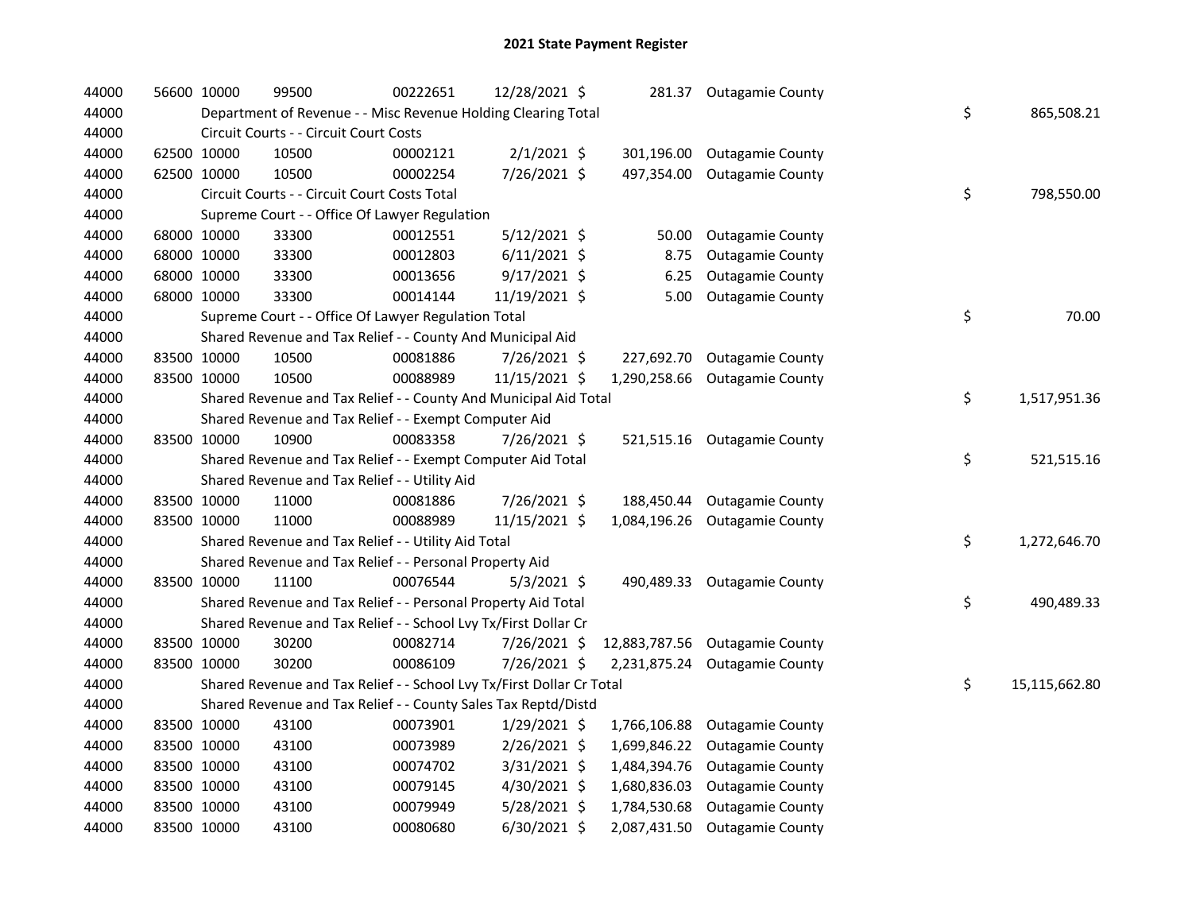# 2021 State Payment Register

| | | | | | | | | | |
|---|---|---|---|---|---|---|---|---|---|
| 44000 | 56600 | 10000 | 99500 | 00222651 | 12/28/2021 | $ 281.37 | Outagamie County | | |
| 44000 | | Department of Revenue - - Misc Revenue Holding Clearing Total | | | | | | $ | 865,508.21 |
| 44000 | | Circuit Courts - - Circuit Court Costs | | | | | | | |
| 44000 | 62500 | 10000 | 10500 | 00002121 | 2/1/2021 | $ 301,196.00 | Outagamie County | | |
| 44000 | 62500 | 10000 | 10500 | 00002254 | 7/26/2021 | $ 497,354.00 | Outagamie County | | |
| 44000 | | Circuit Courts - - Circuit Court Costs Total | | | | | | $ | 798,550.00 |
| 44000 | | Supreme Court - - Office Of Lawyer Regulation | | | | | | | |
| 44000 | 68000 | 10000 | 33300 | 00012551 | 5/12/2021 | $ 50.00 | Outagamie County | | |
| 44000 | 68000 | 10000 | 33300 | 00012803 | 6/11/2021 | $ 8.75 | Outagamie County | | |
| 44000 | 68000 | 10000 | 33300 | 00013656 | 9/17/2021 | $ 6.25 | Outagamie County | | |
| 44000 | 68000 | 10000 | 33300 | 00014144 | 11/19/2021 | $ 5.00 | Outagamie County | | |
| 44000 | | Supreme Court - - Office Of Lawyer Regulation Total | | | | | | $ | 70.00 |
| 44000 | | Shared Revenue and Tax Relief - - County And Municipal Aid | | | | | | | |
| 44000 | 83500 | 10000 | 10500 | 00081886 | 7/26/2021 | $ 227,692.70 | Outagamie County | | |
| 44000 | 83500 | 10000 | 10500 | 00088989 | 11/15/2021 | $ 1,290,258.66 | Outagamie County | | |
| 44000 | | Shared Revenue and Tax Relief - - County And Municipal Aid Total | | | | | | $ | 1,517,951.36 |
| 44000 | | Shared Revenue and Tax Relief - - Exempt Computer Aid | | | | | | | |
| 44000 | 83500 | 10000 | 10900 | 00083358 | 7/26/2021 | $ 521,515.16 | Outagamie County | | |
| 44000 | | Shared Revenue and Tax Relief - - Exempt Computer Aid Total | | | | | | $ | 521,515.16 |
| 44000 | | Shared Revenue and Tax Relief - - Utility Aid | | | | | | | |
| 44000 | 83500 | 10000 | 11000 | 00081886 | 7/26/2021 | $ 188,450.44 | Outagamie County | | |
| 44000 | 83500 | 10000 | 11000 | 00088989 | 11/15/2021 | $ 1,084,196.26 | Outagamie County | | |
| 44000 | | Shared Revenue and Tax Relief - - Utility Aid Total | | | | | | $ | 1,272,646.70 |
| 44000 | | Shared Revenue and Tax Relief - - Personal Property Aid | | | | | | | |
| 44000 | 83500 | 10000 | 11100 | 00076544 | 5/3/2021 | $ 490,489.33 | Outagamie County | | |
| 44000 | | Shared Revenue and Tax Relief - - Personal Property Aid Total | | | | | | $ | 490,489.33 |
| 44000 | | Shared Revenue and Tax Relief - - School Lvy Tx/First Dollar Cr | | | | | | | |
| 44000 | 83500 | 10000 | 30200 | 00082714 | 7/26/2021 | $ 12,883,787.56 | Outagamie County | | |
| 44000 | 83500 | 10000 | 30200 | 00086109 | 7/26/2021 | $ 2,231,875.24 | Outagamie County | | |
| 44000 | | Shared Revenue and Tax Relief - - School Lvy Tx/First Dollar Cr Total | | | | | | $ | 15,115,662.80 |
| 44000 | | Shared Revenue and Tax Relief - - County Sales Tax Reptd/Distd | | | | | | | |
| 44000 | 83500 | 10000 | 43100 | 00073901 | 1/29/2021 | $ 1,766,106.88 | Outagamie County | | |
| 44000 | 83500 | 10000 | 43100 | 00073989 | 2/26/2021 | $ 1,699,846.22 | Outagamie County | | |
| 44000 | 83500 | 10000 | 43100 | 00074702 | 3/31/2021 | $ 1,484,394.76 | Outagamie County | | |
| 44000 | 83500 | 10000 | 43100 | 00079145 | 4/30/2021 | $ 1,680,836.03 | Outagamie County | | |
| 44000 | 83500 | 10000 | 43100 | 00079949 | 5/28/2021 | $ 1,784,530.68 | Outagamie County | | |
| 44000 | 83500 | 10000 | 43100 | 00080680 | 6/30/2021 | $ 2,087,431.50 | Outagamie County | | |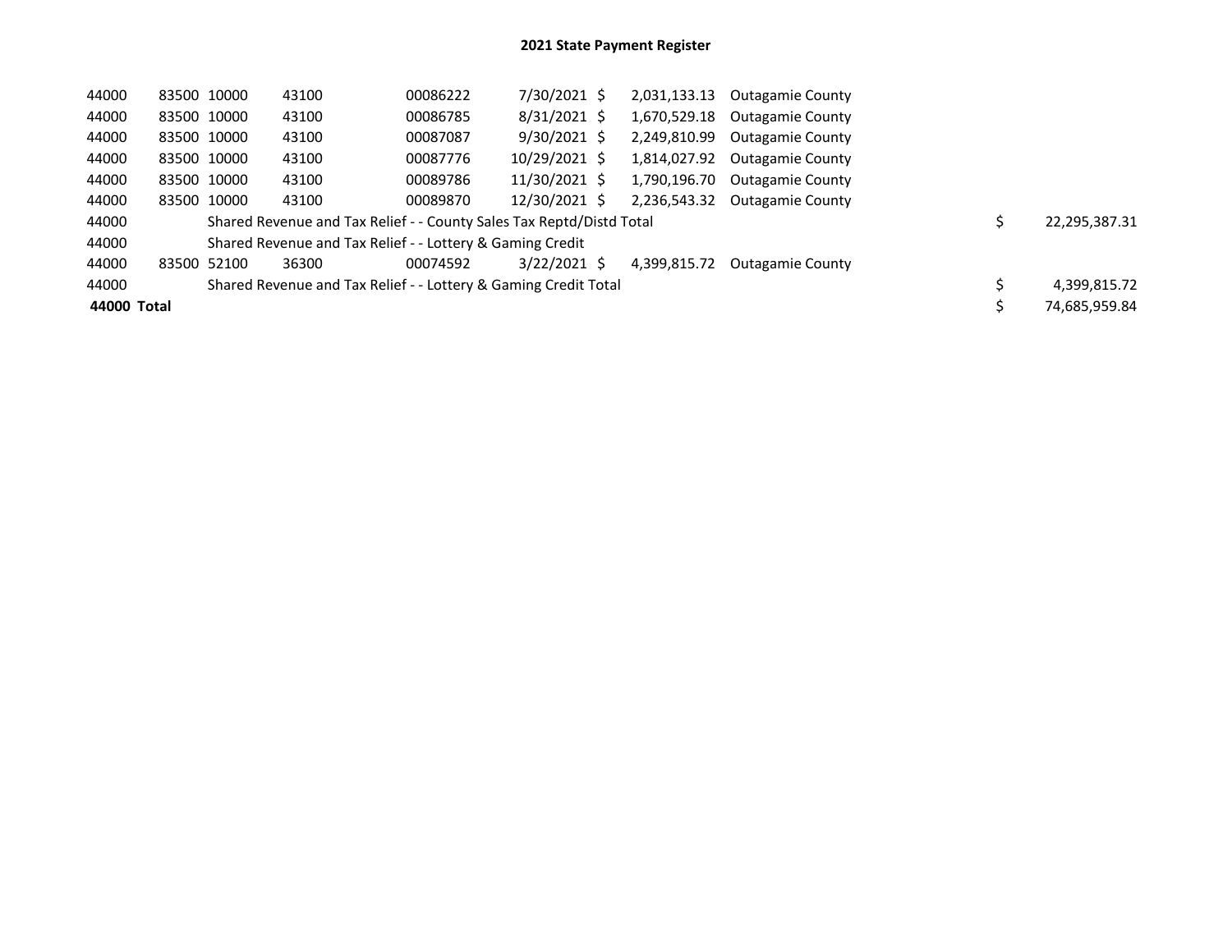## 2021 State Payment Register

| | | | | | | | | | |
|---|---|---|---|---|---|---|---|---|---|
| 44000 | 83500 | 10000 | 43100 | 00086222 | 7/30/2021 | $ 2,031,133.13 | Outagamie County | | |
| 44000 | 83500 | 10000 | 43100 | 00086785 | 8/31/2021 | $ 1,670,529.18 | Outagamie County | | |
| 44000 | 83500 | 10000 | 43100 | 00087087 | 9/30/2021 | $ 2,249,810.99 | Outagamie County | | |
| 44000 | 83500 | 10000 | 43100 | 00087776 | 10/29/2021 | $ 1,814,027.92 | Outagamie County | | |
| 44000 | 83500 | 10000 | 43100 | 00089786 | 11/30/2021 | $ 1,790,196.70 | Outagamie County | | |
| 44000 | 83500 | 10000 | 43100 | 00089870 | 12/30/2021 | $ 2,236,543.32 | Outagamie County | | |
| 44000 | | Shared Revenue and Tax Relief - - County Sales Tax Reptd/Distd Total | | | | | | $ | 22,295,387.31 |
| 44000 | | Shared Revenue and Tax Relief - - Lottery & Gaming Credit | | | | | | | |
| 44000 | 83500 | 52100 | 36300 | 00074592 | 3/22/2021 | $ 4,399,815.72 | Outagamie County | | |
| 44000 | | Shared Revenue and Tax Relief - - Lottery & Gaming Credit Total | | | | | | $ | 4,399,815.72 |
| **44000 Total** | | | | | | | | $ | 74,685,959.84 |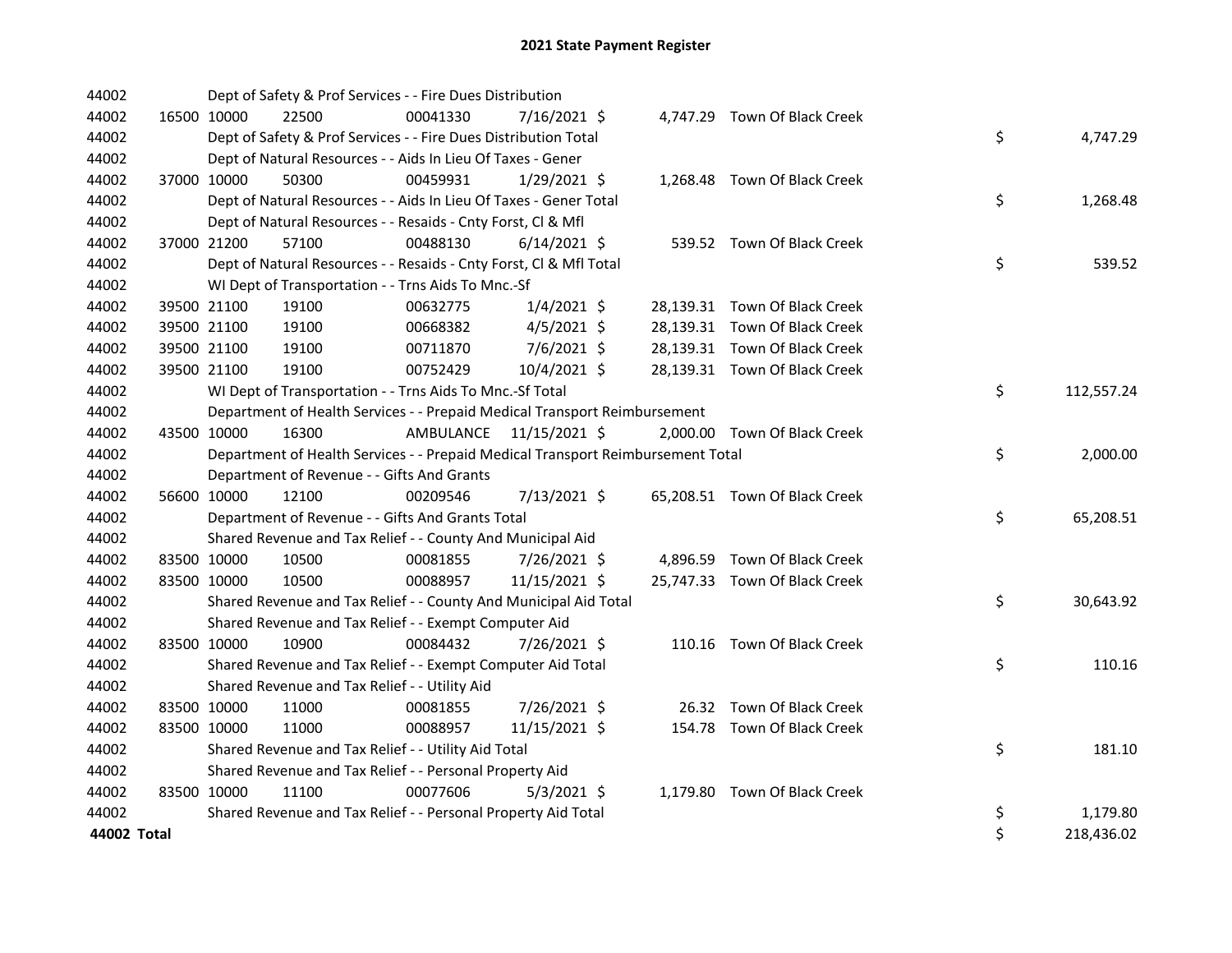# 2021 State Payment Register

| | | | | | | | | | |
|---|---|---|---|---|---|---|---|---|---|
| 44002 | | | Dept of Safety & Prof Services - - Fire Dues Distribution | | | | | | |
| 44002 | 16500 | 10000 | 22500 | 00041330 | 7/16/2021 | $ | 4,747.29 | Town Of Black Creek | |
| 44002 | | | Dept of Safety & Prof Services - - Fire Dues Distribution Total | | | | | | $ 4,747.29 |
| 44002 | | | Dept of Natural Resources - - Aids In Lieu Of Taxes - Gener | | | | | | |
| 44002 | 37000 | 10000 | 50300 | 00459931 | 1/29/2021 | $ | 1,268.48 | Town Of Black Creek | |
| 44002 | | | Dept of Natural Resources - - Aids In Lieu Of Taxes - Gener Total | | | | | | $ 1,268.48 |
| 44002 | | | Dept of Natural Resources - - Resaids - Cnty Forst, Cl & Mfl | | | | | | |
| 44002 | 37000 | 21200 | 57100 | 00488130 | 6/14/2021 | $ | 539.52 | Town Of Black Creek | |
| 44002 | | | Dept of Natural Resources - - Resaids - Cnty Forst, Cl & Mfl Total | | | | | | $ 539.52 |
| 44002 | | | WI Dept of Transportation - - Trns Aids To Mnc.-Sf | | | | | | |
| 44002 | 39500 | 21100 | 19100 | 00632775 | 1/4/2021 | $ | 28,139.31 | Town Of Black Creek | |
| 44002 | 39500 | 21100 | 19100 | 00668382 | 4/5/2021 | $ | 28,139.31 | Town Of Black Creek | |
| 44002 | 39500 | 21100 | 19100 | 00711870 | 7/6/2021 | $ | 28,139.31 | Town Of Black Creek | |
| 44002 | 39500 | 21100 | 19100 | 00752429 | 10/4/2021 | $ | 28,139.31 | Town Of Black Creek | |
| 44002 | | | WI Dept of Transportation - - Trns Aids To Mnc.-Sf Total | | | | | | $ 112,557.24 |
| 44002 | | | Department of Health Services - - Prepaid Medical Transport Reimbursement | | | | | | |
| 44002 | 43500 | 10000 | 16300 | AMBULANCE | 11/15/2021 | $ | 2,000.00 | Town Of Black Creek | |
| 44002 | | | Department of Health Services - - Prepaid Medical Transport Reimbursement Total | | | | | | $ 2,000.00 |
| 44002 | | | Department of Revenue - - Gifts And Grants | | | | | | |
| 44002 | 56600 | 10000 | 12100 | 00209546 | 7/13/2021 | $ | 65,208.51 | Town Of Black Creek | |
| 44002 | | | Department of Revenue - - Gifts And Grants Total | | | | | | $ 65,208.51 |
| 44002 | | | Shared Revenue and Tax Relief - - County And Municipal Aid | | | | | | |
| 44002 | 83500 | 10000 | 10500 | 00081855 | 7/26/2021 | $ | 4,896.59 | Town Of Black Creek | |
| 44002 | 83500 | 10000 | 10500 | 00088957 | 11/15/2021 | $ | 25,747.33 | Town Of Black Creek | |
| 44002 | | | Shared Revenue and Tax Relief - - County And Municipal Aid Total | | | | | | $ 30,643.92 |
| 44002 | | | Shared Revenue and Tax Relief - - Exempt Computer Aid | | | | | | |
| 44002 | 83500 | 10000 | 10900 | 00084432 | 7/26/2021 | $ | 110.16 | Town Of Black Creek | |
| 44002 | | | Shared Revenue and Tax Relief - - Exempt Computer Aid Total | | | | | | $ 110.16 |
| 44002 | | | Shared Revenue and Tax Relief - - Utility Aid | | | | | | |
| 44002 | 83500 | 10000 | 11000 | 00081855 | 7/26/2021 | $ | 26.32 | Town Of Black Creek | |
| 44002 | 83500 | 10000 | 11000 | 00088957 | 11/15/2021 | $ | 154.78 | Town Of Black Creek | |
| 44002 | | | Shared Revenue and Tax Relief - - Utility Aid Total | | | | | | $ 181.10 |
| 44002 | | | Shared Revenue and Tax Relief - - Personal Property Aid | | | | | | |
| 44002 | 83500 | 10000 | 11100 | 00077606 | 5/3/2021 | $ | 1,179.80 | Town Of Black Creek | |
| 44002 | | | Shared Revenue and Tax Relief - - Personal Property Aid Total | | | | | | $ 1,179.80 |
| **44002 Total** | | | | | | | | | $ 218,436.02 |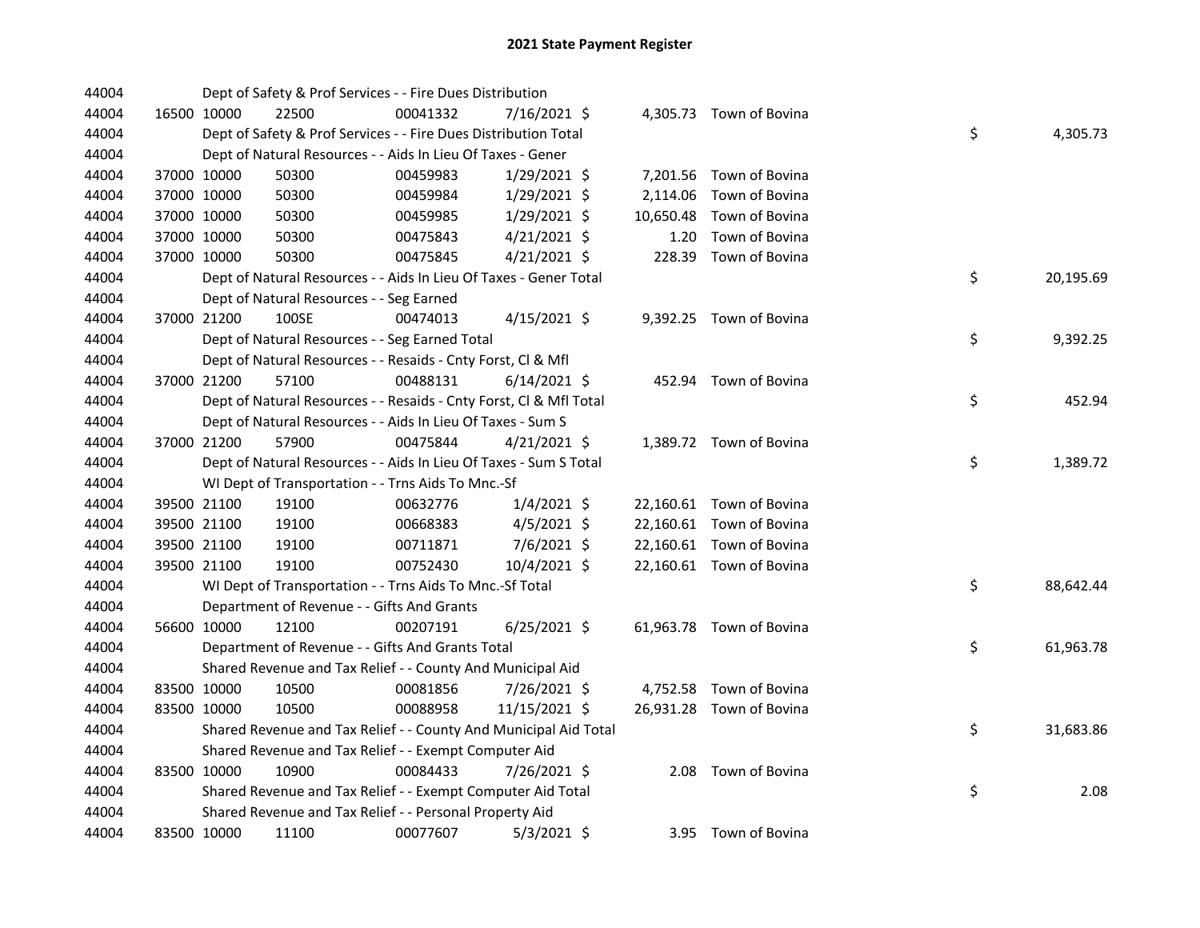# 2021 State Payment Register

| | | | | | | | | | |
|---|---|---|---|---|---|---|---|---|---|
| 44004 | | | Dept of Safety & Prof Services - - Fire Dues Distribution | | | | | | |
| 44004 | 16500 | 10000 | 22500 | 00041332 | 7/16/2021 | $ 4,305.73 | Town of Bovina | | |
| 44004 | | | Dept of Safety & Prof Services - - Fire Dues Distribution Total | | | | | $ | 4,305.73 |
| 44004 | | | Dept of Natural Resources - - Aids In Lieu Of Taxes - Gener | | | | | | |
| 44004 | 37000 | 10000 | 50300 | 00459983 | 1/29/2021 | $ 7,201.56 | Town of Bovina | | |
| 44004 | 37000 | 10000 | 50300 | 00459984 | 1/29/2021 | $ 2,114.06 | Town of Bovina | | |
| 44004 | 37000 | 10000 | 50300 | 00459985 | 1/29/2021 | $ 10,650.48 | Town of Bovina | | |
| 44004 | 37000 | 10000 | 50300 | 00475843 | 4/21/2021 | $ 1.20 | Town of Bovina | | |
| 44004 | 37000 | 10000 | 50300 | 00475845 | 4/21/2021 | $ 228.39 | Town of Bovina | | |
| 44004 | | | Dept of Natural Resources - - Aids In Lieu Of Taxes - Gener Total | | | | | $ | 20,195.69 |
| 44004 | | | Dept of Natural Resources - - Seg Earned | | | | | | |
| 44004 | 37000 | 21200 | 100SE | 00474013 | 4/15/2021 | $ 9,392.25 | Town of Bovina | | |
| 44004 | | | Dept of Natural Resources - - Seg Earned Total | | | | | $ | 9,392.25 |
| 44004 | | | Dept of Natural Resources - - Resaids - Cnty Forst, Cl & Mfl | | | | | | |
| 44004 | 37000 | 21200 | 57100 | 00488131 | 6/14/2021 | $ 452.94 | Town of Bovina | | |
| 44004 | | | Dept of Natural Resources - - Resaids - Cnty Forst, Cl & Mfl Total | | | | | $ | 452.94 |
| 44004 | | | Dept of Natural Resources - - Aids In Lieu Of Taxes - Sum S | | | | | | |
| 44004 | 37000 | 21200 | 57900 | 00475844 | 4/21/2021 | $ 1,389.72 | Town of Bovina | | |
| 44004 | | | Dept of Natural Resources - - Aids In Lieu Of Taxes - Sum S Total | | | | | $ | 1,389.72 |
| 44004 | | | WI Dept of Transportation - - Trns Aids To Mnc.-Sf | | | | | | |
| 44004 | 39500 | 21100 | 19100 | 00632776 | 1/4/2021 | $ 22,160.61 | Town of Bovina | | |
| 44004 | 39500 | 21100 | 19100 | 00668383 | 4/5/2021 | $ 22,160.61 | Town of Bovina | | |
| 44004 | 39500 | 21100 | 19100 | 00711871 | 7/6/2021 | $ 22,160.61 | Town of Bovina | | |
| 44004 | 39500 | 21100 | 19100 | 00752430 | 10/4/2021 | $ 22,160.61 | Town of Bovina | | |
| 44004 | | | WI Dept of Transportation - - Trns Aids To Mnc.-Sf Total | | | | | $ | 88,642.44 |
| 44004 | | | Department of Revenue - - Gifts And Grants | | | | | | |
| 44004 | 56600 | 10000 | 12100 | 00207191 | 6/25/2021 | $ 61,963.78 | Town of Bovina | | |
| 44004 | | | Department of Revenue - - Gifts And Grants Total | | | | | $ | 61,963.78 |
| 44004 | | | Shared Revenue and Tax Relief - - County And Municipal Aid | | | | | | |
| 44004 | 83500 | 10000 | 10500 | 00081856 | 7/26/2021 | $ 4,752.58 | Town of Bovina | | |
| 44004 | 83500 | 10000 | 10500 | 00088958 | 11/15/2021 | $ 26,931.28 | Town of Bovina | | |
| 44004 | | | Shared Revenue and Tax Relief - - County And Municipal Aid Total | | | | | $ | 31,683.86 |
| 44004 | | | Shared Revenue and Tax Relief - - Exempt Computer Aid | | | | | | |
| 44004 | 83500 | 10000 | 10900 | 00084433 | 7/26/2021 | $ 2.08 | Town of Bovina | | |
| 44004 | | | Shared Revenue and Tax Relief - - Exempt Computer Aid Total | | | | | $ | 2.08 |
| 44004 | | | Shared Revenue and Tax Relief - - Personal Property Aid | | | | | | |
| 44004 | 83500 | 10000 | 11100 | 00077607 | 5/3/2021 | $ 3.95 | Town of Bovina | | |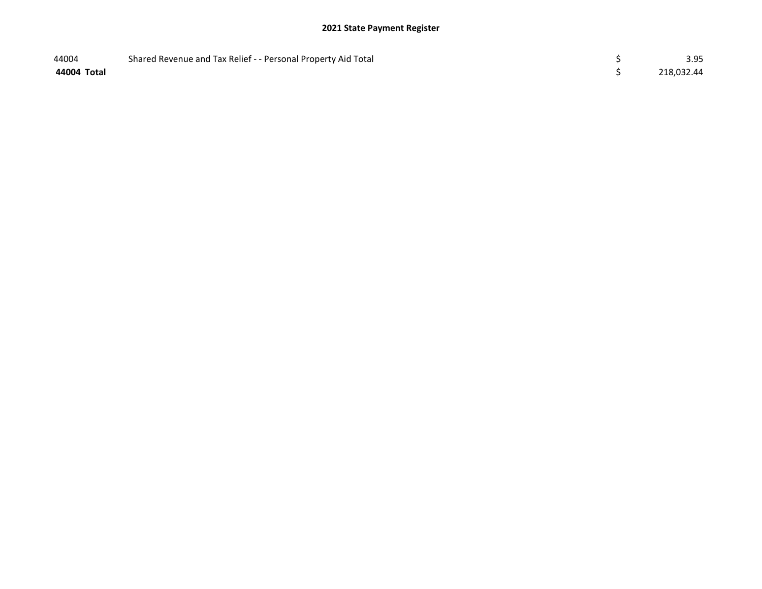**2021 State Payment Register**

| | | | |
|---|---|---|---|
| 44004 | Shared Revenue and Tax Relief - - Personal Property Aid Total | $ | 3.95 |
| **44004 Total** | | $ | 218,032.44 |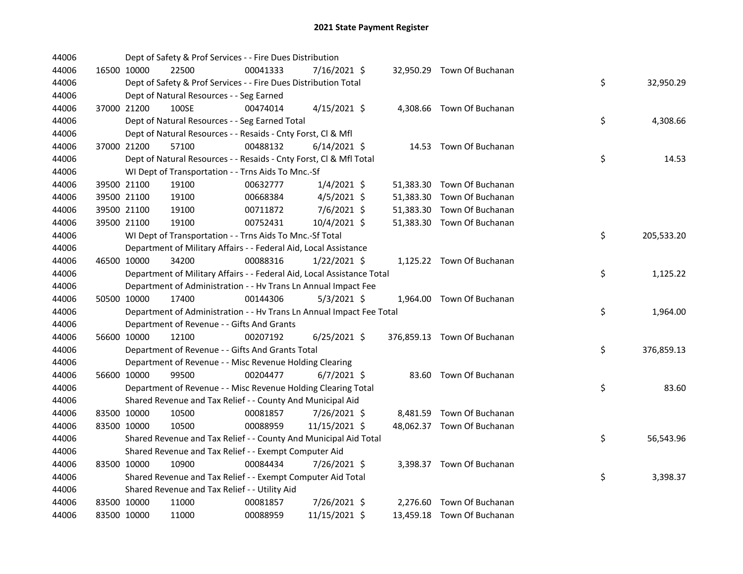# 2021 State Payment Register

| | | | | | | | | | |
|---|---|---|---|---|---|---|---|---|---|
| 44006 | | Dept of Safety & Prof Services - - Fire Dues Distribution | | | | | | | |
| 44006 | 16500 | 10000 | 22500 | 00041333 | 7/16/2021 $ | 32,950.29 | Town Of Buchanan | | |
| 44006 | | Dept of Safety & Prof Services - - Fire Dues Distribution Total | | | | | | $ | 32,950.29 |
| 44006 | | Dept of Natural Resources - - Seg Earned | | | | | | | |
| 44006 | 37000 | 21200 | 100SE | 00474014 | 4/15/2021 $ | 4,308.66 | Town Of Buchanan | | |
| 44006 | | Dept of Natural Resources - - Seg Earned Total | | | | | | $ | 4,308.66 |
| 44006 | | Dept of Natural Resources - - Resaids - Cnty Forst, Cl & Mfl | | | | | | | |
| 44006 | 37000 | 21200 | 57100 | 00488132 | 6/14/2021 $ | 14.53 | Town Of Buchanan | | |
| 44006 | | Dept of Natural Resources - - Resaids - Cnty Forst, Cl & Mfl Total | | | | | | $ | 14.53 |
| 44006 | | WI Dept of Transportation - - Trns Aids To Mnc.-Sf | | | | | | | |
| 44006 | 39500 | 21100 | 19100 | 00632777 | 1/4/2021 $ | 51,383.30 | Town Of Buchanan | | |
| 44006 | 39500 | 21100 | 19100 | 00668384 | 4/5/2021 $ | 51,383.30 | Town Of Buchanan | | |
| 44006 | 39500 | 21100 | 19100 | 00711872 | 7/6/2021 $ | 51,383.30 | Town Of Buchanan | | |
| 44006 | 39500 | 21100 | 19100 | 00752431 | 10/4/2021 $ | 51,383.30 | Town Of Buchanan | | |
| 44006 | | WI Dept of Transportation - - Trns Aids To Mnc.-Sf Total | | | | | | $ | 205,533.20 |
| 44006 | | Department of Military Affairs - - Federal Aid, Local Assistance | | | | | | | |
| 44006 | 46500 | 10000 | 34200 | 00088316 | 1/22/2021 $ | 1,125.22 | Town Of Buchanan | | |
| 44006 | | Department of Military Affairs - - Federal Aid, Local Assistance Total | | | | | | $ | 1,125.22 |
| 44006 | | Department of Administration - - Hv Trans Ln Annual Impact Fee | | | | | | | |
| 44006 | 50500 | 10000 | 17400 | 00144306 | 5/3/2021 $ | 1,964.00 | Town Of Buchanan | | |
| 44006 | | Department of Administration - - Hv Trans Ln Annual Impact Fee Total | | | | | | $ | 1,964.00 |
| 44006 | | Department of Revenue - - Gifts And Grants | | | | | | | |
| 44006 | 56600 | 10000 | 12100 | 00207192 | 6/25/2021 $ | 376,859.13 | Town Of Buchanan | | |
| 44006 | | Department of Revenue - - Gifts And Grants Total | | | | | | $ | 376,859.13 |
| 44006 | | Department of Revenue - - Misc Revenue Holding Clearing | | | | | | | |
| 44006 | 56600 | 10000 | 99500 | 00204477 | 6/7/2021 $ | 83.60 | Town Of Buchanan | | |
| 44006 | | Department of Revenue - - Misc Revenue Holding Clearing Total | | | | | | $ | 83.60 |
| 44006 | | Shared Revenue and Tax Relief - - County And Municipal Aid | | | | | | | |
| 44006 | 83500 | 10000 | 10500 | 00081857 | 7/26/2021 $ | 8,481.59 | Town Of Buchanan | | |
| 44006 | 83500 | 10000 | 10500 | 00088959 | 11/15/2021 $ | 48,062.37 | Town Of Buchanan | | |
| 44006 | | Shared Revenue and Tax Relief - - County And Municipal Aid Total | | | | | | $ | 56,543.96 |
| 44006 | | Shared Revenue and Tax Relief - - Exempt Computer Aid | | | | | | | |
| 44006 | 83500 | 10000 | 10900 | 00084434 | 7/26/2021 $ | 3,398.37 | Town Of Buchanan | | |
| 44006 | | Shared Revenue and Tax Relief - - Exempt Computer Aid Total | | | | | | $ | 3,398.37 |
| 44006 | | Shared Revenue and Tax Relief - - Utility Aid | | | | | | | |
| 44006 | 83500 | 10000 | 11000 | 00081857 | 7/26/2021 $ | 2,276.60 | Town Of Buchanan | | |
| 44006 | 83500 | 10000 | 11000 | 00088959 | 11/15/2021 $ | 13,459.18 | Town Of Buchanan | | |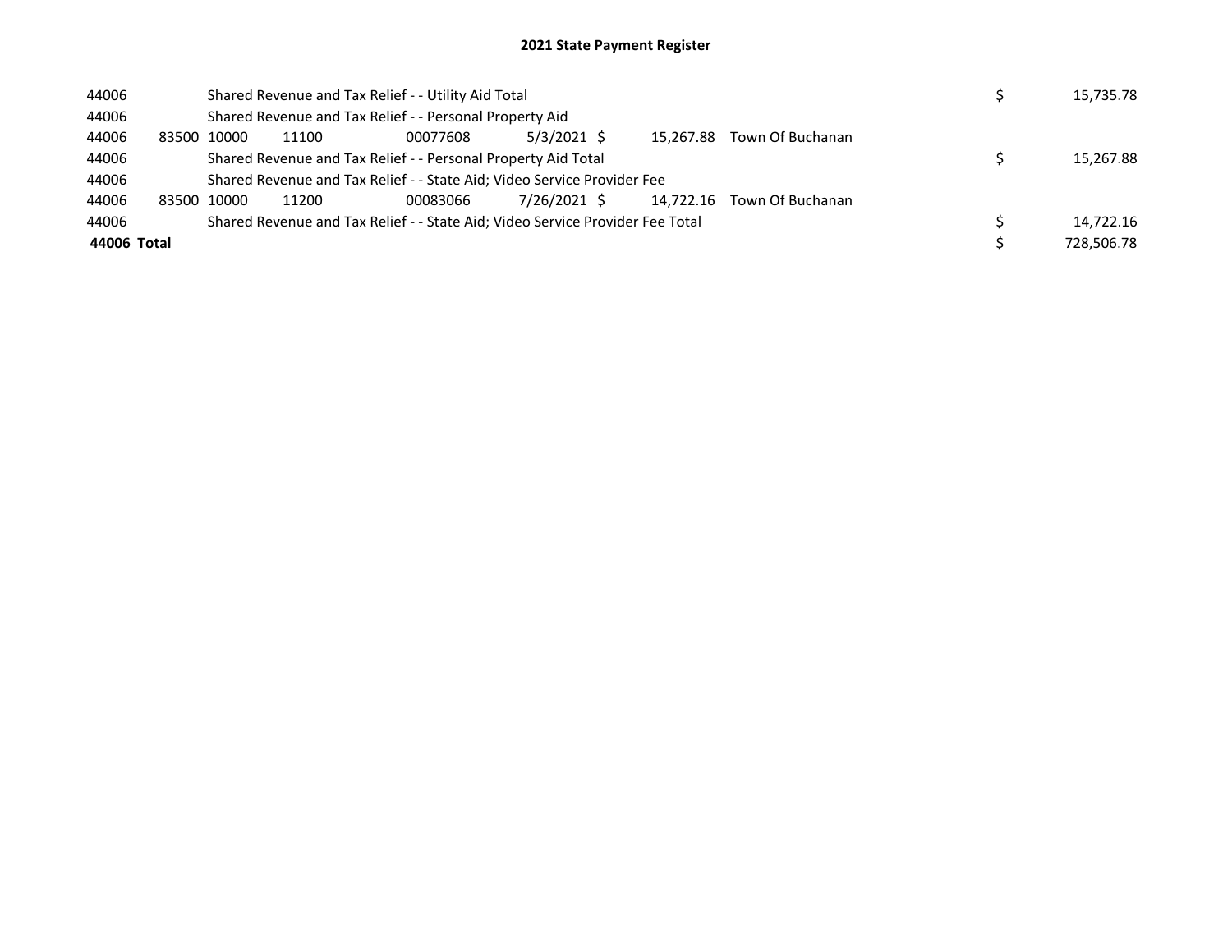# 2021 State Payment Register

| | | | | | | | | | |
|---|---|---|---|---|---|---|---|---|---|
| 44006 | Shared Revenue and Tax Relief - - Utility Aid Total | | | | | | | $ | 15,735.78 |
| 44006 | Shared Revenue and Tax Relief - - Personal Property Aid | | | | | | | | |
| 44006 | 83500 | 10000 | 11100 | 00077608 | 5/3/2021 | $ 15,267.88 | Town Of Buchanan | | |
| 44006 | Shared Revenue and Tax Relief - - Personal Property Aid Total | | | | | | | $ | 15,267.88 |
| 44006 | Shared Revenue and Tax Relief - - State Aid; Video Service Provider Fee | | | | | | | | |
| 44006 | 83500 | 10000 | 11200 | 00083066 | 7/26/2021 | $ 14,722.16 | Town Of Buchanan | | |
| 44006 | Shared Revenue and Tax Relief - - State Aid; Video Service Provider Fee Total | | | | | | | $ | 14,722.16 |
| **44006 Total** | | | | | | | | $ | 728,506.78 |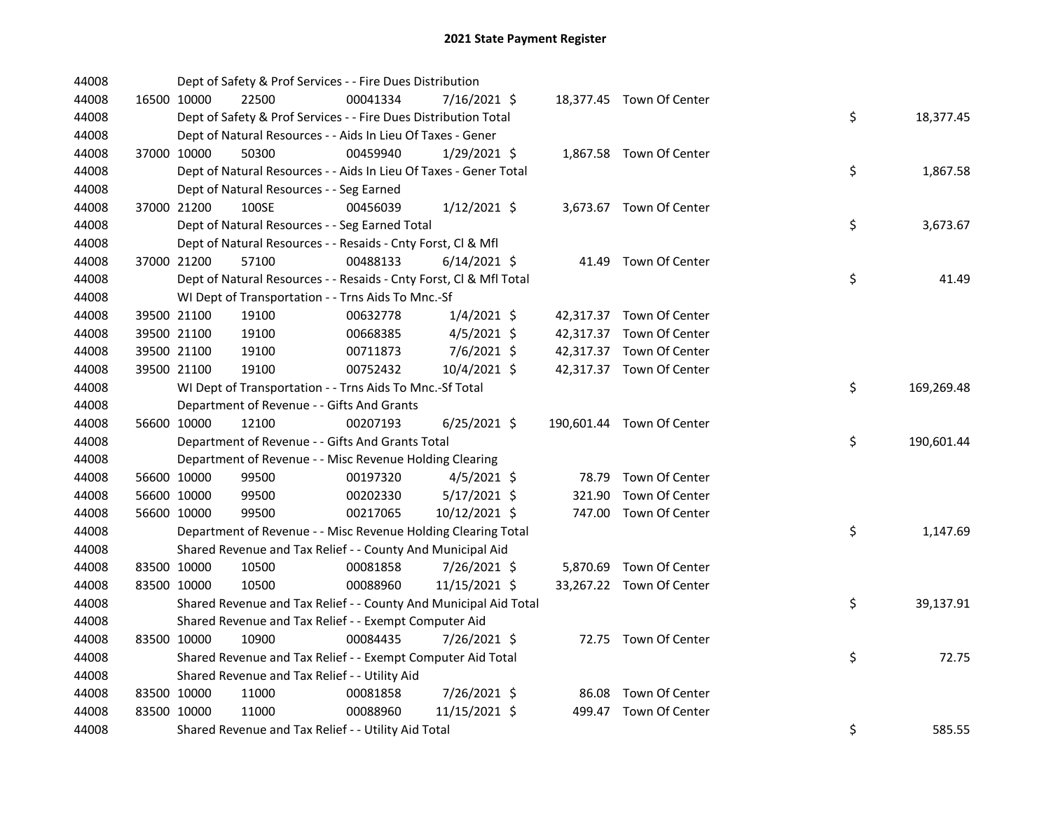# 2021 State Payment Register

| | | | | | | | | | |
|---|---|---|---|---|---|---|---|---|---|
| 44008 | | | Dept of Safety & Prof Services - - Fire Dues Distribution | | | | | | |
| 44008 | 16500 | 10000 | 22500 | 00041334 | 7/16/2021 | $ 18,377.45 | Town Of Center | | |
| 44008 | | | Dept of Safety & Prof Services - - Fire Dues Distribution Total | | | | | $ | 18,377.45 |
| 44008 | | | Dept of Natural Resources - - Aids In Lieu Of Taxes - Gener | | | | | | |
| 44008 | 37000 | 10000 | 50300 | 00459940 | 1/29/2021 | $ 1,867.58 | Town Of Center | | |
| 44008 | | | Dept of Natural Resources - - Aids In Lieu Of Taxes - Gener Total | | | | | $ | 1,867.58 |
| 44008 | | | Dept of Natural Resources - - Seg Earned | | | | | | |
| 44008 | 37000 | 21200 | 100SE | 00456039 | 1/12/2021 | $ 3,673.67 | Town Of Center | | |
| 44008 | | | Dept of Natural Resources - - Seg Earned Total | | | | | $ | 3,673.67 |
| 44008 | | | Dept of Natural Resources - - Resaids - Cnty Forst, Cl & Mfl | | | | | | |
| 44008 | 37000 | 21200 | 57100 | 00488133 | 6/14/2021 | $ 41.49 | Town Of Center | | |
| 44008 | | | Dept of Natural Resources - - Resaids - Cnty Forst, Cl & Mfl Total | | | | | $ | 41.49 |
| 44008 | | | WI Dept of Transportation - - Trns Aids To Mnc.-Sf | | | | | | |
| 44008 | 39500 | 21100 | 19100 | 00632778 | 1/4/2021 | $ 42,317.37 | Town Of Center | | |
| 44008 | 39500 | 21100 | 19100 | 00668385 | 4/5/2021 | $ 42,317.37 | Town Of Center | | |
| 44008 | 39500 | 21100 | 19100 | 00711873 | 7/6/2021 | $ 42,317.37 | Town Of Center | | |
| 44008 | 39500 | 21100 | 19100 | 00752432 | 10/4/2021 | $ 42,317.37 | Town Of Center | | |
| 44008 | | | WI Dept of Transportation - - Trns Aids To Mnc.-Sf Total | | | | | $ | 169,269.48 |
| 44008 | | | Department of Revenue - - Gifts And Grants | | | | | | |
| 44008 | 56600 | 10000 | 12100 | 00207193 | 6/25/2021 | $ 190,601.44 | Town Of Center | | |
| 44008 | | | Department of Revenue - - Gifts And Grants Total | | | | | $ | 190,601.44 |
| 44008 | | | Department of Revenue - - Misc Revenue Holding Clearing | | | | | | |
| 44008 | 56600 | 10000 | 99500 | 00197320 | 4/5/2021 | $ 78.79 | Town Of Center | | |
| 44008 | 56600 | 10000 | 99500 | 00202330 | 5/17/2021 | $ 321.90 | Town Of Center | | |
| 44008 | 56600 | 10000 | 99500 | 00217065 | 10/12/2021 | $ 747.00 | Town Of Center | | |
| 44008 | | | Department of Revenue - - Misc Revenue Holding Clearing Total | | | | | $ | 1,147.69 |
| 44008 | | | Shared Revenue and Tax Relief - - County And Municipal Aid | | | | | | |
| 44008 | 83500 | 10000 | 10500 | 00081858 | 7/26/2021 | $ 5,870.69 | Town Of Center | | |
| 44008 | 83500 | 10000 | 10500 | 00088960 | 11/15/2021 | $ 33,267.22 | Town Of Center | | |
| 44008 | | | Shared Revenue and Tax Relief - - County And Municipal Aid Total | | | | | $ | 39,137.91 |
| 44008 | | | Shared Revenue and Tax Relief - - Exempt Computer Aid | | | | | | |
| 44008 | 83500 | 10000 | 10900 | 00084435 | 7/26/2021 | $ 72.75 | Town Of Center | | |
| 44008 | | | Shared Revenue and Tax Relief - - Exempt Computer Aid Total | | | | | $ | 72.75 |
| 44008 | | | Shared Revenue and Tax Relief - - Utility Aid | | | | | | |
| 44008 | 83500 | 10000 | 11000 | 00081858 | 7/26/2021 | $ 86.08 | Town Of Center | | |
| 44008 | 83500 | 10000 | 11000 | 00088960 | 11/15/2021 | $ 499.47 | Town Of Center | | |
| 44008 | | | Shared Revenue and Tax Relief - - Utility Aid Total | | | | | $ | 585.55 |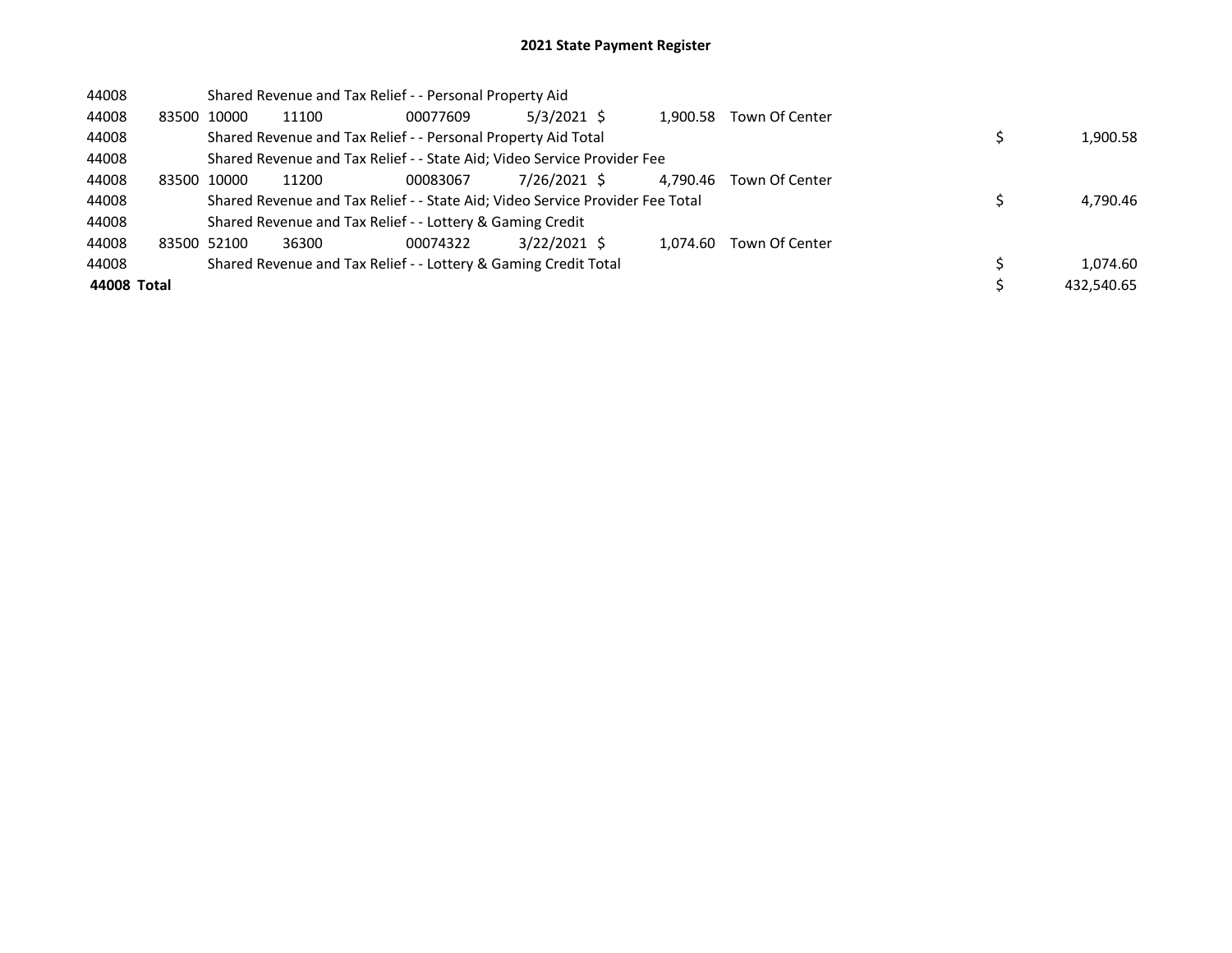# 2021 State Payment Register

| | | | | | | | | | |
|---|---|---|---|---|---|---|---|---|---|
| 44008 | | Shared Revenue and Tax Relief - - Personal Property Aid | | | | | | | |
| 44008 | 83500 | 10000 | 11100 | 00077609 | 5/3/2021 | $ 1,900.58 | Town Of Center | | |
| 44008 | | Shared Revenue and Tax Relief - - Personal Property Aid Total | | | | | | $ | 1,900.58 |
| 44008 | | Shared Revenue and Tax Relief - - State Aid; Video Service Provider Fee | | | | | | | |
| 44008 | 83500 | 10000 | 11200 | 00083067 | 7/26/2021 | $ 4,790.46 | Town Of Center | | |
| 44008 | | Shared Revenue and Tax Relief - - State Aid; Video Service Provider Fee Total | | | | | | $ | 4,790.46 |
| 44008 | | Shared Revenue and Tax Relief - - Lottery & Gaming Credit | | | | | | | |
| 44008 | 83500 | 52100 | 36300 | 00074322 | 3/22/2021 | $ 1,074.60 | Town Of Center | | |
| 44008 | | Shared Revenue and Tax Relief - - Lottery & Gaming Credit Total | | | | | | $ | 1,074.60 |
| **44008 Total** | | | | | | | | $ | 432,540.65 |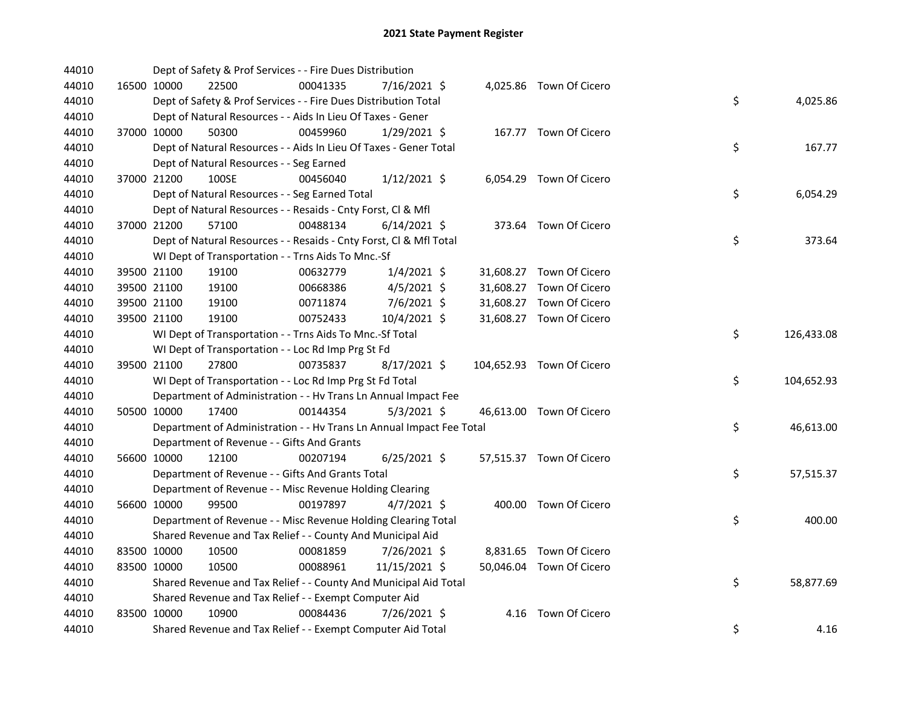# 2021 State Payment Register

| | | | | | | | | | |
|---|---|---|---|---|---|---|---|---|---|
| 44010 | | Dept of Safety & Prof Services - - Fire Dues Distribution | | | | | | | |
| 44010 | 16500 | 10000 | 22500 | 00041335 | 7/16/2021 | $ 4,025.86 | Town Of Cicero | | |
| 44010 | | Dept of Safety & Prof Services - - Fire Dues Distribution Total | | | | | | $ | 4,025.86 |
| 44010 | | Dept of Natural Resources - - Aids In Lieu Of Taxes - Gener | | | | | | | |
| 44010 | 37000 | 10000 | 50300 | 00459960 | 1/29/2021 | $ 167.77 | Town Of Cicero | | |
| 44010 | | Dept of Natural Resources - - Aids In Lieu Of Taxes - Gener Total | | | | | | $ | 167.77 |
| 44010 | | Dept of Natural Resources - - Seg Earned | | | | | | | |
| 44010 | 37000 | 21200 | 100SE | 00456040 | 1/12/2021 | $ 6,054.29 | Town Of Cicero | | |
| 44010 | | Dept of Natural Resources - - Seg Earned Total | | | | | | $ | 6,054.29 |
| 44010 | | Dept of Natural Resources - - Resaids - Cnty Forst, Cl & Mfl | | | | | | | |
| 44010 | 37000 | 21200 | 57100 | 00488134 | 6/14/2021 | $ 373.64 | Town Of Cicero | | |
| 44010 | | Dept of Natural Resources - - Resaids - Cnty Forst, Cl & Mfl Total | | | | | | $ | 373.64 |
| 44010 | | WI Dept of Transportation - - Trns Aids To Mnc.-Sf | | | | | | | |
| 44010 | 39500 | 21100 | 19100 | 00632779 | 1/4/2021 | $ 31,608.27 | Town Of Cicero | | |
| 44010 | 39500 | 21100 | 19100 | 00668386 | 4/5/2021 | $ 31,608.27 | Town Of Cicero | | |
| 44010 | 39500 | 21100 | 19100 | 00711874 | 7/6/2021 | $ 31,608.27 | Town Of Cicero | | |
| 44010 | 39500 | 21100 | 19100 | 00752433 | 10/4/2021 | $ 31,608.27 | Town Of Cicero | | |
| 44010 | | WI Dept of Transportation - - Trns Aids To Mnc.-Sf Total | | | | | | $ | 126,433.08 |
| 44010 | | WI Dept of Transportation - - Loc Rd Imp Prg St Fd | | | | | | | |
| 44010 | 39500 | 21100 | 27800 | 00735837 | 8/17/2021 | $ 104,652.93 | Town Of Cicero | | |
| 44010 | | WI Dept of Transportation - - Loc Rd Imp Prg St Fd Total | | | | | | $ | 104,652.93 |
| 44010 | | Department of Administration - - Hv Trans Ln Annual Impact Fee | | | | | | | |
| 44010 | 50500 | 10000 | 17400 | 00144354 | 5/3/2021 | $ 46,613.00 | Town Of Cicero | | |
| 44010 | | Department of Administration - - Hv Trans Ln Annual Impact Fee Total | | | | | | $ | 46,613.00 |
| 44010 | | Department of Revenue - - Gifts And Grants | | | | | | | |
| 44010 | 56600 | 10000 | 12100 | 00207194 | 6/25/2021 | $ 57,515.37 | Town Of Cicero | | |
| 44010 | | Department of Revenue - - Gifts And Grants Total | | | | | | $ | 57,515.37 |
| 44010 | | Department of Revenue - - Misc Revenue Holding Clearing | | | | | | | |
| 44010 | 56600 | 10000 | 99500 | 00197897 | 4/7/2021 | $ 400.00 | Town Of Cicero | | |
| 44010 | | Department of Revenue - - Misc Revenue Holding Clearing Total | | | | | | $ | 400.00 |
| 44010 | | Shared Revenue and Tax Relief - - County And Municipal Aid | | | | | | | |
| 44010 | 83500 | 10000 | 10500 | 00081859 | 7/26/2021 | $ 8,831.65 | Town Of Cicero | | |
| 44010 | 83500 | 10000 | 10500 | 00088961 | 11/15/2021 | $ 50,046.04 | Town Of Cicero | | |
| 44010 | | Shared Revenue and Tax Relief - - County And Municipal Aid Total | | | | | | $ | 58,877.69 |
| 44010 | | Shared Revenue and Tax Relief - - Exempt Computer Aid | | | | | | | |
| 44010 | 83500 | 10000 | 10900 | 00084436 | 7/26/2021 | $ 4.16 | Town Of Cicero | | |
| 44010 | | Shared Revenue and Tax Relief - - Exempt Computer Aid Total | | | | | | $ | 4.16 |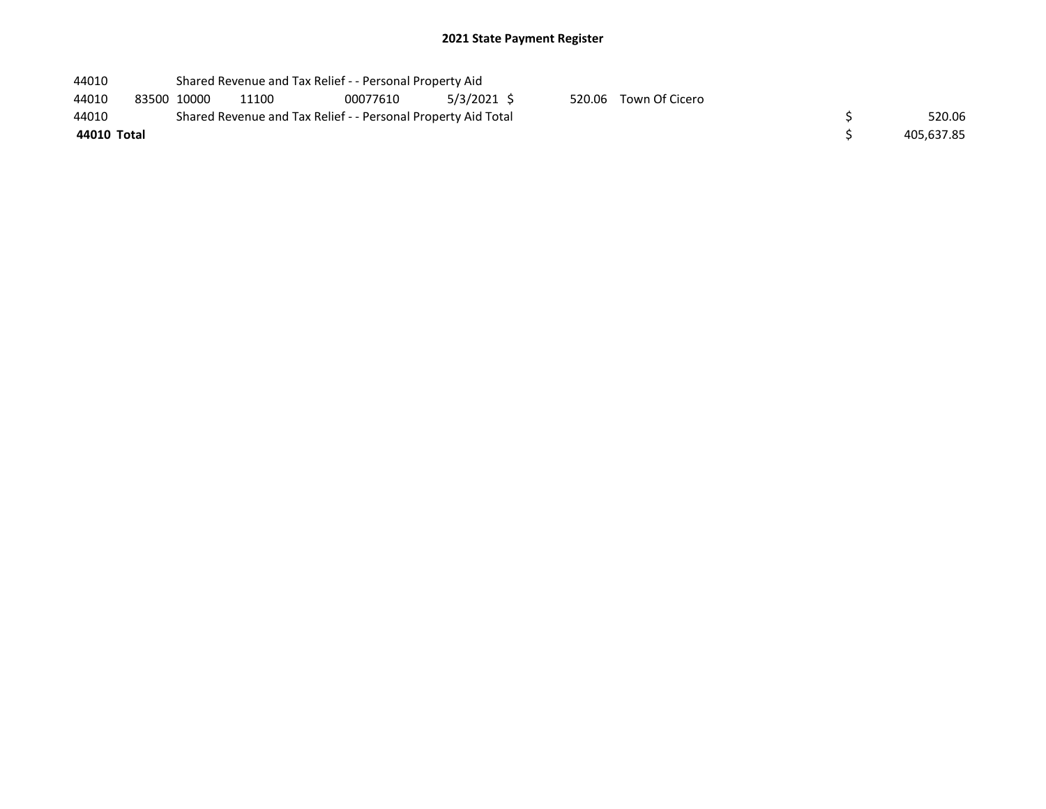# 2021 State Payment Register

| | | | | | | | | | |
|---|---|---|---|---|---|---|---|---|---|
| 44010 | | Shared Revenue and Tax Relief - - Personal Property Aid | | | | | | | |
| 44010 | 83500 | 10000 | 11100 | 00077610 | 5/3/2021 | $ 520.06 | Town Of Cicero | | |
| 44010 | | Shared Revenue and Tax Relief - - Personal Property Aid Total | | | | | | $ | 520.06 |
| **44010** | **Total** | | | | | | | $ | 405,637.85 |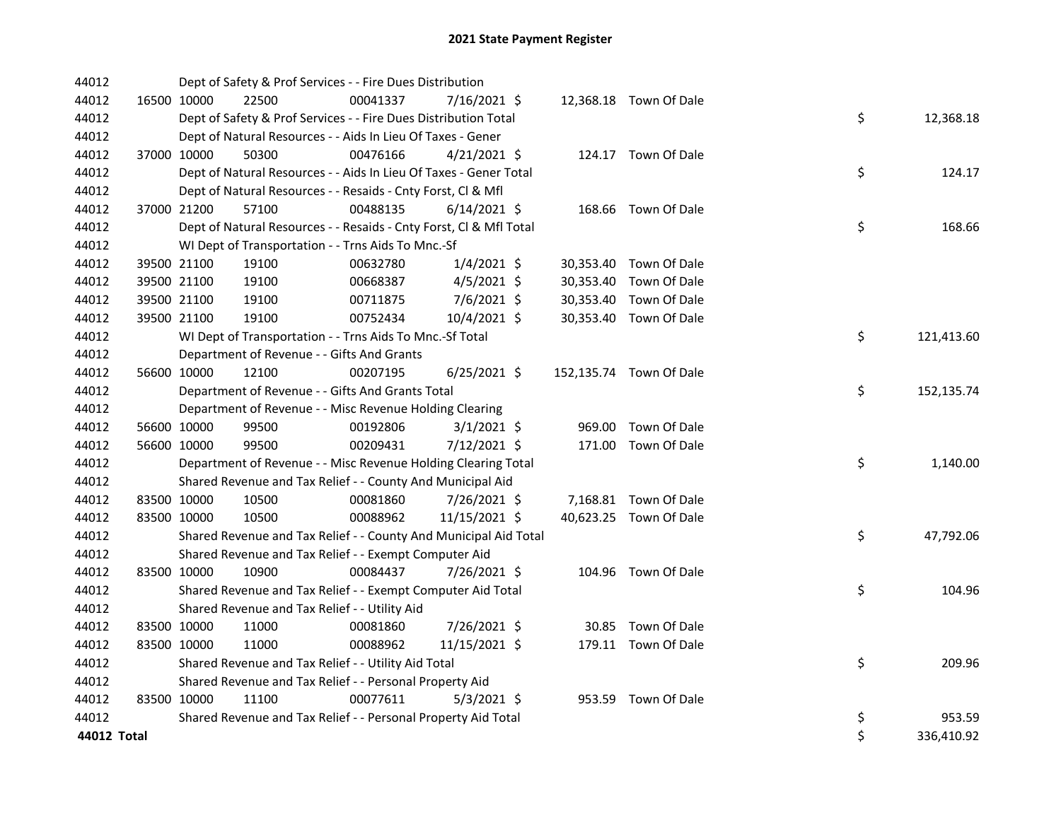# 2021 State Payment Register

| | | | | | | | | | |
|---|---|---|---|---|---|---|---|---|---|
| 44012 | | Dept of Safety & Prof Services - - Fire Dues Distribution | | | | | | | |
| 44012 | 16500 | 10000 | 22500 | 00041337 | 7/16/2021 | $ 12,368.18 | Town Of Dale | | |
| 44012 | | Dept of Safety & Prof Services - - Fire Dues Distribution Total | | | | | | $ | 12,368.18 |
| 44012 | | Dept of Natural Resources - - Aids In Lieu Of Taxes - Gener | | | | | | | |
| 44012 | 37000 | 10000 | 50300 | 00476166 | 4/21/2021 | $ 124.17 | Town Of Dale | | |
| 44012 | | Dept of Natural Resources - - Aids In Lieu Of Taxes - Gener Total | | | | | | $ | 124.17 |
| 44012 | | Dept of Natural Resources - - Resaids - Cnty Forst, Cl & Mfl | | | | | | | |
| 44012 | 37000 | 21200 | 57100 | 00488135 | 6/14/2021 | $ 168.66 | Town Of Dale | | |
| 44012 | | Dept of Natural Resources - - Resaids - Cnty Forst, Cl & Mfl Total | | | | | | $ | 168.66 |
| 44012 | | WI Dept of Transportation - - Trns Aids To Mnc.-Sf | | | | | | | |
| 44012 | 39500 | 21100 | 19100 | 00632780 | 1/4/2021 | $ 30,353.40 | Town Of Dale | | |
| 44012 | 39500 | 21100 | 19100 | 00668387 | 4/5/2021 | $ 30,353.40 | Town Of Dale | | |
| 44012 | 39500 | 21100 | 19100 | 00711875 | 7/6/2021 | $ 30,353.40 | Town Of Dale | | |
| 44012 | 39500 | 21100 | 19100 | 00752434 | 10/4/2021 | $ 30,353.40 | Town Of Dale | | |
| 44012 | | WI Dept of Transportation - - Trns Aids To Mnc.-Sf Total | | | | | | $ | 121,413.60 |
| 44012 | | Department of Revenue - - Gifts And Grants | | | | | | | |
| 44012 | 56600 | 10000 | 12100 | 00207195 | 6/25/2021 | $ 152,135.74 | Town Of Dale | | |
| 44012 | | Department of Revenue - - Gifts And Grants Total | | | | | | $ | 152,135.74 |
| 44012 | | Department of Revenue - - Misc Revenue Holding Clearing | | | | | | | |
| 44012 | 56600 | 10000 | 99500 | 00192806 | 3/1/2021 | $ 969.00 | Town Of Dale | | |
| 44012 | 56600 | 10000 | 99500 | 00209431 | 7/12/2021 | $ 171.00 | Town Of Dale | | |
| 44012 | | Department of Revenue - - Misc Revenue Holding Clearing Total | | | | | | $ | 1,140.00 |
| 44012 | | Shared Revenue and Tax Relief - - County And Municipal Aid | | | | | | | |
| 44012 | 83500 | 10000 | 10500 | 00081860 | 7/26/2021 | $ 7,168.81 | Town Of Dale | | |
| 44012 | 83500 | 10000 | 10500 | 00088962 | 11/15/2021 | $ 40,623.25 | Town Of Dale | | |
| 44012 | | Shared Revenue and Tax Relief - - County And Municipal Aid Total | | | | | | $ | 47,792.06 |
| 44012 | | Shared Revenue and Tax Relief - - Exempt Computer Aid | | | | | | | |
| 44012 | 83500 | 10000 | 10900 | 00084437 | 7/26/2021 | $ 104.96 | Town Of Dale | | |
| 44012 | | Shared Revenue and Tax Relief - - Exempt Computer Aid Total | | | | | | $ | 104.96 |
| 44012 | | Shared Revenue and Tax Relief - - Utility Aid | | | | | | | |
| 44012 | 83500 | 10000 | 11000 | 00081860 | 7/26/2021 | $ 30.85 | Town Of Dale | | |
| 44012 | 83500 | 10000 | 11000 | 00088962 | 11/15/2021 | $ 179.11 | Town Of Dale | | |
| 44012 | | Shared Revenue and Tax Relief - - Utility Aid Total | | | | | | $ | 209.96 |
| 44012 | | Shared Revenue and Tax Relief - - Personal Property Aid | | | | | | | |
| 44012 | 83500 | 10000 | 11100 | 00077611 | 5/3/2021 | $ 953.59 | Town Of Dale | | |
| 44012 | | Shared Revenue and Tax Relief - - Personal Property Aid Total | | | | | | $ | 953.59 |
| **44012 Total** | | | | | | | | $ | 336,410.92 |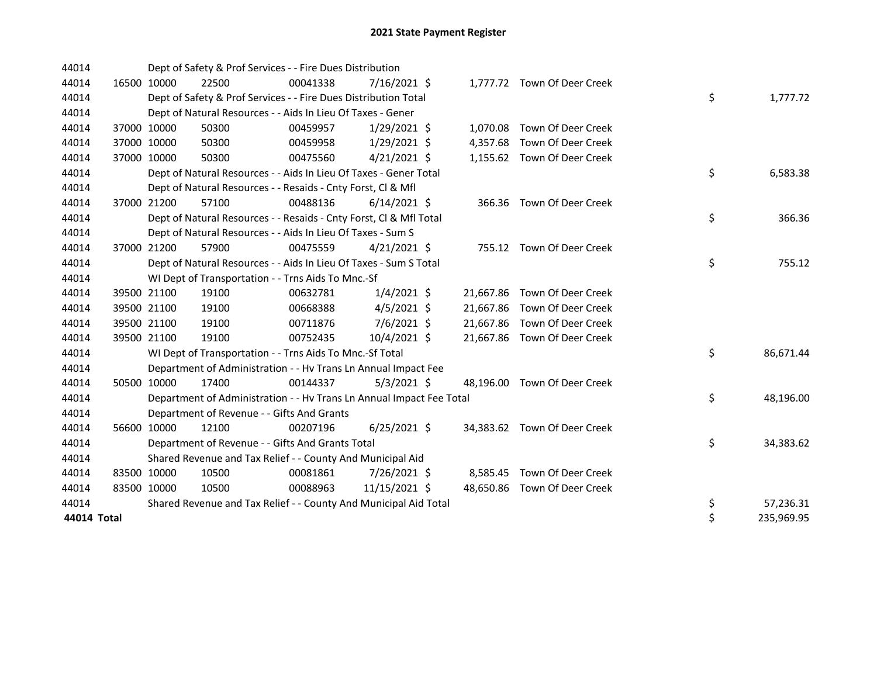# 2021 State Payment Register

| | | | | | | | | | |
|---|---|---|---|---|---|---|---|---|---|
| 44014 | | | Dept of Safety & Prof Services - - Fire Dues Distribution | | | | | | |
| 44014 | 16500 | 10000 | 22500 | 00041338 | 7/16/2021 | $ 1,777.72 | Town Of Deer Creek | | |
| 44014 | | | Dept of Safety & Prof Services - - Fire Dues Distribution Total | | | | | $ | 1,777.72 |
| 44014 | | | Dept of Natural Resources - - Aids In Lieu Of Taxes - Gener | | | | | | |
| 44014 | 37000 | 10000 | 50300 | 00459957 | 1/29/2021 | $ 1,070.08 | Town Of Deer Creek | | |
| 44014 | 37000 | 10000 | 50300 | 00459958 | 1/29/2021 | $ 4,357.68 | Town Of Deer Creek | | |
| 44014 | 37000 | 10000 | 50300 | 00475560 | 4/21/2021 | $ 1,155.62 | Town Of Deer Creek | | |
| 44014 | | | Dept of Natural Resources - - Aids In Lieu Of Taxes - Gener Total | | | | | $ | 6,583.38 |
| 44014 | | | Dept of Natural Resources - - Resaids - Cnty Forst, Cl & Mfl | | | | | | |
| 44014 | 37000 | 21200 | 57100 | 00488136 | 6/14/2021 | $ 366.36 | Town Of Deer Creek | | |
| 44014 | | | Dept of Natural Resources - - Resaids - Cnty Forst, Cl & Mfl Total | | | | | $ | 366.36 |
| 44014 | | | Dept of Natural Resources - - Aids In Lieu Of Taxes - Sum S | | | | | | |
| 44014 | 37000 | 21200 | 57900 | 00475559 | 4/21/2021 | $ 755.12 | Town Of Deer Creek | | |
| 44014 | | | Dept of Natural Resources - - Aids In Lieu Of Taxes - Sum S Total | | | | | $ | 755.12 |
| 44014 | | | WI Dept of Transportation - - Trns Aids To Mnc.-Sf | | | | | | |
| 44014 | 39500 | 21100 | 19100 | 00632781 | 1/4/2021 | $ 21,667.86 | Town Of Deer Creek | | |
| 44014 | 39500 | 21100 | 19100 | 00668388 | 4/5/2021 | $ 21,667.86 | Town Of Deer Creek | | |
| 44014 | 39500 | 21100 | 19100 | 00711876 | 7/6/2021 | $ 21,667.86 | Town Of Deer Creek | | |
| 44014 | 39500 | 21100 | 19100 | 00752435 | 10/4/2021 | $ 21,667.86 | Town Of Deer Creek | | |
| 44014 | | | WI Dept of Transportation - - Trns Aids To Mnc.-Sf Total | | | | | $ | 86,671.44 |
| 44014 | | | Department of Administration - - Hv Trans Ln Annual Impact Fee | | | | | | |
| 44014 | 50500 | 10000 | 17400 | 00144337 | 5/3/2021 | $ 48,196.00 | Town Of Deer Creek | | |
| 44014 | | | Department of Administration - - Hv Trans Ln Annual Impact Fee Total | | | | | $ | 48,196.00 |
| 44014 | | | Department of Revenue - - Gifts And Grants | | | | | | |
| 44014 | 56600 | 10000 | 12100 | 00207196 | 6/25/2021 | $ 34,383.62 | Town Of Deer Creek | | |
| 44014 | | | Department of Revenue - - Gifts And Grants Total | | | | | $ | 34,383.62 |
| 44014 | | | Shared Revenue and Tax Relief - - County And Municipal Aid | | | | | | |
| 44014 | 83500 | 10000 | 10500 | 00081861 | 7/26/2021 | $ 8,585.45 | Town Of Deer Creek | | |
| 44014 | 83500 | 10000 | 10500 | 00088963 | 11/15/2021 | $ 48,650.86 | Town Of Deer Creek | | |
| 44014 | | | Shared Revenue and Tax Relief - - County And Municipal Aid Total | | | | | $ | 57,236.31 |
| **44014 Total** | | | | | | | | $ | 235,969.95 |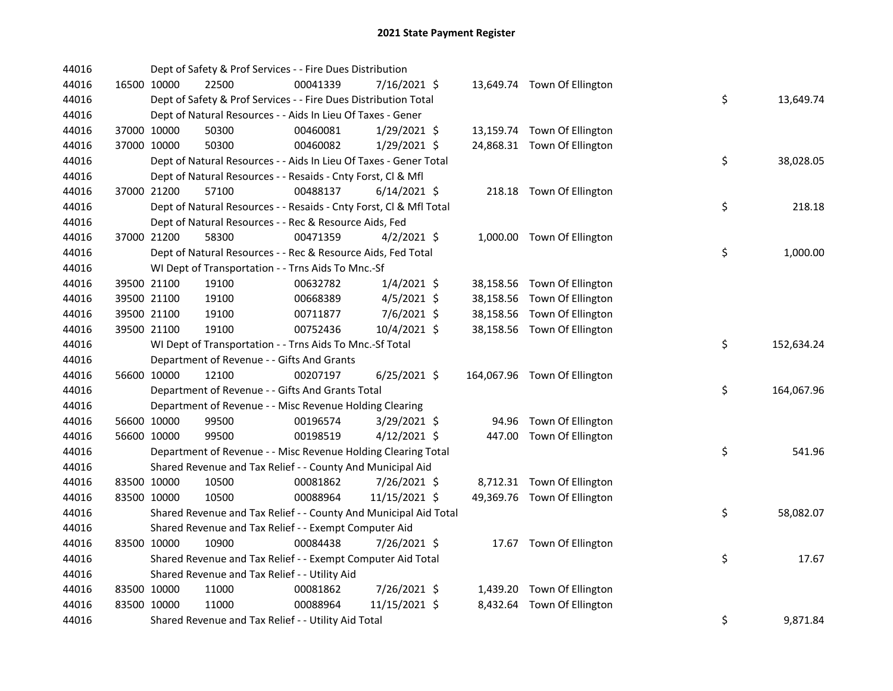# 2021 State Payment Register

| | | | | | | | | | |
|---|---|---|---|---|---|---|---|---|---|
| 44016 | | | Dept of Safety & Prof Services - - Fire Dues Distribution | | | | | | |
| 44016 | 16500 | 10000 | 22500 | 00041339 | 7/16/2021 | $ | 13,649.74 | Town Of Ellington | |
| 44016 | | | Dept of Safety & Prof Services - - Fire Dues Distribution Total | | | | | | $ 13,649.74 |
| 44016 | | | Dept of Natural Resources - - Aids In Lieu Of Taxes - Gener | | | | | | |
| 44016 | 37000 | 10000 | 50300 | 00460081 | 1/29/2021 | $ | 13,159.74 | Town Of Ellington | |
| 44016 | 37000 | 10000 | 50300 | 00460082 | 1/29/2021 | $ | 24,868.31 | Town Of Ellington | |
| 44016 | | | Dept of Natural Resources - - Aids In Lieu Of Taxes - Gener Total | | | | | | $ 38,028.05 |
| 44016 | | | Dept of Natural Resources - - Resaids - Cnty Forst, Cl & Mfl | | | | | | |
| 44016 | 37000 | 21200 | 57100 | 00488137 | 6/14/2021 | $ | 218.18 | Town Of Ellington | |
| 44016 | | | Dept of Natural Resources - - Resaids - Cnty Forst, Cl & Mfl Total | | | | | | $ 218.18 |
| 44016 | | | Dept of Natural Resources - - Rec & Resource Aids, Fed | | | | | | |
| 44016 | 37000 | 21200 | 58300 | 00471359 | 4/2/2021 | $ | 1,000.00 | Town Of Ellington | |
| 44016 | | | Dept of Natural Resources - - Rec & Resource Aids, Fed Total | | | | | | $ 1,000.00 |
| 44016 | | | WI Dept of Transportation - - Trns Aids To Mnc.-Sf | | | | | | |
| 44016 | 39500 | 21100 | 19100 | 00632782 | 1/4/2021 | $ | 38,158.56 | Town Of Ellington | |
| 44016 | 39500 | 21100 | 19100 | 00668389 | 4/5/2021 | $ | 38,158.56 | Town Of Ellington | |
| 44016 | 39500 | 21100 | 19100 | 00711877 | 7/6/2021 | $ | 38,158.56 | Town Of Ellington | |
| 44016 | 39500 | 21100 | 19100 | 00752436 | 10/4/2021 | $ | 38,158.56 | Town Of Ellington | |
| 44016 | | | WI Dept of Transportation - - Trns Aids To Mnc.-Sf Total | | | | | | $ 152,634.24 |
| 44016 | | | Department of Revenue - - Gifts And Grants | | | | | | |
| 44016 | 56600 | 10000 | 12100 | 00207197 | 6/25/2021 | $ | 164,067.96 | Town Of Ellington | |
| 44016 | | | Department of Revenue - - Gifts And Grants Total | | | | | | $ 164,067.96 |
| 44016 | | | Department of Revenue - - Misc Revenue Holding Clearing | | | | | | |
| 44016 | 56600 | 10000 | 99500 | 00196574 | 3/29/2021 | $ | 94.96 | Town Of Ellington | |
| 44016 | 56600 | 10000 | 99500 | 00198519 | 4/12/2021 | $ | 447.00 | Town Of Ellington | |
| 44016 | | | Department of Revenue - - Misc Revenue Holding Clearing Total | | | | | | $ 541.96 |
| 44016 | | | Shared Revenue and Tax Relief - - County And Municipal Aid | | | | | | |
| 44016 | 83500 | 10000 | 10500 | 00081862 | 7/26/2021 | $ | 8,712.31 | Town Of Ellington | |
| 44016 | 83500 | 10000 | 10500 | 00088964 | 11/15/2021 | $ | 49,369.76 | Town Of Ellington | |
| 44016 | | | Shared Revenue and Tax Relief - - County And Municipal Aid Total | | | | | | $ 58,082.07 |
| 44016 | | | Shared Revenue and Tax Relief - - Exempt Computer Aid | | | | | | |
| 44016 | 83500 | 10000 | 10900 | 00084438 | 7/26/2021 | $ | 17.67 | Town Of Ellington | |
| 44016 | | | Shared Revenue and Tax Relief - - Exempt Computer Aid Total | | | | | | $ 17.67 |
| 44016 | | | Shared Revenue and Tax Relief - - Utility Aid | | | | | | |
| 44016 | 83500 | 10000 | 11000 | 00081862 | 7/26/2021 | $ | 1,439.20 | Town Of Ellington | |
| 44016 | 83500 | 10000 | 11000 | 00088964 | 11/15/2021 | $ | 8,432.64 | Town Of Ellington | |
| 44016 | | | Shared Revenue and Tax Relief - - Utility Aid Total | | | | | | $ 9,871.84 |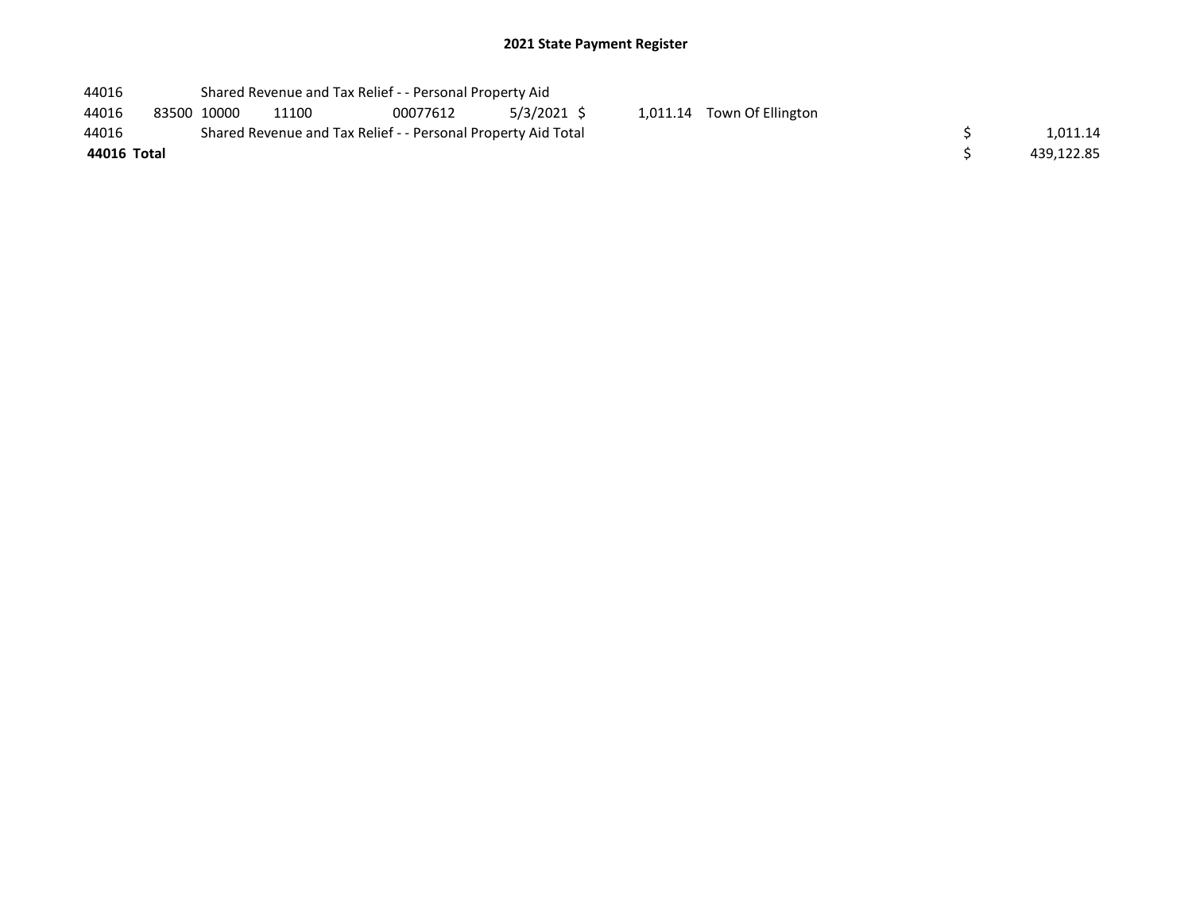# 2021 State Payment Register

| | | | | | | | | | |
|---|---|---|---|---|---|---|---|---|---|
| 44016 | | Shared Revenue and Tax Relief - - Personal Property Aid | | | | | | | |
| 44016 | 83500 | 10000 | 11100 | 00077612 | 5/3/2021 | $ 1,011.14 | Town Of Ellington | | |
| 44016 | | Shared Revenue and Tax Relief - - Personal Property Aid Total | | | | | | $ | 1,011.14 |
| **44016 Total** | | | | | | | | $ | 439,122.85 |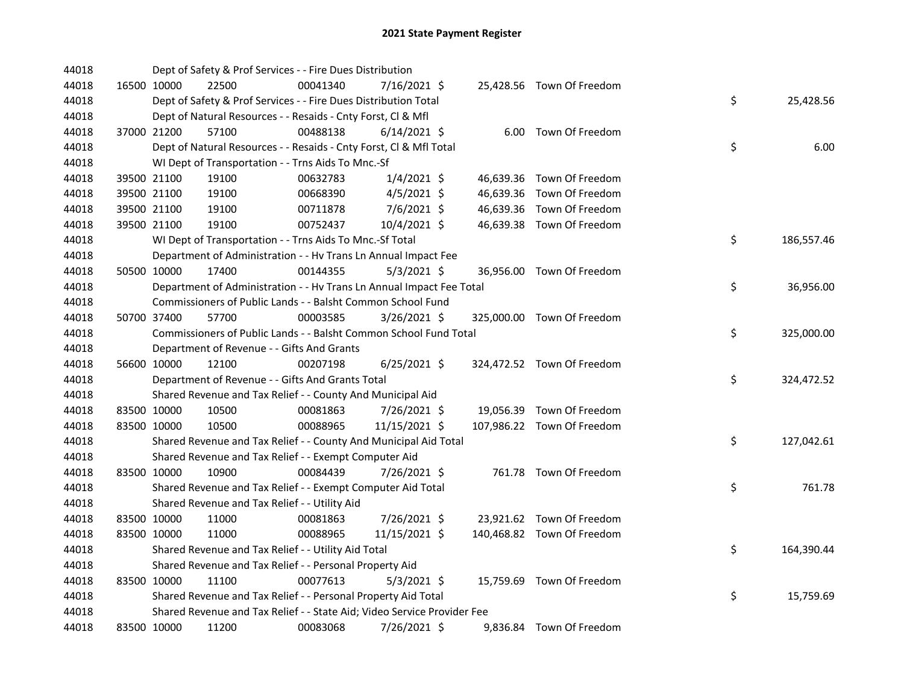# 2021 State Payment Register

| | | | | | | | | | |
|---|---|---|---|---|---|---|---|---|---|
| 44018 | | | Dept of Safety & Prof Services - - Fire Dues Distribution | | | | | | |
| 44018 | 16500 | 10000 | 22500 | 00041340 | 7/16/2021 | $ | 25,428.56 | Town Of Freedom | |
| 44018 | | | Dept of Safety & Prof Services - - Fire Dues Distribution Total | | | | | | $ 25,428.56 |
| 44018 | | | Dept of Natural Resources - - Resaids - Cnty Forst, Cl & Mfl | | | | | | |
| 44018 | 37000 | 21200 | 57100 | 00488138 | 6/14/2021 | $ | 6.00 | Town Of Freedom | |
| 44018 | | | Dept of Natural Resources - - Resaids - Cnty Forst, Cl & Mfl Total | | | | | | $ 6.00 |
| 44018 | | | WI Dept of Transportation - - Trns Aids To Mnc.-Sf | | | | | | |
| 44018 | 39500 | 21100 | 19100 | 00632783 | 1/4/2021 | $ | 46,639.36 | Town Of Freedom | |
| 44018 | 39500 | 21100 | 19100 | 00668390 | 4/5/2021 | $ | 46,639.36 | Town Of Freedom | |
| 44018 | 39500 | 21100 | 19100 | 00711878 | 7/6/2021 | $ | 46,639.36 | Town Of Freedom | |
| 44018 | 39500 | 21100 | 19100 | 00752437 | 10/4/2021 | $ | 46,639.38 | Town Of Freedom | |
| 44018 | | | WI Dept of Transportation - - Trns Aids To Mnc.-Sf Total | | | | | | $ 186,557.46 |
| 44018 | | | Department of Administration - - Hv Trans Ln Annual Impact Fee | | | | | | |
| 44018 | 50500 | 10000 | 17400 | 00144355 | 5/3/2021 | $ | 36,956.00 | Town Of Freedom | |
| 44018 | | | Department of Administration - - Hv Trans Ln Annual Impact Fee Total | | | | | | $ 36,956.00 |
| 44018 | | | Commissioners of Public Lands - - Balsht Common School Fund | | | | | | |
| 44018 | 50700 | 37400 | 57700 | 00003585 | 3/26/2021 | $ | 325,000.00 | Town Of Freedom | |
| 44018 | | | Commissioners of Public Lands - - Balsht Common School Fund Total | | | | | | $ 325,000.00 |
| 44018 | | | Department of Revenue - - Gifts And Grants | | | | | | |
| 44018 | 56600 | 10000 | 12100 | 00207198 | 6/25/2021 | $ | 324,472.52 | Town Of Freedom | |
| 44018 | | | Department of Revenue - - Gifts And Grants Total | | | | | | $ 324,472.52 |
| 44018 | | | Shared Revenue and Tax Relief - - County And Municipal Aid | | | | | | |
| 44018 | 83500 | 10000 | 10500 | 00081863 | 7/26/2021 | $ | 19,056.39 | Town Of Freedom | |
| 44018 | 83500 | 10000 | 10500 | 00088965 | 11/15/2021 | $ | 107,986.22 | Town Of Freedom | |
| 44018 | | | Shared Revenue and Tax Relief - - County And Municipal Aid Total | | | | | | $ 127,042.61 |
| 44018 | | | Shared Revenue and Tax Relief - - Exempt Computer Aid | | | | | | |
| 44018 | 83500 | 10000 | 10900 | 00084439 | 7/26/2021 | $ | 761.78 | Town Of Freedom | |
| 44018 | | | Shared Revenue and Tax Relief - - Exempt Computer Aid Total | | | | | | $ 761.78 |
| 44018 | | | Shared Revenue and Tax Relief - - Utility Aid | | | | | | |
| 44018 | 83500 | 10000 | 11000 | 00081863 | 7/26/2021 | $ | 23,921.62 | Town Of Freedom | |
| 44018 | 83500 | 10000 | 11000 | 00088965 | 11/15/2021 | $ | 140,468.82 | Town Of Freedom | |
| 44018 | | | Shared Revenue and Tax Relief - - Utility Aid Total | | | | | | $ 164,390.44 |
| 44018 | | | Shared Revenue and Tax Relief - - Personal Property Aid | | | | | | |
| 44018 | 83500 | 10000 | 11100 | 00077613 | 5/3/2021 | $ | 15,759.69 | Town Of Freedom | |
| 44018 | | | Shared Revenue and Tax Relief - - Personal Property Aid Total | | | | | | $ 15,759.69 |
| 44018 | | | Shared Revenue and Tax Relief - - State Aid; Video Service Provider Fee | | | | | | |
| 44018 | 83500 | 10000 | 11200 | 00083068 | 7/26/2021 | $ | 9,836.84 | Town Of Freedom | |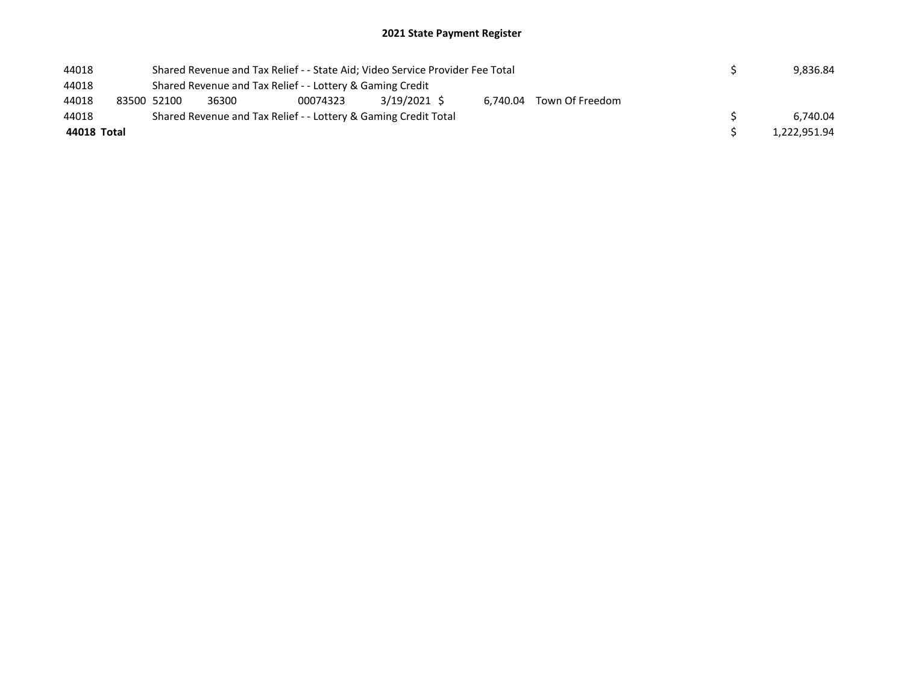## 2021 State Payment Register

| | | | | | | | | | |
|---|---|---|---|---|---|---|---|---|---|
| 44018 | | Shared Revenue and Tax Relief - - State Aid; Video Service Provider Fee Total | | | | | | $ | 9,836.84 |
| 44018 | | Shared Revenue and Tax Relief - - Lottery & Gaming Credit | | | | | | | |
| 44018 | 83500 | 52100 | 36300 | 00074323 | 3/19/2021 | $ 6,740.04 | Town Of Freedom | | |
| 44018 | | Shared Revenue and Tax Relief - - Lottery & Gaming Credit Total | | | | | | $ | 6,740.04 |
| **44018 Total** | | | | | | | | $ | 1,222,951.94 |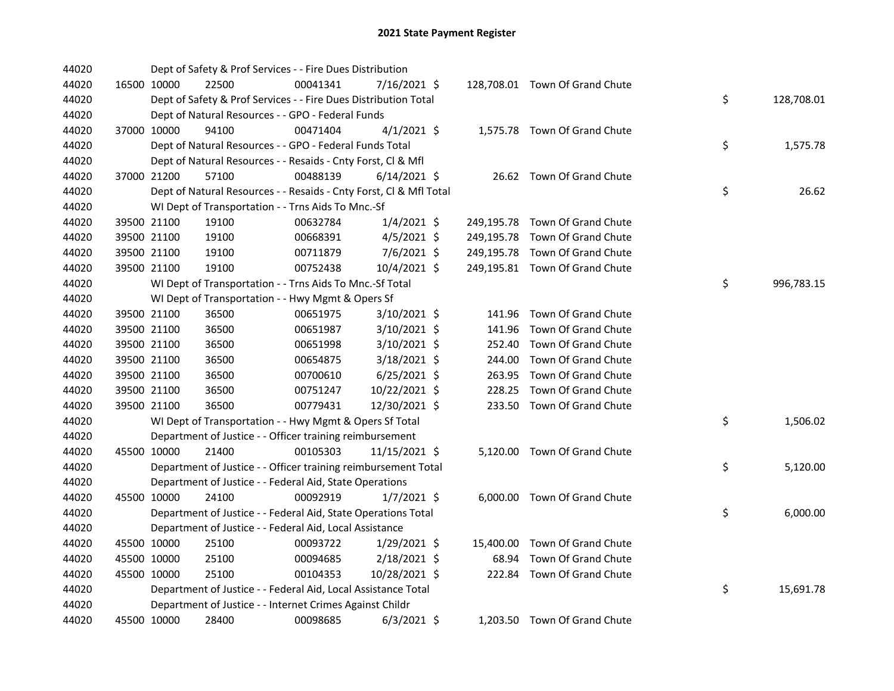# 2021 State Payment Register

| | | | | | | | | | |
|---|---|---|---|---|---|---|---|---|---|
| 44020 | | | Dept of Safety & Prof Services - - Fire Dues Distribution | | | | | | |
| 44020 | 16500 | 10000 | 22500 | 00041341 | 7/16/2021 | $ | 128,708.01 | Town Of Grand Chute | |
| 44020 | | | Dept of Safety & Prof Services - - Fire Dues Distribution Total | | | | | | $ 128,708.01 |
| 44020 | | | Dept of Natural Resources - - GPO - Federal Funds | | | | | | |
| 44020 | 37000 | 10000 | 94100 | 00471404 | 4/1/2021 | $ | 1,575.78 | Town Of Grand Chute | |
| 44020 | | | Dept of Natural Resources - - GPO - Federal Funds Total | | | | | | $ 1,575.78 |
| 44020 | | | Dept of Natural Resources - - Resaids - Cnty Forst, Cl & Mfl | | | | | | |
| 44020 | 37000 | 21200 | 57100 | 00488139 | 6/14/2021 | $ | 26.62 | Town Of Grand Chute | |
| 44020 | | | Dept of Natural Resources - - Resaids - Cnty Forst, Cl & Mfl Total | | | | | | $ 26.62 |
| 44020 | | | WI Dept of Transportation - - Trns Aids To Mnc.-Sf | | | | | | |
| 44020 | 39500 | 21100 | 19100 | 00632784 | 1/4/2021 | $ | 249,195.78 | Town Of Grand Chute | |
| 44020 | 39500 | 21100 | 19100 | 00668391 | 4/5/2021 | $ | 249,195.78 | Town Of Grand Chute | |
| 44020 | 39500 | 21100 | 19100 | 00711879 | 7/6/2021 | $ | 249,195.78 | Town Of Grand Chute | |
| 44020 | 39500 | 21100 | 19100 | 00752438 | 10/4/2021 | $ | 249,195.81 | Town Of Grand Chute | |
| 44020 | | | WI Dept of Transportation - - Trns Aids To Mnc.-Sf Total | | | | | | $ 996,783.15 |
| 44020 | | | WI Dept of Transportation - - Hwy Mgmt & Opers Sf | | | | | | |
| 44020 | 39500 | 21100 | 36500 | 00651975 | 3/10/2021 | $ | 141.96 | Town Of Grand Chute | |
| 44020 | 39500 | 21100 | 36500 | 00651987 | 3/10/2021 | $ | 141.96 | Town Of Grand Chute | |
| 44020 | 39500 | 21100 | 36500 | 00651998 | 3/10/2021 | $ | 252.40 | Town Of Grand Chute | |
| 44020 | 39500 | 21100 | 36500 | 00654875 | 3/18/2021 | $ | 244.00 | Town Of Grand Chute | |
| 44020 | 39500 | 21100 | 36500 | 00700610 | 6/25/2021 | $ | 263.95 | Town Of Grand Chute | |
| 44020 | 39500 | 21100 | 36500 | 00751247 | 10/22/2021 | $ | 228.25 | Town Of Grand Chute | |
| 44020 | 39500 | 21100 | 36500 | 00779431 | 12/30/2021 | $ | 233.50 | Town Of Grand Chute | |
| 44020 | | | WI Dept of Transportation - - Hwy Mgmt & Opers Sf Total | | | | | | $ 1,506.02 |
| 44020 | | | Department of Justice - - Officer training reimbursement | | | | | | |
| 44020 | 45500 | 10000 | 21400 | 00105303 | 11/15/2021 | $ | 5,120.00 | Town Of Grand Chute | |
| 44020 | | | Department of Justice - - Officer training reimbursement Total | | | | | | $ 5,120.00 |
| 44020 | | | Department of Justice - - Federal Aid, State Operations | | | | | | |
| 44020 | 45500 | 10000 | 24100 | 00092919 | 1/7/2021 | $ | 6,000.00 | Town Of Grand Chute | |
| 44020 | | | Department of Justice - - Federal Aid, State Operations Total | | | | | | $ 6,000.00 |
| 44020 | | | Department of Justice - - Federal Aid, Local Assistance | | | | | | |
| 44020 | 45500 | 10000 | 25100 | 00093722 | 1/29/2021 | $ | 15,400.00 | Town Of Grand Chute | |
| 44020 | 45500 | 10000 | 25100 | 00094685 | 2/18/2021 | $ | 68.94 | Town Of Grand Chute | |
| 44020 | 45500 | 10000 | 25100 | 00104353 | 10/28/2021 | $ | 222.84 | Town Of Grand Chute | |
| 44020 | | | Department of Justice - - Federal Aid, Local Assistance Total | | | | | | $ 15,691.78 |
| 44020 | | | Department of Justice - - Internet Crimes Against Childr | | | | | | |
| 44020 | 45500 | 10000 | 28400 | 00098685 | 6/3/2021 | $ | 1,203.50 | Town Of Grand Chute | |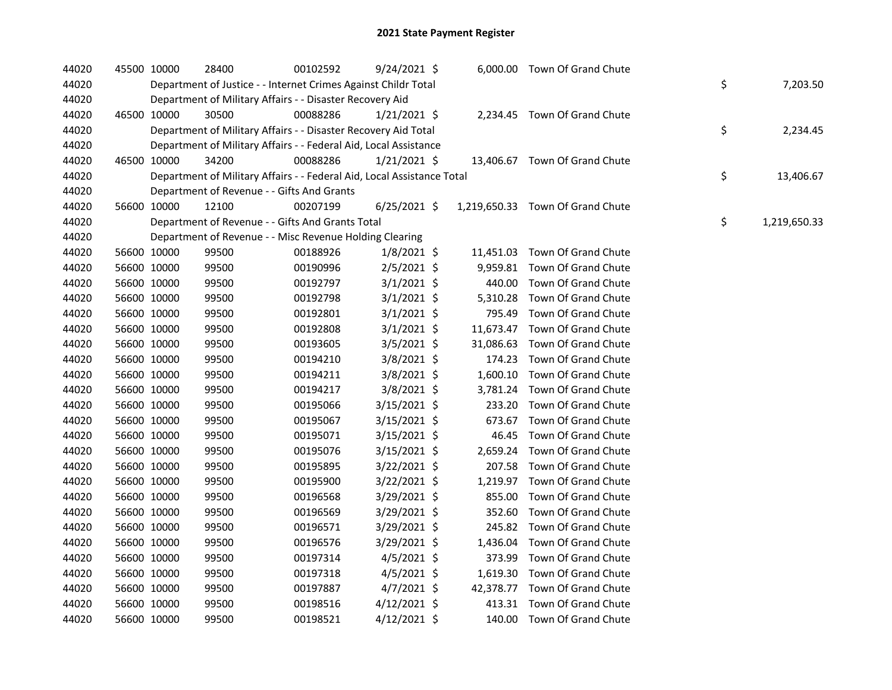# 2021 State Payment Register

| | | | | | | | | | |
|---|---|---|---|---|---|---|---|---|---|
| 44020 | 45500 | 10000 | 28400 | 00102592 | 9/24/2021 | $ 6,000.00 | Town Of Grand Chute | | |
| 44020 | | Department of Justice - - Internet Crimes Against Childr Total | | | | | | $ | 7,203.50 |
| 44020 | | Department of Military Affairs - - Disaster Recovery Aid | | | | | | | |
| 44020 | 46500 | 10000 | 30500 | 00088286 | 1/21/2021 | $ 2,234.45 | Town Of Grand Chute | | |
| 44020 | | Department of Military Affairs - - Disaster Recovery Aid Total | | | | | | $ | 2,234.45 |
| 44020 | | Department of Military Affairs - - Federal Aid, Local Assistance | | | | | | | |
| 44020 | 46500 | 10000 | 34200 | 00088286 | 1/21/2021 | $ 13,406.67 | Town Of Grand Chute | | |
| 44020 | | Department of Military Affairs - - Federal Aid, Local Assistance Total | | | | | | $ | 13,406.67 |
| 44020 | | Department of Revenue - - Gifts And Grants | | | | | | | |
| 44020 | 56600 | 10000 | 12100 | 00207199 | 6/25/2021 | $ 1,219,650.33 | Town Of Grand Chute | | |
| 44020 | | Department of Revenue - - Gifts And Grants Total | | | | | | $ | 1,219,650.33 |
| 44020 | | Department of Revenue - - Misc Revenue Holding Clearing | | | | | | | |
| 44020 | 56600 | 10000 | 99500 | 00188926 | 1/8/2021 | $ 11,451.03 | Town Of Grand Chute | | |
| 44020 | 56600 | 10000 | 99500 | 00190996 | 2/5/2021 | $ 9,959.81 | Town Of Grand Chute | | |
| 44020 | 56600 | 10000 | 99500 | 00192797 | 3/1/2021 | $ 440.00 | Town Of Grand Chute | | |
| 44020 | 56600 | 10000 | 99500 | 00192798 | 3/1/2021 | $ 5,310.28 | Town Of Grand Chute | | |
| 44020 | 56600 | 10000 | 99500 | 00192801 | 3/1/2021 | $ 795.49 | Town Of Grand Chute | | |
| 44020 | 56600 | 10000 | 99500 | 00192808 | 3/1/2021 | $ 11,673.47 | Town Of Grand Chute | | |
| 44020 | 56600 | 10000 | 99500 | 00193605 | 3/5/2021 | $ 31,086.63 | Town Of Grand Chute | | |
| 44020 | 56600 | 10000 | 99500 | 00194210 | 3/8/2021 | $ 174.23 | Town Of Grand Chute | | |
| 44020 | 56600 | 10000 | 99500 | 00194211 | 3/8/2021 | $ 1,600.10 | Town Of Grand Chute | | |
| 44020 | 56600 | 10000 | 99500 | 00194217 | 3/8/2021 | $ 3,781.24 | Town Of Grand Chute | | |
| 44020 | 56600 | 10000 | 99500 | 00195066 | 3/15/2021 | $ 233.20 | Town Of Grand Chute | | |
| 44020 | 56600 | 10000 | 99500 | 00195067 | 3/15/2021 | $ 673.67 | Town Of Grand Chute | | |
| 44020 | 56600 | 10000 | 99500 | 00195071 | 3/15/2021 | $ 46.45 | Town Of Grand Chute | | |
| 44020 | 56600 | 10000 | 99500 | 00195076 | 3/15/2021 | $ 2,659.24 | Town Of Grand Chute | | |
| 44020 | 56600 | 10000 | 99500 | 00195895 | 3/22/2021 | $ 207.58 | Town Of Grand Chute | | |
| 44020 | 56600 | 10000 | 99500 | 00195900 | 3/22/2021 | $ 1,219.97 | Town Of Grand Chute | | |
| 44020 | 56600 | 10000 | 99500 | 00196568 | 3/29/2021 | $ 855.00 | Town Of Grand Chute | | |
| 44020 | 56600 | 10000 | 99500 | 00196569 | 3/29/2021 | $ 352.60 | Town Of Grand Chute | | |
| 44020 | 56600 | 10000 | 99500 | 00196571 | 3/29/2021 | $ 245.82 | Town Of Grand Chute | | |
| 44020 | 56600 | 10000 | 99500 | 00196576 | 3/29/2021 | $ 1,436.04 | Town Of Grand Chute | | |
| 44020 | 56600 | 10000 | 99500 | 00197314 | 4/5/2021 | $ 373.99 | Town Of Grand Chute | | |
| 44020 | 56600 | 10000 | 99500 | 00197318 | 4/5/2021 | $ 1,619.30 | Town Of Grand Chute | | |
| 44020 | 56600 | 10000 | 99500 | 00197887 | 4/7/2021 | $ 42,378.77 | Town Of Grand Chute | | |
| 44020 | 56600 | 10000 | 99500 | 00198516 | 4/12/2021 | $ 413.31 | Town Of Grand Chute | | |
| 44020 | 56600 | 10000 | 99500 | 00198521 | 4/12/2021 | $ 140.00 | Town Of Grand Chute | | |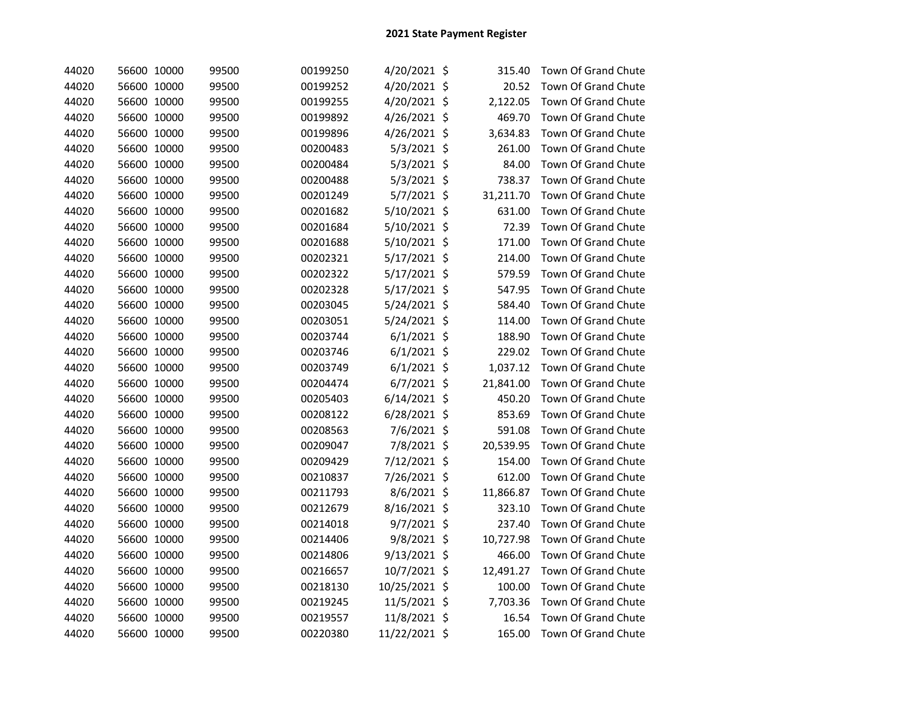## 2021 State Payment Register

| | | | | | | | | |
|---|---|---|---|---|---|---|---|---|
| 44020 | 56600 | 10000 | 99500 | 00199250 | 4/20/2021 | $ | 315.40 | Town Of Grand Chute |
| 44020 | 56600 | 10000 | 99500 | 00199252 | 4/20/2021 | $ | 20.52 | Town Of Grand Chute |
| 44020 | 56600 | 10000 | 99500 | 00199255 | 4/20/2021 | $ | 2,122.05 | Town Of Grand Chute |
| 44020 | 56600 | 10000 | 99500 | 00199892 | 4/26/2021 | $ | 469.70 | Town Of Grand Chute |
| 44020 | 56600 | 10000 | 99500 | 00199896 | 4/26/2021 | $ | 3,634.83 | Town Of Grand Chute |
| 44020 | 56600 | 10000 | 99500 | 00200483 | 5/3/2021 | $ | 261.00 | Town Of Grand Chute |
| 44020 | 56600 | 10000 | 99500 | 00200484 | 5/3/2021 | $ | 84.00 | Town Of Grand Chute |
| 44020 | 56600 | 10000 | 99500 | 00200488 | 5/3/2021 | $ | 738.37 | Town Of Grand Chute |
| 44020 | 56600 | 10000 | 99500 | 00201249 | 5/7/2021 | $ | 31,211.70 | Town Of Grand Chute |
| 44020 | 56600 | 10000 | 99500 | 00201682 | 5/10/2021 | $ | 631.00 | Town Of Grand Chute |
| 44020 | 56600 | 10000 | 99500 | 00201684 | 5/10/2021 | $ | 72.39 | Town Of Grand Chute |
| 44020 | 56600 | 10000 | 99500 | 00201688 | 5/10/2021 | $ | 171.00 | Town Of Grand Chute |
| 44020 | 56600 | 10000 | 99500 | 00202321 | 5/17/2021 | $ | 214.00 | Town Of Grand Chute |
| 44020 | 56600 | 10000 | 99500 | 00202322 | 5/17/2021 | $ | 579.59 | Town Of Grand Chute |
| 44020 | 56600 | 10000 | 99500 | 00202328 | 5/17/2021 | $ | 547.95 | Town Of Grand Chute |
| 44020 | 56600 | 10000 | 99500 | 00203045 | 5/24/2021 | $ | 584.40 | Town Of Grand Chute |
| 44020 | 56600 | 10000 | 99500 | 00203051 | 5/24/2021 | $ | 114.00 | Town Of Grand Chute |
| 44020 | 56600 | 10000 | 99500 | 00203744 | 6/1/2021 | $ | 188.90 | Town Of Grand Chute |
| 44020 | 56600 | 10000 | 99500 | 00203746 | 6/1/2021 | $ | 229.02 | Town Of Grand Chute |
| 44020 | 56600 | 10000 | 99500 | 00203749 | 6/1/2021 | $ | 1,037.12 | Town Of Grand Chute |
| 44020 | 56600 | 10000 | 99500 | 00204474 | 6/7/2021 | $ | 21,841.00 | Town Of Grand Chute |
| 44020 | 56600 | 10000 | 99500 | 00205403 | 6/14/2021 | $ | 450.20 | Town Of Grand Chute |
| 44020 | 56600 | 10000 | 99500 | 00208122 | 6/28/2021 | $ | 853.69 | Town Of Grand Chute |
| 44020 | 56600 | 10000 | 99500 | 00208563 | 7/6/2021 | $ | 591.08 | Town Of Grand Chute |
| 44020 | 56600 | 10000 | 99500 | 00209047 | 7/8/2021 | $ | 20,539.95 | Town Of Grand Chute |
| 44020 | 56600 | 10000 | 99500 | 00209429 | 7/12/2021 | $ | 154.00 | Town Of Grand Chute |
| 44020 | 56600 | 10000 | 99500 | 00210837 | 7/26/2021 | $ | 612.00 | Town Of Grand Chute |
| 44020 | 56600 | 10000 | 99500 | 00211793 | 8/6/2021 | $ | 11,866.87 | Town Of Grand Chute |
| 44020 | 56600 | 10000 | 99500 | 00212679 | 8/16/2021 | $ | 323.10 | Town Of Grand Chute |
| 44020 | 56600 | 10000 | 99500 | 00214018 | 9/7/2021 | $ | 237.40 | Town Of Grand Chute |
| 44020 | 56600 | 10000 | 99500 | 00214406 | 9/8/2021 | $ | 10,727.98 | Town Of Grand Chute |
| 44020 | 56600 | 10000 | 99500 | 00214806 | 9/13/2021 | $ | 466.00 | Town Of Grand Chute |
| 44020 | 56600 | 10000 | 99500 | 00216657 | 10/7/2021 | $ | 12,491.27 | Town Of Grand Chute |
| 44020 | 56600 | 10000 | 99500 | 00218130 | 10/25/2021 | $ | 100.00 | Town Of Grand Chute |
| 44020 | 56600 | 10000 | 99500 | 00219245 | 11/5/2021 | $ | 7,703.36 | Town Of Grand Chute |
| 44020 | 56600 | 10000 | 99500 | 00219557 | 11/8/2021 | $ | 16.54 | Town Of Grand Chute |
| 44020 | 56600 | 10000 | 99500 | 00220380 | 11/22/2021 | $ | 165.00 | Town Of Grand Chute |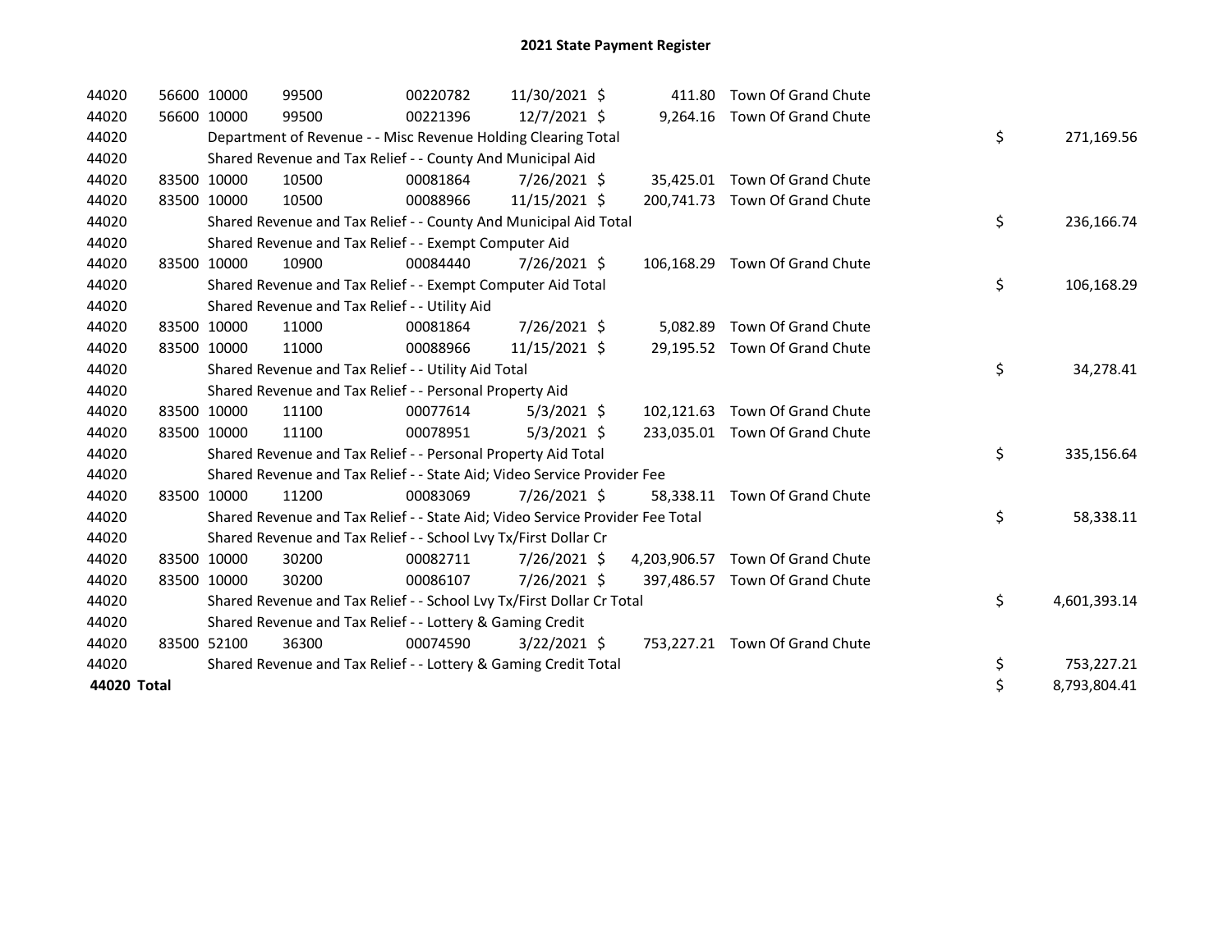# 2021 State Payment Register

| | | | | | | | | | |
|---|---|---|---|---|---|---|---|---|---|
| 44020 | 56600 | 10000 | 99500 | 00220782 | 11/30/2021 | $ 411.80 | Town Of Grand Chute | | |
| 44020 | 56600 | 10000 | 99500 | 00221396 | 12/7/2021 | $ 9,264.16 | Town Of Grand Chute | | |
| 44020 | | Department of Revenue - - Misc Revenue Holding Clearing Total | | | | | | $ | 271,169.56 |
| 44020 | | Shared Revenue and Tax Relief - - County And Municipal Aid | | | | | | | |
| 44020 | 83500 | 10000 | 10500 | 00081864 | 7/26/2021 | $ 35,425.01 | Town Of Grand Chute | | |
| 44020 | 83500 | 10000 | 10500 | 00088966 | 11/15/2021 | $ 200,741.73 | Town Of Grand Chute | | |
| 44020 | | Shared Revenue and Tax Relief - - County And Municipal Aid Total | | | | | | $ | 236,166.74 |
| 44020 | | Shared Revenue and Tax Relief - - Exempt Computer Aid | | | | | | | |
| 44020 | 83500 | 10000 | 10900 | 00084440 | 7/26/2021 | $ 106,168.29 | Town Of Grand Chute | | |
| 44020 | | Shared Revenue and Tax Relief - - Exempt Computer Aid Total | | | | | | $ | 106,168.29 |
| 44020 | | Shared Revenue and Tax Relief - - Utility Aid | | | | | | | |
| 44020 | 83500 | 10000 | 11000 | 00081864 | 7/26/2021 | $ 5,082.89 | Town Of Grand Chute | | |
| 44020 | 83500 | 10000 | 11000 | 00088966 | 11/15/2021 | $ 29,195.52 | Town Of Grand Chute | | |
| 44020 | | Shared Revenue and Tax Relief - - Utility Aid Total | | | | | | $ | 34,278.41 |
| 44020 | | Shared Revenue and Tax Relief - - Personal Property Aid | | | | | | | |
| 44020 | 83500 | 10000 | 11100 | 00077614 | 5/3/2021 | $ 102,121.63 | Town Of Grand Chute | | |
| 44020 | 83500 | 10000 | 11100 | 00078951 | 5/3/2021 | $ 233,035.01 | Town Of Grand Chute | | |
| 44020 | | Shared Revenue and Tax Relief - - Personal Property Aid Total | | | | | | $ | 335,156.64 |
| 44020 | | Shared Revenue and Tax Relief - - State Aid; Video Service Provider Fee | | | | | | | |
| 44020 | 83500 | 10000 | 11200 | 00083069 | 7/26/2021 | $ 58,338.11 | Town Of Grand Chute | | |
| 44020 | | Shared Revenue and Tax Relief - - State Aid; Video Service Provider Fee Total | | | | | | $ | 58,338.11 |
| 44020 | | Shared Revenue and Tax Relief - - School Lvy Tx/First Dollar Cr | | | | | | | |
| 44020 | 83500 | 10000 | 30200 | 00082711 | 7/26/2021 | $ 4,203,906.57 | Town Of Grand Chute | | |
| 44020 | 83500 | 10000 | 30200 | 00086107 | 7/26/2021 | $ 397,486.57 | Town Of Grand Chute | | |
| 44020 | | Shared Revenue and Tax Relief - - School Lvy Tx/First Dollar Cr Total | | | | | | $ | 4,601,393.14 |
| 44020 | | Shared Revenue and Tax Relief - - Lottery & Gaming Credit | | | | | | | |
| 44020 | 83500 | 52100 | 36300 | 00074590 | 3/22/2021 | $ 753,227.21 | Town Of Grand Chute | | |
| 44020 | | Shared Revenue and Tax Relief - - Lottery & Gaming Credit Total | | | | | | $ | 753,227.21 |
| **44020 Total** | | | | | | | | $ | 8,793,804.41 |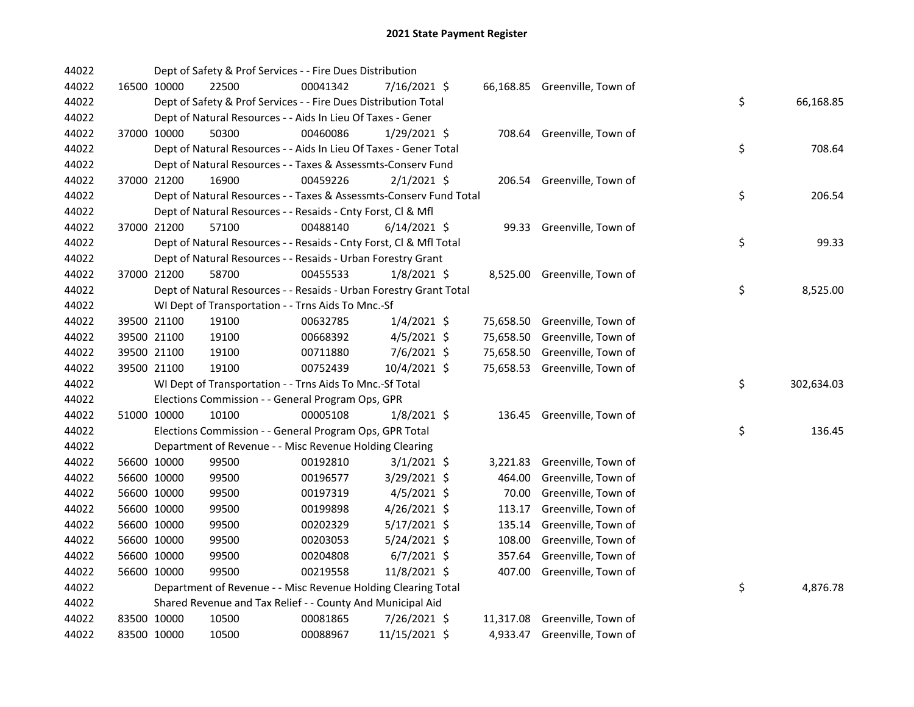## 2021 State Payment Register

| | | | | | | | | | |
|---|---|---|---|---|---|---|---|---|---|
| 44022 | | | Dept of Safety & Prof Services - - Fire Dues Distribution | | | | | | |
| 44022 | 16500 | 10000 | 22500 | 00041342 | 7/16/2021 $ | 66,168.85 | Greenville, Town of | | |
| 44022 | | | Dept of Safety & Prof Services - - Fire Dues Distribution Total | | | | | $ | 66,168.85 |
| 44022 | | | Dept of Natural Resources - - Aids In Lieu Of Taxes - Gener | | | | | | |
| 44022 | 37000 | 10000 | 50300 | 00460086 | 1/29/2021 $ | 708.64 | Greenville, Town of | | |
| 44022 | | | Dept of Natural Resources - - Aids In Lieu Of Taxes - Gener Total | | | | | $ | 708.64 |
| 44022 | | | Dept of Natural Resources - - Taxes & Assessmts-Conserv Fund | | | | | | |
| 44022 | 37000 | 21200 | 16900 | 00459226 | 2/1/2021 $ | 206.54 | Greenville, Town of | | |
| 44022 | | | Dept of Natural Resources - - Taxes & Assessmts-Conserv Fund Total | | | | | $ | 206.54 |
| 44022 | | | Dept of Natural Resources - - Resaids - Cnty Forst, Cl & Mfl | | | | | | |
| 44022 | 37000 | 21200 | 57100 | 00488140 | 6/14/2021 $ | 99.33 | Greenville, Town of | | |
| 44022 | | | Dept of Natural Resources - - Resaids - Cnty Forst, Cl & Mfl Total | | | | | $ | 99.33 |
| 44022 | | | Dept of Natural Resources - - Resaids - Urban Forestry Grant | | | | | | |
| 44022 | 37000 | 21200 | 58700 | 00455533 | 1/8/2021 $ | 8,525.00 | Greenville, Town of | | |
| 44022 | | | Dept of Natural Resources - - Resaids - Urban Forestry Grant Total | | | | | $ | 8,525.00 |
| 44022 | | | WI Dept of Transportation - - Trns Aids To Mnc.-Sf | | | | | | |
| 44022 | 39500 | 21100 | 19100 | 00632785 | 1/4/2021 $ | 75,658.50 | Greenville, Town of | | |
| 44022 | 39500 | 21100 | 19100 | 00668392 | 4/5/2021 $ | 75,658.50 | Greenville, Town of | | |
| 44022 | 39500 | 21100 | 19100 | 00711880 | 7/6/2021 $ | 75,658.50 | Greenville, Town of | | |
| 44022 | 39500 | 21100 | 19100 | 00752439 | 10/4/2021 $ | 75,658.53 | Greenville, Town of | | |
| 44022 | | | WI Dept of Transportation - - Trns Aids To Mnc.-Sf Total | | | | | $ | 302,634.03 |
| 44022 | | | Elections Commission - - General Program Ops, GPR | | | | | | |
| 44022 | 51000 | 10000 | 10100 | 00005108 | 1/8/2021 $ | 136.45 | Greenville, Town of | | |
| 44022 | | | Elections Commission - - General Program Ops, GPR Total | | | | | $ | 136.45 |
| 44022 | | | Department of Revenue - - Misc Revenue Holding Clearing | | | | | | |
| 44022 | 56600 | 10000 | 99500 | 00192810 | 3/1/2021 $ | 3,221.83 | Greenville, Town of | | |
| 44022 | 56600 | 10000 | 99500 | 00196577 | 3/29/2021 $ | 464.00 | Greenville, Town of | | |
| 44022 | 56600 | 10000 | 99500 | 00197319 | 4/5/2021 $ | 70.00 | Greenville, Town of | | |
| 44022 | 56600 | 10000 | 99500 | 00199898 | 4/26/2021 $ | 113.17 | Greenville, Town of | | |
| 44022 | 56600 | 10000 | 99500 | 00202329 | 5/17/2021 $ | 135.14 | Greenville, Town of | | |
| 44022 | 56600 | 10000 | 99500 | 00203053 | 5/24/2021 $ | 108.00 | Greenville, Town of | | |
| 44022 | 56600 | 10000 | 99500 | 00204808 | 6/7/2021 $ | 357.64 | Greenville, Town of | | |
| 44022 | 56600 | 10000 | 99500 | 00219558 | 11/8/2021 $ | 407.00 | Greenville, Town of | | |
| 44022 | | | Department of Revenue - - Misc Revenue Holding Clearing Total | | | | | $ | 4,876.78 |
| 44022 | | | Shared Revenue and Tax Relief - - County And Municipal Aid | | | | | | |
| 44022 | 83500 | 10000 | 10500 | 00081865 | 7/26/2021 $ | 11,317.08 | Greenville, Town of | | |
| 44022 | 83500 | 10000 | 10500 | 00088967 | 11/15/2021 $ | 4,933.47 | Greenville, Town of | | |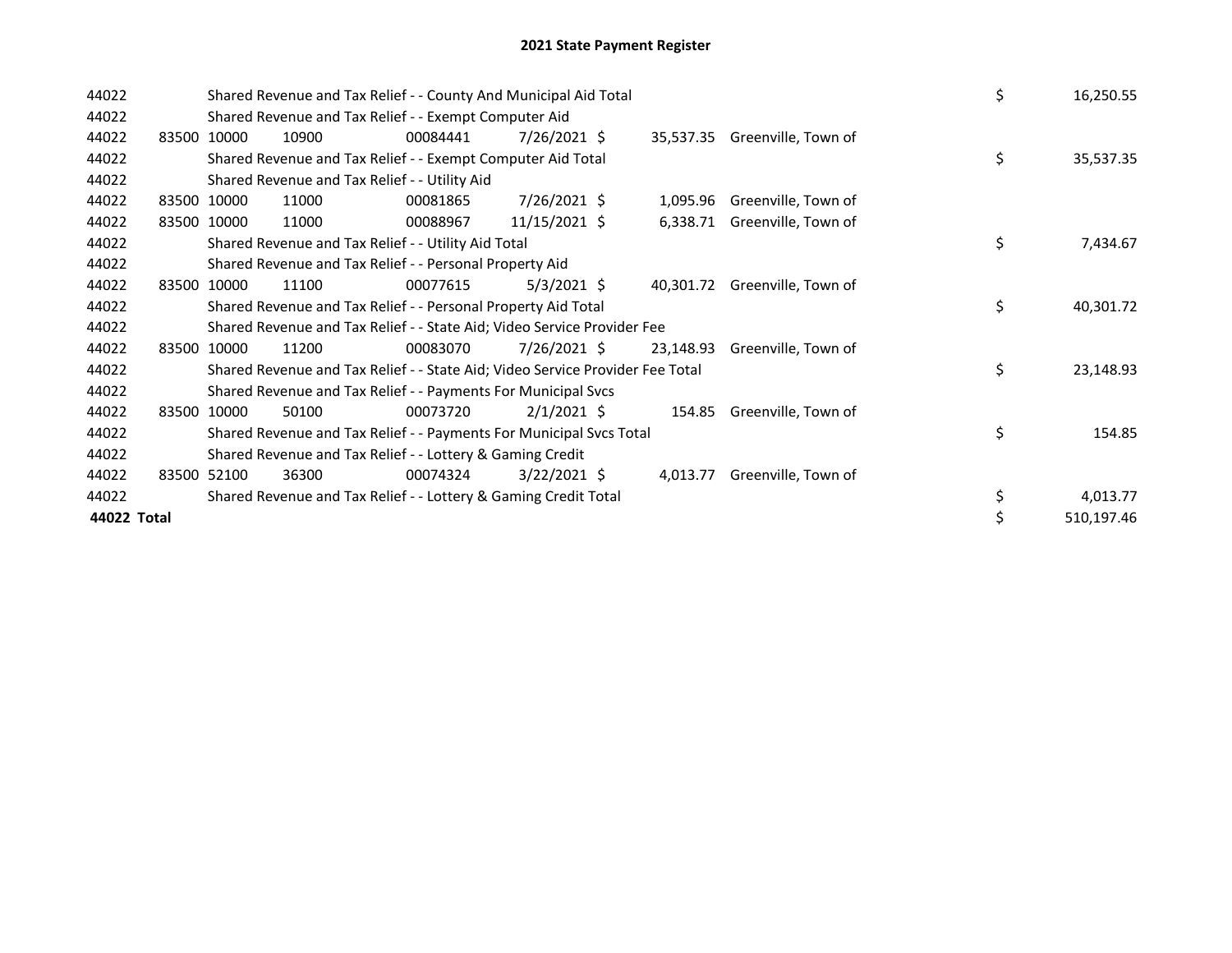# 2021 State Payment Register

| | | | | | | | | | |
|---|---|---|---|---|---|---|---|---|---|
| 44022 | | Shared Revenue and Tax Relief - - County And Municipal Aid Total | | | | | | $ | 16,250.55 |
| 44022 | | Shared Revenue and Tax Relief - - Exempt Computer Aid | | | | | | | |
| 44022 | 83500 | 10000 | 10900 | 00084441 | 7/26/2021 | $ 35,537.35 | Greenville, Town of | | |
| 44022 | | Shared Revenue and Tax Relief - - Exempt Computer Aid Total | | | | | | $ | 35,537.35 |
| 44022 | | Shared Revenue and Tax Relief - - Utility Aid | | | | | | | |
| 44022 | 83500 | 10000 | 11000 | 00081865 | 7/26/2021 | $ 1,095.96 | Greenville, Town of | | |
| 44022 | 83500 | 10000 | 11000 | 00088967 | 11/15/2021 | $ 6,338.71 | Greenville, Town of | | |
| 44022 | | Shared Revenue and Tax Relief - - Utility Aid Total | | | | | | $ | 7,434.67 |
| 44022 | | Shared Revenue and Tax Relief - - Personal Property Aid | | | | | | | |
| 44022 | 83500 | 10000 | 11100 | 00077615 | 5/3/2021 | $ 40,301.72 | Greenville, Town of | | |
| 44022 | | Shared Revenue and Tax Relief - - Personal Property Aid Total | | | | | | $ | 40,301.72 |
| 44022 | | Shared Revenue and Tax Relief - - State Aid; Video Service Provider Fee | | | | | | | |
| 44022 | 83500 | 10000 | 11200 | 00083070 | 7/26/2021 | $ 23,148.93 | Greenville, Town of | | |
| 44022 | | Shared Revenue and Tax Relief - - State Aid; Video Service Provider Fee Total | | | | | | $ | 23,148.93 |
| 44022 | | Shared Revenue and Tax Relief - - Payments For Municipal Svcs | | | | | | | |
| 44022 | 83500 | 10000 | 50100 | 00073720 | 2/1/2021 | $ 154.85 | Greenville, Town of | | |
| 44022 | | Shared Revenue and Tax Relief - - Payments For Municipal Svcs Total | | | | | | $ | 154.85 |
| 44022 | | Shared Revenue and Tax Relief - - Lottery & Gaming Credit | | | | | | | |
| 44022 | 83500 | 52100 | 36300 | 00074324 | 3/22/2021 | $ 4,013.77 | Greenville, Town of | | |
| 44022 | | Shared Revenue and Tax Relief - - Lottery & Gaming Credit Total | | | | | | $ | 4,013.77 |
| **44022 Total** | | | | | | | | $ | 510,197.46 |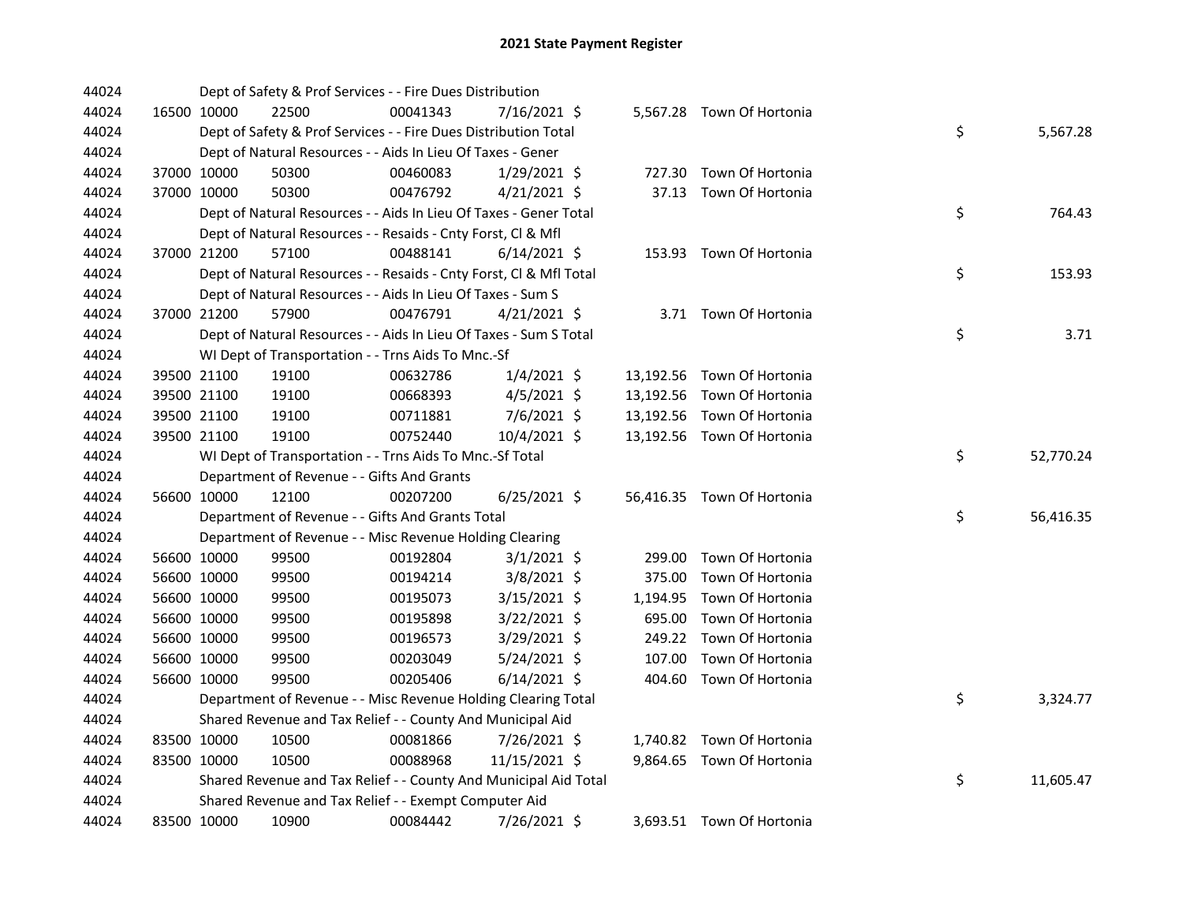# 2021 State Payment Register

| | | | | | | | | | |
|---|---|---|---|---|---|---|---|---|---|
| 44024 | | | Dept of Safety & Prof Services - - Fire Dues Distribution | | | | | | |
| 44024 | 16500 | 10000 | 22500 | 00041343 | 7/16/2021 | $ 5,567.28 | Town Of Hortonia | | |
| 44024 | | | Dept of Safety & Prof Services - - Fire Dues Distribution Total | | | | | $ | 5,567.28 |
| 44024 | | | Dept of Natural Resources - - Aids In Lieu Of Taxes - Gener | | | | | | |
| 44024 | 37000 | 10000 | 50300 | 00460083 | 1/29/2021 | $ 727.30 | Town Of Hortonia | | |
| 44024 | 37000 | 10000 | 50300 | 00476792 | 4/21/2021 | $ 37.13 | Town Of Hortonia | | |
| 44024 | | | Dept of Natural Resources - - Aids In Lieu Of Taxes - Gener Total | | | | | $ | 764.43 |
| 44024 | | | Dept of Natural Resources - - Resaids - Cnty Forst, Cl & Mfl | | | | | | |
| 44024 | 37000 | 21200 | 57100 | 00488141 | 6/14/2021 | $ 153.93 | Town Of Hortonia | | |
| 44024 | | | Dept of Natural Resources - - Resaids - Cnty Forst, Cl & Mfl Total | | | | | $ | 153.93 |
| 44024 | | | Dept of Natural Resources - - Aids In Lieu Of Taxes - Sum S | | | | | | |
| 44024 | 37000 | 21200 | 57900 | 00476791 | 4/21/2021 | $ 3.71 | Town Of Hortonia | | |
| 44024 | | | Dept of Natural Resources - - Aids In Lieu Of Taxes - Sum S Total | | | | | $ | 3.71 |
| 44024 | | | WI Dept of Transportation - - Trns Aids To Mnc.-Sf | | | | | | |
| 44024 | 39500 | 21100 | 19100 | 00632786 | 1/4/2021 | $ 13,192.56 | Town Of Hortonia | | |
| 44024 | 39500 | 21100 | 19100 | 00668393 | 4/5/2021 | $ 13,192.56 | Town Of Hortonia | | |
| 44024 | 39500 | 21100 | 19100 | 00711881 | 7/6/2021 | $ 13,192.56 | Town Of Hortonia | | |
| 44024 | 39500 | 21100 | 19100 | 00752440 | 10/4/2021 | $ 13,192.56 | Town Of Hortonia | | |
| 44024 | | | WI Dept of Transportation - - Trns Aids To Mnc.-Sf Total | | | | | $ | 52,770.24 |
| 44024 | | | Department of Revenue - - Gifts And Grants | | | | | | |
| 44024 | 56600 | 10000 | 12100 | 00207200 | 6/25/2021 | $ 56,416.35 | Town Of Hortonia | | |
| 44024 | | | Department of Revenue - - Gifts And Grants Total | | | | | $ | 56,416.35 |
| 44024 | | | Department of Revenue - - Misc Revenue Holding Clearing | | | | | | |
| 44024 | 56600 | 10000 | 99500 | 00192804 | 3/1/2021 | $ 299.00 | Town Of Hortonia | | |
| 44024 | 56600 | 10000 | 99500 | 00194214 | 3/8/2021 | $ 375.00 | Town Of Hortonia | | |
| 44024 | 56600 | 10000 | 99500 | 00195073 | 3/15/2021 | $ 1,194.95 | Town Of Hortonia | | |
| 44024 | 56600 | 10000 | 99500 | 00195898 | 3/22/2021 | $ 695.00 | Town Of Hortonia | | |
| 44024 | 56600 | 10000 | 99500 | 00196573 | 3/29/2021 | $ 249.22 | Town Of Hortonia | | |
| 44024 | 56600 | 10000 | 99500 | 00203049 | 5/24/2021 | $ 107.00 | Town Of Hortonia | | |
| 44024 | 56600 | 10000 | 99500 | 00205406 | 6/14/2021 | $ 404.60 | Town Of Hortonia | | |
| 44024 | | | Department of Revenue - - Misc Revenue Holding Clearing Total | | | | | $ | 3,324.77 |
| 44024 | | | Shared Revenue and Tax Relief - - County And Municipal Aid | | | | | | |
| 44024 | 83500 | 10000 | 10500 | 00081866 | 7/26/2021 | $ 1,740.82 | Town Of Hortonia | | |
| 44024 | 83500 | 10000 | 10500 | 00088968 | 11/15/2021 | $ 9,864.65 | Town Of Hortonia | | |
| 44024 | | | Shared Revenue and Tax Relief - - County And Municipal Aid Total | | | | | $ | 11,605.47 |
| 44024 | | | Shared Revenue and Tax Relief - - Exempt Computer Aid | | | | | | |
| 44024 | 83500 | 10000 | 10900 | 00084442 | 7/26/2021 | $ 3,693.51 | Town Of Hortonia | | |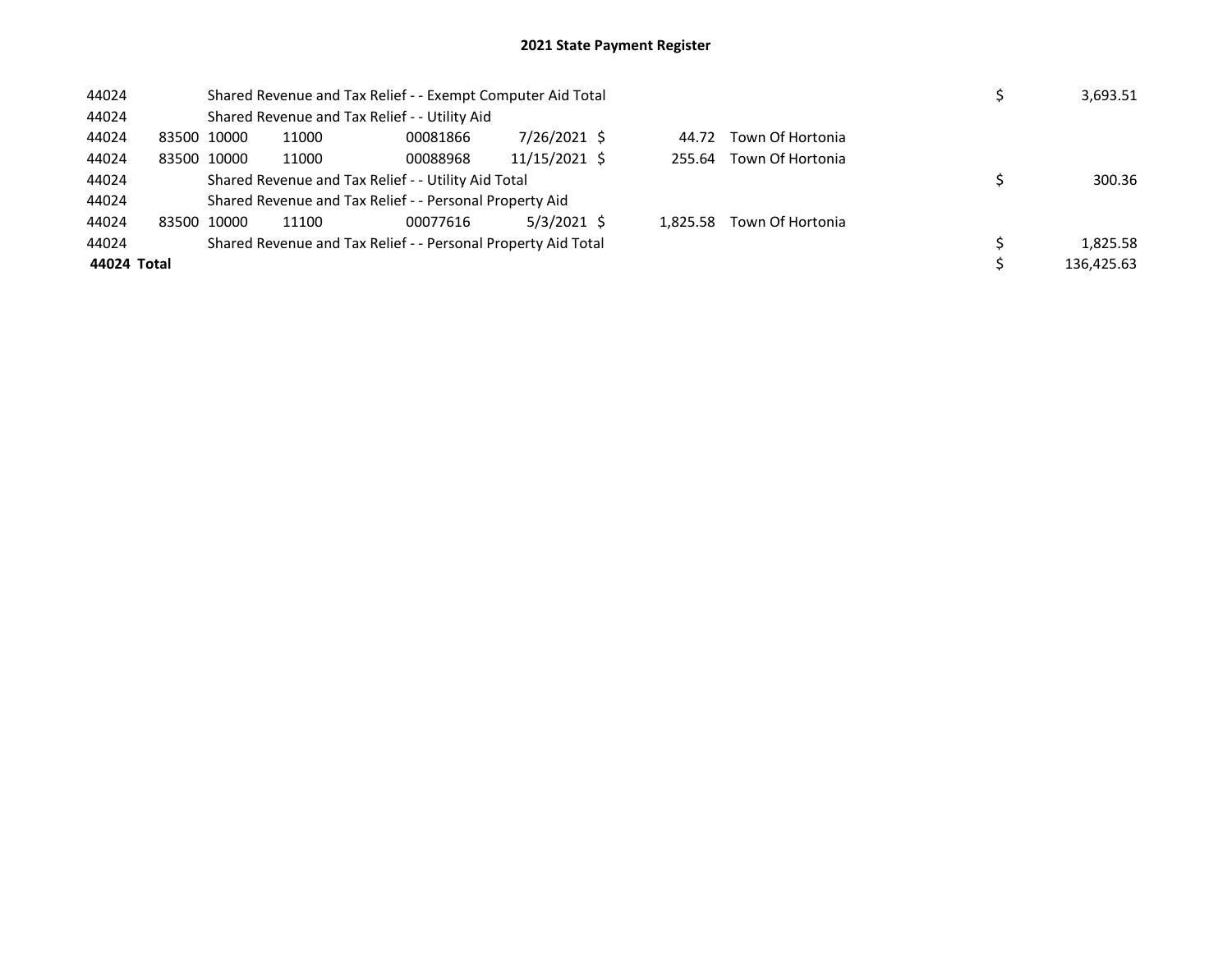# 2021 State Payment Register

| | | | | | | | | | |
|---|---|---|---|---|---|---|---|---|---|
| 44024 | | Shared Revenue and Tax Relief - - Exempt Computer Aid Total | | | | | | $ | 3,693.51 |
| 44024 | | Shared Revenue and Tax Relief - - Utility Aid | | | | | | | |
| 44024 | 83500 | 10000 | 11000 | 00081866 | 7/26/2021 | $ 44.72 | Town Of Hortonia | | |
| 44024 | 83500 | 10000 | 11000 | 00088968 | 11/15/2021 | $ 255.64 | Town Of Hortonia | | |
| 44024 | | Shared Revenue and Tax Relief - - Utility Aid Total | | | | | | $ | 300.36 |
| 44024 | | Shared Revenue and Tax Relief - - Personal Property Aid | | | | | | | |
| 44024 | 83500 | 10000 | 11100 | 00077616 | 5/3/2021 | $ 1,825.58 | Town Of Hortonia | | |
| 44024 | | Shared Revenue and Tax Relief - - Personal Property Aid Total | | | | | | $ | 1,825.58 |
| **44024 Total** | | | | | | | | $ | 136,425.63 |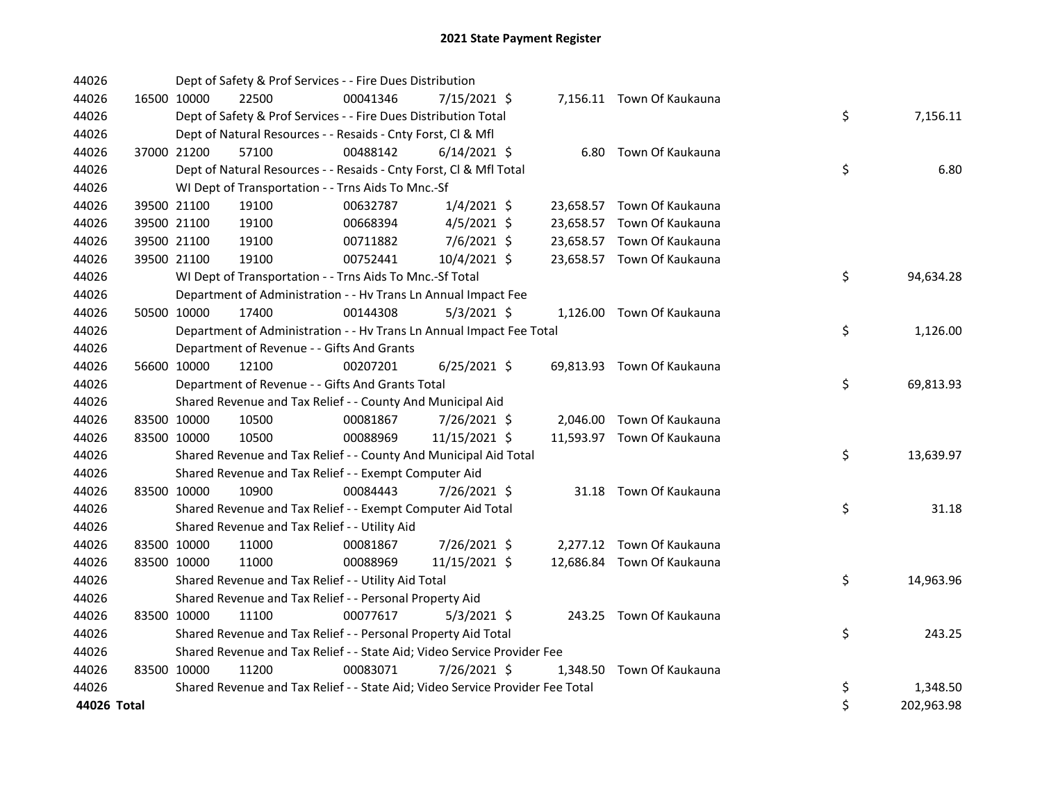# 2021 State Payment Register

| | | | | | | | | | |
|---|---|---|---|---|---|---|---|---|---|
| 44026 | | | Dept of Safety & Prof Services - - Fire Dues Distribution | | | | | | |
| 44026 | 16500 | 10000 | 22500 | 00041346 | 7/15/2021 | $ | 7,156.11 | Town Of Kaukauna | |
| 44026 | | | Dept of Safety & Prof Services - - Fire Dues Distribution Total | | | | | | $ 7,156.11 |
| 44026 | | | Dept of Natural Resources - - Resaids - Cnty Forst, Cl & Mfl | | | | | | |
| 44026 | 37000 | 21200 | 57100 | 00488142 | 6/14/2021 | $ | 6.80 | Town Of Kaukauna | |
| 44026 | | | Dept of Natural Resources - - Resaids - Cnty Forst, Cl & Mfl Total | | | | | | $ 6.80 |
| 44026 | | | WI Dept of Transportation - - Trns Aids To Mnc.-Sf | | | | | | |
| 44026 | 39500 | 21100 | 19100 | 00632787 | 1/4/2021 | $ | 23,658.57 | Town Of Kaukauna | |
| 44026 | 39500 | 21100 | 19100 | 00668394 | 4/5/2021 | $ | 23,658.57 | Town Of Kaukauna | |
| 44026 | 39500 | 21100 | 19100 | 00711882 | 7/6/2021 | $ | 23,658.57 | Town Of Kaukauna | |
| 44026 | 39500 | 21100 | 19100 | 00752441 | 10/4/2021 | $ | 23,658.57 | Town Of Kaukauna | |
| 44026 | | | WI Dept of Transportation - - Trns Aids To Mnc.-Sf Total | | | | | | $ 94,634.28 |
| 44026 | | | Department of Administration - - Hv Trans Ln Annual Impact Fee | | | | | | |
| 44026 | 50500 | 10000 | 17400 | 00144308 | 5/3/2021 | $ | 1,126.00 | Town Of Kaukauna | |
| 44026 | | | Department of Administration - - Hv Trans Ln Annual Impact Fee Total | | | | | | $ 1,126.00 |
| 44026 | | | Department of Revenue - - Gifts And Grants | | | | | | |
| 44026 | 56600 | 10000 | 12100 | 00207201 | 6/25/2021 | $ | 69,813.93 | Town Of Kaukauna | |
| 44026 | | | Department of Revenue - - Gifts And Grants Total | | | | | | $ 69,813.93 |
| 44026 | | | Shared Revenue and Tax Relief - - County And Municipal Aid | | | | | | |
| 44026 | 83500 | 10000 | 10500 | 00081867 | 7/26/2021 | $ | 2,046.00 | Town Of Kaukauna | |
| 44026 | 83500 | 10000 | 10500 | 00088969 | 11/15/2021 | $ | 11,593.97 | Town Of Kaukauna | |
| 44026 | | | Shared Revenue and Tax Relief - - County And Municipal Aid Total | | | | | | $ 13,639.97 |
| 44026 | | | Shared Revenue and Tax Relief - - Exempt Computer Aid | | | | | | |
| 44026 | 83500 | 10000 | 10900 | 00084443 | 7/26/2021 | $ | 31.18 | Town Of Kaukauna | |
| 44026 | | | Shared Revenue and Tax Relief - - Exempt Computer Aid Total | | | | | | $ 31.18 |
| 44026 | | | Shared Revenue and Tax Relief - - Utility Aid | | | | | | |
| 44026 | 83500 | 10000 | 11000 | 00081867 | 7/26/2021 | $ | 2,277.12 | Town Of Kaukauna | |
| 44026 | 83500 | 10000 | 11000 | 00088969 | 11/15/2021 | $ | 12,686.84 | Town Of Kaukauna | |
| 44026 | | | Shared Revenue and Tax Relief - - Utility Aid Total | | | | | | $ 14,963.96 |
| 44026 | | | Shared Revenue and Tax Relief - - Personal Property Aid | | | | | | |
| 44026 | 83500 | 10000 | 11100 | 00077617 | 5/3/2021 | $ | 243.25 | Town Of Kaukauna | |
| 44026 | | | Shared Revenue and Tax Relief - - Personal Property Aid Total | | | | | | $ 243.25 |
| 44026 | | | Shared Revenue and Tax Relief - - State Aid; Video Service Provider Fee | | | | | | |
| 44026 | 83500 | 10000 | 11200 | 00083071 | 7/26/2021 | $ | 1,348.50 | Town Of Kaukauna | |
| 44026 | | | Shared Revenue and Tax Relief - - State Aid; Video Service Provider Fee Total | | | | | | $ 1,348.50 |
| **44026 Total** | | | | | | | | | $ 202,963.98 |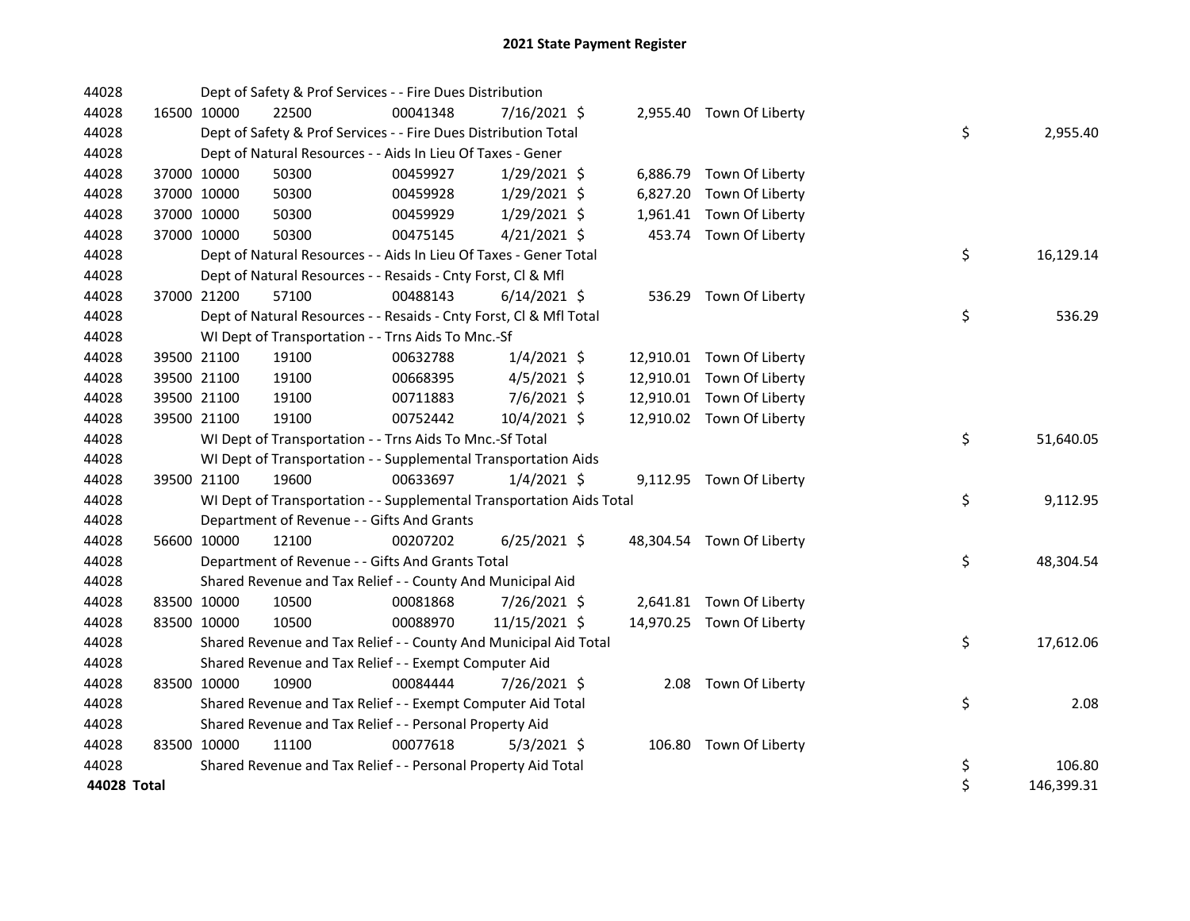# 2021 State Payment Register

| | | | | | | | | | |
|---|---|---|---|---|---|---|---|---|---|
| 44028 | | | Dept of Safety & Prof Services - - Fire Dues Distribution | | | | | | |
| 44028 | 16500 | 10000 | 22500 | 00041348 | 7/16/2021 | $ | 2,955.40 | Town Of Liberty | |
| 44028 | | | Dept of Safety & Prof Services - - Fire Dues Distribution Total | | | | | | $ 2,955.40 |
| 44028 | | | Dept of Natural Resources - - Aids In Lieu Of Taxes - Gener | | | | | | |
| 44028 | 37000 | 10000 | 50300 | 00459927 | 1/29/2021 | $ | 6,886.79 | Town Of Liberty | |
| 44028 | 37000 | 10000 | 50300 | 00459928 | 1/29/2021 | $ | 6,827.20 | Town Of Liberty | |
| 44028 | 37000 | 10000 | 50300 | 00459929 | 1/29/2021 | $ | 1,961.41 | Town Of Liberty | |
| 44028 | 37000 | 10000 | 50300 | 00475145 | 4/21/2021 | $ | 453.74 | Town Of Liberty | |
| 44028 | | | Dept of Natural Resources - - Aids In Lieu Of Taxes - Gener Total | | | | | | $ 16,129.14 |
| 44028 | | | Dept of Natural Resources - - Resaids - Cnty Forst, Cl & Mfl | | | | | | |
| 44028 | 37000 | 21200 | 57100 | 00488143 | 6/14/2021 | $ | 536.29 | Town Of Liberty | |
| 44028 | | | Dept of Natural Resources - - Resaids - Cnty Forst, Cl & Mfl Total | | | | | | $ 536.29 |
| 44028 | | | WI Dept of Transportation - - Trns Aids To Mnc.-Sf | | | | | | |
| 44028 | 39500 | 21100 | 19100 | 00632788 | 1/4/2021 | $ | 12,910.01 | Town Of Liberty | |
| 44028 | 39500 | 21100 | 19100 | 00668395 | 4/5/2021 | $ | 12,910.01 | Town Of Liberty | |
| 44028 | 39500 | 21100 | 19100 | 00711883 | 7/6/2021 | $ | 12,910.01 | Town Of Liberty | |
| 44028 | 39500 | 21100 | 19100 | 00752442 | 10/4/2021 | $ | 12,910.02 | Town Of Liberty | |
| 44028 | | | WI Dept of Transportation - - Trns Aids To Mnc.-Sf Total | | | | | | $ 51,640.05 |
| 44028 | | | WI Dept of Transportation - - Supplemental Transportation Aids | | | | | | |
| 44028 | 39500 | 21100 | 19600 | 00633697 | 1/4/2021 | $ | 9,112.95 | Town Of Liberty | |
| 44028 | | | WI Dept of Transportation - - Supplemental Transportation Aids Total | | | | | | $ 9,112.95 |
| 44028 | | | Department of Revenue - - Gifts And Grants | | | | | | |
| 44028 | 56600 | 10000 | 12100 | 00207202 | 6/25/2021 | $ | 48,304.54 | Town Of Liberty | |
| 44028 | | | Department of Revenue - - Gifts And Grants Total | | | | | | $ 48,304.54 |
| 44028 | | | Shared Revenue and Tax Relief - - County And Municipal Aid | | | | | | |
| 44028 | 83500 | 10000 | 10500 | 00081868 | 7/26/2021 | $ | 2,641.81 | Town Of Liberty | |
| 44028 | 83500 | 10000 | 10500 | 00088970 | 11/15/2021 | $ | 14,970.25 | Town Of Liberty | |
| 44028 | | | Shared Revenue and Tax Relief - - County And Municipal Aid Total | | | | | | $ 17,612.06 |
| 44028 | | | Shared Revenue and Tax Relief - - Exempt Computer Aid | | | | | | |
| 44028 | 83500 | 10000 | 10900 | 00084444 | 7/26/2021 | $ | 2.08 | Town Of Liberty | |
| 44028 | | | Shared Revenue and Tax Relief - - Exempt Computer Aid Total | | | | | | $ 2.08 |
| 44028 | | | Shared Revenue and Tax Relief - - Personal Property Aid | | | | | | |
| 44028 | 83500 | 10000 | 11100 | 00077618 | 5/3/2021 | $ | 106.80 | Town Of Liberty | |
| 44028 | | | Shared Revenue and Tax Relief - - Personal Property Aid Total | | | | | | $ 106.80 |
| **44028 Total** | | | | | | | | | $ 146,399.31 |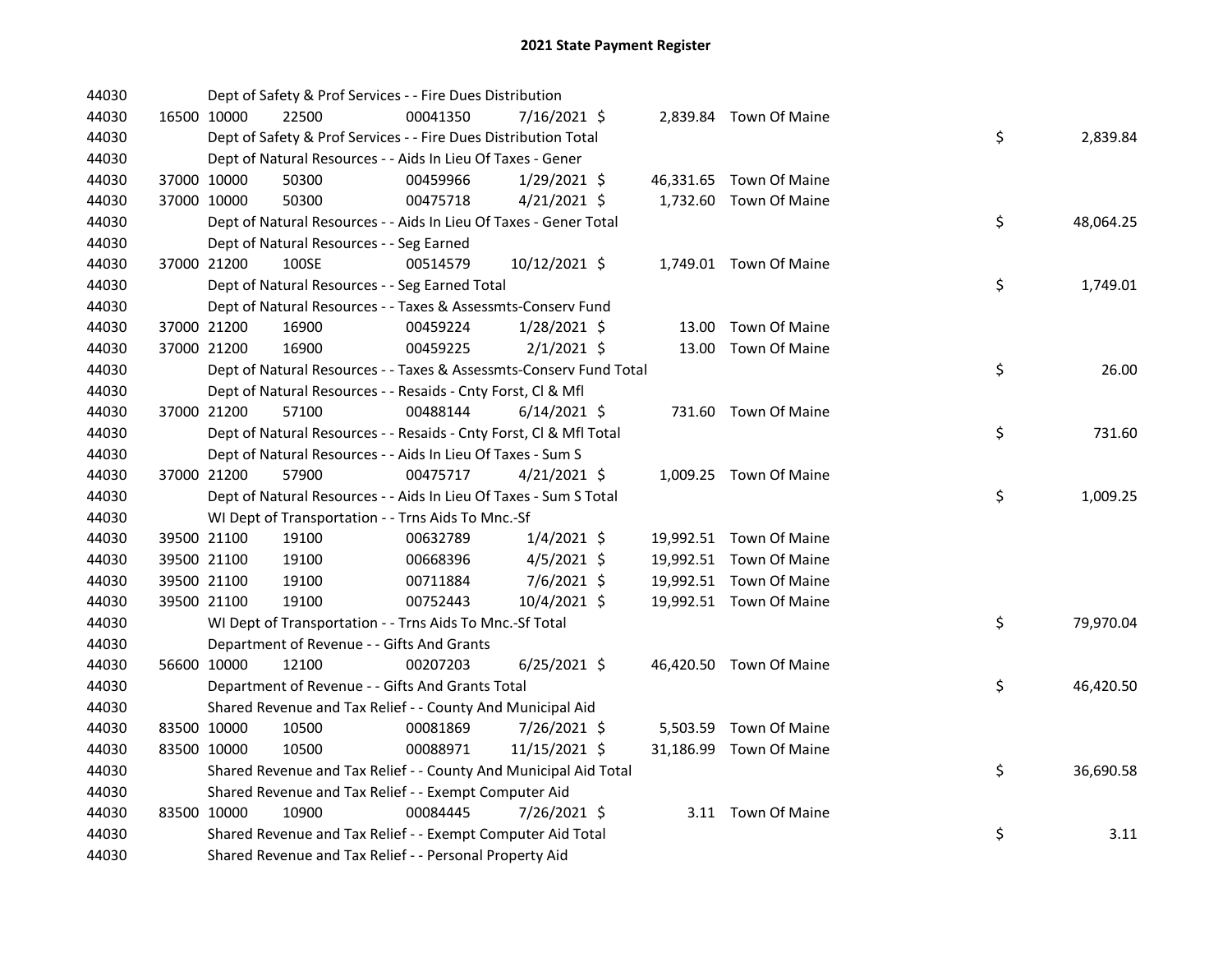## 2021 State Payment Register

| | | | | | | | | | |
|---|---|---|---|---|---|---|---|---|---|
| 44030 | | Dept of Safety & Prof Services - - Fire Dues Distribution | | | | | | | |
| 44030 | 16500 | 10000 | 22500 | 00041350 | 7/16/2021 | $ | 2,839.84 | Town Of Maine | |
| 44030 | | Dept of Safety & Prof Services - - Fire Dues Distribution Total | | | | | | | $ 2,839.84 |
| 44030 | | Dept of Natural Resources - - Aids In Lieu Of Taxes - Gener | | | | | | | |
| 44030 | 37000 | 10000 | 50300 | 00459966 | 1/29/2021 | $ | 46,331.65 | Town Of Maine | |
| 44030 | 37000 | 10000 | 50300 | 00475718 | 4/21/2021 | $ | 1,732.60 | Town Of Maine | |
| 44030 | | Dept of Natural Resources - - Aids In Lieu Of Taxes - Gener Total | | | | | | | $ 48,064.25 |
| 44030 | | Dept of Natural Resources - - Seg Earned | | | | | | | |
| 44030 | 37000 | 21200 | 100SE | 00514579 | 10/12/2021 | $ | 1,749.01 | Town Of Maine | |
| 44030 | | Dept of Natural Resources - - Seg Earned Total | | | | | | | $ 1,749.01 |
| 44030 | | Dept of Natural Resources - - Taxes & Assessmts-Conserv Fund | | | | | | | |
| 44030 | 37000 | 21200 | 16900 | 00459224 | 1/28/2021 | $ | 13.00 | Town Of Maine | |
| 44030 | 37000 | 21200 | 16900 | 00459225 | 2/1/2021 | $ | 13.00 | Town Of Maine | |
| 44030 | | Dept of Natural Resources - - Taxes & Assessmts-Conserv Fund Total | | | | | | | $ 26.00 |
| 44030 | | Dept of Natural Resources - - Resaids - Cnty Forst, Cl & Mfl | | | | | | | |
| 44030 | 37000 | 21200 | 57100 | 00488144 | 6/14/2021 | $ | 731.60 | Town Of Maine | |
| 44030 | | Dept of Natural Resources - - Resaids - Cnty Forst, Cl & Mfl Total | | | | | | | $ 731.60 |
| 44030 | | Dept of Natural Resources - - Aids In Lieu Of Taxes - Sum S | | | | | | | |
| 44030 | 37000 | 21200 | 57900 | 00475717 | 4/21/2021 | $ | 1,009.25 | Town Of Maine | |
| 44030 | | Dept of Natural Resources - - Aids In Lieu Of Taxes - Sum S Total | | | | | | | $ 1,009.25 |
| 44030 | | WI Dept of Transportation - - Trns Aids To Mnc.-Sf | | | | | | | |
| 44030 | 39500 | 21100 | 19100 | 00632789 | 1/4/2021 | $ | 19,992.51 | Town Of Maine | |
| 44030 | 39500 | 21100 | 19100 | 00668396 | 4/5/2021 | $ | 19,992.51 | Town Of Maine | |
| 44030 | 39500 | 21100 | 19100 | 00711884 | 7/6/2021 | $ | 19,992.51 | Town Of Maine | |
| 44030 | 39500 | 21100 | 19100 | 00752443 | 10/4/2021 | $ | 19,992.51 | Town Of Maine | |
| 44030 | | WI Dept of Transportation - - Trns Aids To Mnc.-Sf Total | | | | | | | $ 79,970.04 |
| 44030 | | Department of Revenue - - Gifts And Grants | | | | | | | |
| 44030 | 56600 | 10000 | 12100 | 00207203 | 6/25/2021 | $ | 46,420.50 | Town Of Maine | |
| 44030 | | Department of Revenue - - Gifts And Grants Total | | | | | | | $ 46,420.50 |
| 44030 | | Shared Revenue and Tax Relief - - County And Municipal Aid | | | | | | | |
| 44030 | 83500 | 10000 | 10500 | 00081869 | 7/26/2021 | $ | 5,503.59 | Town Of Maine | |
| 44030 | 83500 | 10000 | 10500 | 00088971 | 11/15/2021 | $ | 31,186.99 | Town Of Maine | |
| 44030 | | Shared Revenue and Tax Relief - - County And Municipal Aid Total | | | | | | | $ 36,690.58 |
| 44030 | | Shared Revenue and Tax Relief - - Exempt Computer Aid | | | | | | | |
| 44030 | 83500 | 10000 | 10900 | 00084445 | 7/26/2021 | $ | 3.11 | Town Of Maine | |
| 44030 | | Shared Revenue and Tax Relief - - Exempt Computer Aid Total | | | | | | | $ 3.11 |
| 44030 | | Shared Revenue and Tax Relief - - Personal Property Aid | | | | | | | |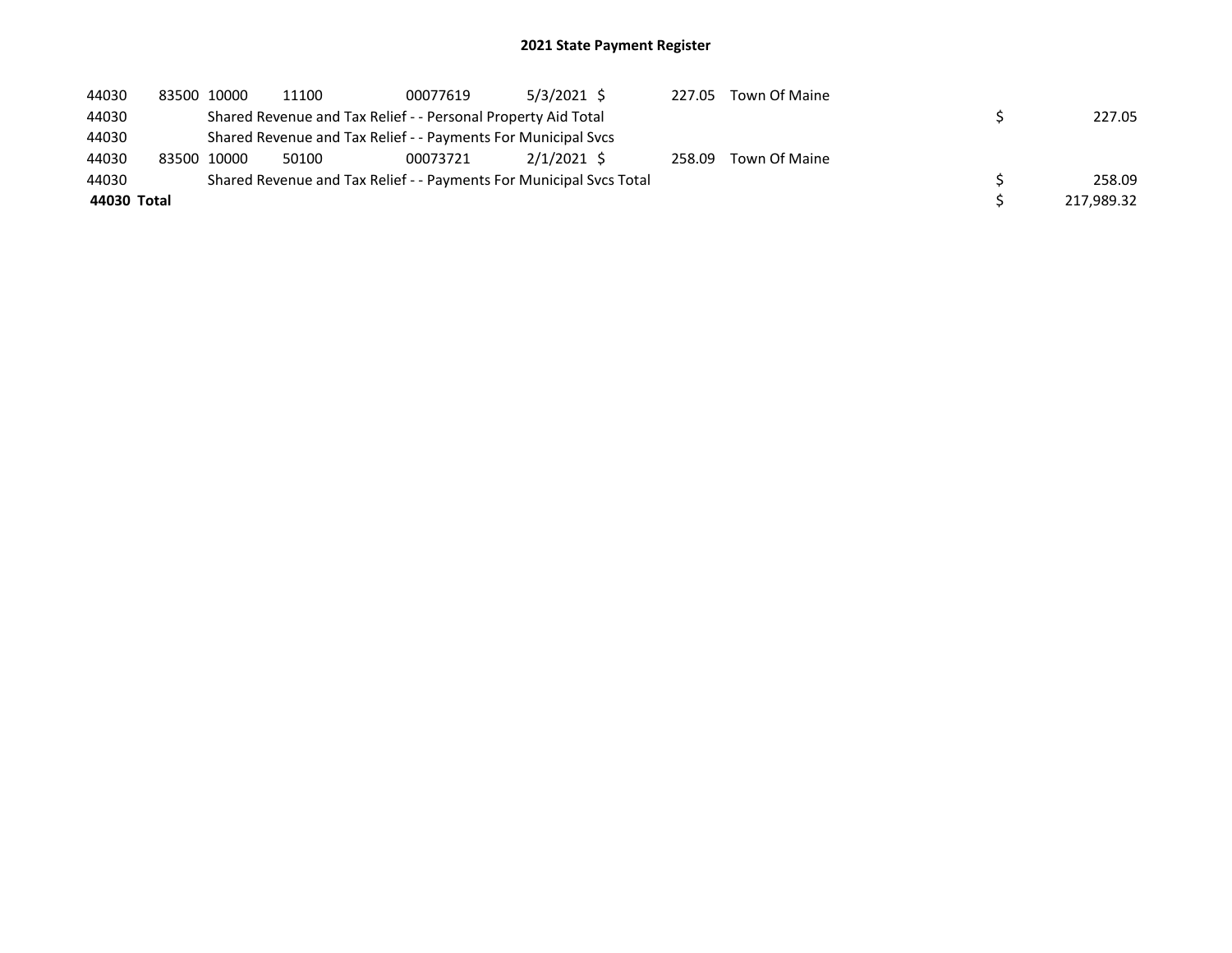# 2021 State Payment Register

| | | | | | | | | | |
|---|---|---|---|---|---|---|---|---|---|
| 44030 | 83500 | 10000 | 11100 | 00077619 | 5/3/2021 | $ | 227.05 | Town Of Maine | |
| 44030 | | Shared Revenue and Tax Relief - - Personal Property Aid Total | | | | | | | $ 227.05 |
| 44030 | | Shared Revenue and Tax Relief - - Payments For Municipal Svcs | | | | | | | |
| 44030 | 83500 | 10000 | 50100 | 00073721 | 2/1/2021 | $ | 258.09 | Town Of Maine | |
| 44030 | | Shared Revenue and Tax Relief - - Payments For Municipal Svcs Total | | | | | | | $ 258.09 |
| **44030 Total** | | | | | | | | | $ 217,989.32 |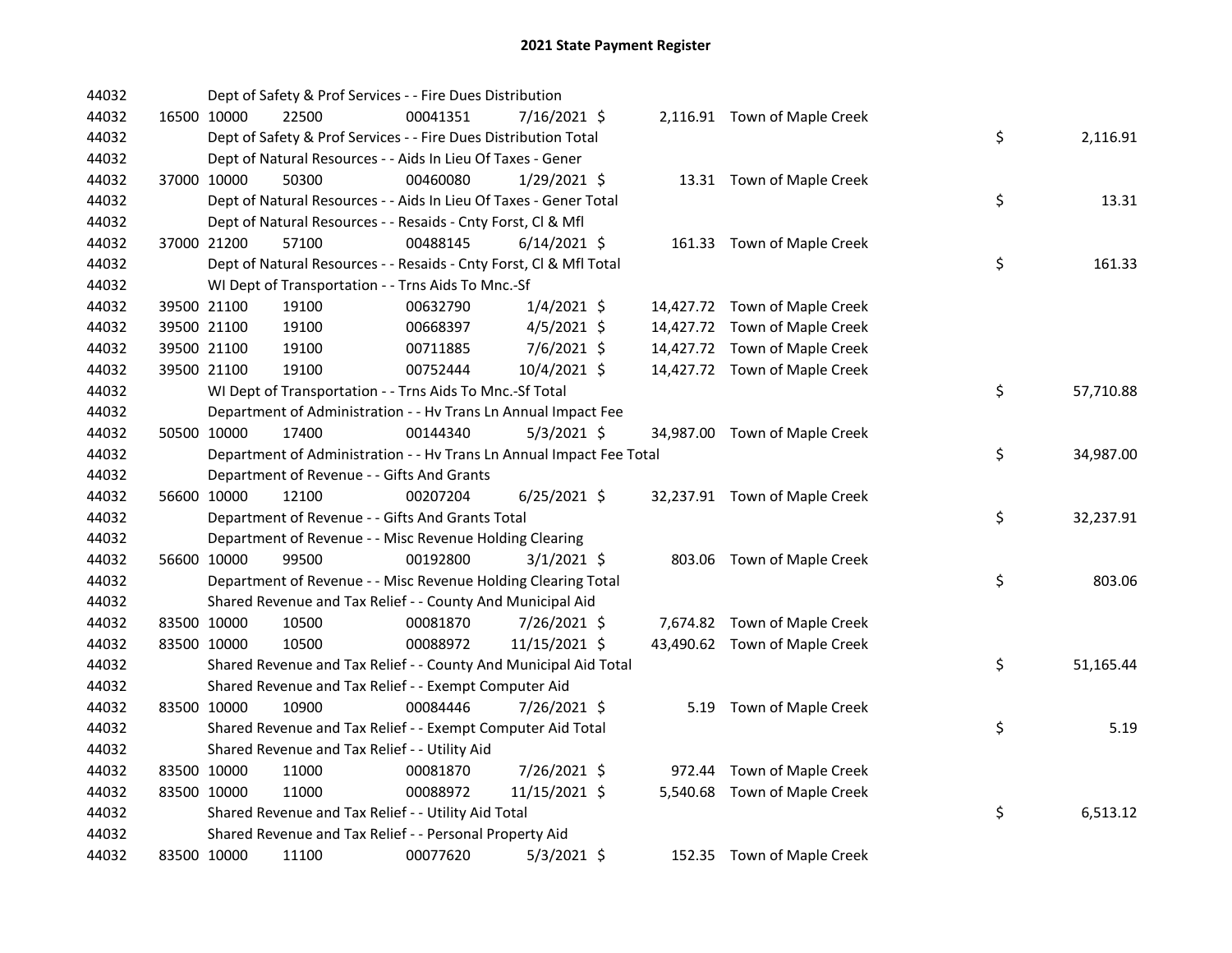# 2021 State Payment Register

| | | | | | | | | | |
|---|---|---|---|---|---|---|---|---|---|
| 44032 | | | Dept of Safety & Prof Services - - Fire Dues Distribution | | | | | | |
| 44032 | 16500 | 10000 | 22500 | 00041351 | 7/16/2021 | $ | 2,116.91 | Town of Maple Creek | |
| 44032 | | | Dept of Safety & Prof Services - - Fire Dues Distribution Total | | | | | | $ 2,116.91 |
| 44032 | | | Dept of Natural Resources - - Aids In Lieu Of Taxes - Gener | | | | | | |
| 44032 | 37000 | 10000 | 50300 | 00460080 | 1/29/2021 | $ | 13.31 | Town of Maple Creek | |
| 44032 | | | Dept of Natural Resources - - Aids In Lieu Of Taxes - Gener Total | | | | | | $ 13.31 |
| 44032 | | | Dept of Natural Resources - - Resaids - Cnty Forst, Cl & Mfl | | | | | | |
| 44032 | 37000 | 21200 | 57100 | 00488145 | 6/14/2021 | $ | 161.33 | Town of Maple Creek | |
| 44032 | | | Dept of Natural Resources - - Resaids - Cnty Forst, Cl & Mfl Total | | | | | | $ 161.33 |
| 44032 | | | WI Dept of Transportation - - Trns Aids To Mnc.-Sf | | | | | | |
| 44032 | 39500 | 21100 | 19100 | 00632790 | 1/4/2021 | $ | 14,427.72 | Town of Maple Creek | |
| 44032 | 39500 | 21100 | 19100 | 00668397 | 4/5/2021 | $ | 14,427.72 | Town of Maple Creek | |
| 44032 | 39500 | 21100 | 19100 | 00711885 | 7/6/2021 | $ | 14,427.72 | Town of Maple Creek | |
| 44032 | 39500 | 21100 | 19100 | 00752444 | 10/4/2021 | $ | 14,427.72 | Town of Maple Creek | |
| 44032 | | | WI Dept of Transportation - - Trns Aids To Mnc.-Sf Total | | | | | | $ 57,710.88 |
| 44032 | | | Department of Administration - - Hv Trans Ln Annual Impact Fee | | | | | | |
| 44032 | 50500 | 10000 | 17400 | 00144340 | 5/3/2021 | $ | 34,987.00 | Town of Maple Creek | |
| 44032 | | | Department of Administration - - Hv Trans Ln Annual Impact Fee Total | | | | | | $ 34,987.00 |
| 44032 | | | Department of Revenue - - Gifts And Grants | | | | | | |
| 44032 | 56600 | 10000 | 12100 | 00207204 | 6/25/2021 | $ | 32,237.91 | Town of Maple Creek | |
| 44032 | | | Department of Revenue - - Gifts And Grants Total | | | | | | $ 32,237.91 |
| 44032 | | | Department of Revenue - - Misc Revenue Holding Clearing | | | | | | |
| 44032 | 56600 | 10000 | 99500 | 00192800 | 3/1/2021 | $ | 803.06 | Town of Maple Creek | |
| 44032 | | | Department of Revenue - - Misc Revenue Holding Clearing Total | | | | | | $ 803.06 |
| 44032 | | | Shared Revenue and Tax Relief - - County And Municipal Aid | | | | | | |
| 44032 | 83500 | 10000 | 10500 | 00081870 | 7/26/2021 | $ | 7,674.82 | Town of Maple Creek | |
| 44032 | 83500 | 10000 | 10500 | 00088972 | 11/15/2021 | $ | 43,490.62 | Town of Maple Creek | |
| 44032 | | | Shared Revenue and Tax Relief - - County And Municipal Aid Total | | | | | | $ 51,165.44 |
| 44032 | | | Shared Revenue and Tax Relief - - Exempt Computer Aid | | | | | | |
| 44032 | 83500 | 10000 | 10900 | 00084446 | 7/26/2021 | $ | 5.19 | Town of Maple Creek | |
| 44032 | | | Shared Revenue and Tax Relief - - Exempt Computer Aid Total | | | | | | $ 5.19 |
| 44032 | | | Shared Revenue and Tax Relief - - Utility Aid | | | | | | |
| 44032 | 83500 | 10000 | 11000 | 00081870 | 7/26/2021 | $ | 972.44 | Town of Maple Creek | |
| 44032 | 83500 | 10000 | 11000 | 00088972 | 11/15/2021 | $ | 5,540.68 | Town of Maple Creek | |
| 44032 | | | Shared Revenue and Tax Relief - - Utility Aid Total | | | | | | $ 6,513.12 |
| 44032 | | | Shared Revenue and Tax Relief - - Personal Property Aid | | | | | | |
| 44032 | 83500 | 10000 | 11100 | 00077620 | 5/3/2021 | $ | 152.35 | Town of Maple Creek | |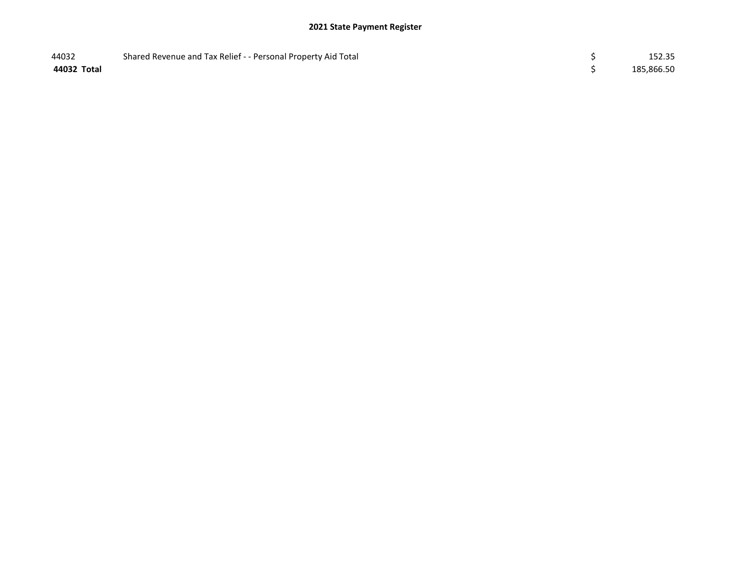## 2021 State Payment Register

| | | | |
|---|---|---|---|
| 44032 | Shared Revenue and Tax Relief - - Personal Property Aid Total | $ | 152.35 |
| **44032 Total** | | $ | 185,866.50 |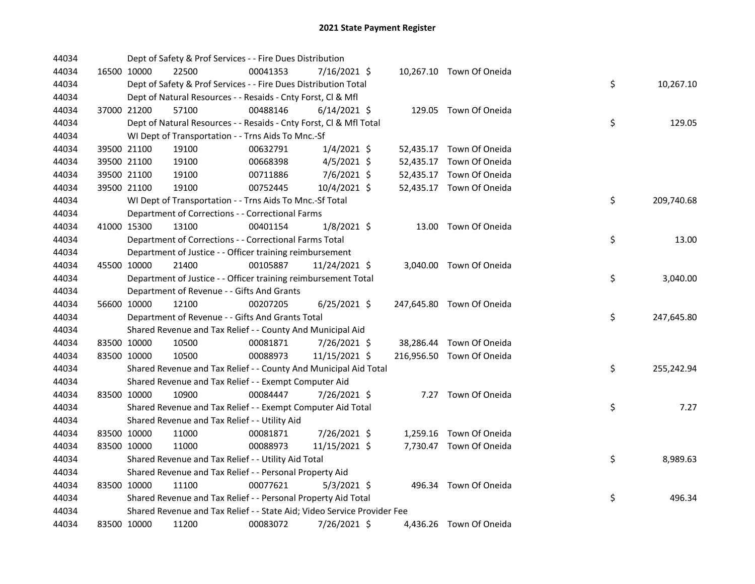# 2021 State Payment Register

| | | | | | | | | | |
|---|---|---|---|---|---|---|---|---|---|
| 44034 | | | Dept of Safety & Prof Services - - Fire Dues Distribution | | | | | | |
| 44034 | 16500 | 10000 | 22500 | 00041353 | 7/16/2021 | $ | 10,267.10 | Town Of Oneida | |
| 44034 | | | Dept of Safety & Prof Services - - Fire Dues Distribution Total | | | | | | $ 10,267.10 |
| 44034 | | | Dept of Natural Resources - - Resaids - Cnty Forst, Cl & Mfl | | | | | | |
| 44034 | 37000 | 21200 | 57100 | 00488146 | 6/14/2021 | $ | 129.05 | Town Of Oneida | |
| 44034 | | | Dept of Natural Resources - - Resaids - Cnty Forst, Cl & Mfl Total | | | | | | $ 129.05 |
| 44034 | | | WI Dept of Transportation - - Trns Aids To Mnc.-Sf | | | | | | |
| 44034 | 39500 | 21100 | 19100 | 00632791 | 1/4/2021 | $ | 52,435.17 | Town Of Oneida | |
| 44034 | 39500 | 21100 | 19100 | 00668398 | 4/5/2021 | $ | 52,435.17 | Town Of Oneida | |
| 44034 | 39500 | 21100 | 19100 | 00711886 | 7/6/2021 | $ | 52,435.17 | Town Of Oneida | |
| 44034 | 39500 | 21100 | 19100 | 00752445 | 10/4/2021 | $ | 52,435.17 | Town Of Oneida | |
| 44034 | | | WI Dept of Transportation - - Trns Aids To Mnc.-Sf Total | | | | | | $ 209,740.68 |
| 44034 | | | Department of Corrections - - Correctional Farms | | | | | | |
| 44034 | 41000 | 15300 | 13100 | 00401154 | 1/8/2021 | $ | 13.00 | Town Of Oneida | |
| 44034 | | | Department of Corrections - - Correctional Farms Total | | | | | | $ 13.00 |
| 44034 | | | Department of Justice - - Officer training reimbursement | | | | | | |
| 44034 | 45500 | 10000 | 21400 | 00105887 | 11/24/2021 | $ | 3,040.00 | Town Of Oneida | |
| 44034 | | | Department of Justice - - Officer training reimbursement Total | | | | | | $ 3,040.00 |
| 44034 | | | Department of Revenue - - Gifts And Grants | | | | | | |
| 44034 | 56600 | 10000 | 12100 | 00207205 | 6/25/2021 | $ | 247,645.80 | Town Of Oneida | |
| 44034 | | | Department of Revenue - - Gifts And Grants Total | | | | | | $ 247,645.80 |
| 44034 | | | Shared Revenue and Tax Relief - - County And Municipal Aid | | | | | | |
| 44034 | 83500 | 10000 | 10500 | 00081871 | 7/26/2021 | $ | 38,286.44 | Town Of Oneida | |
| 44034 | 83500 | 10000 | 10500 | 00088973 | 11/15/2021 | $ | 216,956.50 | Town Of Oneida | |
| 44034 | | | Shared Revenue and Tax Relief - - County And Municipal Aid Total | | | | | | $ 255,242.94 |
| 44034 | | | Shared Revenue and Tax Relief - - Exempt Computer Aid | | | | | | |
| 44034 | 83500 | 10000 | 10900 | 00084447 | 7/26/2021 | $ | 7.27 | Town Of Oneida | |
| 44034 | | | Shared Revenue and Tax Relief - - Exempt Computer Aid Total | | | | | | $ 7.27 |
| 44034 | | | Shared Revenue and Tax Relief - - Utility Aid | | | | | | |
| 44034 | 83500 | 10000 | 11000 | 00081871 | 7/26/2021 | $ | 1,259.16 | Town Of Oneida | |
| 44034 | 83500 | 10000 | 11000 | 00088973 | 11/15/2021 | $ | 7,730.47 | Town Of Oneida | |
| 44034 | | | Shared Revenue and Tax Relief - - Utility Aid Total | | | | | | $ 8,989.63 |
| 44034 | | | Shared Revenue and Tax Relief - - Personal Property Aid | | | | | | |
| 44034 | 83500 | 10000 | 11100 | 00077621 | 5/3/2021 | $ | 496.34 | Town Of Oneida | |
| 44034 | | | Shared Revenue and Tax Relief - - Personal Property Aid Total | | | | | | $ 496.34 |
| 44034 | | | Shared Revenue and Tax Relief - - State Aid; Video Service Provider Fee | | | | | | |
| 44034 | 83500 | 10000 | 11200 | 00083072 | 7/26/2021 | $ | 4,436.26 | Town Of Oneida | |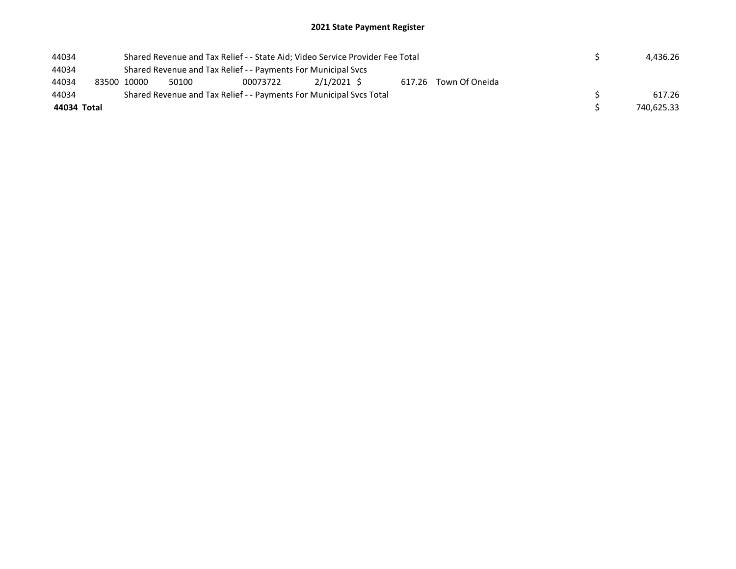# 2021 State Payment Register

| | | | | | | | | | |
|---|---|---|---|---|---|---|---|---|---|
| 44034 | | Shared Revenue and Tax Relief - - State Aid; Video Service Provider Fee Total | | | | | | $ | 4,436.26 |
| 44034 | | Shared Revenue and Tax Relief - - Payments For Municipal Svcs | | | | | | | |
| 44034 | 83500 | 10000 | 50100 | 00073722 | 2/1/2021 | $ 617.26 | Town Of Oneida | | |
| 44034 | | Shared Revenue and Tax Relief - - Payments For Municipal Svcs Total | | | | | | $ | 617.26 |
| **44034 Total** | | | | | | | | $ | 740,625.33 |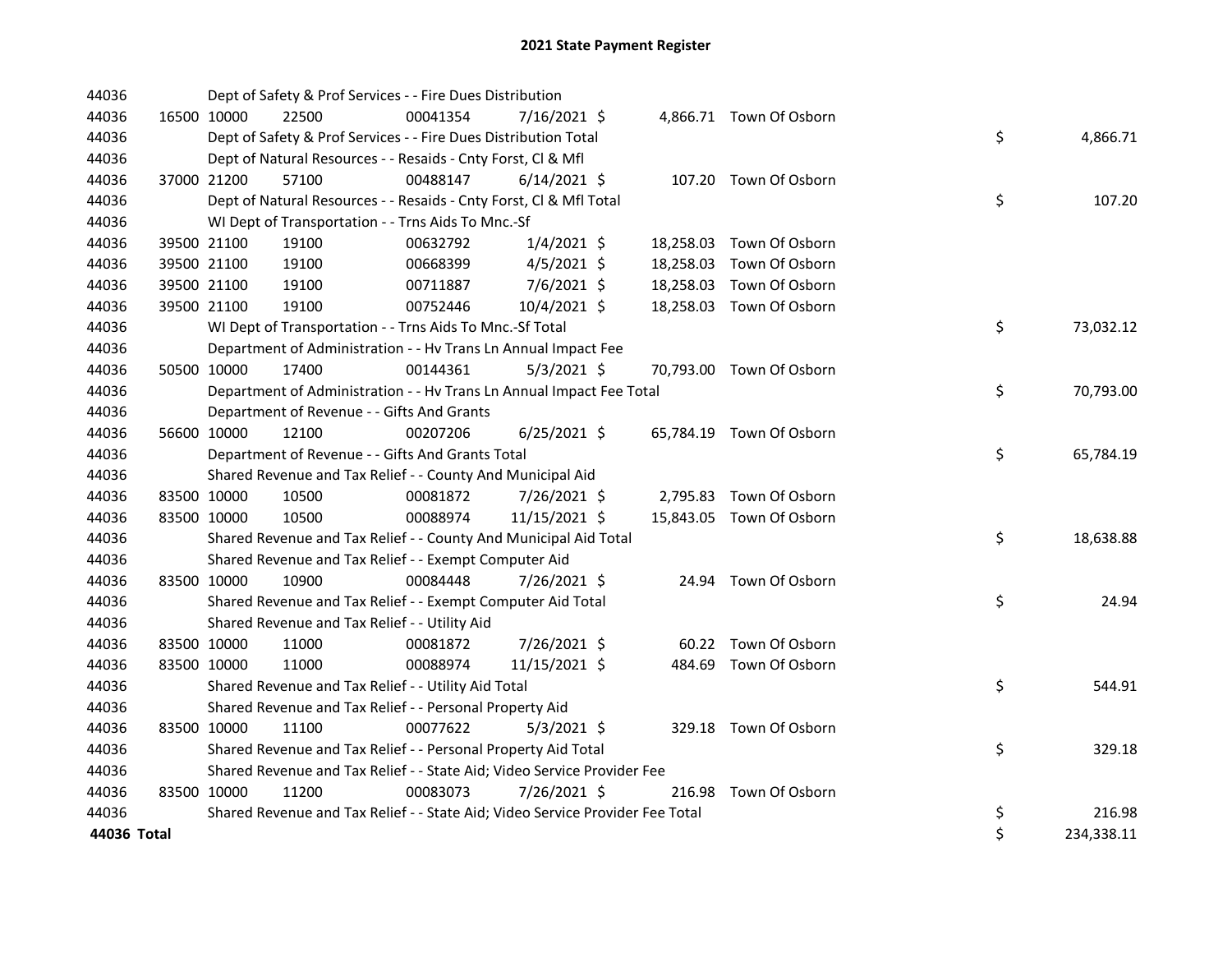# 2021 State Payment Register

| | | | | | | | | |
|---|---|---|---|---|---|---|---|---|
| 44036 | | | Dept of Safety & Prof Services - - Fire Dues Distribution | | | | | |
| 44036 | 16500 | 10000 | 22500 | 00041354 | 7/16/2021 | $ 4,866.71 | Town Of Osborn | |
| 44036 | | | Dept of Safety & Prof Services - - Fire Dues Distribution Total | | | | | $ 4,866.71 |
| 44036 | | | Dept of Natural Resources - - Resaids - Cnty Forst, Cl & Mfl | | | | | |
| 44036 | 37000 | 21200 | 57100 | 00488147 | 6/14/2021 | $ 107.20 | Town Of Osborn | |
| 44036 | | | Dept of Natural Resources - - Resaids - Cnty Forst, Cl & Mfl Total | | | | | $ 107.20 |
| 44036 | | | WI Dept of Transportation - - Trns Aids To Mnc.-Sf | | | | | |
| 44036 | 39500 | 21100 | 19100 | 00632792 | 1/4/2021 | $ 18,258.03 | Town Of Osborn | |
| 44036 | 39500 | 21100 | 19100 | 00668399 | 4/5/2021 | $ 18,258.03 | Town Of Osborn | |
| 44036 | 39500 | 21100 | 19100 | 00711887 | 7/6/2021 | $ 18,258.03 | Town Of Osborn | |
| 44036 | 39500 | 21100 | 19100 | 00752446 | 10/4/2021 | $ 18,258.03 | Town Of Osborn | |
| 44036 | | | WI Dept of Transportation - - Trns Aids To Mnc.-Sf Total | | | | | $ 73,032.12 |
| 44036 | | | Department of Administration - - Hv Trans Ln Annual Impact Fee | | | | | |
| 44036 | 50500 | 10000 | 17400 | 00144361 | 5/3/2021 | $ 70,793.00 | Town Of Osborn | |
| 44036 | | | Department of Administration - - Hv Trans Ln Annual Impact Fee Total | | | | | $ 70,793.00 |
| 44036 | | | Department of Revenue - - Gifts And Grants | | | | | |
| 44036 | 56600 | 10000 | 12100 | 00207206 | 6/25/2021 | $ 65,784.19 | Town Of Osborn | |
| 44036 | | | Department of Revenue - - Gifts And Grants Total | | | | | $ 65,784.19 |
| 44036 | | | Shared Revenue and Tax Relief - - County And Municipal Aid | | | | | |
| 44036 | 83500 | 10000 | 10500 | 00081872 | 7/26/2021 | $ 2,795.83 | Town Of Osborn | |
| 44036 | 83500 | 10000 | 10500 | 00088974 | 11/15/2021 | $ 15,843.05 | Town Of Osborn | |
| 44036 | | | Shared Revenue and Tax Relief - - County And Municipal Aid Total | | | | | $ 18,638.88 |
| 44036 | | | Shared Revenue and Tax Relief - - Exempt Computer Aid | | | | | |
| 44036 | 83500 | 10000 | 10900 | 00084448 | 7/26/2021 | $ 24.94 | Town Of Osborn | |
| 44036 | | | Shared Revenue and Tax Relief - - Exempt Computer Aid Total | | | | | $ 24.94 |
| 44036 | | | Shared Revenue and Tax Relief - - Utility Aid | | | | | |
| 44036 | 83500 | 10000 | 11000 | 00081872 | 7/26/2021 | $ 60.22 | Town Of Osborn | |
| 44036 | 83500 | 10000 | 11000 | 00088974 | 11/15/2021 | $ 484.69 | Town Of Osborn | |
| 44036 | | | Shared Revenue and Tax Relief - - Utility Aid Total | | | | | $ 544.91 |
| 44036 | | | Shared Revenue and Tax Relief - - Personal Property Aid | | | | | |
| 44036 | 83500 | 10000 | 11100 | 00077622 | 5/3/2021 | $ 329.18 | Town Of Osborn | |
| 44036 | | | Shared Revenue and Tax Relief - - Personal Property Aid Total | | | | | $ 329.18 |
| 44036 | | | Shared Revenue and Tax Relief - - State Aid; Video Service Provider Fee | | | | | |
| 44036 | 83500 | 10000 | 11200 | 00083073 | 7/26/2021 | $ 216.98 | Town Of Osborn | |
| 44036 | | | Shared Revenue and Tax Relief - - State Aid; Video Service Provider Fee Total | | | | | $ 216.98 |
| **44036 Total** | | | | | | | | $ 234,338.11 |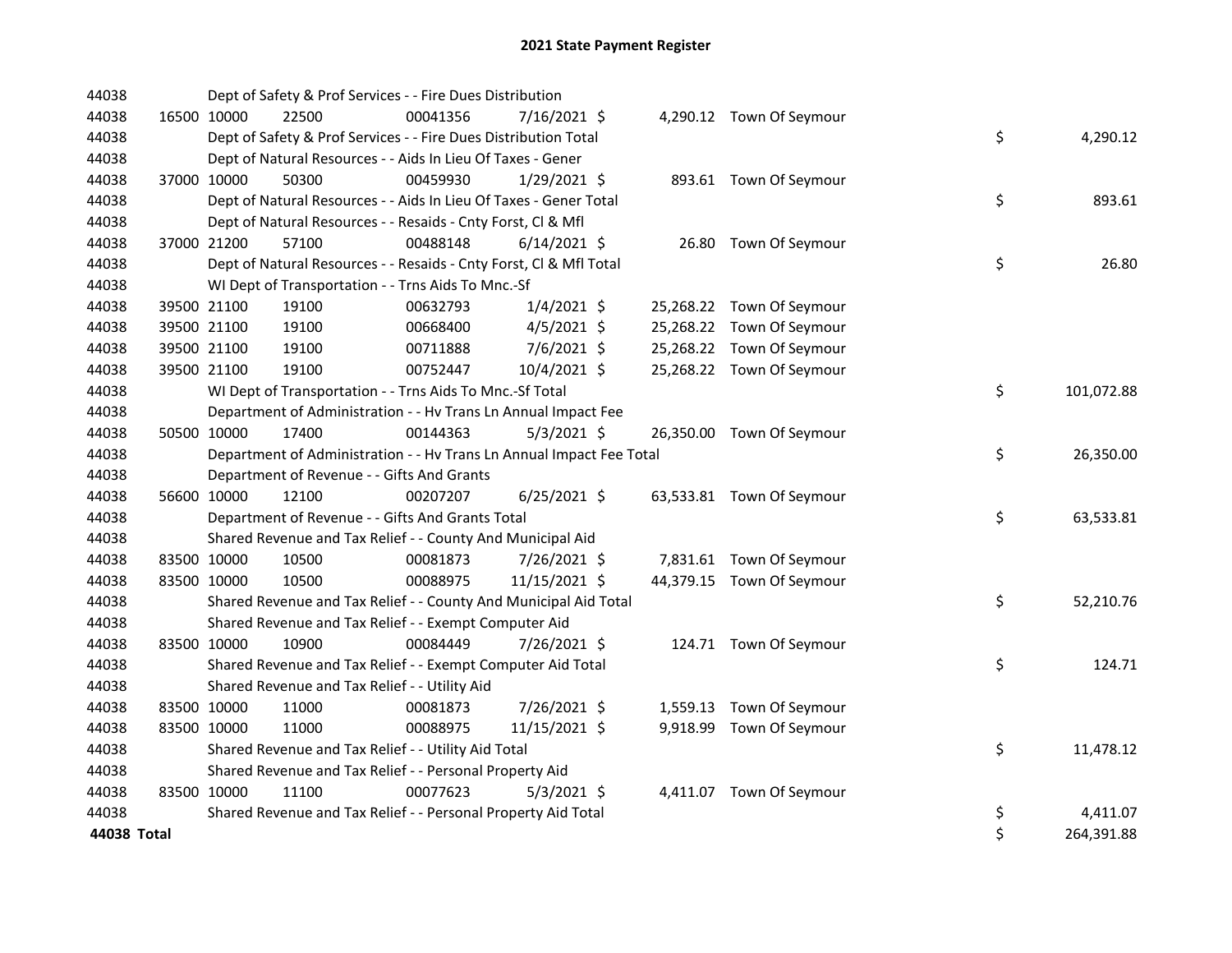# 2021 State Payment Register

| | | | | | | | | | |
|---|---|---|---|---|---|---|---|---|---|
| 44038 | | | Dept of Safety & Prof Services - - Fire Dues Distribution | | | | | | |
| 44038 | 16500 | 10000 | 22500 | 00041356 | 7/16/2021 | $ 4,290.12 | Town Of Seymour | | |
| 44038 | | | Dept of Safety & Prof Services - - Fire Dues Distribution Total | | | | | $ | 4,290.12 |
| 44038 | | | Dept of Natural Resources - - Aids In Lieu Of Taxes - Gener | | | | | | |
| 44038 | 37000 | 10000 | 50300 | 00459930 | 1/29/2021 | $ 893.61 | Town Of Seymour | | |
| 44038 | | | Dept of Natural Resources - - Aids In Lieu Of Taxes - Gener Total | | | | | $ | 893.61 |
| 44038 | | | Dept of Natural Resources - - Resaids - Cnty Forst, Cl & Mfl | | | | | | |
| 44038 | 37000 | 21200 | 57100 | 00488148 | 6/14/2021 | $ 26.80 | Town Of Seymour | | |
| 44038 | | | Dept of Natural Resources - - Resaids - Cnty Forst, Cl & Mfl Total | | | | | $ | 26.80 |
| 44038 | | | WI Dept of Transportation - - Trns Aids To Mnc.-Sf | | | | | | |
| 44038 | 39500 | 21100 | 19100 | 00632793 | 1/4/2021 | $ 25,268.22 | Town Of Seymour | | |
| 44038 | 39500 | 21100 | 19100 | 00668400 | 4/5/2021 | $ 25,268.22 | Town Of Seymour | | |
| 44038 | 39500 | 21100 | 19100 | 00711888 | 7/6/2021 | $ 25,268.22 | Town Of Seymour | | |
| 44038 | 39500 | 21100 | 19100 | 00752447 | 10/4/2021 | $ 25,268.22 | Town Of Seymour | | |
| 44038 | | | WI Dept of Transportation - - Trns Aids To Mnc.-Sf Total | | | | | $ | 101,072.88 |
| 44038 | | | Department of Administration - - Hv Trans Ln Annual Impact Fee | | | | | | |
| 44038 | 50500 | 10000 | 17400 | 00144363 | 5/3/2021 | $ 26,350.00 | Town Of Seymour | | |
| 44038 | | | Department of Administration - - Hv Trans Ln Annual Impact Fee Total | | | | | $ | 26,350.00 |
| 44038 | | | Department of Revenue - - Gifts And Grants | | | | | | |
| 44038 | 56600 | 10000 | 12100 | 00207207 | 6/25/2021 | $ 63,533.81 | Town Of Seymour | | |
| 44038 | | | Department of Revenue - - Gifts And Grants Total | | | | | $ | 63,533.81 |
| 44038 | | | Shared Revenue and Tax Relief - - County And Municipal Aid | | | | | | |
| 44038 | 83500 | 10000 | 10500 | 00081873 | 7/26/2021 | $ 7,831.61 | Town Of Seymour | | |
| 44038 | 83500 | 10000 | 10500 | 00088975 | 11/15/2021 | $ 44,379.15 | Town Of Seymour | | |
| 44038 | | | Shared Revenue and Tax Relief - - County And Municipal Aid Total | | | | | $ | 52,210.76 |
| 44038 | | | Shared Revenue and Tax Relief - - Exempt Computer Aid | | | | | | |
| 44038 | 83500 | 10000 | 10900 | 00084449 | 7/26/2021 | $ 124.71 | Town Of Seymour | | |
| 44038 | | | Shared Revenue and Tax Relief - - Exempt Computer Aid Total | | | | | $ | 124.71 |
| 44038 | | | Shared Revenue and Tax Relief - - Utility Aid | | | | | | |
| 44038 | 83500 | 10000 | 11000 | 00081873 | 7/26/2021 | $ 1,559.13 | Town Of Seymour | | |
| 44038 | 83500 | 10000 | 11000 | 00088975 | 11/15/2021 | $ 9,918.99 | Town Of Seymour | | |
| 44038 | | | Shared Revenue and Tax Relief - - Utility Aid Total | | | | | $ | 11,478.12 |
| 44038 | | | Shared Revenue and Tax Relief - - Personal Property Aid | | | | | | |
| 44038 | 83500 | 10000 | 11100 | 00077623 | 5/3/2021 | $ 4,411.07 | Town Of Seymour | | |
| 44038 | | | Shared Revenue and Tax Relief - - Personal Property Aid Total | | | | | $ | 4,411.07 |
| **44038 Total** | | | | | | | | $ | 264,391.88 |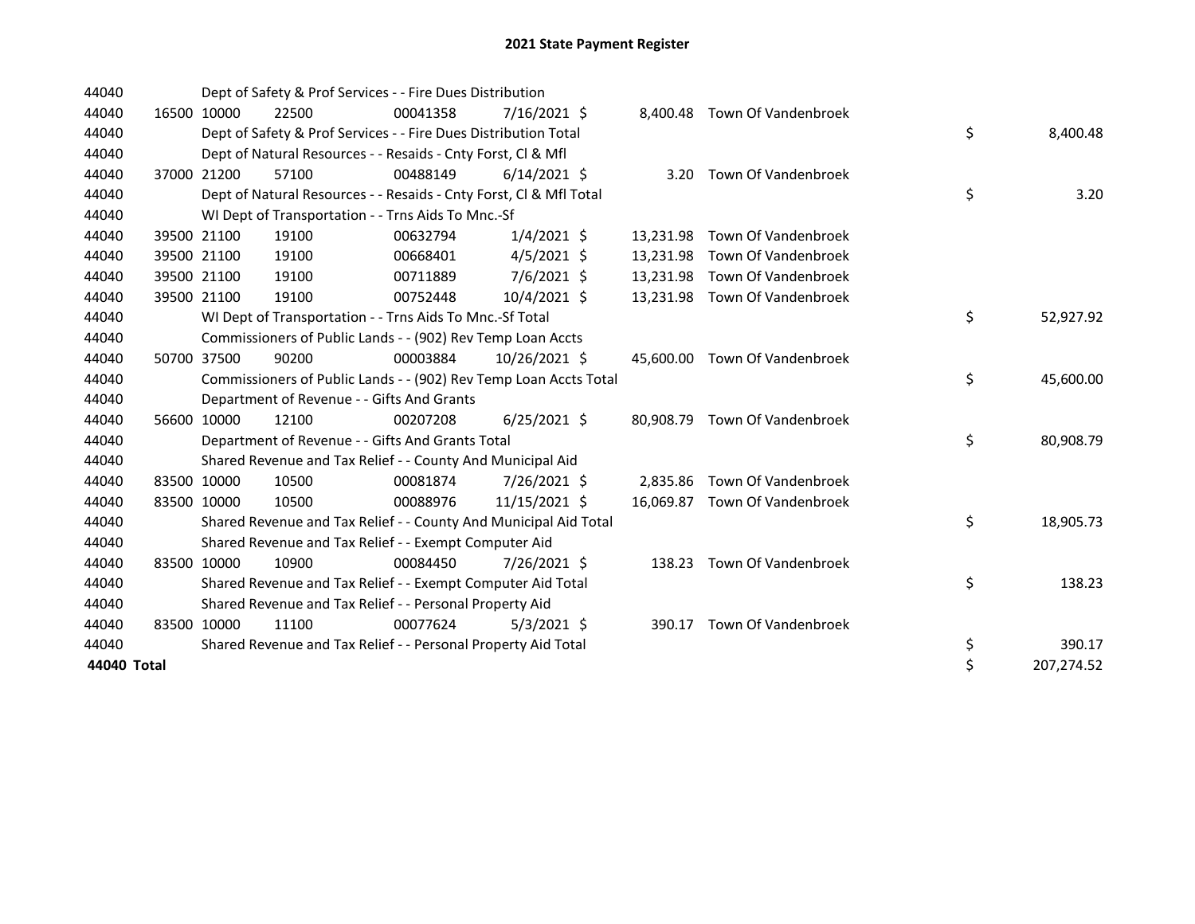# 2021 State Payment Register

| | | | | | | | | | |
|---|---|---|---|---|---|---|---|---|---|
| 44040 | | | Dept of Safety & Prof Services - - Fire Dues Distribution | | | | | | |
| 44040 | 16500 | 10000 | 22500 | 00041358 | 7/16/2021 | $ | 8,400.48 | Town Of Vandenbroek | |
| 44040 | | | Dept of Safety & Prof Services - - Fire Dues Distribution Total | | | | | | $ 8,400.48 |
| 44040 | | | Dept of Natural Resources - - Resaids - Cnty Forst, Cl & Mfl | | | | | | |
| 44040 | 37000 | 21200 | 57100 | 00488149 | 6/14/2021 | $ | 3.20 | Town Of Vandenbroek | |
| 44040 | | | Dept of Natural Resources - - Resaids - Cnty Forst, Cl & Mfl Total | | | | | | $ 3.20 |
| 44040 | | | WI Dept of Transportation - - Trns Aids To Mnc.-Sf | | | | | | |
| 44040 | 39500 | 21100 | 19100 | 00632794 | 1/4/2021 | $ | 13,231.98 | Town Of Vandenbroek | |
| 44040 | 39500 | 21100 | 19100 | 00668401 | 4/5/2021 | $ | 13,231.98 | Town Of Vandenbroek | |
| 44040 | 39500 | 21100 | 19100 | 00711889 | 7/6/2021 | $ | 13,231.98 | Town Of Vandenbroek | |
| 44040 | 39500 | 21100 | 19100 | 00752448 | 10/4/2021 | $ | 13,231.98 | Town Of Vandenbroek | |
| 44040 | | | WI Dept of Transportation - - Trns Aids To Mnc.-Sf Total | | | | | | $ 52,927.92 |
| 44040 | | | Commissioners of Public Lands - - (902) Rev Temp Loan Accts | | | | | | |
| 44040 | 50700 | 37500 | 90200 | 00003884 | 10/26/2021 | $ | 45,600.00 | Town Of Vandenbroek | |
| 44040 | | | Commissioners of Public Lands - - (902) Rev Temp Loan Accts Total | | | | | | $ 45,600.00 |
| 44040 | | | Department of Revenue - - Gifts And Grants | | | | | | |
| 44040 | 56600 | 10000 | 12100 | 00207208 | 6/25/2021 | $ | 80,908.79 | Town Of Vandenbroek | |
| 44040 | | | Department of Revenue - - Gifts And Grants Total | | | | | | $ 80,908.79 |
| 44040 | | | Shared Revenue and Tax Relief - - County And Municipal Aid | | | | | | |
| 44040 | 83500 | 10000 | 10500 | 00081874 | 7/26/2021 | $ | 2,835.86 | Town Of Vandenbroek | |
| 44040 | 83500 | 10000 | 10500 | 00088976 | 11/15/2021 | $ | 16,069.87 | Town Of Vandenbroek | |
| 44040 | | | Shared Revenue and Tax Relief - - County And Municipal Aid Total | | | | | | $ 18,905.73 |
| 44040 | | | Shared Revenue and Tax Relief - - Exempt Computer Aid | | | | | | |
| 44040 | 83500 | 10000 | 10900 | 00084450 | 7/26/2021 | $ | 138.23 | Town Of Vandenbroek | |
| 44040 | | | Shared Revenue and Tax Relief - - Exempt Computer Aid Total | | | | | | $ 138.23 |
| 44040 | | | Shared Revenue and Tax Relief - - Personal Property Aid | | | | | | |
| 44040 | 83500 | 10000 | 11100 | 00077624 | 5/3/2021 | $ | 390.17 | Town Of Vandenbroek | |
| 44040 | | | Shared Revenue and Tax Relief - - Personal Property Aid Total | | | | | | $ 390.17 |
| **44040 Total** | | | | | | | | | $ 207,274.52 |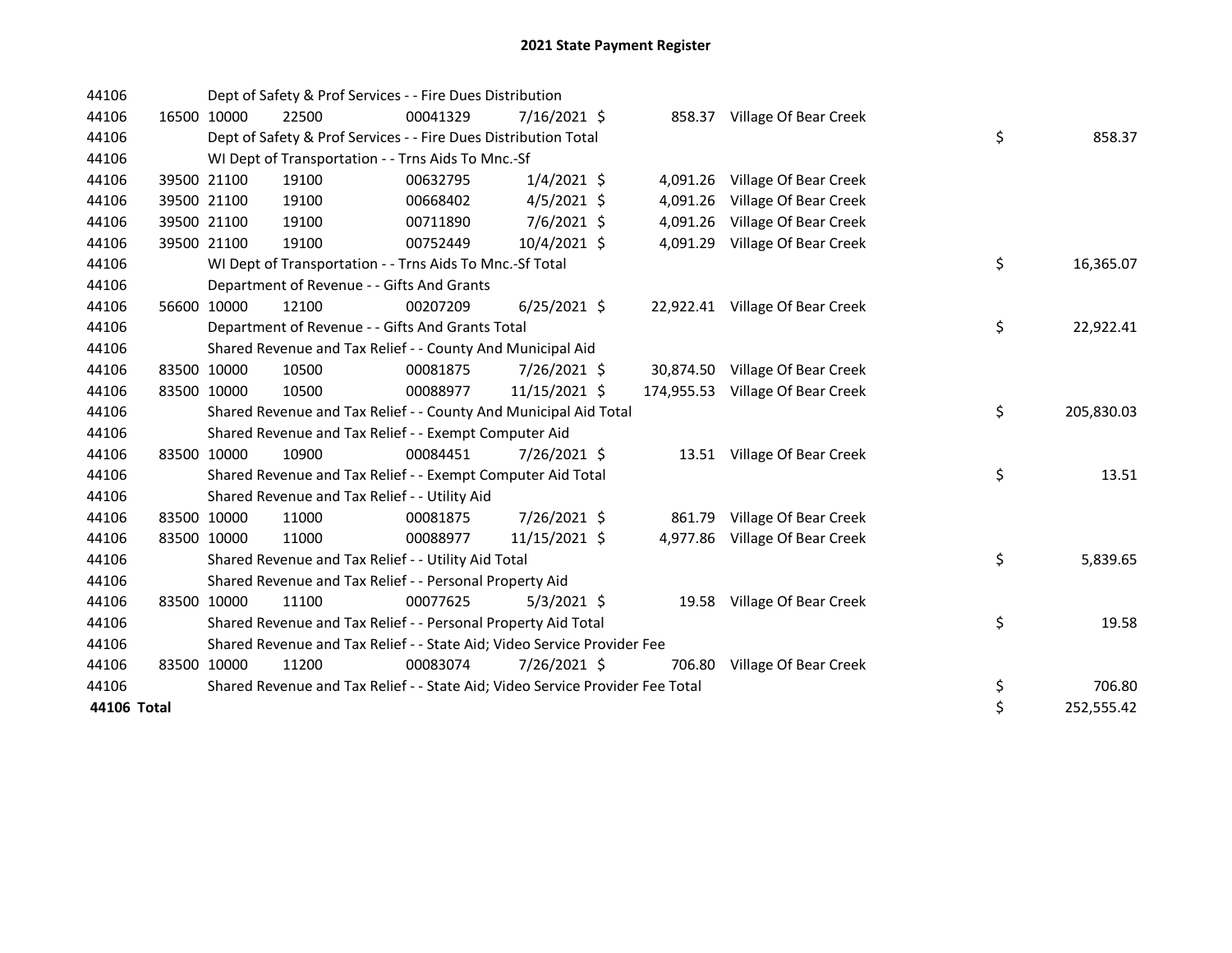# 2021 State Payment Register

| | | | | | | | | | |
|---|---|---|---|---|---|---|---|---|---|
| 44106 | | | Dept of Safety & Prof Services - - Fire Dues Distribution | | | | | | |
| 44106 | 16500 | 10000 | 22500 | 00041329 | 7/16/2021 | $ 858.37 | Village Of Bear Creek | | |
| 44106 | | | Dept of Safety & Prof Services - - Fire Dues Distribution Total | | | | | $ | 858.37 |
| 44106 | | | WI Dept of Transportation - - Trns Aids To Mnc.-Sf | | | | | | |
| 44106 | 39500 | 21100 | 19100 | 00632795 | 1/4/2021 | $ 4,091.26 | Village Of Bear Creek | | |
| 44106 | 39500 | 21100 | 19100 | 00668402 | 4/5/2021 | $ 4,091.26 | Village Of Bear Creek | | |
| 44106 | 39500 | 21100 | 19100 | 00711890 | 7/6/2021 | $ 4,091.26 | Village Of Bear Creek | | |
| 44106 | 39500 | 21100 | 19100 | 00752449 | 10/4/2021 | $ 4,091.29 | Village Of Bear Creek | | |
| 44106 | | | WI Dept of Transportation - - Trns Aids To Mnc.-Sf Total | | | | | $ | 16,365.07 |
| 44106 | | | Department of Revenue - - Gifts And Grants | | | | | | |
| 44106 | 56600 | 10000 | 12100 | 00207209 | 6/25/2021 | $ 22,922.41 | Village Of Bear Creek | | |
| 44106 | | | Department of Revenue - - Gifts And Grants Total | | | | | $ | 22,922.41 |
| 44106 | | | Shared Revenue and Tax Relief - - County And Municipal Aid | | | | | | |
| 44106 | 83500 | 10000 | 10500 | 00081875 | 7/26/2021 | $ 30,874.50 | Village Of Bear Creek | | |
| 44106 | 83500 | 10000 | 10500 | 00088977 | 11/15/2021 | $ 174,955.53 | Village Of Bear Creek | | |
| 44106 | | | Shared Revenue and Tax Relief - - County And Municipal Aid Total | | | | | $ | 205,830.03 |
| 44106 | | | Shared Revenue and Tax Relief - - Exempt Computer Aid | | | | | | |
| 44106 | 83500 | 10000 | 10900 | 00084451 | 7/26/2021 | $ 13.51 | Village Of Bear Creek | | |
| 44106 | | | Shared Revenue and Tax Relief - - Exempt Computer Aid Total | | | | | $ | 13.51 |
| 44106 | | | Shared Revenue and Tax Relief - - Utility Aid | | | | | | |
| 44106 | 83500 | 10000 | 11000 | 00081875 | 7/26/2021 | $ 861.79 | Village Of Bear Creek | | |
| 44106 | 83500 | 10000 | 11000 | 00088977 | 11/15/2021 | $ 4,977.86 | Village Of Bear Creek | | |
| 44106 | | | Shared Revenue and Tax Relief - - Utility Aid Total | | | | | $ | 5,839.65 |
| 44106 | | | Shared Revenue and Tax Relief - - Personal Property Aid | | | | | | |
| 44106 | 83500 | 10000 | 11100 | 00077625 | 5/3/2021 | $ 19.58 | Village Of Bear Creek | | |
| 44106 | | | Shared Revenue and Tax Relief - - Personal Property Aid Total | | | | | $ | 19.58 |
| 44106 | | | Shared Revenue and Tax Relief - - State Aid; Video Service Provider Fee | | | | | | |
| 44106 | 83500 | 10000 | 11200 | 00083074 | 7/26/2021 | $ 706.80 | Village Of Bear Creek | | |
| 44106 | | | Shared Revenue and Tax Relief - - State Aid; Video Service Provider Fee Total | | | | | $ | 706.80 |
| **44106 Total** | | | | | | | | $ | 252,555.42 |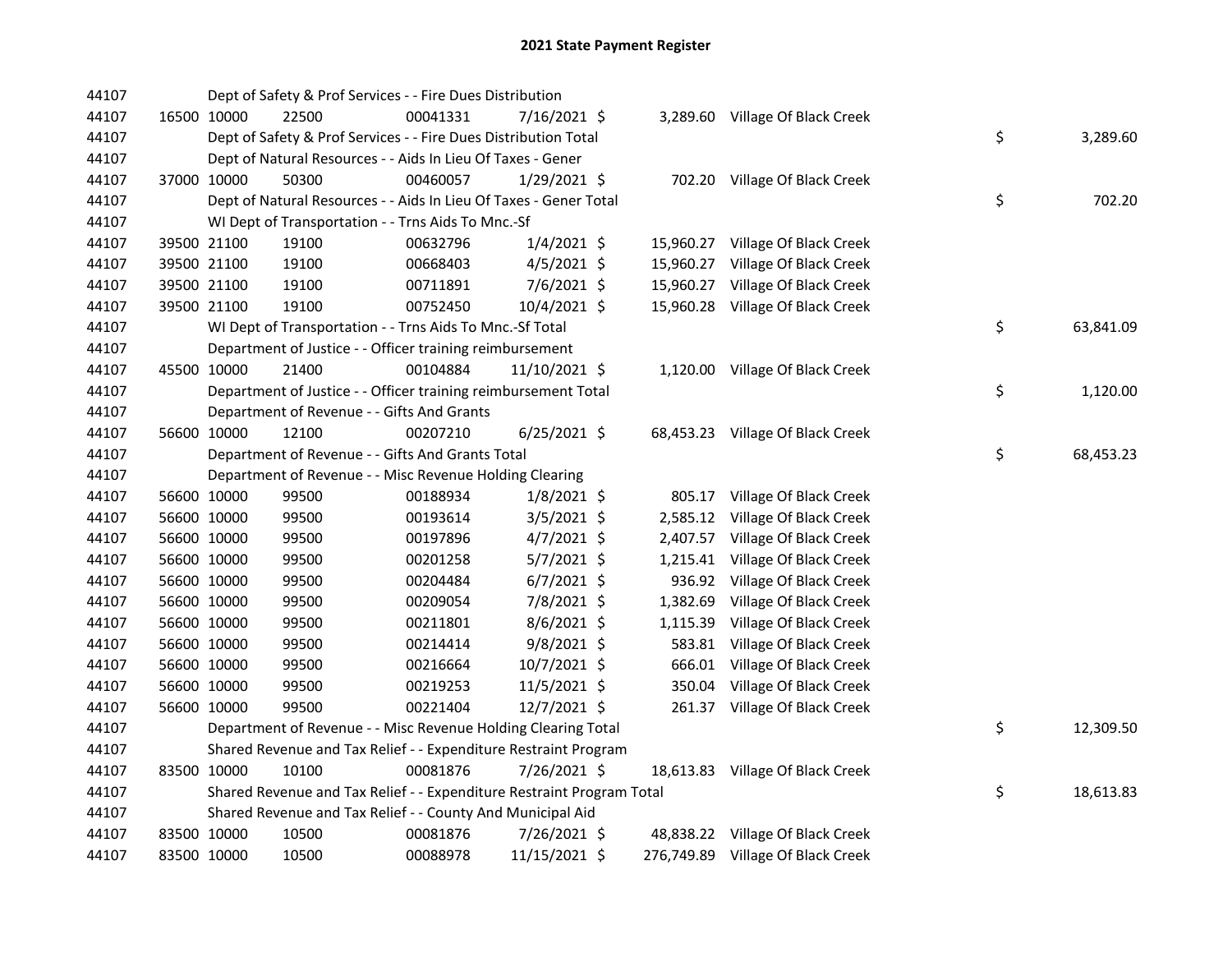# 2021 State Payment Register

| | | | | | | | | | |
|---|---|---|---|---|---|---|---|---|---|
| 44107 | | | Dept of Safety & Prof Services - - Fire Dues Distribution | | | | | | |
| 44107 | 16500 | 10000 | 22500 | 00041331 | 7/16/2021 | $ 3,289.60 | Village Of Black Creek | | |
| 44107 | | | Dept of Safety & Prof Services - - Fire Dues Distribution Total | | | | | $ | 3,289.60 |
| 44107 | | | Dept of Natural Resources - - Aids In Lieu Of Taxes - Gener | | | | | | |
| 44107 | 37000 | 10000 | 50300 | 00460057 | 1/29/2021 | $ 702.20 | Village Of Black Creek | | |
| 44107 | | | Dept of Natural Resources - - Aids In Lieu Of Taxes - Gener Total | | | | | $ | 702.20 |
| 44107 | | | WI Dept of Transportation - - Trns Aids To Mnc.-Sf | | | | | | |
| 44107 | 39500 | 21100 | 19100 | 00632796 | 1/4/2021 | $ 15,960.27 | Village Of Black Creek | | |
| 44107 | 39500 | 21100 | 19100 | 00668403 | 4/5/2021 | $ 15,960.27 | Village Of Black Creek | | |
| 44107 | 39500 | 21100 | 19100 | 00711891 | 7/6/2021 | $ 15,960.27 | Village Of Black Creek | | |
| 44107 | 39500 | 21100 | 19100 | 00752450 | 10/4/2021 | $ 15,960.28 | Village Of Black Creek | | |
| 44107 | | | WI Dept of Transportation - - Trns Aids To Mnc.-Sf Total | | | | | $ | 63,841.09 |
| 44107 | | | Department of Justice - - Officer training reimbursement | | | | | | |
| 44107 | 45500 | 10000 | 21400 | 00104884 | 11/10/2021 | $ 1,120.00 | Village Of Black Creek | | |
| 44107 | | | Department of Justice - - Officer training reimbursement Total | | | | | $ | 1,120.00 |
| 44107 | | | Department of Revenue - - Gifts And Grants | | | | | | |
| 44107 | 56600 | 10000 | 12100 | 00207210 | 6/25/2021 | $ 68,453.23 | Village Of Black Creek | | |
| 44107 | | | Department of Revenue - - Gifts And Grants Total | | | | | $ | 68,453.23 |
| 44107 | | | Department of Revenue - - Misc Revenue Holding Clearing | | | | | | |
| 44107 | 56600 | 10000 | 99500 | 00188934 | 1/8/2021 | $ 805.17 | Village Of Black Creek | | |
| 44107 | 56600 | 10000 | 99500 | 00193614 | 3/5/2021 | $ 2,585.12 | Village Of Black Creek | | |
| 44107 | 56600 | 10000 | 99500 | 00197896 | 4/7/2021 | $ 2,407.57 | Village Of Black Creek | | |
| 44107 | 56600 | 10000 | 99500 | 00201258 | 5/7/2021 | $ 1,215.41 | Village Of Black Creek | | |
| 44107 | 56600 | 10000 | 99500 | 00204484 | 6/7/2021 | $ 936.92 | Village Of Black Creek | | |
| 44107 | 56600 | 10000 | 99500 | 00209054 | 7/8/2021 | $ 1,382.69 | Village Of Black Creek | | |
| 44107 | 56600 | 10000 | 99500 | 00211801 | 8/6/2021 | $ 1,115.39 | Village Of Black Creek | | |
| 44107 | 56600 | 10000 | 99500 | 00214414 | 9/8/2021 | $ 583.81 | Village Of Black Creek | | |
| 44107 | 56600 | 10000 | 99500 | 00216664 | 10/7/2021 | $ 666.01 | Village Of Black Creek | | |
| 44107 | 56600 | 10000 | 99500 | 00219253 | 11/5/2021 | $ 350.04 | Village Of Black Creek | | |
| 44107 | 56600 | 10000 | 99500 | 00221404 | 12/7/2021 | $ 261.37 | Village Of Black Creek | | |
| 44107 | | | Department of Revenue - - Misc Revenue Holding Clearing Total | | | | | $ | 12,309.50 |
| 44107 | | | Shared Revenue and Tax Relief - - Expenditure Restraint Program | | | | | | |
| 44107 | 83500 | 10000 | 10100 | 00081876 | 7/26/2021 | $ 18,613.83 | Village Of Black Creek | | |
| 44107 | | | Shared Revenue and Tax Relief - - Expenditure Restraint Program Total | | | | | $ | 18,613.83 |
| 44107 | | | Shared Revenue and Tax Relief - - County And Municipal Aid | | | | | | |
| 44107 | 83500 | 10000 | 10500 | 00081876 | 7/26/2021 | $ 48,838.22 | Village Of Black Creek | | |
| 44107 | 83500 | 10000 | 10500 | 00088978 | 11/15/2021 | $ 276,749.89 | Village Of Black Creek | | |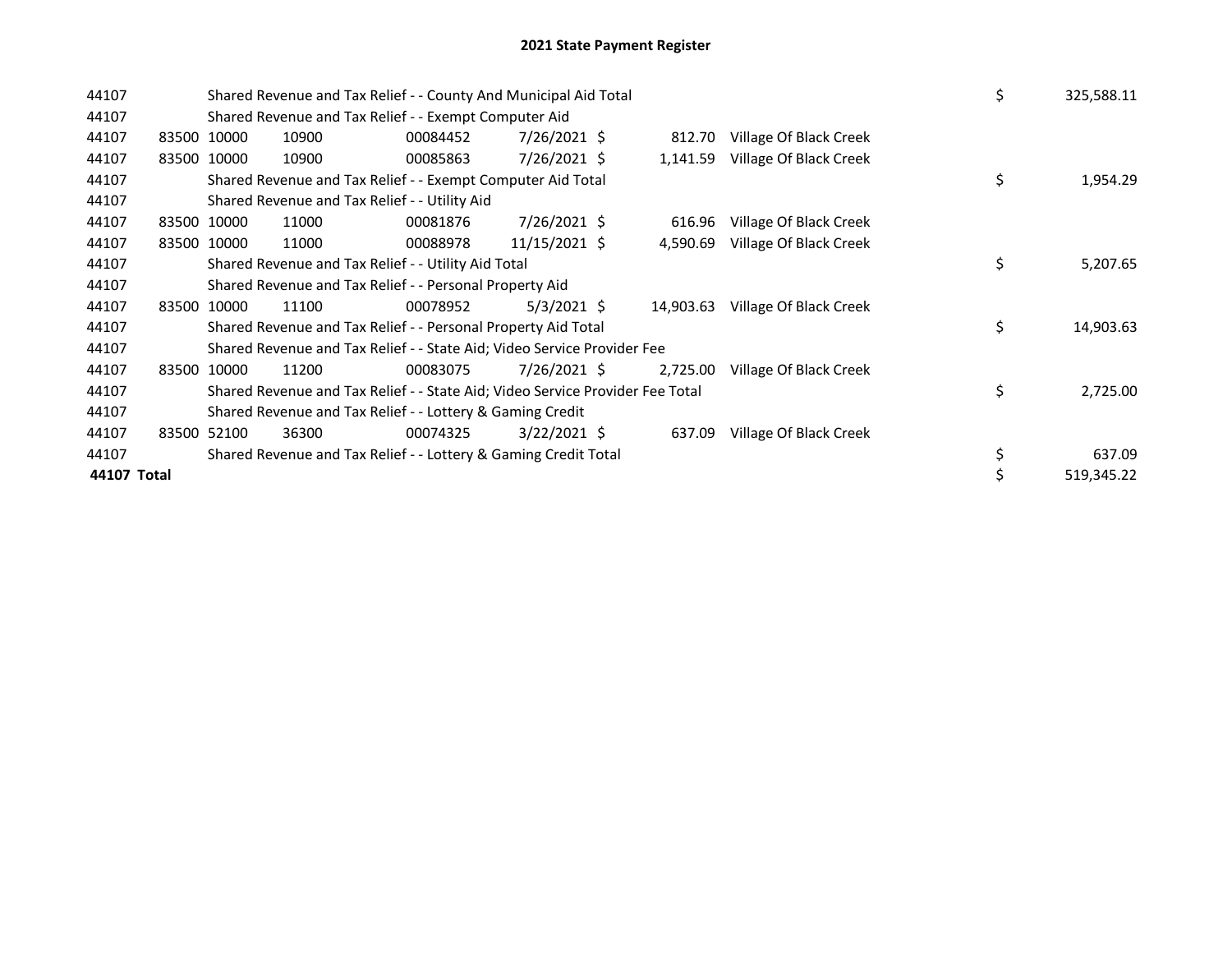## 2021 State Payment Register

| | | | | | | | | | | |
|---|---|---|---|---|---|---|---|---|---|---|
| 44107 | | Shared Revenue and Tax Relief - - County And Municipal Aid Total | | | | | | | $ | 325,588.11 |
| 44107 | | Shared Revenue and Tax Relief - - Exempt Computer Aid | | | | | | | | |
| 44107 | 83500 | 10000 | 10900 | 00084452 | 7/26/2021 | $ | 812.70 | Village Of Black Creek | | |
| 44107 | 83500 | 10000 | 10900 | 00085863 | 7/26/2021 | $ | 1,141.59 | Village Of Black Creek | | |
| 44107 | | Shared Revenue and Tax Relief - - Exempt Computer Aid Total | | | | | | | $ | 1,954.29 |
| 44107 | | Shared Revenue and Tax Relief - - Utility Aid | | | | | | | | |
| 44107 | 83500 | 10000 | 11000 | 00081876 | 7/26/2021 | $ | 616.96 | Village Of Black Creek | | |
| 44107 | 83500 | 10000 | 11000 | 00088978 | 11/15/2021 | $ | 4,590.69 | Village Of Black Creek | | |
| 44107 | | Shared Revenue and Tax Relief - - Utility Aid Total | | | | | | | $ | 5,207.65 |
| 44107 | | Shared Revenue and Tax Relief - - Personal Property Aid | | | | | | | | |
| 44107 | 83500 | 10000 | 11100 | 00078952 | 5/3/2021 | $ | 14,903.63 | Village Of Black Creek | | |
| 44107 | | Shared Revenue and Tax Relief - - Personal Property Aid Total | | | | | | | $ | 14,903.63 |
| 44107 | | Shared Revenue and Tax Relief - - State Aid; Video Service Provider Fee | | | | | | | | |
| 44107 | 83500 | 10000 | 11200 | 00083075 | 7/26/2021 | $ | 2,725.00 | Village Of Black Creek | | |
| 44107 | | Shared Revenue and Tax Relief - - State Aid; Video Service Provider Fee Total | | | | | | | $ | 2,725.00 |
| 44107 | | Shared Revenue and Tax Relief - - Lottery & Gaming Credit | | | | | | | | |
| 44107 | 83500 | 52100 | 36300 | 00074325 | 3/22/2021 | $ | 637.09 | Village Of Black Creek | | |
| 44107 | | Shared Revenue and Tax Relief - - Lottery & Gaming Credit Total | | | | | | | $ | 637.09 |
| **44107 Total** | | | | | | | | | $ | 519,345.22 |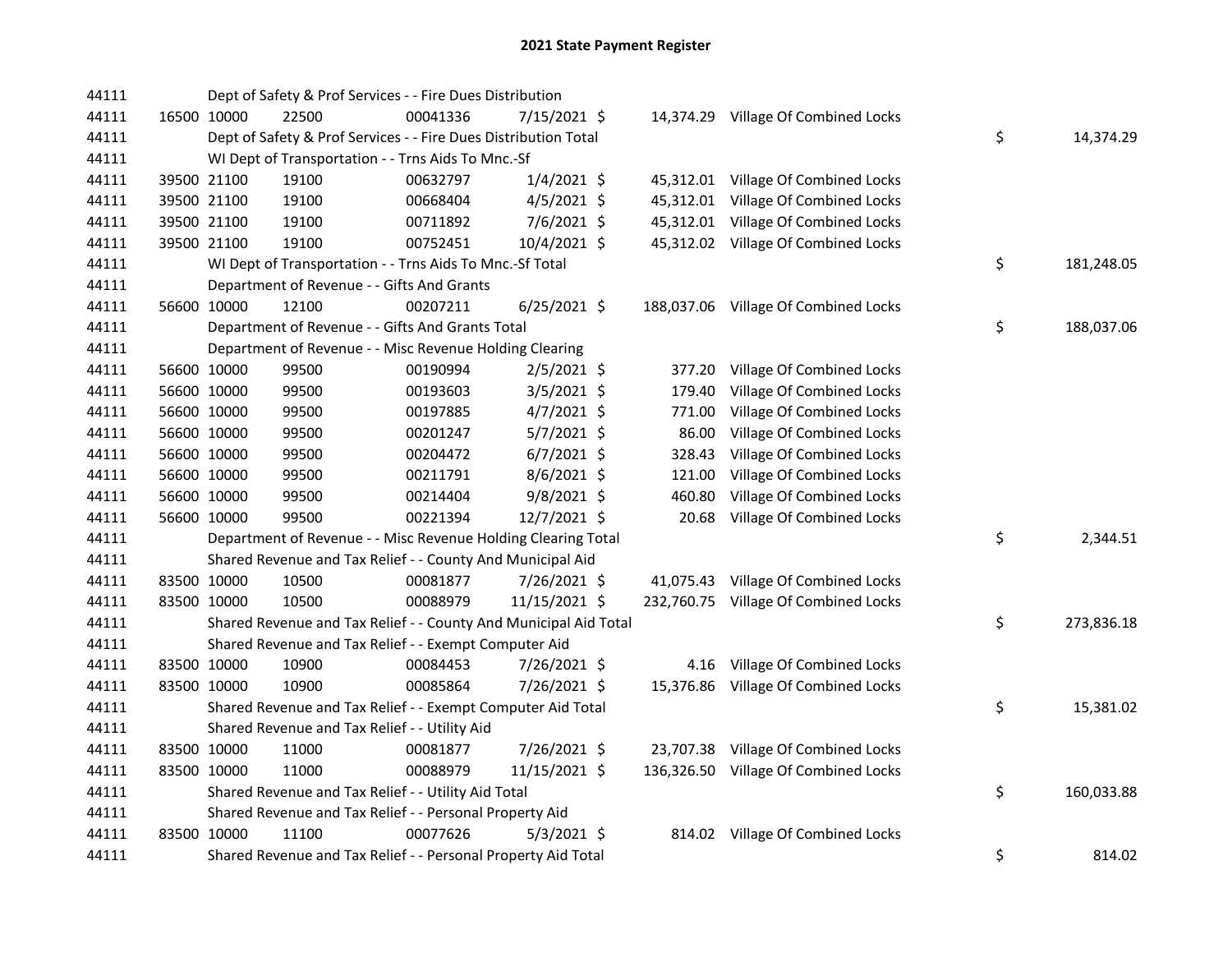# 2021 State Payment Register

| | | | | | | | | | |
|---|---|---|---|---|---|---|---|---|---|
| 44111 | | Dept of Safety & Prof Services - - Fire Dues Distribution | | | | | | | |
| 44111 | 16500 | 10000 | 22500 | 00041336 | 7/15/2021 | $ 14,374.29 | Village Of Combined Locks | | |
| 44111 | | Dept of Safety & Prof Services - - Fire Dues Distribution Total | | | | | | $ | 14,374.29 |
| 44111 | | WI Dept of Transportation - - Trns Aids To Mnc.-Sf | | | | | | | |
| 44111 | 39500 | 21100 | 19100 | 00632797 | 1/4/2021 | $ 45,312.01 | Village Of Combined Locks | | |
| 44111 | 39500 | 21100 | 19100 | 00668404 | 4/5/2021 | $ 45,312.01 | Village Of Combined Locks | | |
| 44111 | 39500 | 21100 | 19100 | 00711892 | 7/6/2021 | $ 45,312.01 | Village Of Combined Locks | | |
| 44111 | 39500 | 21100 | 19100 | 00752451 | 10/4/2021 | $ 45,312.02 | Village Of Combined Locks | | |
| 44111 | | WI Dept of Transportation - - Trns Aids To Mnc.-Sf Total | | | | | | $ | 181,248.05 |
| 44111 | | Department of Revenue - - Gifts And Grants | | | | | | | |
| 44111 | 56600 | 10000 | 12100 | 00207211 | 6/25/2021 | $ 188,037.06 | Village Of Combined Locks | | |
| 44111 | | Department of Revenue - - Gifts And Grants Total | | | | | | $ | 188,037.06 |
| 44111 | | Department of Revenue - - Misc Revenue Holding Clearing | | | | | | | |
| 44111 | 56600 | 10000 | 99500 | 00190994 | 2/5/2021 | $ 377.20 | Village Of Combined Locks | | |
| 44111 | 56600 | 10000 | 99500 | 00193603 | 3/5/2021 | $ 179.40 | Village Of Combined Locks | | |
| 44111 | 56600 | 10000 | 99500 | 00197885 | 4/7/2021 | $ 771.00 | Village Of Combined Locks | | |
| 44111 | 56600 | 10000 | 99500 | 00201247 | 5/7/2021 | $ 86.00 | Village Of Combined Locks | | |
| 44111 | 56600 | 10000 | 99500 | 00204472 | 6/7/2021 | $ 328.43 | Village Of Combined Locks | | |
| 44111 | 56600 | 10000 | 99500 | 00211791 | 8/6/2021 | $ 121.00 | Village Of Combined Locks | | |
| 44111 | 56600 | 10000 | 99500 | 00214404 | 9/8/2021 | $ 460.80 | Village Of Combined Locks | | |
| 44111 | 56600 | 10000 | 99500 | 00221394 | 12/7/2021 | $ 20.68 | Village Of Combined Locks | | |
| 44111 | | Department of Revenue - - Misc Revenue Holding Clearing Total | | | | | | $ | 2,344.51 |
| 44111 | | Shared Revenue and Tax Relief - - County And Municipal Aid | | | | | | | |
| 44111 | 83500 | 10000 | 10500 | 00081877 | 7/26/2021 | $ 41,075.43 | Village Of Combined Locks | | |
| 44111 | 83500 | 10000 | 10500 | 00088979 | 11/15/2021 | $ 232,760.75 | Village Of Combined Locks | | |
| 44111 | | Shared Revenue and Tax Relief - - County And Municipal Aid Total | | | | | | $ | 273,836.18 |
| 44111 | | Shared Revenue and Tax Relief - - Exempt Computer Aid | | | | | | | |
| 44111 | 83500 | 10000 | 10900 | 00084453 | 7/26/2021 | $ 4.16 | Village Of Combined Locks | | |
| 44111 | 83500 | 10000 | 10900 | 00085864 | 7/26/2021 | $ 15,376.86 | Village Of Combined Locks | | |
| 44111 | | Shared Revenue and Tax Relief - - Exempt Computer Aid Total | | | | | | $ | 15,381.02 |
| 44111 | | Shared Revenue and Tax Relief - - Utility Aid | | | | | | | |
| 44111 | 83500 | 10000 | 11000 | 00081877 | 7/26/2021 | $ 23,707.38 | Village Of Combined Locks | | |
| 44111 | 83500 | 10000 | 11000 | 00088979 | 11/15/2021 | $ 136,326.50 | Village Of Combined Locks | | |
| 44111 | | Shared Revenue and Tax Relief - - Utility Aid Total | | | | | | $ | 160,033.88 |
| 44111 | | Shared Revenue and Tax Relief - - Personal Property Aid | | | | | | | |
| 44111 | 83500 | 10000 | 11100 | 00077626 | 5/3/2021 | $ 814.02 | Village Of Combined Locks | | |
| 44111 | | Shared Revenue and Tax Relief - - Personal Property Aid Total | | | | | | $ | 814.02 |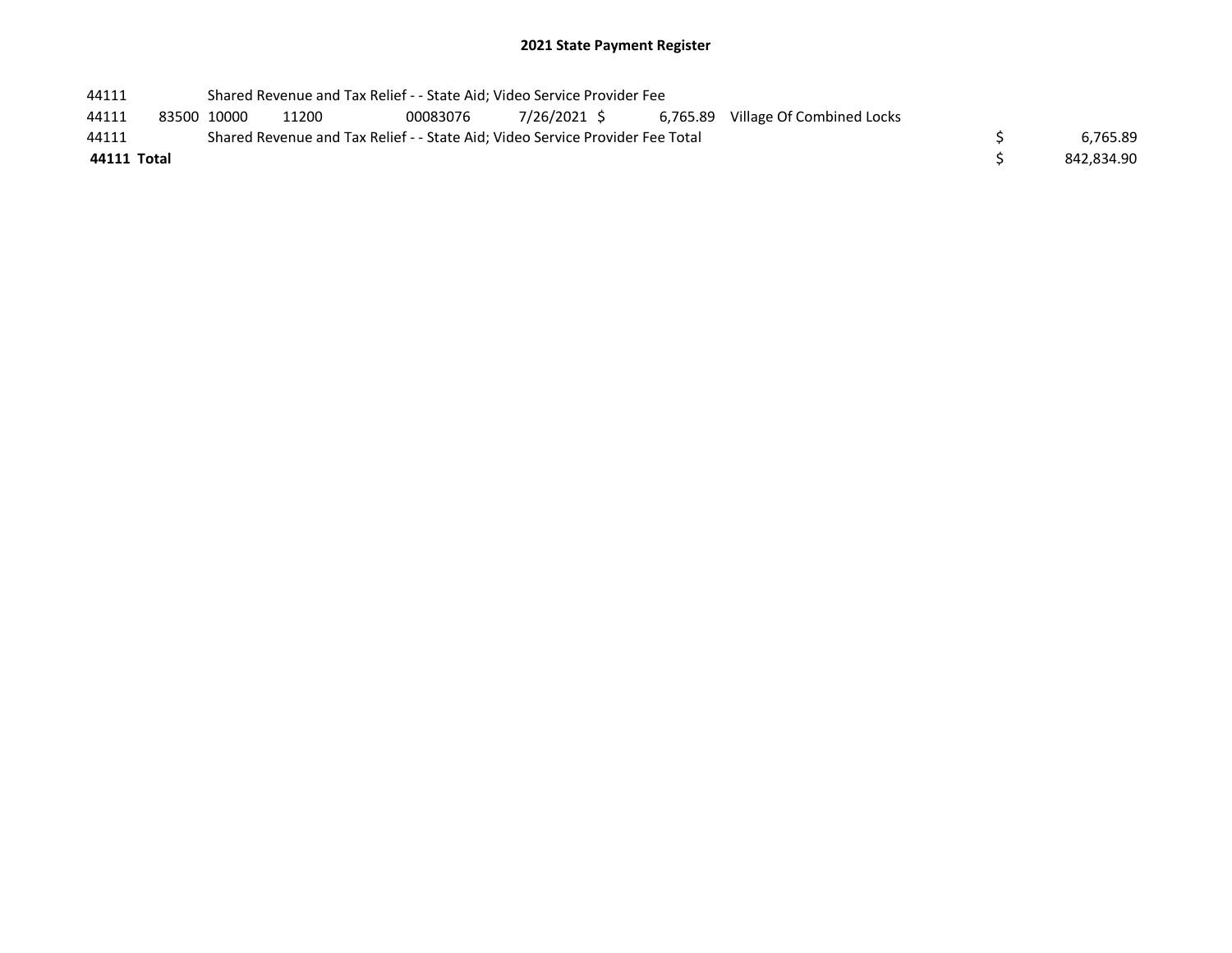## 2021 State Payment Register

| | | | | | | | | | |
|---|---|---|---|---|---|---|---|---|---|
| 44111 | | Shared Revenue and Tax Relief - - State Aid; Video Service Provider Fee | | | | | | | |
| 44111 | 83500 | 10000 | 11200 | 00083076 | 7/26/2021 | $ 6,765.89 | Village Of Combined Locks | | |
| 44111 | | Shared Revenue and Tax Relief - - State Aid; Video Service Provider Fee Total | | | | | | $ | 6,765.89 |
| **44111 Total** | | | | | | | | $ | 842,834.90 |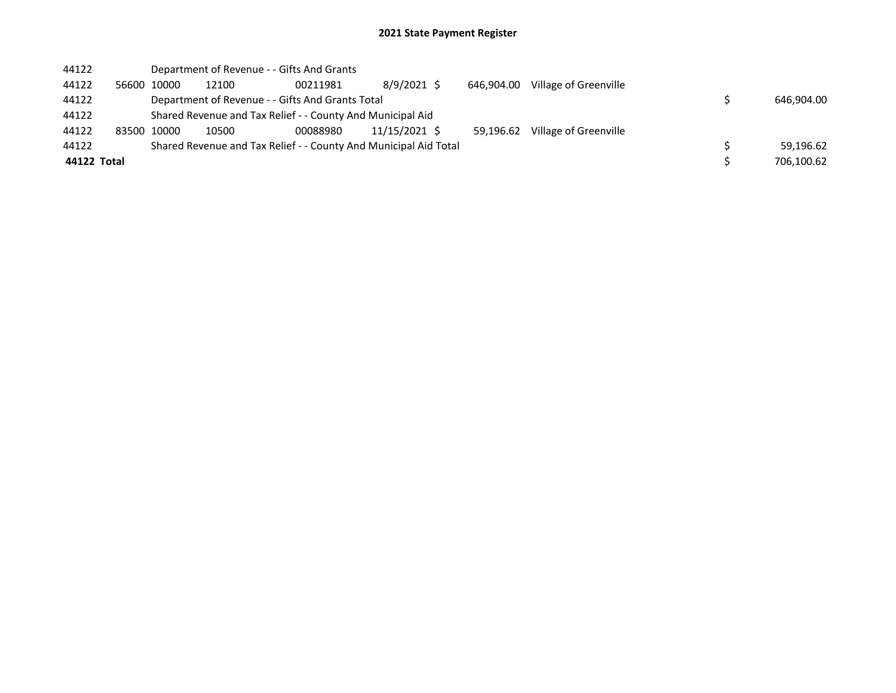# 2021 State Payment Register

| | | | | | | | | | |
|---|---|---|---|---|---|---|---|---|---|
| 44122 | | Department of Revenue - - Gifts And Grants | | | | | | | |
| 44122 | 56600 | 10000 | 12100 | 00211981 | 8/9/2021 | $ 646,904.00 | Village of Greenville | | |
| 44122 | | Department of Revenue - - Gifts And Grants Total | | | | | | $ | 646,904.00 |
| 44122 | | Shared Revenue and Tax Relief - - County And Municipal Aid | | | | | | | |
| 44122 | 83500 | 10000 | 10500 | 00088980 | 11/15/2021 | $ 59,196.62 | Village of Greenville | | |
| 44122 | | Shared Revenue and Tax Relief - - County And Municipal Aid Total | | | | | | $ | 59,196.62 |
| **44122 Total** | | | | | | | | $ | 706,100.62 |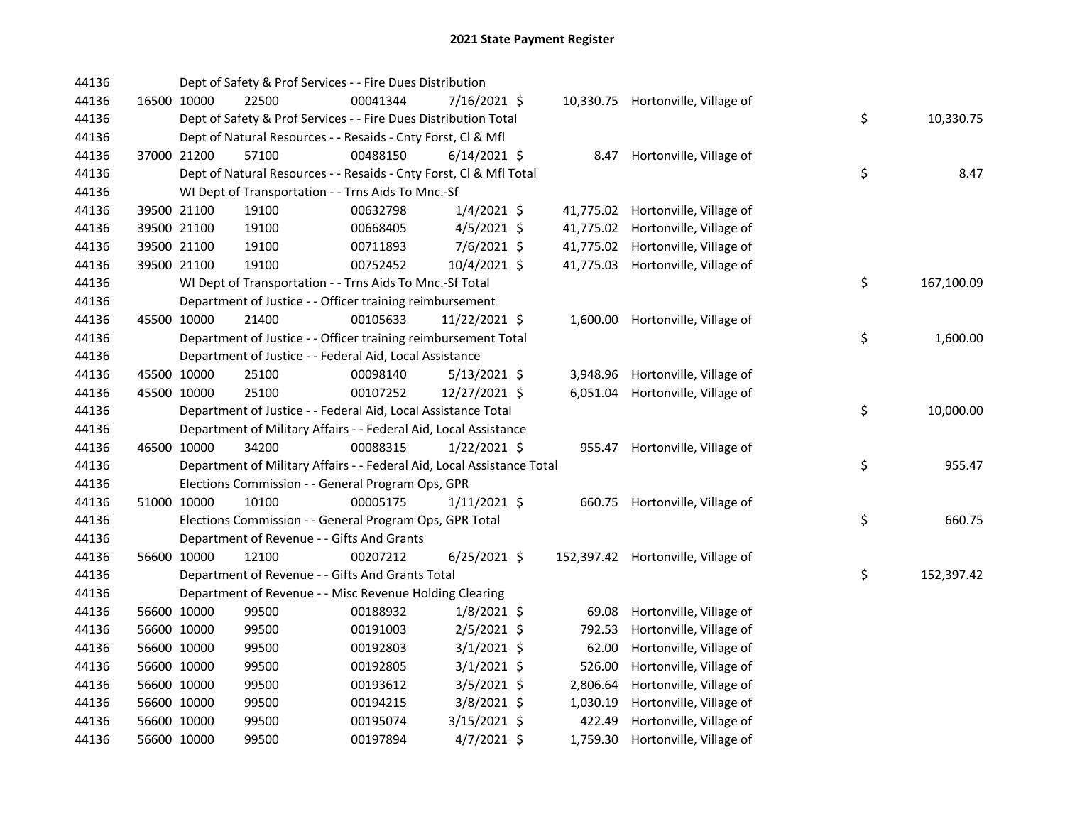# 2021 State Payment Register

| | | | | | | | | | |
|---|---|---|---|---|---|---|---|---|---|
| 44136 | | | Dept of Safety & Prof Services - - Fire Dues Distribution | | | | | | |
| 44136 | 16500 | 10000 | 22500 | 00041344 | 7/16/2021 $ | 10,330.75 | Hortonville, Village of | | |
| 44136 | | | Dept of Safety & Prof Services - - Fire Dues Distribution Total | | | | | $ | 10,330.75 |
| 44136 | | | Dept of Natural Resources - - Resaids - Cnty Forst, Cl & Mfl | | | | | | |
| 44136 | 37000 | 21200 | 57100 | 00488150 | 6/14/2021 $ | 8.47 | Hortonville, Village of | | |
| 44136 | | | Dept of Natural Resources - - Resaids - Cnty Forst, Cl & Mfl Total | | | | | $ | 8.47 |
| 44136 | | | WI Dept of Transportation - - Trns Aids To Mnc.-Sf | | | | | | |
| 44136 | 39500 | 21100 | 19100 | 00632798 | 1/4/2021 $ | 41,775.02 | Hortonville, Village of | | |
| 44136 | 39500 | 21100 | 19100 | 00668405 | 4/5/2021 $ | 41,775.02 | Hortonville, Village of | | |
| 44136 | 39500 | 21100 | 19100 | 00711893 | 7/6/2021 $ | 41,775.02 | Hortonville, Village of | | |
| 44136 | 39500 | 21100 | 19100 | 00752452 | 10/4/2021 $ | 41,775.03 | Hortonville, Village of | | |
| 44136 | | | WI Dept of Transportation - - Trns Aids To Mnc.-Sf Total | | | | | $ | 167,100.09 |
| 44136 | | | Department of Justice - - Officer training reimbursement | | | | | | |
| 44136 | 45500 | 10000 | 21400 | 00105633 | 11/22/2021 $ | 1,600.00 | Hortonville, Village of | | |
| 44136 | | | Department of Justice - - Officer training reimbursement Total | | | | | $ | 1,600.00 |
| 44136 | | | Department of Justice - - Federal Aid, Local Assistance | | | | | | |
| 44136 | 45500 | 10000 | 25100 | 00098140 | 5/13/2021 $ | 3,948.96 | Hortonville, Village of | | |
| 44136 | 45500 | 10000 | 25100 | 00107252 | 12/27/2021 $ | 6,051.04 | Hortonville, Village of | | |
| 44136 | | | Department of Justice - - Federal Aid, Local Assistance Total | | | | | $ | 10,000.00 |
| 44136 | | | Department of Military Affairs - - Federal Aid, Local Assistance | | | | | | |
| 44136 | 46500 | 10000 | 34200 | 00088315 | 1/22/2021 $ | 955.47 | Hortonville, Village of | | |
| 44136 | | | Department of Military Affairs - - Federal Aid, Local Assistance Total | | | | | $ | 955.47 |
| 44136 | | | Elections Commission - - General Program Ops, GPR | | | | | | |
| 44136 | 51000 | 10000 | 10100 | 00005175 | 1/11/2021 $ | 660.75 | Hortonville, Village of | | |
| 44136 | | | Elections Commission - - General Program Ops, GPR Total | | | | | $ | 660.75 |
| 44136 | | | Department of Revenue - - Gifts And Grants | | | | | | |
| 44136 | 56600 | 10000 | 12100 | 00207212 | 6/25/2021 $ | 152,397.42 | Hortonville, Village of | | |
| 44136 | | | Department of Revenue - - Gifts And Grants Total | | | | | $ | 152,397.42 |
| 44136 | | | Department of Revenue - - Misc Revenue Holding Clearing | | | | | | |
| 44136 | 56600 | 10000 | 99500 | 00188932 | 1/8/2021 $ | 69.08 | Hortonville, Village of | | |
| 44136 | 56600 | 10000 | 99500 | 00191003 | 2/5/2021 $ | 792.53 | Hortonville, Village of | | |
| 44136 | 56600 | 10000 | 99500 | 00192803 | 3/1/2021 $ | 62.00 | Hortonville, Village of | | |
| 44136 | 56600 | 10000 | 99500 | 00192805 | 3/1/2021 $ | 526.00 | Hortonville, Village of | | |
| 44136 | 56600 | 10000 | 99500 | 00193612 | 3/5/2021 $ | 2,806.64 | Hortonville, Village of | | |
| 44136 | 56600 | 10000 | 99500 | 00194215 | 3/8/2021 $ | 1,030.19 | Hortonville, Village of | | |
| 44136 | 56600 | 10000 | 99500 | 00195074 | 3/15/2021 $ | 422.49 | Hortonville, Village of | | |
| 44136 | 56600 | 10000 | 99500 | 00197894 | 4/7/2021 $ | 1,759.30 | Hortonville, Village of | | |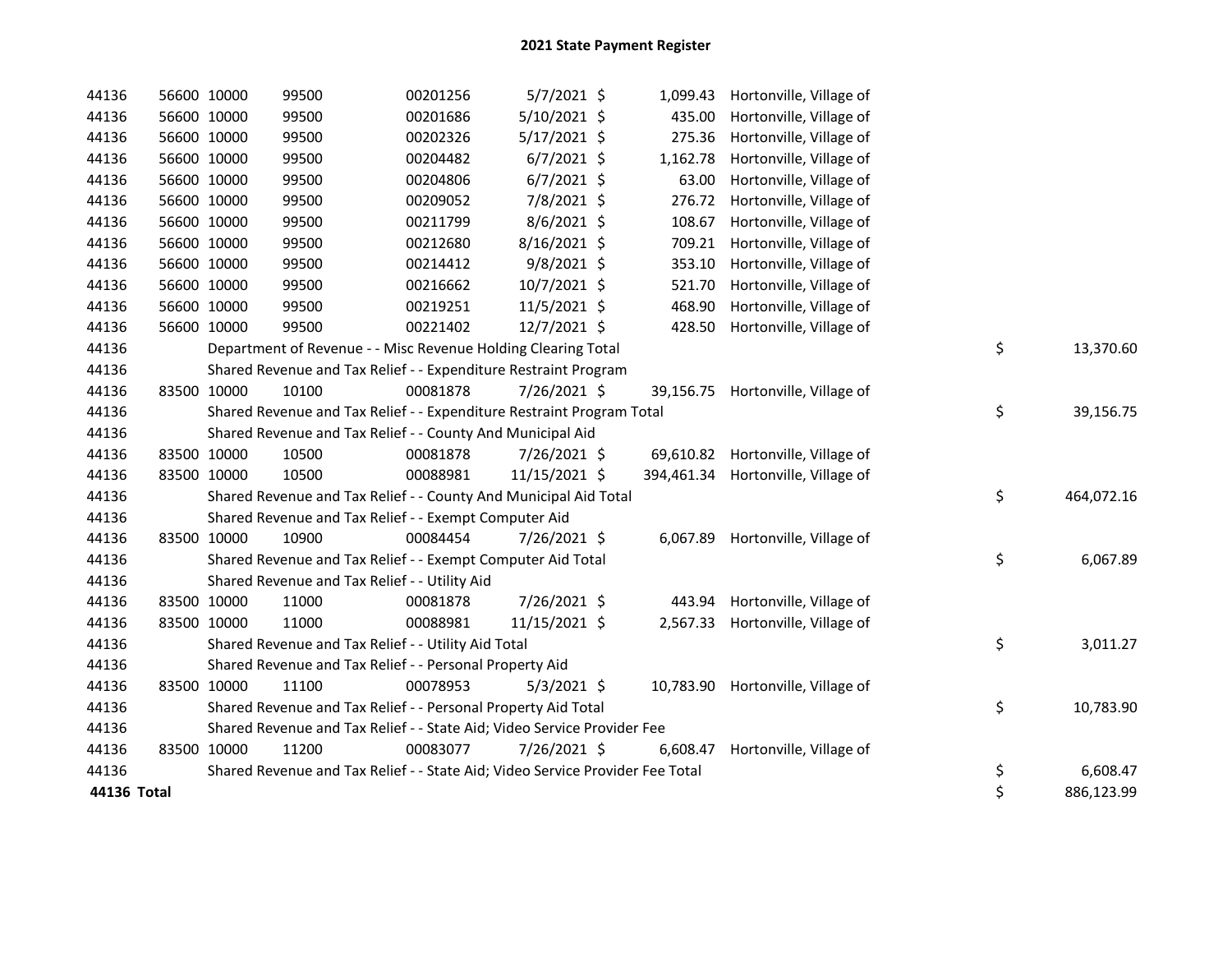# 2021 State Payment Register

| | | | | | | | | | |
|---|---|---|---|---|---|---|---|---|---|
| 44136 | 56600 | 10000 | 99500 | 00201256 | 5/7/2021 | $ 1,099.43 | Hortonville, Village of | | |
| 44136 | 56600 | 10000 | 99500 | 00201686 | 5/10/2021 | $ 435.00 | Hortonville, Village of | | |
| 44136 | 56600 | 10000 | 99500 | 00202326 | 5/17/2021 | $ 275.36 | Hortonville, Village of | | |
| 44136 | 56600 | 10000 | 99500 | 00204482 | 6/7/2021 | $ 1,162.78 | Hortonville, Village of | | |
| 44136 | 56600 | 10000 | 99500 | 00204806 | 6/7/2021 | $ 63.00 | Hortonville, Village of | | |
| 44136 | 56600 | 10000 | 99500 | 00209052 | 7/8/2021 | $ 276.72 | Hortonville, Village of | | |
| 44136 | 56600 | 10000 | 99500 | 00211799 | 8/6/2021 | $ 108.67 | Hortonville, Village of | | |
| 44136 | 56600 | 10000 | 99500 | 00212680 | 8/16/2021 | $ 709.21 | Hortonville, Village of | | |
| 44136 | 56600 | 10000 | 99500 | 00214412 | 9/8/2021 | $ 353.10 | Hortonville, Village of | | |
| 44136 | 56600 | 10000 | 99500 | 00216662 | 10/7/2021 | $ 521.70 | Hortonville, Village of | | |
| 44136 | 56600 | 10000 | 99500 | 00219251 | 11/5/2021 | $ 468.90 | Hortonville, Village of | | |
| 44136 | 56600 | 10000 | 99500 | 00221402 | 12/7/2021 | $ 428.50 | Hortonville, Village of | | |
| 44136 | | Department of Revenue - - Misc Revenue Holding Clearing Total | | | | | | $ | 13,370.60 |
| 44136 | | Shared Revenue and Tax Relief - - Expenditure Restraint Program | | | | | | | |
| 44136 | 83500 | 10000 | 10100 | 00081878 | 7/26/2021 | $ 39,156.75 | Hortonville, Village of | | |
| 44136 | | Shared Revenue and Tax Relief - - Expenditure Restraint Program Total | | | | | | $ | 39,156.75 |
| 44136 | | Shared Revenue and Tax Relief - - County And Municipal Aid | | | | | | | |
| 44136 | 83500 | 10000 | 10500 | 00081878 | 7/26/2021 | $ 69,610.82 | Hortonville, Village of | | |
| 44136 | 83500 | 10000 | 10500 | 00088981 | 11/15/2021 | $ 394,461.34 | Hortonville, Village of | | |
| 44136 | | Shared Revenue and Tax Relief - - County And Municipal Aid Total | | | | | | $ | 464,072.16 |
| 44136 | | Shared Revenue and Tax Relief - - Exempt Computer Aid | | | | | | | |
| 44136 | 83500 | 10000 | 10900 | 00084454 | 7/26/2021 | $ 6,067.89 | Hortonville, Village of | | |
| 44136 | | Shared Revenue and Tax Relief - - Exempt Computer Aid Total | | | | | | $ | 6,067.89 |
| 44136 | | Shared Revenue and Tax Relief - - Utility Aid | | | | | | | |
| 44136 | 83500 | 10000 | 11000 | 00081878 | 7/26/2021 | $ 443.94 | Hortonville, Village of | | |
| 44136 | 83500 | 10000 | 11000 | 00088981 | 11/15/2021 | $ 2,567.33 | Hortonville, Village of | | |
| 44136 | | Shared Revenue and Tax Relief - - Utility Aid Total | | | | | | $ | 3,011.27 |
| 44136 | | Shared Revenue and Tax Relief - - Personal Property Aid | | | | | | | |
| 44136 | 83500 | 10000 | 11100 | 00078953 | 5/3/2021 | $ 10,783.90 | Hortonville, Village of | | |
| 44136 | | Shared Revenue and Tax Relief - - Personal Property Aid Total | | | | | | $ | 10,783.90 |
| 44136 | | Shared Revenue and Tax Relief - - State Aid; Video Service Provider Fee | | | | | | | |
| 44136 | 83500 | 10000 | 11200 | 00083077 | 7/26/2021 | $ 6,608.47 | Hortonville, Village of | | |
| 44136 | | Shared Revenue and Tax Relief - - State Aid; Video Service Provider Fee Total | | | | | | $ | 6,608.47 |
| **44136 Total** | | | | | | | | $ | 886,123.99 |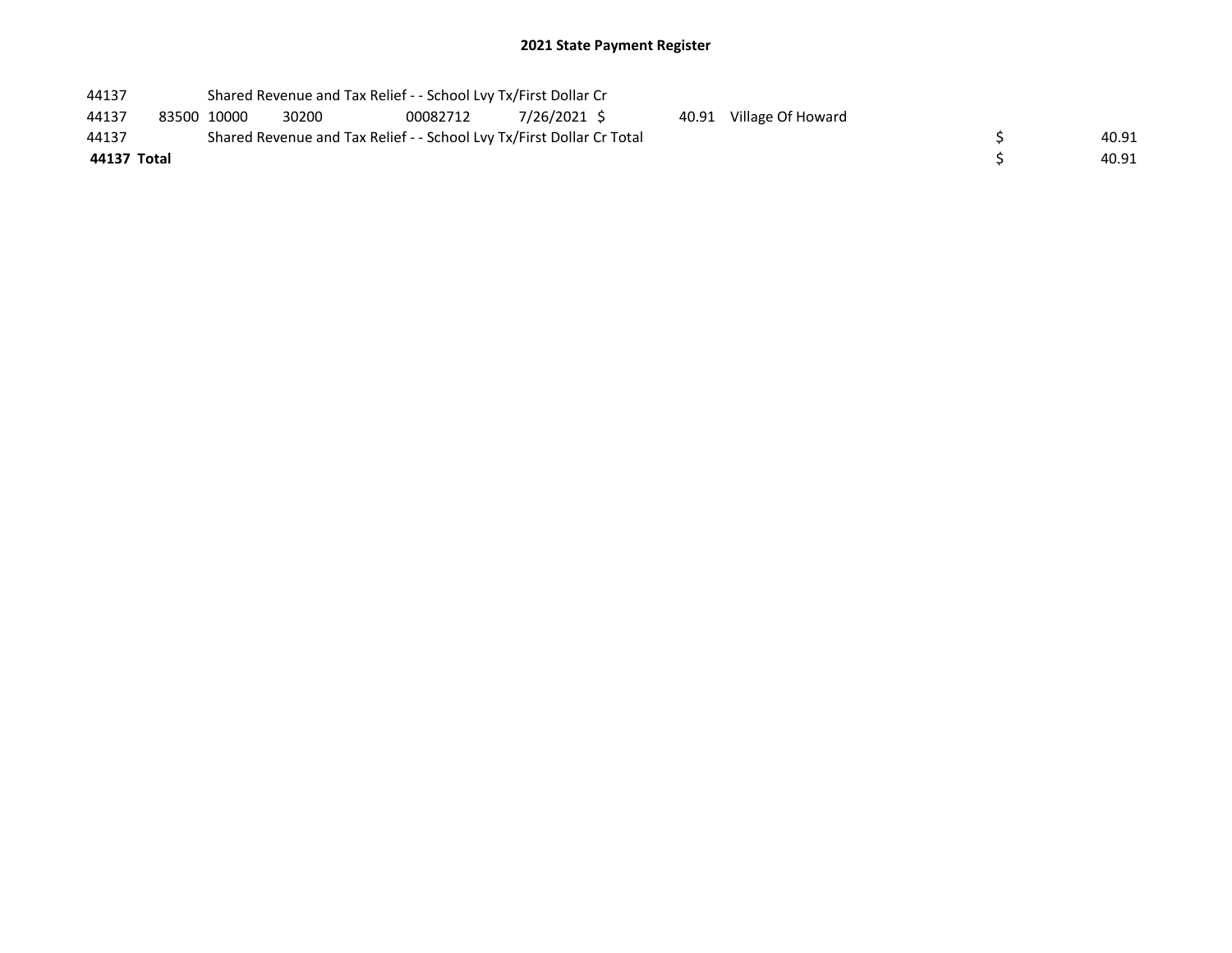# 2021 State Payment Register

| | | | | | | | | | |
|---|---|---|---|---|---|---|---|---|---|
| 44137 | | Shared Revenue and Tax Relief - - School Lvy Tx/First Dollar Cr | | | | | | | |
| 44137 | 83500 | 10000 | 30200 | 00082712 | 7/26/2021 | $ 40.91 | Village Of Howard | | |
| 44137 | | Shared Revenue and Tax Relief - - School Lvy Tx/First Dollar Cr Total | | | | | | $ | 40.91 |
| **44137** | **Total** | | | | | | | $ | 40.91 |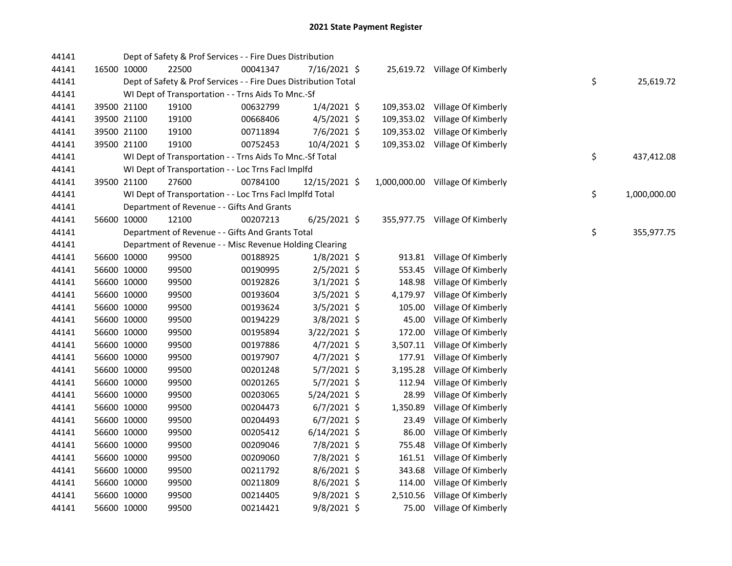# 2021 State Payment Register

| | | | | | | | | | |
|---|---|---|---|---|---|---|---|---|---|
| 44141 | | | Dept of Safety & Prof Services - - Fire Dues Distribution | | | | | | |
| 44141 | 16500 | 10000 | 22500 | 00041347 | 7/16/2021 | $ | 25,619.72 | Village Of Kimberly | |
| 44141 | | | Dept of Safety & Prof Services - - Fire Dues Distribution Total | | | | | | $ 25,619.72 |
| 44141 | | | WI Dept of Transportation - - Trns Aids To Mnc.-Sf | | | | | | |
| 44141 | 39500 | 21100 | 19100 | 00632799 | 1/4/2021 | $ | 109,353.02 | Village Of Kimberly | |
| 44141 | 39500 | 21100 | 19100 | 00668406 | 4/5/2021 | $ | 109,353.02 | Village Of Kimberly | |
| 44141 | 39500 | 21100 | 19100 | 00711894 | 7/6/2021 | $ | 109,353.02 | Village Of Kimberly | |
| 44141 | 39500 | 21100 | 19100 | 00752453 | 10/4/2021 | $ | 109,353.02 | Village Of Kimberly | |
| 44141 | | | WI Dept of Transportation - - Trns Aids To Mnc.-Sf Total | | | | | | $ 437,412.08 |
| 44141 | | | WI Dept of Transportation - - Loc Trns Facl Implfd | | | | | | |
| 44141 | 39500 | 21100 | 27600 | 00784100 | 12/15/2021 | $ | 1,000,000.00 | Village Of Kimberly | |
| 44141 | | | WI Dept of Transportation - - Loc Trns Facl Implfd Total | | | | | | $ 1,000,000.00 |
| 44141 | | | Department of Revenue - - Gifts And Grants | | | | | | |
| 44141 | 56600 | 10000 | 12100 | 00207213 | 6/25/2021 | $ | 355,977.75 | Village Of Kimberly | |
| 44141 | | | Department of Revenue - - Gifts And Grants Total | | | | | | $ 355,977.75 |
| 44141 | | | Department of Revenue - - Misc Revenue Holding Clearing | | | | | | |
| 44141 | 56600 | 10000 | 99500 | 00188925 | 1/8/2021 | $ | 913.81 | Village Of Kimberly | |
| 44141 | 56600 | 10000 | 99500 | 00190995 | 2/5/2021 | $ | 553.45 | Village Of Kimberly | |
| 44141 | 56600 | 10000 | 99500 | 00192826 | 3/1/2021 | $ | 148.98 | Village Of Kimberly | |
| 44141 | 56600 | 10000 | 99500 | 00193604 | 3/5/2021 | $ | 4,179.97 | Village Of Kimberly | |
| 44141 | 56600 | 10000 | 99500 | 00193624 | 3/5/2021 | $ | 105.00 | Village Of Kimberly | |
| 44141 | 56600 | 10000 | 99500 | 00194229 | 3/8/2021 | $ | 45.00 | Village Of Kimberly | |
| 44141 | 56600 | 10000 | 99500 | 00195894 | 3/22/2021 | $ | 172.00 | Village Of Kimberly | |
| 44141 | 56600 | 10000 | 99500 | 00197886 | 4/7/2021 | $ | 3,507.11 | Village Of Kimberly | |
| 44141 | 56600 | 10000 | 99500 | 00197907 | 4/7/2021 | $ | 177.91 | Village Of Kimberly | |
| 44141 | 56600 | 10000 | 99500 | 00201248 | 5/7/2021 | $ | 3,195.28 | Village Of Kimberly | |
| 44141 | 56600 | 10000 | 99500 | 00201265 | 5/7/2021 | $ | 112.94 | Village Of Kimberly | |
| 44141 | 56600 | 10000 | 99500 | 00203065 | 5/24/2021 | $ | 28.99 | Village Of Kimberly | |
| 44141 | 56600 | 10000 | 99500 | 00204473 | 6/7/2021 | $ | 1,350.89 | Village Of Kimberly | |
| 44141 | 56600 | 10000 | 99500 | 00204493 | 6/7/2021 | $ | 23.49 | Village Of Kimberly | |
| 44141 | 56600 | 10000 | 99500 | 00205412 | 6/14/2021 | $ | 86.00 | Village Of Kimberly | |
| 44141 | 56600 | 10000 | 99500 | 00209046 | 7/8/2021 | $ | 755.48 | Village Of Kimberly | |
| 44141 | 56600 | 10000 | 99500 | 00209060 | 7/8/2021 | $ | 161.51 | Village Of Kimberly | |
| 44141 | 56600 | 10000 | 99500 | 00211792 | 8/6/2021 | $ | 343.68 | Village Of Kimberly | |
| 44141 | 56600 | 10000 | 99500 | 00211809 | 8/6/2021 | $ | 114.00 | Village Of Kimberly | |
| 44141 | 56600 | 10000 | 99500 | 00214405 | 9/8/2021 | $ | 2,510.56 | Village Of Kimberly | |
| 44141 | 56600 | 10000 | 99500 | 00214421 | 9/8/2021 | $ | 75.00 | Village Of Kimberly | |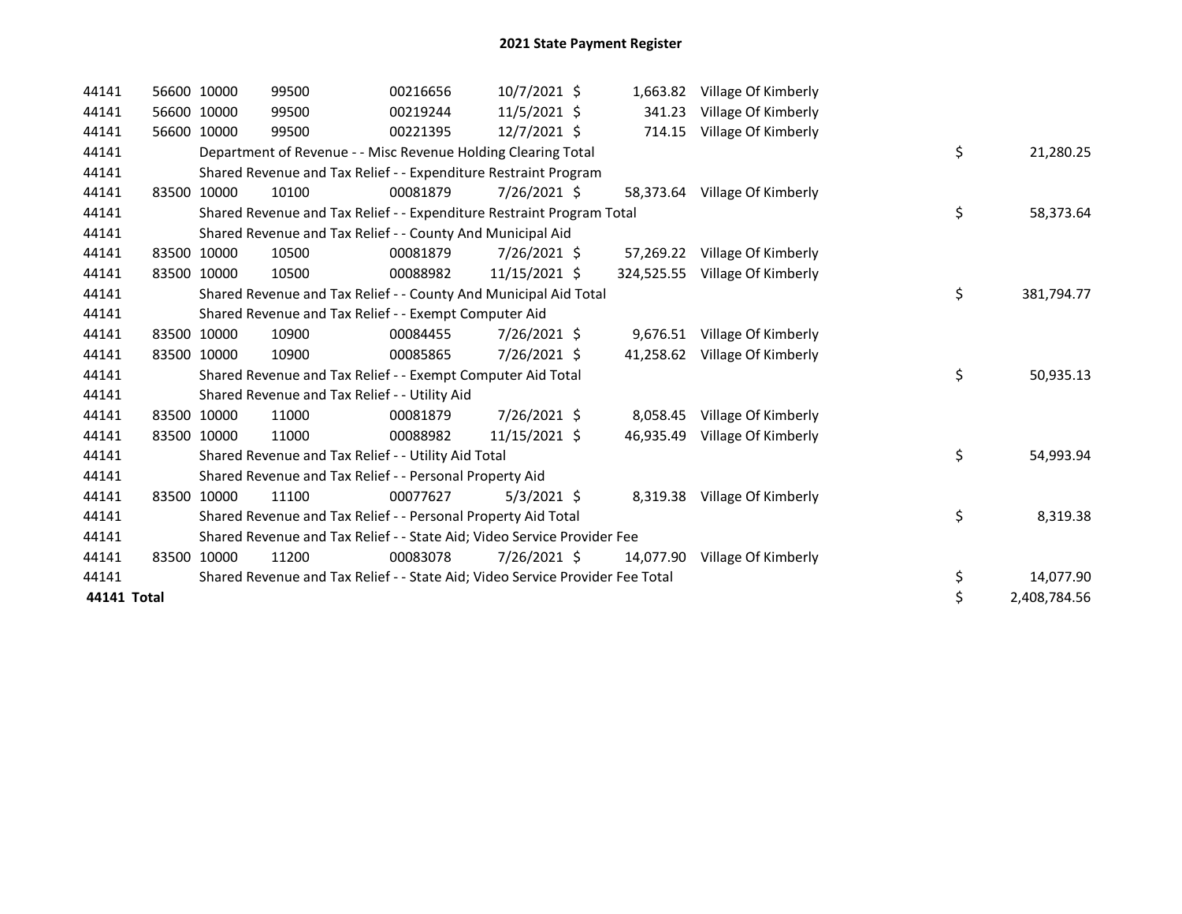# 2021 State Payment Register

| | | | | | | | | | |
|---|---|---|---|---|---|---|---|---|---|
| 44141 | 56600 | 10000 | 99500 | 00216656 | 10/7/2021 | $ 1,663.82 | Village Of Kimberly | | |
| 44141 | 56600 | 10000 | 99500 | 00219244 | 11/5/2021 | $ 341.23 | Village Of Kimberly | | |
| 44141 | 56600 | 10000 | 99500 | 00221395 | 12/7/2021 | $ 714.15 | Village Of Kimberly | | |
| 44141 | | Department of Revenue - - Misc Revenue Holding Clearing Total | | | | | | $ | 21,280.25 |
| 44141 | | Shared Revenue and Tax Relief - - Expenditure Restraint Program | | | | | | | |
| 44141 | 83500 | 10000 | 10100 | 00081879 | 7/26/2021 | $ 58,373.64 | Village Of Kimberly | | |
| 44141 | | Shared Revenue and Tax Relief - - Expenditure Restraint Program Total | | | | | | $ | 58,373.64 |
| 44141 | | Shared Revenue and Tax Relief - - County And Municipal Aid | | | | | | | |
| 44141 | 83500 | 10000 | 10500 | 00081879 | 7/26/2021 | $ 57,269.22 | Village Of Kimberly | | |
| 44141 | 83500 | 10000 | 10500 | 00088982 | 11/15/2021 | $ 324,525.55 | Village Of Kimberly | | |
| 44141 | | Shared Revenue and Tax Relief - - County And Municipal Aid Total | | | | | | $ | 381,794.77 |
| 44141 | | Shared Revenue and Tax Relief - - Exempt Computer Aid | | | | | | | |
| 44141 | 83500 | 10000 | 10900 | 00084455 | 7/26/2021 | $ 9,676.51 | Village Of Kimberly | | |
| 44141 | 83500 | 10000 | 10900 | 00085865 | 7/26/2021 | $ 41,258.62 | Village Of Kimberly | | |
| 44141 | | Shared Revenue and Tax Relief - - Exempt Computer Aid Total | | | | | | $ | 50,935.13 |
| 44141 | | Shared Revenue and Tax Relief - - Utility Aid | | | | | | | |
| 44141 | 83500 | 10000 | 11000 | 00081879 | 7/26/2021 | $ 8,058.45 | Village Of Kimberly | | |
| 44141 | 83500 | 10000 | 11000 | 00088982 | 11/15/2021 | $ 46,935.49 | Village Of Kimberly | | |
| 44141 | | Shared Revenue and Tax Relief - - Utility Aid Total | | | | | | $ | 54,993.94 |
| 44141 | | Shared Revenue and Tax Relief - - Personal Property Aid | | | | | | | |
| 44141 | 83500 | 10000 | 11100 | 00077627 | 5/3/2021 | $ 8,319.38 | Village Of Kimberly | | |
| 44141 | | Shared Revenue and Tax Relief - - Personal Property Aid Total | | | | | | $ | 8,319.38 |
| 44141 | | Shared Revenue and Tax Relief - - State Aid; Video Service Provider Fee | | | | | | | |
| 44141 | 83500 | 10000 | 11200 | 00083078 | 7/26/2021 | $ 14,077.90 | Village Of Kimberly | | |
| 44141 | | Shared Revenue and Tax Relief - - State Aid; Video Service Provider Fee Total | | | | | | $ | 14,077.90 |
| **44141 Total** | | | | | | | | $ | 2,408,784.56 |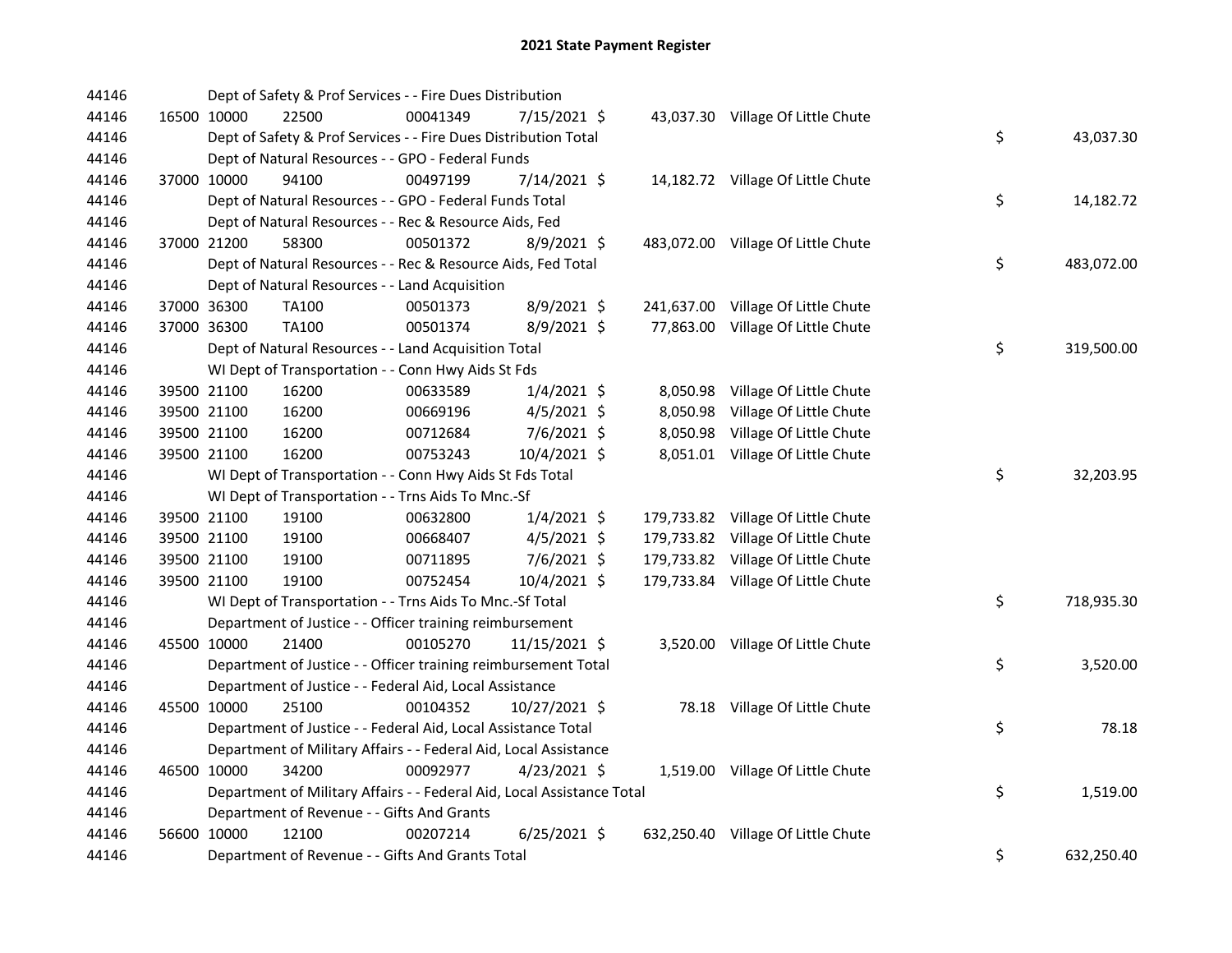# 2021 State Payment Register

| | | | | | | | | | |
|---|---|---|---|---|---|---|---|---|---|
| 44146 | | | Dept of Safety & Prof Services - - Fire Dues Distribution | | | | | | |
| 44146 | 16500 | 10000 | 22500 | 00041349 | 7/15/2021 | $ 43,037.30 | Village Of Little Chute | | |
| 44146 | | | Dept of Safety & Prof Services - - Fire Dues Distribution Total | | | | | $ | 43,037.30 |
| 44146 | | | Dept of Natural Resources - - GPO - Federal Funds | | | | | | |
| 44146 | 37000 | 10000 | 94100 | 00497199 | 7/14/2021 | $ 14,182.72 | Village Of Little Chute | | |
| 44146 | | | Dept of Natural Resources - - GPO - Federal Funds Total | | | | | $ | 14,182.72 |
| 44146 | | | Dept of Natural Resources - - Rec & Resource Aids, Fed | | | | | | |
| 44146 | 37000 | 21200 | 58300 | 00501372 | 8/9/2021 | $ 483,072.00 | Village Of Little Chute | | |
| 44146 | | | Dept of Natural Resources - - Rec & Resource Aids, Fed Total | | | | | $ | 483,072.00 |
| 44146 | | | Dept of Natural Resources - - Land Acquisition | | | | | | |
| 44146 | 37000 | 36300 | TA100 | 00501373 | 8/9/2021 | $ 241,637.00 | Village Of Little Chute | | |
| 44146 | 37000 | 36300 | TA100 | 00501374 | 8/9/2021 | $ 77,863.00 | Village Of Little Chute | | |
| 44146 | | | Dept of Natural Resources - - Land Acquisition Total | | | | | $ | 319,500.00 |
| 44146 | | | WI Dept of Transportation - - Conn Hwy Aids St Fds | | | | | | |
| 44146 | 39500 | 21100 | 16200 | 00633589 | 1/4/2021 | $ 8,050.98 | Village Of Little Chute | | |
| 44146 | 39500 | 21100 | 16200 | 00669196 | 4/5/2021 | $ 8,050.98 | Village Of Little Chute | | |
| 44146 | 39500 | 21100 | 16200 | 00712684 | 7/6/2021 | $ 8,050.98 | Village Of Little Chute | | |
| 44146 | 39500 | 21100 | 16200 | 00753243 | 10/4/2021 | $ 8,051.01 | Village Of Little Chute | | |
| 44146 | | | WI Dept of Transportation - - Conn Hwy Aids St Fds Total | | | | | $ | 32,203.95 |
| 44146 | | | WI Dept of Transportation - - Trns Aids To Mnc.-Sf | | | | | | |
| 44146 | 39500 | 21100 | 19100 | 00632800 | 1/4/2021 | $ 179,733.82 | Village Of Little Chute | | |
| 44146 | 39500 | 21100 | 19100 | 00668407 | 4/5/2021 | $ 179,733.82 | Village Of Little Chute | | |
| 44146 | 39500 | 21100 | 19100 | 00711895 | 7/6/2021 | $ 179,733.82 | Village Of Little Chute | | |
| 44146 | 39500 | 21100 | 19100 | 00752454 | 10/4/2021 | $ 179,733.84 | Village Of Little Chute | | |
| 44146 | | | WI Dept of Transportation - - Trns Aids To Mnc.-Sf Total | | | | | $ | 718,935.30 |
| 44146 | | | Department of Justice - - Officer training reimbursement | | | | | | |
| 44146 | 45500 | 10000 | 21400 | 00105270 | 11/15/2021 | $ 3,520.00 | Village Of Little Chute | | |
| 44146 | | | Department of Justice - - Officer training reimbursement Total | | | | | $ | 3,520.00 |
| 44146 | | | Department of Justice - - Federal Aid, Local Assistance | | | | | | |
| 44146 | 45500 | 10000 | 25100 | 00104352 | 10/27/2021 | $ 78.18 | Village Of Little Chute | | |
| 44146 | | | Department of Justice - - Federal Aid, Local Assistance Total | | | | | $ | 78.18 |
| 44146 | | | Department of Military Affairs - - Federal Aid, Local Assistance | | | | | | |
| 44146 | 46500 | 10000 | 34200 | 00092977 | 4/23/2021 | $ 1,519.00 | Village Of Little Chute | | |
| 44146 | | | Department of Military Affairs - - Federal Aid, Local Assistance Total | | | | | $ | 1,519.00 |
| 44146 | | | Department of Revenue - - Gifts And Grants | | | | | | |
| 44146 | 56600 | 10000 | 12100 | 00207214 | 6/25/2021 | $ 632,250.40 | Village Of Little Chute | | |
| 44146 | | | Department of Revenue - - Gifts And Grants Total | | | | | $ | 632,250.40 |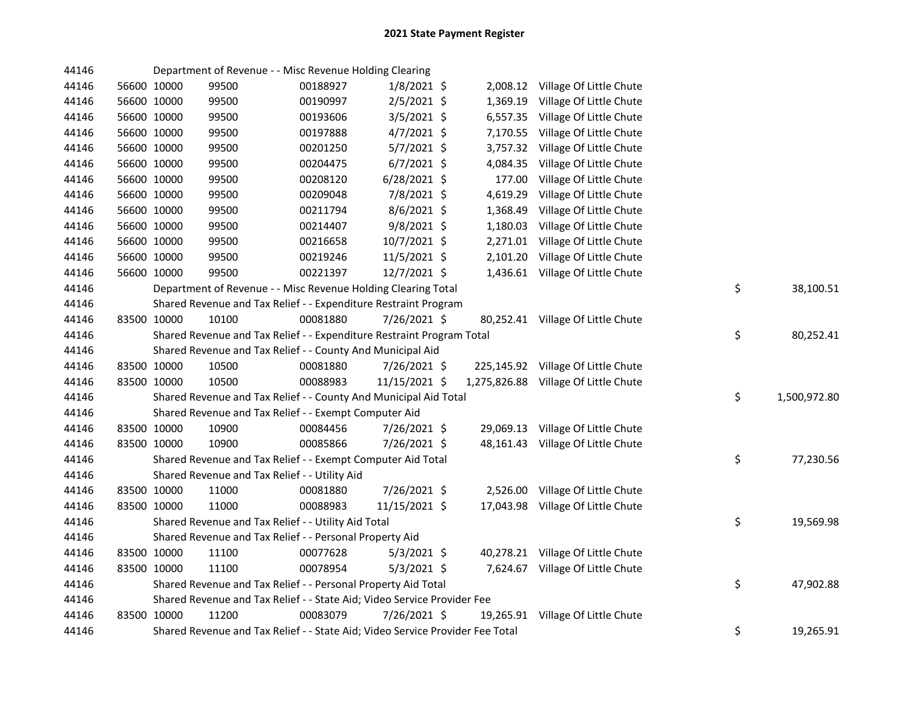## 2021 State Payment Register

| | | | | | | | | | |
|---|---|---|---|---|---|---|---|---|---|
| 44146 | | | Department of Revenue - - Misc Revenue Holding Clearing | | | | | | |
| 44146 | 56600 | 10000 | 99500 | 00188927 | 1/8/2021 | $ 2,008.12 | Village Of Little Chute | | |
| 44146 | 56600 | 10000 | 99500 | 00190997 | 2/5/2021 | $ 1,369.19 | Village Of Little Chute | | |
| 44146 | 56600 | 10000 | 99500 | 00193606 | 3/5/2021 | $ 6,557.35 | Village Of Little Chute | | |
| 44146 | 56600 | 10000 | 99500 | 00197888 | 4/7/2021 | $ 7,170.55 | Village Of Little Chute | | |
| 44146 | 56600 | 10000 | 99500 | 00201250 | 5/7/2021 | $ 3,757.32 | Village Of Little Chute | | |
| 44146 | 56600 | 10000 | 99500 | 00204475 | 6/7/2021 | $ 4,084.35 | Village Of Little Chute | | |
| 44146 | 56600 | 10000 | 99500 | 00208120 | 6/28/2021 | $ 177.00 | Village Of Little Chute | | |
| 44146 | 56600 | 10000 | 99500 | 00209048 | 7/8/2021 | $ 4,619.29 | Village Of Little Chute | | |
| 44146 | 56600 | 10000 | 99500 | 00211794 | 8/6/2021 | $ 1,368.49 | Village Of Little Chute | | |
| 44146 | 56600 | 10000 | 99500 | 00214407 | 9/8/2021 | $ 1,180.03 | Village Of Little Chute | | |
| 44146 | 56600 | 10000 | 99500 | 00216658 | 10/7/2021 | $ 2,271.01 | Village Of Little Chute | | |
| 44146 | 56600 | 10000 | 99500 | 00219246 | 11/5/2021 | $ 2,101.20 | Village Of Little Chute | | |
| 44146 | 56600 | 10000 | 99500 | 00221397 | 12/7/2021 | $ 1,436.61 | Village Of Little Chute | | |
| 44146 | | | Department of Revenue - - Misc Revenue Holding Clearing Total | | | | | $ | 38,100.51 |
| 44146 | | | Shared Revenue and Tax Relief - - Expenditure Restraint Program | | | | | | |
| 44146 | 83500 | 10000 | 10100 | 00081880 | 7/26/2021 | $ 80,252.41 | Village Of Little Chute | | |
| 44146 | | | Shared Revenue and Tax Relief - - Expenditure Restraint Program Total | | | | | $ | 80,252.41 |
| 44146 | | | Shared Revenue and Tax Relief - - County And Municipal Aid | | | | | | |
| 44146 | 83500 | 10000 | 10500 | 00081880 | 7/26/2021 | $ 225,145.92 | Village Of Little Chute | | |
| 44146 | 83500 | 10000 | 10500 | 00088983 | 11/15/2021 | $ 1,275,826.88 | Village Of Little Chute | | |
| 44146 | | | Shared Revenue and Tax Relief - - County And Municipal Aid Total | | | | | $ | 1,500,972.80 |
| 44146 | | | Shared Revenue and Tax Relief - - Exempt Computer Aid | | | | | | |
| 44146 | 83500 | 10000 | 10900 | 00084456 | 7/26/2021 | $ 29,069.13 | Village Of Little Chute | | |
| 44146 | 83500 | 10000 | 10900 | 00085866 | 7/26/2021 | $ 48,161.43 | Village Of Little Chute | | |
| 44146 | | | Shared Revenue and Tax Relief - - Exempt Computer Aid Total | | | | | $ | 77,230.56 |
| 44146 | | | Shared Revenue and Tax Relief - - Utility Aid | | | | | | |
| 44146 | 83500 | 10000 | 11000 | 00081880 | 7/26/2021 | $ 2,526.00 | Village Of Little Chute | | |
| 44146 | 83500 | 10000 | 11000 | 00088983 | 11/15/2021 | $ 17,043.98 | Village Of Little Chute | | |
| 44146 | | | Shared Revenue and Tax Relief - - Utility Aid Total | | | | | $ | 19,569.98 |
| 44146 | | | Shared Revenue and Tax Relief - - Personal Property Aid | | | | | | |
| 44146 | 83500 | 10000 | 11100 | 00077628 | 5/3/2021 | $ 40,278.21 | Village Of Little Chute | | |
| 44146 | 83500 | 10000 | 11100 | 00078954 | 5/3/2021 | $ 7,624.67 | Village Of Little Chute | | |
| 44146 | | | Shared Revenue and Tax Relief - - Personal Property Aid Total | | | | | $ | 47,902.88 |
| 44146 | | | Shared Revenue and Tax Relief - - State Aid; Video Service Provider Fee | | | | | | |
| 44146 | 83500 | 10000 | 11200 | 00083079 | 7/26/2021 | $ 19,265.91 | Village Of Little Chute | | |
| 44146 | | | Shared Revenue and Tax Relief - - State Aid; Video Service Provider Fee Total | | | | | $ | 19,265.91 |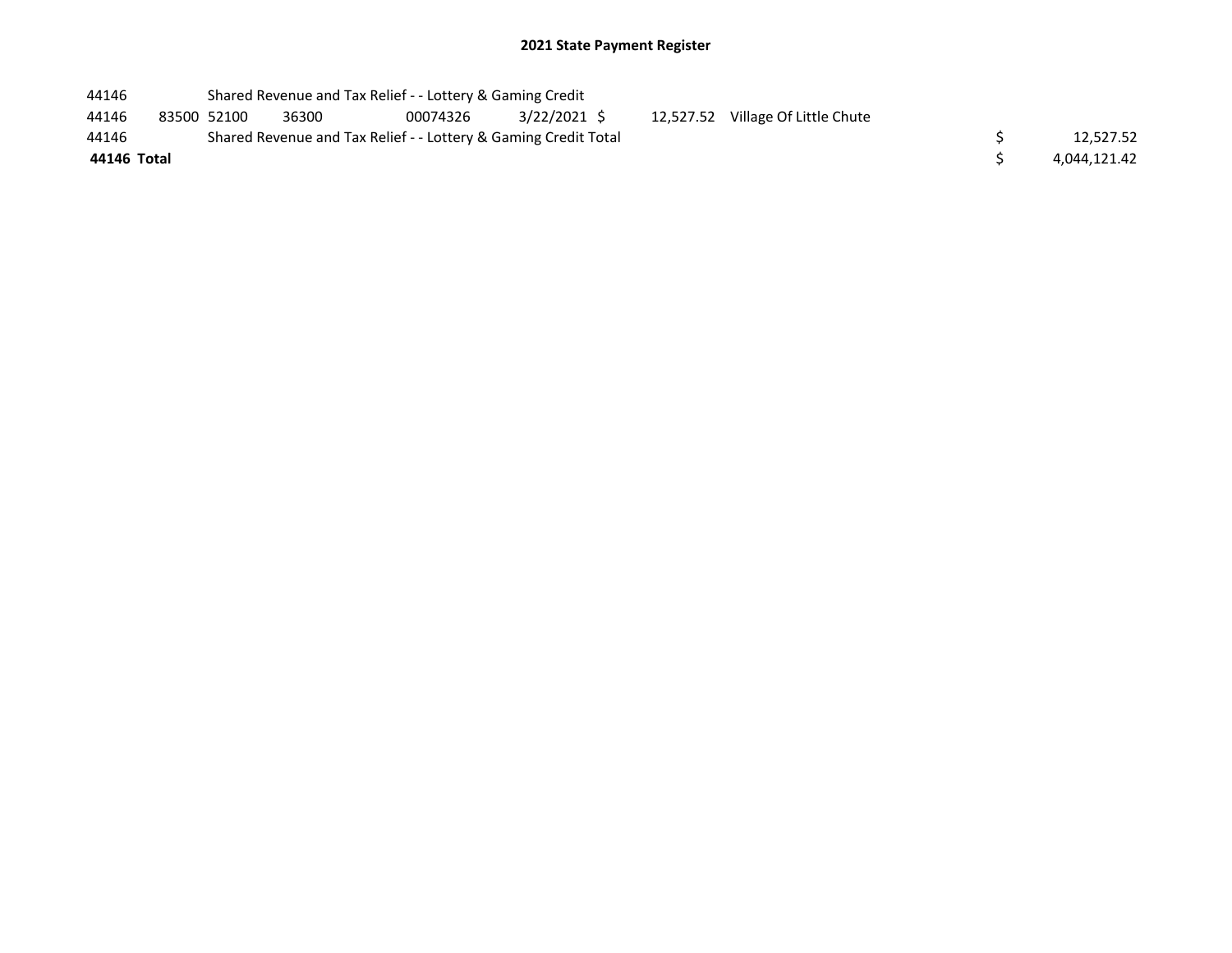# 2021 State Payment Register

| | | | | | | | | | |
|---|---|---|---|---|---|---|---|---|---|
| 44146 | | Shared Revenue and Tax Relief - - Lottery & Gaming Credit | | | | | | | |
| 44146 | 83500 | 52100 | 36300 | 00074326 | 3/22/2021 | $ 12,527.52 | Village Of Little Chute | | |
| 44146 | | Shared Revenue and Tax Relief - - Lottery & Gaming Credit Total | | | | | | $ | 12,527.52 |
| **44146 Total** | | | | | | | | $ | 4,044,121.42 |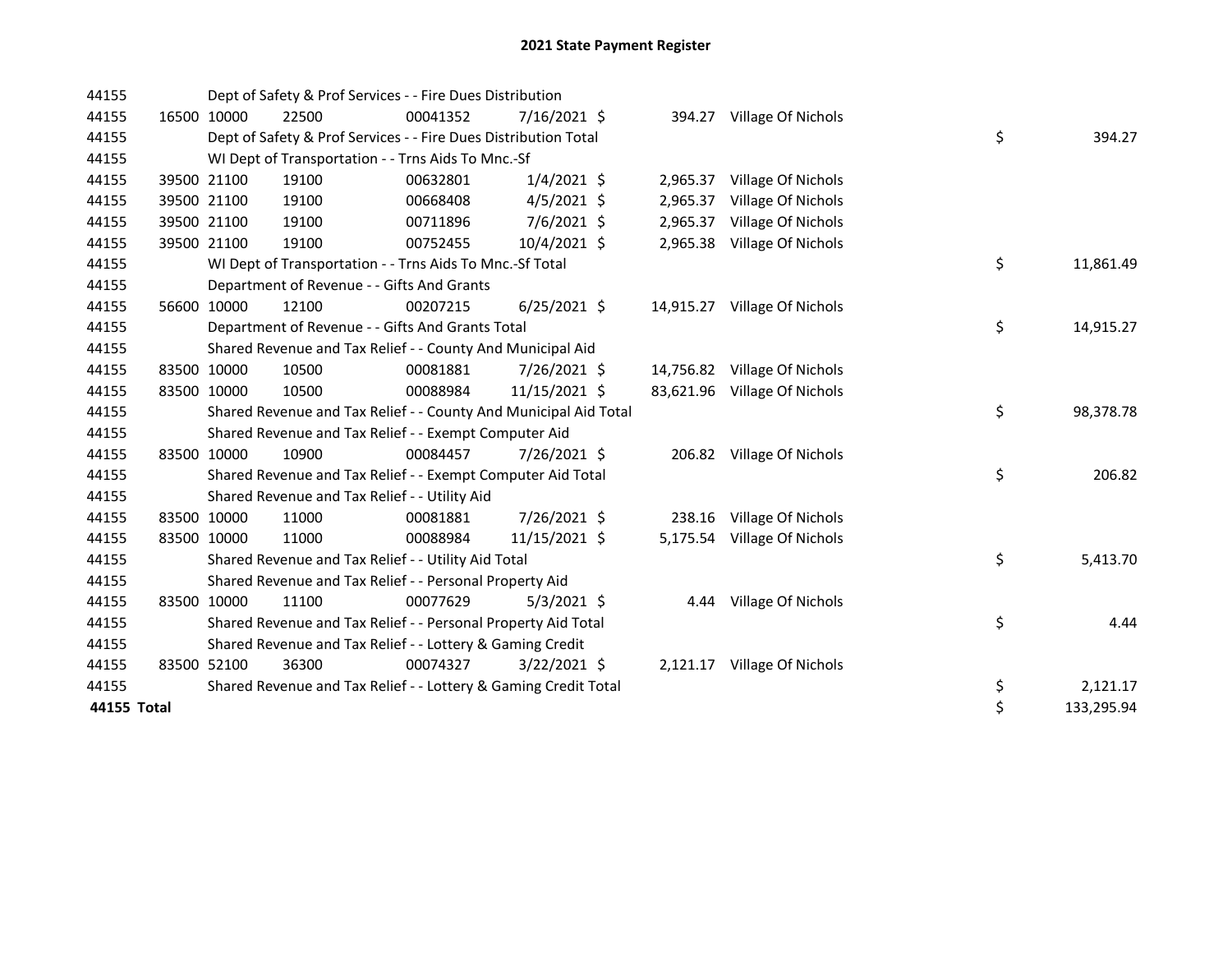# 2021 State Payment Register

| | | | | | | | | | |
|---|---|---|---|---|---|---|---|---|---|
| 44155 | | | Dept of Safety & Prof Services - - Fire Dues Distribution | | | | | | |
| 44155 | 16500 | 10000 | 22500 | 00041352 | 7/16/2021 | $ 394.27 | Village Of Nichols | | |
| 44155 | | | Dept of Safety & Prof Services - - Fire Dues Distribution Total | | | | | $ | 394.27 |
| 44155 | | | WI Dept of Transportation - - Trns Aids To Mnc.-Sf | | | | | | |
| 44155 | 39500 | 21100 | 19100 | 00632801 | 1/4/2021 | $ 2,965.37 | Village Of Nichols | | |
| 44155 | 39500 | 21100 | 19100 | 00668408 | 4/5/2021 | $ 2,965.37 | Village Of Nichols | | |
| 44155 | 39500 | 21100 | 19100 | 00711896 | 7/6/2021 | $ 2,965.37 | Village Of Nichols | | |
| 44155 | 39500 | 21100 | 19100 | 00752455 | 10/4/2021 | $ 2,965.38 | Village Of Nichols | | |
| 44155 | | | WI Dept of Transportation - - Trns Aids To Mnc.-Sf Total | | | | | $ | 11,861.49 |
| 44155 | | | Department of Revenue - - Gifts And Grants | | | | | | |
| 44155 | 56600 | 10000 | 12100 | 00207215 | 6/25/2021 | $ 14,915.27 | Village Of Nichols | | |
| 44155 | | | Department of Revenue - - Gifts And Grants Total | | | | | $ | 14,915.27 |
| 44155 | | | Shared Revenue and Tax Relief - - County And Municipal Aid | | | | | | |
| 44155 | 83500 | 10000 | 10500 | 00081881 | 7/26/2021 | $ 14,756.82 | Village Of Nichols | | |
| 44155 | 83500 | 10000 | 10500 | 00088984 | 11/15/2021 | $ 83,621.96 | Village Of Nichols | | |
| 44155 | | | Shared Revenue and Tax Relief - - County And Municipal Aid Total | | | | | $ | 98,378.78 |
| 44155 | | | Shared Revenue and Tax Relief - - Exempt Computer Aid | | | | | | |
| 44155 | 83500 | 10000 | 10900 | 00084457 | 7/26/2021 | $ 206.82 | Village Of Nichols | | |
| 44155 | | | Shared Revenue and Tax Relief - - Exempt Computer Aid Total | | | | | $ | 206.82 |
| 44155 | | | Shared Revenue and Tax Relief - - Utility Aid | | | | | | |
| 44155 | 83500 | 10000 | 11000 | 00081881 | 7/26/2021 | $ 238.16 | Village Of Nichols | | |
| 44155 | 83500 | 10000 | 11000 | 00088984 | 11/15/2021 | $ 5,175.54 | Village Of Nichols | | |
| 44155 | | | Shared Revenue and Tax Relief - - Utility Aid Total | | | | | $ | 5,413.70 |
| 44155 | | | Shared Revenue and Tax Relief - - Personal Property Aid | | | | | | |
| 44155 | 83500 | 10000 | 11100 | 00077629 | 5/3/2021 | $ 4.44 | Village Of Nichols | | |
| 44155 | | | Shared Revenue and Tax Relief - - Personal Property Aid Total | | | | | $ | 4.44 |
| 44155 | | | Shared Revenue and Tax Relief - - Lottery & Gaming Credit | | | | | | |
| 44155 | 83500 | 52100 | 36300 | 00074327 | 3/22/2021 | $ 2,121.17 | Village Of Nichols | | |
| 44155 | | | Shared Revenue and Tax Relief - - Lottery & Gaming Credit Total | | | | | $ | 2,121.17 |
| **44155 Total** | | | | | | | | $ | 133,295.94 |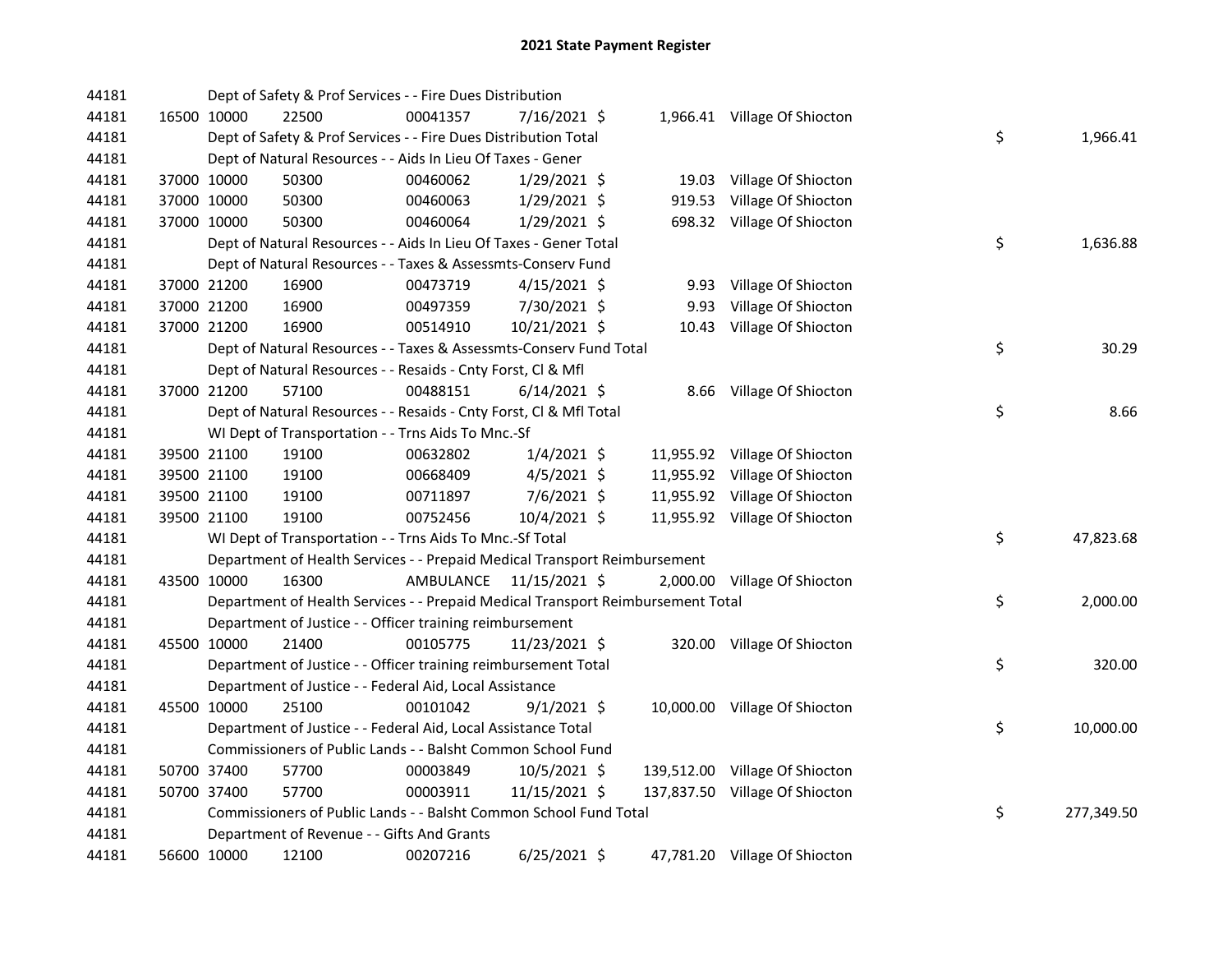# 2021 State Payment Register

| | | | | | | | | | |
|---|---|---|---|---|---|---|---|---|---|
| 44181 | | | Dept of Safety & Prof Services - - Fire Dues Distribution | | | | | | |
| 44181 | 16500 | 10000 | 22500 | 00041357 | 7/16/2021 | $ 1,966.41 | Village Of Shiocton | | |
| 44181 | | | Dept of Safety & Prof Services - - Fire Dues Distribution Total | | | | | $ | 1,966.41 |
| 44181 | | | Dept of Natural Resources - - Aids In Lieu Of Taxes - Gener | | | | | | |
| 44181 | 37000 | 10000 | 50300 | 00460062 | 1/29/2021 | $ 19.03 | Village Of Shiocton | | |
| 44181 | 37000 | 10000 | 50300 | 00460063 | 1/29/2021 | $ 919.53 | Village Of Shiocton | | |
| 44181 | 37000 | 10000 | 50300 | 00460064 | 1/29/2021 | $ 698.32 | Village Of Shiocton | | |
| 44181 | | | Dept of Natural Resources - - Aids In Lieu Of Taxes - Gener Total | | | | | $ | 1,636.88 |
| 44181 | | | Dept of Natural Resources - - Taxes & Assessmts-Conserv Fund | | | | | | |
| 44181 | 37000 | 21200 | 16900 | 00473719 | 4/15/2021 | $ 9.93 | Village Of Shiocton | | |
| 44181 | 37000 | 21200 | 16900 | 00497359 | 7/30/2021 | $ 9.93 | Village Of Shiocton | | |
| 44181 | 37000 | 21200 | 16900 | 00514910 | 10/21/2021 | $ 10.43 | Village Of Shiocton | | |
| 44181 | | | Dept of Natural Resources - - Taxes & Assessmts-Conserv Fund Total | | | | | $ | 30.29 |
| 44181 | | | Dept of Natural Resources - - Resaids - Cnty Forst, Cl & Mfl | | | | | | |
| 44181 | 37000 | 21200 | 57100 | 00488151 | 6/14/2021 | $ 8.66 | Village Of Shiocton | | |
| 44181 | | | Dept of Natural Resources - - Resaids - Cnty Forst, Cl & Mfl Total | | | | | $ | 8.66 |
| 44181 | | | WI Dept of Transportation - - Trns Aids To Mnc.-Sf | | | | | | |
| 44181 | 39500 | 21100 | 19100 | 00632802 | 1/4/2021 | $ 11,955.92 | Village Of Shiocton | | |
| 44181 | 39500 | 21100 | 19100 | 00668409 | 4/5/2021 | $ 11,955.92 | Village Of Shiocton | | |
| 44181 | 39500 | 21100 | 19100 | 00711897 | 7/6/2021 | $ 11,955.92 | Village Of Shiocton | | |
| 44181 | 39500 | 21100 | 19100 | 00752456 | 10/4/2021 | $ 11,955.92 | Village Of Shiocton | | |
| 44181 | | | WI Dept of Transportation - - Trns Aids To Mnc.-Sf Total | | | | | $ | 47,823.68 |
| 44181 | | | Department of Health Services - - Prepaid Medical Transport Reimbursement | | | | | | |
| 44181 | 43500 | 10000 | 16300 | AMBULANCE | 11/15/2021 | $ 2,000.00 | Village Of Shiocton | | |
| 44181 | | | Department of Health Services - - Prepaid Medical Transport Reimbursement Total | | | | | $ | 2,000.00 |
| 44181 | | | Department of Justice - - Officer training reimbursement | | | | | | |
| 44181 | 45500 | 10000 | 21400 | 00105775 | 11/23/2021 | $ 320.00 | Village Of Shiocton | | |
| 44181 | | | Department of Justice - - Officer training reimbursement Total | | | | | $ | 320.00 |
| 44181 | | | Department of Justice - - Federal Aid, Local Assistance | | | | | | |
| 44181 | 45500 | 10000 | 25100 | 00101042 | 9/1/2021 | $ 10,000.00 | Village Of Shiocton | | |
| 44181 | | | Department of Justice - - Federal Aid, Local Assistance Total | | | | | $ | 10,000.00 |
| 44181 | | | Commissioners of Public Lands - - Balsht Common School Fund | | | | | | |
| 44181 | 50700 | 37400 | 57700 | 00003849 | 10/5/2021 | $ 139,512.00 | Village Of Shiocton | | |
| 44181 | 50700 | 37400 | 57700 | 00003911 | 11/15/2021 | $ 137,837.50 | Village Of Shiocton | | |
| 44181 | | | Commissioners of Public Lands - - Balsht Common School Fund Total | | | | | $ | 277,349.50 |
| 44181 | | | Department of Revenue - - Gifts And Grants | | | | | | |
| 44181 | 56600 | 10000 | 12100 | 00207216 | 6/25/2021 | $ 47,781.20 | Village Of Shiocton | | |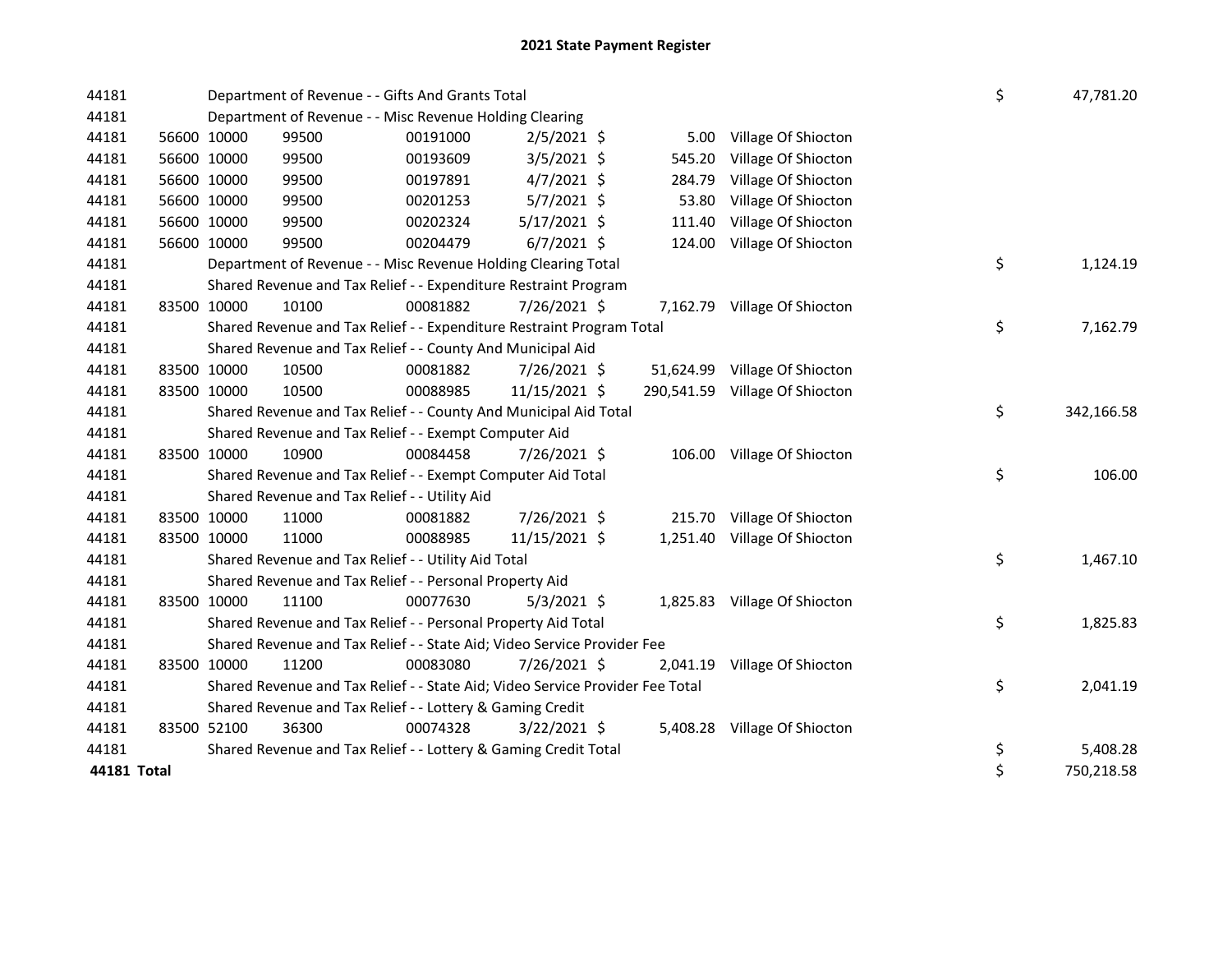# 2021 State Payment Register

| | | | | | | | | | |
|---|---|---|---|---|---|---|---|---|---|
| 44181 | | Department of Revenue - - Gifts And Grants Total | | | | | | $ | 47,781.20 |
| 44181 | | Department of Revenue - - Misc Revenue Holding Clearing | | | | | | | |
| 44181 | 56600 | 10000 | 99500 | 00191000 | 2/5/2021 | $ 5.00 | Village Of Shiocton | | |
| 44181 | 56600 | 10000 | 99500 | 00193609 | 3/5/2021 | $ 545.20 | Village Of Shiocton | | |
| 44181 | 56600 | 10000 | 99500 | 00197891 | 4/7/2021 | $ 284.79 | Village Of Shiocton | | |
| 44181 | 56600 | 10000 | 99500 | 00201253 | 5/7/2021 | $ 53.80 | Village Of Shiocton | | |
| 44181 | 56600 | 10000 | 99500 | 00202324 | 5/17/2021 | $ 111.40 | Village Of Shiocton | | |
| 44181 | 56600 | 10000 | 99500 | 00204479 | 6/7/2021 | $ 124.00 | Village Of Shiocton | | |
| 44181 | | Department of Revenue - - Misc Revenue Holding Clearing Total | | | | | | $ | 1,124.19 |
| 44181 | | Shared Revenue and Tax Relief - - Expenditure Restraint Program | | | | | | | |
| 44181 | 83500 | 10000 | 10100 | 00081882 | 7/26/2021 | $ 7,162.79 | Village Of Shiocton | | |
| 44181 | | Shared Revenue and Tax Relief - - Expenditure Restraint Program Total | | | | | | $ | 7,162.79 |
| 44181 | | Shared Revenue and Tax Relief - - County And Municipal Aid | | | | | | | |
| 44181 | 83500 | 10000 | 10500 | 00081882 | 7/26/2021 | $ 51,624.99 | Village Of Shiocton | | |
| 44181 | 83500 | 10000 | 10500 | 00088985 | 11/15/2021 | $ 290,541.59 | Village Of Shiocton | | |
| 44181 | | Shared Revenue and Tax Relief - - County And Municipal Aid Total | | | | | | $ | 342,166.58 |
| 44181 | | Shared Revenue and Tax Relief - - Exempt Computer Aid | | | | | | | |
| 44181 | 83500 | 10000 | 10900 | 00084458 | 7/26/2021 | $ 106.00 | Village Of Shiocton | | |
| 44181 | | Shared Revenue and Tax Relief - - Exempt Computer Aid Total | | | | | | $ | 106.00 |
| 44181 | | Shared Revenue and Tax Relief - - Utility Aid | | | | | | | |
| 44181 | 83500 | 10000 | 11000 | 00081882 | 7/26/2021 | $ 215.70 | Village Of Shiocton | | |
| 44181 | 83500 | 10000 | 11000 | 00088985 | 11/15/2021 | $ 1,251.40 | Village Of Shiocton | | |
| 44181 | | Shared Revenue and Tax Relief - - Utility Aid Total | | | | | | $ | 1,467.10 |
| 44181 | | Shared Revenue and Tax Relief - - Personal Property Aid | | | | | | | |
| 44181 | 83500 | 10000 | 11100 | 00077630 | 5/3/2021 | $ 1,825.83 | Village Of Shiocton | | |
| 44181 | | Shared Revenue and Tax Relief - - Personal Property Aid Total | | | | | | $ | 1,825.83 |
| 44181 | | Shared Revenue and Tax Relief - - State Aid; Video Service Provider Fee | | | | | | | |
| 44181 | 83500 | 10000 | 11200 | 00083080 | 7/26/2021 | $ 2,041.19 | Village Of Shiocton | | |
| 44181 | | Shared Revenue and Tax Relief - - State Aid; Video Service Provider Fee Total | | | | | | $ | 2,041.19 |
| 44181 | | Shared Revenue and Tax Relief - - Lottery & Gaming Credit | | | | | | | |
| 44181 | 83500 | 52100 | 36300 | 00074328 | 3/22/2021 | $ 5,408.28 | Village Of Shiocton | | |
| 44181 | | Shared Revenue and Tax Relief - - Lottery & Gaming Credit Total | | | | | | $ | 5,408.28 |
| **44181 Total** | | | | | | | | $ | 750,218.58 |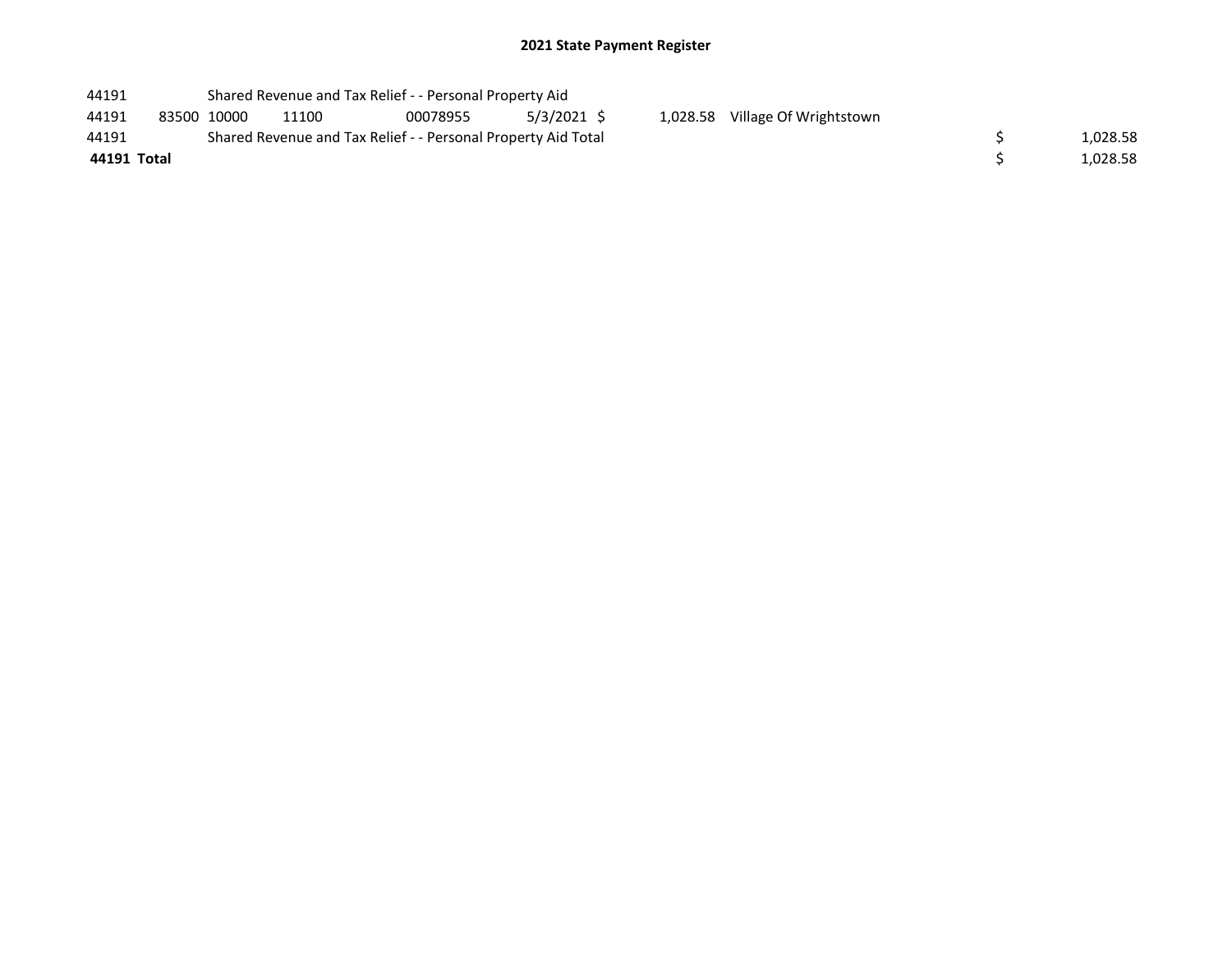# 2021 State Payment Register

| | | | | | | | | | |
|---|---|---|---|---|---|---|---|---|---|
| 44191 | | Shared Revenue and Tax Relief - - Personal Property Aid | | | | | | | |
| 44191 | 83500 | 10000 | 11100 | 00078955 | 5/3/2021 | $ 1,028.58 | Village Of Wrightstown | | |
| 44191 | | Shared Revenue and Tax Relief - - Personal Property Aid Total | | | | | | $ | 1,028.58 |
| **44191 Total** | | | | | | | | $ | 1,028.58 |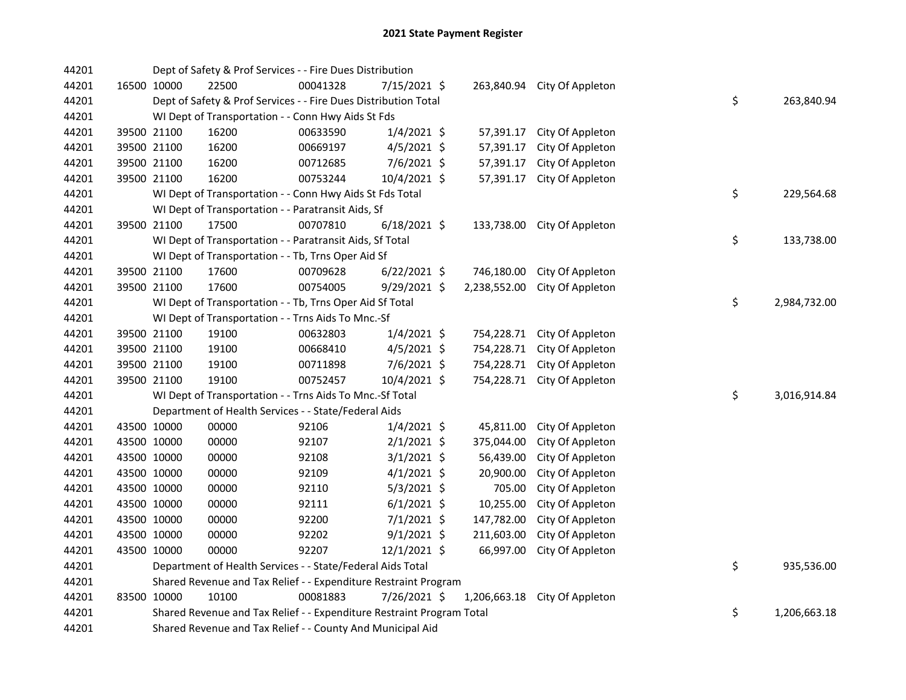# 2021 State Payment Register

| | | | | | | | | | |
|---|---|---|---|---|---|---|---|---|---|
| 44201 | | | Dept of Safety & Prof Services - - Fire Dues Distribution | | | | | | |
| 44201 | 16500 | 10000 | 22500 | 00041328 | 7/15/2021 | $ 263,840.94 | City Of Appleton | | |
| 44201 | | | Dept of Safety & Prof Services - - Fire Dues Distribution Total | | | | | $ | 263,840.94 |
| 44201 | | | WI Dept of Transportation - - Conn Hwy Aids St Fds | | | | | | |
| 44201 | 39500 | 21100 | 16200 | 00633590 | 1/4/2021 | $ 57,391.17 | City Of Appleton | | |
| 44201 | 39500 | 21100 | 16200 | 00669197 | 4/5/2021 | $ 57,391.17 | City Of Appleton | | |
| 44201 | 39500 | 21100 | 16200 | 00712685 | 7/6/2021 | $ 57,391.17 | City Of Appleton | | |
| 44201 | 39500 | 21100 | 16200 | 00753244 | 10/4/2021 | $ 57,391.17 | City Of Appleton | | |
| 44201 | | | WI Dept of Transportation - - Conn Hwy Aids St Fds Total | | | | | $ | 229,564.68 |
| 44201 | | | WI Dept of Transportation - - Paratransit Aids, Sf | | | | | | |
| 44201 | 39500 | 21100 | 17500 | 00707810 | 6/18/2021 | $ 133,738.00 | City Of Appleton | | |
| 44201 | | | WI Dept of Transportation - - Paratransit Aids, Sf Total | | | | | $ | 133,738.00 |
| 44201 | | | WI Dept of Transportation - - Tb, Trns Oper Aid Sf | | | | | | |
| 44201 | 39500 | 21100 | 17600 | 00709628 | 6/22/2021 | $ 746,180.00 | City Of Appleton | | |
| 44201 | 39500 | 21100 | 17600 | 00754005 | 9/29/2021 | $ 2,238,552.00 | City Of Appleton | | |
| 44201 | | | WI Dept of Transportation - - Tb, Trns Oper Aid Sf Total | | | | | $ | 2,984,732.00 |
| 44201 | | | WI Dept of Transportation - - Trns Aids To Mnc.-Sf | | | | | | |
| 44201 | 39500 | 21100 | 19100 | 00632803 | 1/4/2021 | $ 754,228.71 | City Of Appleton | | |
| 44201 | 39500 | 21100 | 19100 | 00668410 | 4/5/2021 | $ 754,228.71 | City Of Appleton | | |
| 44201 | 39500 | 21100 | 19100 | 00711898 | 7/6/2021 | $ 754,228.71 | City Of Appleton | | |
| 44201 | 39500 | 21100 | 19100 | 00752457 | 10/4/2021 | $ 754,228.71 | City Of Appleton | | |
| 44201 | | | WI Dept of Transportation - - Trns Aids To Mnc.-Sf Total | | | | | $ | 3,016,914.84 |
| 44201 | | | Department of Health Services - - State/Federal Aids | | | | | | |
| 44201 | 43500 | 10000 | 00000 | 92106 | 1/4/2021 | $ 45,811.00 | City Of Appleton | | |
| 44201 | 43500 | 10000 | 00000 | 92107 | 2/1/2021 | $ 375,044.00 | City Of Appleton | | |
| 44201 | 43500 | 10000 | 00000 | 92108 | 3/1/2021 | $ 56,439.00 | City Of Appleton | | |
| 44201 | 43500 | 10000 | 00000 | 92109 | 4/1/2021 | $ 20,900.00 | City Of Appleton | | |
| 44201 | 43500 | 10000 | 00000 | 92110 | 5/3/2021 | $ 705.00 | City Of Appleton | | |
| 44201 | 43500 | 10000 | 00000 | 92111 | 6/1/2021 | $ 10,255.00 | City Of Appleton | | |
| 44201 | 43500 | 10000 | 00000 | 92200 | 7/1/2021 | $ 147,782.00 | City Of Appleton | | |
| 44201 | 43500 | 10000 | 00000 | 92202 | 9/1/2021 | $ 211,603.00 | City Of Appleton | | |
| 44201 | 43500 | 10000 | 00000 | 92207 | 12/1/2021 | $ 66,997.00 | City Of Appleton | | |
| 44201 | | | Department of Health Services - - State/Federal Aids Total | | | | | $ | 935,536.00 |
| 44201 | | | Shared Revenue and Tax Relief - - Expenditure Restraint Program | | | | | | |
| 44201 | 83500 | 10000 | 10100 | 00081883 | 7/26/2021 | $ 1,206,663.18 | City Of Appleton | | |
| 44201 | | | Shared Revenue and Tax Relief - - Expenditure Restraint Program Total | | | | | $ | 1,206,663.18 |
| 44201 | | | Shared Revenue and Tax Relief - - County And Municipal Aid | | | | | | |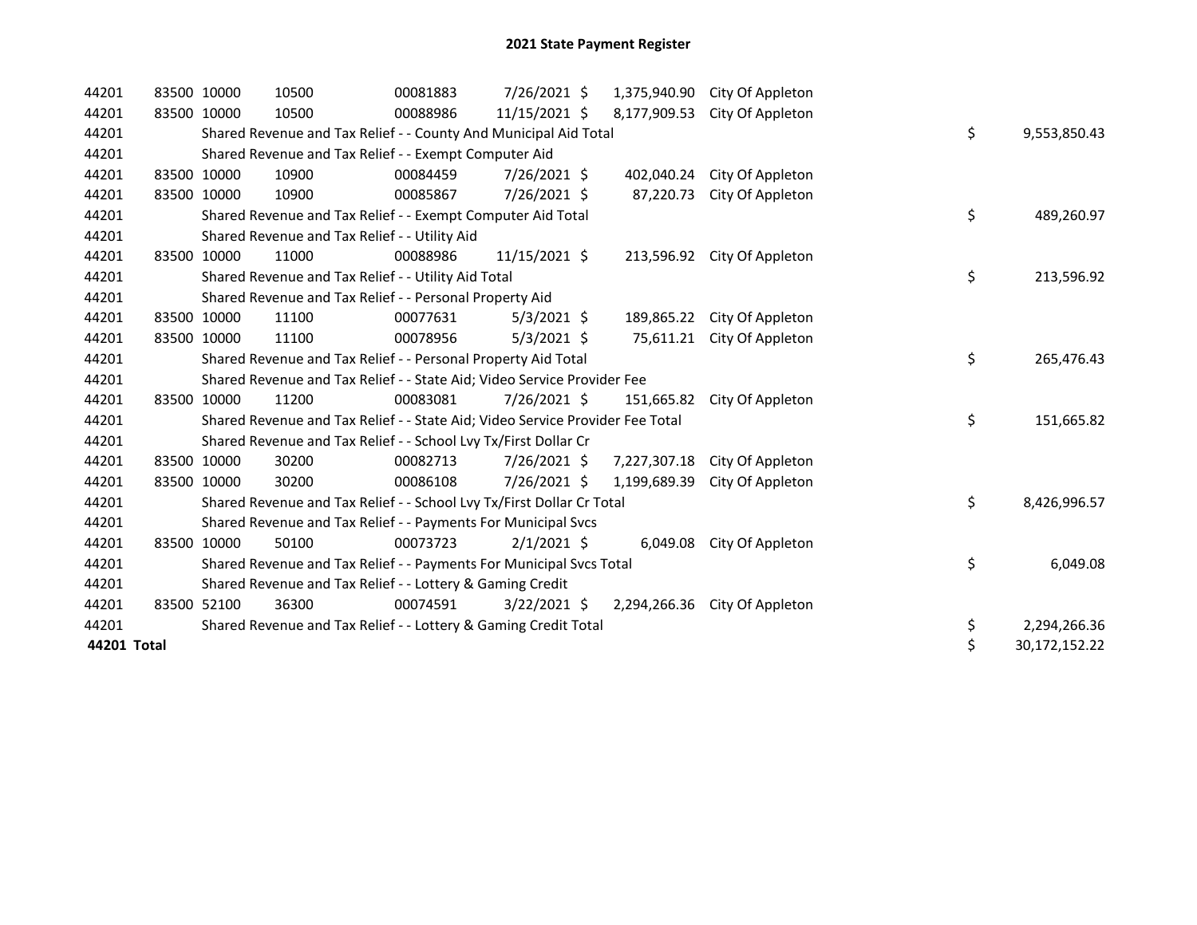# 2021 State Payment Register

| | | | | | | | | | |
|---|---|---|---|---|---|---|---|---|---|
| 44201 | 83500 | 10000 | 10500 | 00081883 | 7/26/2021 | $ 1,375,940.90 | City Of Appleton | | |
| 44201 | 83500 | 10000 | 10500 | 00088986 | 11/15/2021 | $ 8,177,909.53 | City Of Appleton | | |
| 44201 | | Shared Revenue and Tax Relief - - County And Municipal Aid Total | | | | | | $ | 9,553,850.43 |
| 44201 | | Shared Revenue and Tax Relief - - Exempt Computer Aid | | | | | | | |
| 44201 | 83500 | 10000 | 10900 | 00084459 | 7/26/2021 | $ 402,040.24 | City Of Appleton | | |
| 44201 | 83500 | 10000 | 10900 | 00085867 | 7/26/2021 | $ 87,220.73 | City Of Appleton | | |
| 44201 | | Shared Revenue and Tax Relief - - Exempt Computer Aid Total | | | | | | $ | 489,260.97 |
| 44201 | | Shared Revenue and Tax Relief - - Utility Aid | | | | | | | |
| 44201 | 83500 | 10000 | 11000 | 00088986 | 11/15/2021 | $ 213,596.92 | City Of Appleton | | |
| 44201 | | Shared Revenue and Tax Relief - - Utility Aid Total | | | | | | $ | 213,596.92 |
| 44201 | | Shared Revenue and Tax Relief - - Personal Property Aid | | | | | | | |
| 44201 | 83500 | 10000 | 11100 | 00077631 | 5/3/2021 | $ 189,865.22 | City Of Appleton | | |
| 44201 | 83500 | 10000 | 11100 | 00078956 | 5/3/2021 | $ 75,611.21 | City Of Appleton | | |
| 44201 | | Shared Revenue and Tax Relief - - Personal Property Aid Total | | | | | | $ | 265,476.43 |
| 44201 | | Shared Revenue and Tax Relief - - State Aid; Video Service Provider Fee | | | | | | | |
| 44201 | 83500 | 10000 | 11200 | 00083081 | 7/26/2021 | $ 151,665.82 | City Of Appleton | | |
| 44201 | | Shared Revenue and Tax Relief - - State Aid; Video Service Provider Fee Total | | | | | | $ | 151,665.82 |
| 44201 | | Shared Revenue and Tax Relief - - School Lvy Tx/First Dollar Cr | | | | | | | |
| 44201 | 83500 | 10000 | 30200 | 00082713 | 7/26/2021 | $ 7,227,307.18 | City Of Appleton | | |
| 44201 | 83500 | 10000 | 30200 | 00086108 | 7/26/2021 | $ 1,199,689.39 | City Of Appleton | | |
| 44201 | | Shared Revenue and Tax Relief - - School Lvy Tx/First Dollar Cr Total | | | | | | $ | 8,426,996.57 |
| 44201 | | Shared Revenue and Tax Relief - - Payments For Municipal Svcs | | | | | | | |
| 44201 | 83500 | 10000 | 50100 | 00073723 | 2/1/2021 | $ 6,049.08 | City Of Appleton | | |
| 44201 | | Shared Revenue and Tax Relief - - Payments For Municipal Svcs Total | | | | | | $ | 6,049.08 |
| 44201 | | Shared Revenue and Tax Relief - - Lottery & Gaming Credit | | | | | | | |
| 44201 | 83500 | 52100 | 36300 | 00074591 | 3/22/2021 | $ 2,294,266.36 | City Of Appleton | | |
| 44201 | | Shared Revenue and Tax Relief - - Lottery & Gaming Credit Total | | | | | | $ | 2,294,266.36 |
| **44201 Total** | | | | | | | | $ | 30,172,152.22 |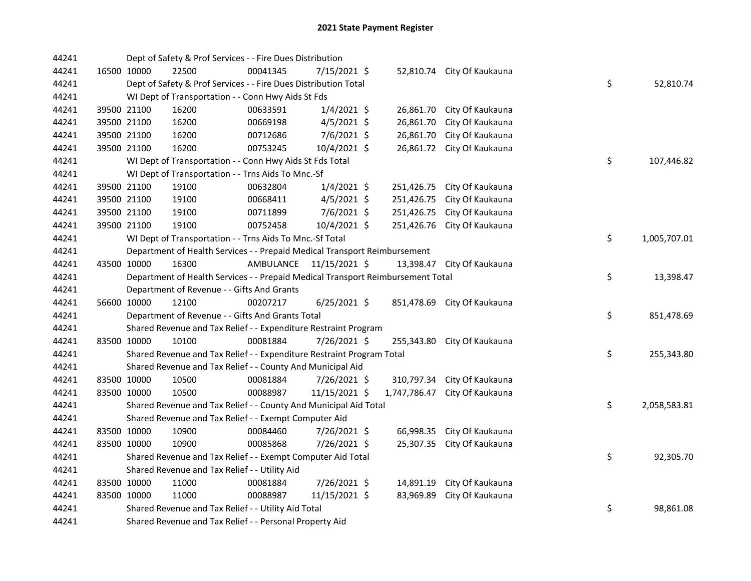# 2021 State Payment Register

| | | | | | | | | | |
|---|---|---|---|---|---|---|---|---|---|
| 44241 | | Dept of Safety & Prof Services - - Fire Dues Distribution | | | | | | | |
| 44241 | 16500 | 10000 | 22500 | 00041345 | 7/15/2021 | $ 52,810.74 | City Of Kaukauna | | |
| 44241 | | Dept of Safety & Prof Services - - Fire Dues Distribution Total | | | | | | $ | 52,810.74 |
| 44241 | | WI Dept of Transportation - - Conn Hwy Aids St Fds | | | | | | | |
| 44241 | 39500 | 21100 | 16200 | 00633591 | 1/4/2021 | $ 26,861.70 | City Of Kaukauna | | |
| 44241 | 39500 | 21100 | 16200 | 00669198 | 4/5/2021 | $ 26,861.70 | City Of Kaukauna | | |
| 44241 | 39500 | 21100 | 16200 | 00712686 | 7/6/2021 | $ 26,861.70 | City Of Kaukauna | | |
| 44241 | 39500 | 21100 | 16200 | 00753245 | 10/4/2021 | $ 26,861.72 | City Of Kaukauna | | |
| 44241 | | WI Dept of Transportation - - Conn Hwy Aids St Fds Total | | | | | | $ | 107,446.82 |
| 44241 | | WI Dept of Transportation - - Trns Aids To Mnc.-Sf | | | | | | | |
| 44241 | 39500 | 21100 | 19100 | 00632804 | 1/4/2021 | $ 251,426.75 | City Of Kaukauna | | |
| 44241 | 39500 | 21100 | 19100 | 00668411 | 4/5/2021 | $ 251,426.75 | City Of Kaukauna | | |
| 44241 | 39500 | 21100 | 19100 | 00711899 | 7/6/2021 | $ 251,426.75 | City Of Kaukauna | | |
| 44241 | 39500 | 21100 | 19100 | 00752458 | 10/4/2021 | $ 251,426.76 | City Of Kaukauna | | |
| 44241 | | WI Dept of Transportation - - Trns Aids To Mnc.-Sf Total | | | | | | $ | 1,005,707.01 |
| 44241 | | Department of Health Services - - Prepaid Medical Transport Reimbursement | | | | | | | |
| 44241 | 43500 | 10000 | 16300 | AMBULANCE | 11/15/2021 | $ 13,398.47 | City Of Kaukauna | | |
| 44241 | | Department of Health Services - - Prepaid Medical Transport Reimbursement Total | | | | | | $ | 13,398.47 |
| 44241 | | Department of Revenue - - Gifts And Grants | | | | | | | |
| 44241 | 56600 | 10000 | 12100 | 00207217 | 6/25/2021 | $ 851,478.69 | City Of Kaukauna | | |
| 44241 | | Department of Revenue - - Gifts And Grants Total | | | | | | $ | 851,478.69 |
| 44241 | | Shared Revenue and Tax Relief - - Expenditure Restraint Program | | | | | | | |
| 44241 | 83500 | 10000 | 10100 | 00081884 | 7/26/2021 | $ 255,343.80 | City Of Kaukauna | | |
| 44241 | | Shared Revenue and Tax Relief - - Expenditure Restraint Program Total | | | | | | $ | 255,343.80 |
| 44241 | | Shared Revenue and Tax Relief - - County And Municipal Aid | | | | | | | |
| 44241 | 83500 | 10000 | 10500 | 00081884 | 7/26/2021 | $ 310,797.34 | City Of Kaukauna | | |
| 44241 | 83500 | 10000 | 10500 | 00088987 | 11/15/2021 | $ 1,747,786.47 | City Of Kaukauna | | |
| 44241 | | Shared Revenue and Tax Relief - - County And Municipal Aid Total | | | | | | $ | 2,058,583.81 |
| 44241 | | Shared Revenue and Tax Relief - - Exempt Computer Aid | | | | | | | |
| 44241 | 83500 | 10000 | 10900 | 00084460 | 7/26/2021 | $ 66,998.35 | City Of Kaukauna | | |
| 44241 | 83500 | 10000 | 10900 | 00085868 | 7/26/2021 | $ 25,307.35 | City Of Kaukauna | | |
| 44241 | | Shared Revenue and Tax Relief - - Exempt Computer Aid Total | | | | | | $ | 92,305.70 |
| 44241 | | Shared Revenue and Tax Relief - - Utility Aid | | | | | | | |
| 44241 | 83500 | 10000 | 11000 | 00081884 | 7/26/2021 | $ 14,891.19 | City Of Kaukauna | | |
| 44241 | 83500 | 10000 | 11000 | 00088987 | 11/15/2021 | $ 83,969.89 | City Of Kaukauna | | |
| 44241 | | Shared Revenue and Tax Relief - - Utility Aid Total | | | | | | $ | 98,861.08 |
| 44241 | | Shared Revenue and Tax Relief - - Personal Property Aid | | | | | | | |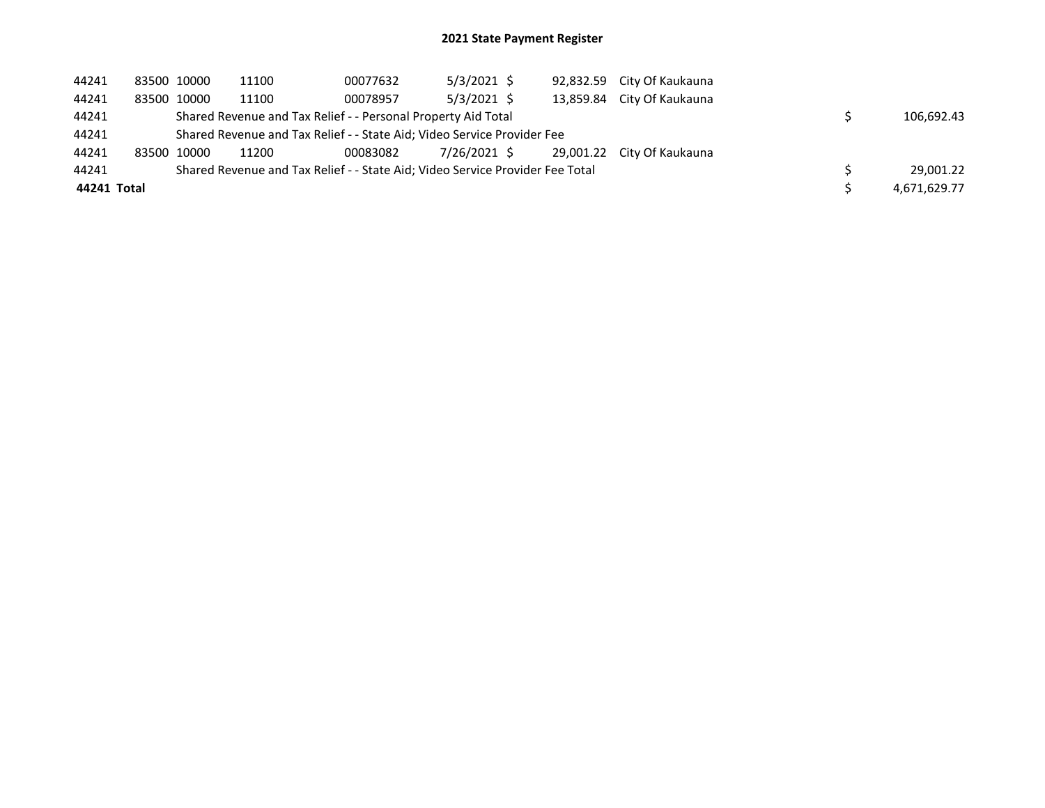# 2021 State Payment Register

| | | | | | | | | | |
|---|---|---|---|---|---|---|---|---|---|
| 44241 | 83500 | 10000 | 11100 | 00077632 | 5/3/2021 | $ 92,832.59 | City Of Kaukauna | | |
| 44241 | 83500 | 10000 | 11100 | 00078957 | 5/3/2021 | $ 13,859.84 | City Of Kaukauna | | |
| 44241 | | Shared Revenue and Tax Relief - - Personal Property Aid Total | | | | | | $ | 106,692.43 |
| 44241 | | Shared Revenue and Tax Relief - - State Aid; Video Service Provider Fee | | | | | | | |
| 44241 | 83500 | 10000 | 11200 | 00083082 | 7/26/2021 | $ 29,001.22 | City Of Kaukauna | | |
| 44241 | | Shared Revenue and Tax Relief - - State Aid; Video Service Provider Fee Total | | | | | | $ | 29,001.22 |
| **44241 Total** | | | | | | | | $ | 4,671,629.77 |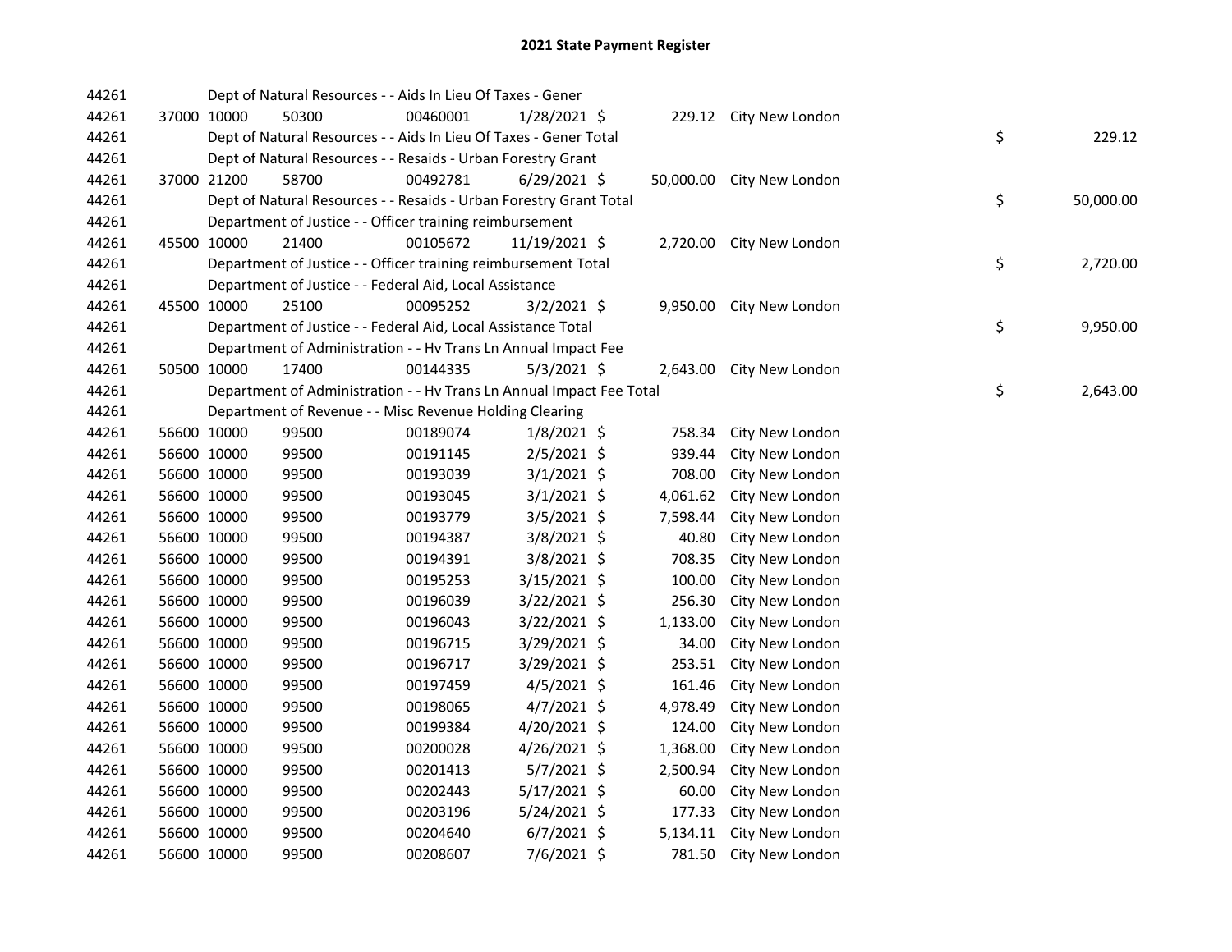# 2021 State Payment Register

| | | | | | | | | | |
|---|---|---|---|---|---|---|---|---|---|
| 44261 | | | Dept of Natural Resources - - Aids In Lieu Of Taxes - Gener | | | | | | |
| 44261 | 37000 | 10000 | 50300 | 00460001 | 1/28/2021 | $ 229.12 | City New London | | |
| 44261 | | | Dept of Natural Resources - - Aids In Lieu Of Taxes - Gener Total | | | | | $ | 229.12 |
| 44261 | | | Dept of Natural Resources - - Resaids - Urban Forestry Grant | | | | | | |
| 44261 | 37000 | 21200 | 58700 | 00492781 | 6/29/2021 | $ 50,000.00 | City New London | | |
| 44261 | | | Dept of Natural Resources - - Resaids - Urban Forestry Grant Total | | | | | $ | 50,000.00 |
| 44261 | | | Department of Justice - - Officer training reimbursement | | | | | | |
| 44261 | 45500 | 10000 | 21400 | 00105672 | 11/19/2021 | $ 2,720.00 | City New London | | |
| 44261 | | | Department of Justice - - Officer training reimbursement Total | | | | | $ | 2,720.00 |
| 44261 | | | Department of Justice - - Federal Aid, Local Assistance | | | | | | |
| 44261 | 45500 | 10000 | 25100 | 00095252 | 3/2/2021 | $ 9,950.00 | City New London | | |
| 44261 | | | Department of Justice - - Federal Aid, Local Assistance Total | | | | | $ | 9,950.00 |
| 44261 | | | Department of Administration - - Hv Trans Ln Annual Impact Fee | | | | | | |
| 44261 | 50500 | 10000 | 17400 | 00144335 | 5/3/2021 | $ 2,643.00 | City New London | | |
| 44261 | | | Department of Administration - - Hv Trans Ln Annual Impact Fee Total | | | | | $ | 2,643.00 |
| 44261 | | | Department of Revenue - - Misc Revenue Holding Clearing | | | | | | |
| 44261 | 56600 | 10000 | 99500 | 00189074 | 1/8/2021 | $ 758.34 | City New London | | |
| 44261 | 56600 | 10000 | 99500 | 00191145 | 2/5/2021 | $ 939.44 | City New London | | |
| 44261 | 56600 | 10000 | 99500 | 00193039 | 3/1/2021 | $ 708.00 | City New London | | |
| 44261 | 56600 | 10000 | 99500 | 00193045 | 3/1/2021 | $ 4,061.62 | City New London | | |
| 44261 | 56600 | 10000 | 99500 | 00193779 | 3/5/2021 | $ 7,598.44 | City New London | | |
| 44261 | 56600 | 10000 | 99500 | 00194387 | 3/8/2021 | $ 40.80 | City New London | | |
| 44261 | 56600 | 10000 | 99500 | 00194391 | 3/8/2021 | $ 708.35 | City New London | | |
| 44261 | 56600 | 10000 | 99500 | 00195253 | 3/15/2021 | $ 100.00 | City New London | | |
| 44261 | 56600 | 10000 | 99500 | 00196039 | 3/22/2021 | $ 256.30 | City New London | | |
| 44261 | 56600 | 10000 | 99500 | 00196043 | 3/22/2021 | $ 1,133.00 | City New London | | |
| 44261 | 56600 | 10000 | 99500 | 00196715 | 3/29/2021 | $ 34.00 | City New London | | |
| 44261 | 56600 | 10000 | 99500 | 00196717 | 3/29/2021 | $ 253.51 | City New London | | |
| 44261 | 56600 | 10000 | 99500 | 00197459 | 4/5/2021 | $ 161.46 | City New London | | |
| 44261 | 56600 | 10000 | 99500 | 00198065 | 4/7/2021 | $ 4,978.49 | City New London | | |
| 44261 | 56600 | 10000 | 99500 | 00199384 | 4/20/2021 | $ 124.00 | City New London | | |
| 44261 | 56600 | 10000 | 99500 | 00200028 | 4/26/2021 | $ 1,368.00 | City New London | | |
| 44261 | 56600 | 10000 | 99500 | 00201413 | 5/7/2021 | $ 2,500.94 | City New London | | |
| 44261 | 56600 | 10000 | 99500 | 00202443 | 5/17/2021 | $ 60.00 | City New London | | |
| 44261 | 56600 | 10000 | 99500 | 00203196 | 5/24/2021 | $ 177.33 | City New London | | |
| 44261 | 56600 | 10000 | 99500 | 00204640 | 6/7/2021 | $ 5,134.11 | City New London | | |
| 44261 | 56600 | 10000 | 99500 | 00208607 | 7/6/2021 | $ 781.50 | City New London | | |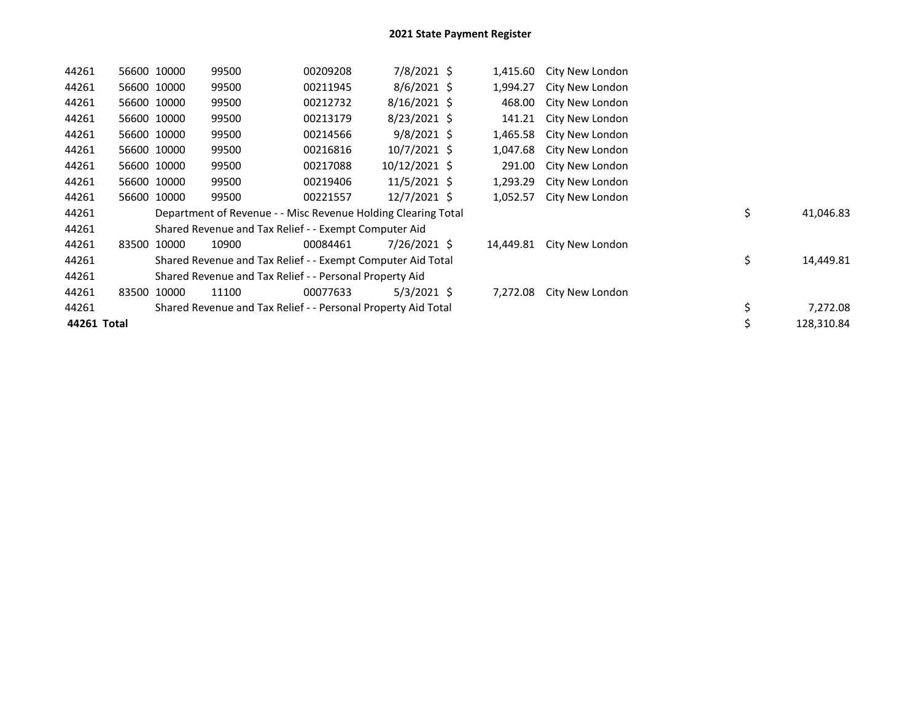# 2021 State Payment Register

| | | | | | | | | | |
|---|---|---|---|---|---|---|---|---|---|
| 44261 | 56600 | 10000 | 99500 | 00209208 | 7/8/2021 | $ 1,415.60 | City New London | | |
| 44261 | 56600 | 10000 | 99500 | 00211945 | 8/6/2021 | $ 1,994.27 | City New London | | |
| 44261 | 56600 | 10000 | 99500 | 00212732 | 8/16/2021 | $ 468.00 | City New London | | |
| 44261 | 56600 | 10000 | 99500 | 00213179 | 8/23/2021 | $ 141.21 | City New London | | |
| 44261 | 56600 | 10000 | 99500 | 00214566 | 9/8/2021 | $ 1,465.58 | City New London | | |
| 44261 | 56600 | 10000 | 99500 | 00216816 | 10/7/2021 | $ 1,047.68 | City New London | | |
| 44261 | 56600 | 10000 | 99500 | 00217088 | 10/12/2021 | $ 291.00 | City New London | | |
| 44261 | 56600 | 10000 | 99500 | 00219406 | 11/5/2021 | $ 1,293.29 | City New London | | |
| 44261 | 56600 | 10000 | 99500 | 00221557 | 12/7/2021 | $ 1,052.57 | City New London | | |
| 44261 | | Department of Revenue - - Misc Revenue Holding Clearing Total | | | | | | $ | 41,046.83 |
| 44261 | | Shared Revenue and Tax Relief - - Exempt Computer Aid | | | | | | | |
| 44261 | 83500 | 10000 | 10900 | 00084461 | 7/26/2021 | $ 14,449.81 | City New London | | |
| 44261 | | Shared Revenue and Tax Relief - - Exempt Computer Aid Total | | | | | | $ | 14,449.81 |
| 44261 | | Shared Revenue and Tax Relief - - Personal Property Aid | | | | | | | |
| 44261 | 83500 | 10000 | 11100 | 00077633 | 5/3/2021 | $ 7,272.08 | City New London | | |
| 44261 | | Shared Revenue and Tax Relief - - Personal Property Aid Total | | | | | | $ | 7,272.08 |
| **44261 Total** | | | | | | | | $ | 128,310.84 |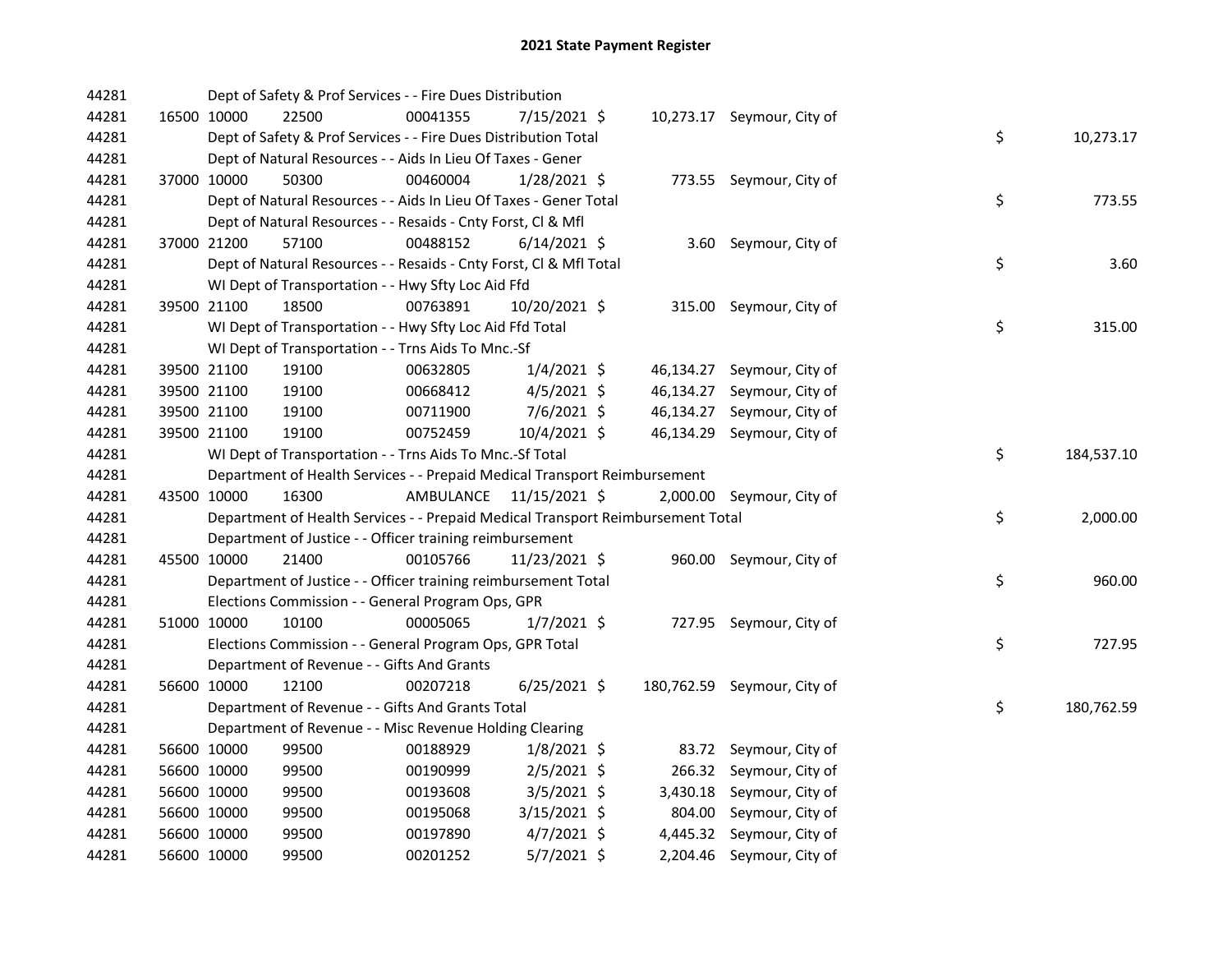# 2021 State Payment Register

| | | | | | | | | | |
|---|---|---|---|---|---|---|---|---|---|
| 44281 | | | Dept of Safety & Prof Services - - Fire Dues Distribution | | | | | | |
| 44281 | 16500 | 10000 | 22500 | 00041355 | 7/15/2021 | $ | 10,273.17 | Seymour, City of | |
| 44281 | | | Dept of Safety & Prof Services - - Fire Dues Distribution Total | | | | | | $ 10,273.17 |
| 44281 | | | Dept of Natural Resources - - Aids In Lieu Of Taxes - Gener | | | | | | |
| 44281 | 37000 | 10000 | 50300 | 00460004 | 1/28/2021 | $ | 773.55 | Seymour, City of | |
| 44281 | | | Dept of Natural Resources - - Aids In Lieu Of Taxes - Gener Total | | | | | | $ 773.55 |
| 44281 | | | Dept of Natural Resources - - Resaids - Cnty Forst, Cl & Mfl | | | | | | |
| 44281 | 37000 | 21200 | 57100 | 00488152 | 6/14/2021 | $ | 3.60 | Seymour, City of | |
| 44281 | | | Dept of Natural Resources - - Resaids - Cnty Forst, Cl & Mfl Total | | | | | | $ 3.60 |
| 44281 | | | WI Dept of Transportation - - Hwy Sfty Loc Aid Ffd | | | | | | |
| 44281 | 39500 | 21100 | 18500 | 00763891 | 10/20/2021 | $ | 315.00 | Seymour, City of | |
| 44281 | | | WI Dept of Transportation - - Hwy Sfty Loc Aid Ffd Total | | | | | | $ 315.00 |
| 44281 | | | WI Dept of Transportation - - Trns Aids To Mnc.-Sf | | | | | | |
| 44281 | 39500 | 21100 | 19100 | 00632805 | 1/4/2021 | $ | 46,134.27 | Seymour, City of | |
| 44281 | 39500 | 21100 | 19100 | 00668412 | 4/5/2021 | $ | 46,134.27 | Seymour, City of | |
| 44281 | 39500 | 21100 | 19100 | 00711900 | 7/6/2021 | $ | 46,134.27 | Seymour, City of | |
| 44281 | 39500 | 21100 | 19100 | 00752459 | 10/4/2021 | $ | 46,134.29 | Seymour, City of | |
| 44281 | | | WI Dept of Transportation - - Trns Aids To Mnc.-Sf Total | | | | | | $ 184,537.10 |
| 44281 | | | Department of Health Services - - Prepaid Medical Transport Reimbursement | | | | | | |
| 44281 | 43500 | 10000 | 16300 | AMBULANCE | 11/15/2021 | $ | 2,000.00 | Seymour, City of | |
| 44281 | | | Department of Health Services - - Prepaid Medical Transport Reimbursement Total | | | | | | $ 2,000.00 |
| 44281 | | | Department of Justice - - Officer training reimbursement | | | | | | |
| 44281 | 45500 | 10000 | 21400 | 00105766 | 11/23/2021 | $ | 960.00 | Seymour, City of | |
| 44281 | | | Department of Justice - - Officer training reimbursement Total | | | | | | $ 960.00 |
| 44281 | | | Elections Commission - - General Program Ops, GPR | | | | | | |
| 44281 | 51000 | 10000 | 10100 | 00005065 | 1/7/2021 | $ | 727.95 | Seymour, City of | |
| 44281 | | | Elections Commission - - General Program Ops, GPR Total | | | | | | $ 727.95 |
| 44281 | | | Department of Revenue - - Gifts And Grants | | | | | | |
| 44281 | 56600 | 10000 | 12100 | 00207218 | 6/25/2021 | $ | 180,762.59 | Seymour, City of | |
| 44281 | | | Department of Revenue - - Gifts And Grants Total | | | | | | $ 180,762.59 |
| 44281 | | | Department of Revenue - - Misc Revenue Holding Clearing | | | | | | |
| 44281 | 56600 | 10000 | 99500 | 00188929 | 1/8/2021 | $ | 83.72 | Seymour, City of | |
| 44281 | 56600 | 10000 | 99500 | 00190999 | 2/5/2021 | $ | 266.32 | Seymour, City of | |
| 44281 | 56600 | 10000 | 99500 | 00193608 | 3/5/2021 | $ | 3,430.18 | Seymour, City of | |
| 44281 | 56600 | 10000 | 99500 | 00195068 | 3/15/2021 | $ | 804.00 | Seymour, City of | |
| 44281 | 56600 | 10000 | 99500 | 00197890 | 4/7/2021 | $ | 4,445.32 | Seymour, City of | |
| 44281 | 56600 | 10000 | 99500 | 00201252 | 5/7/2021 | $ | 2,204.46 | Seymour, City of | |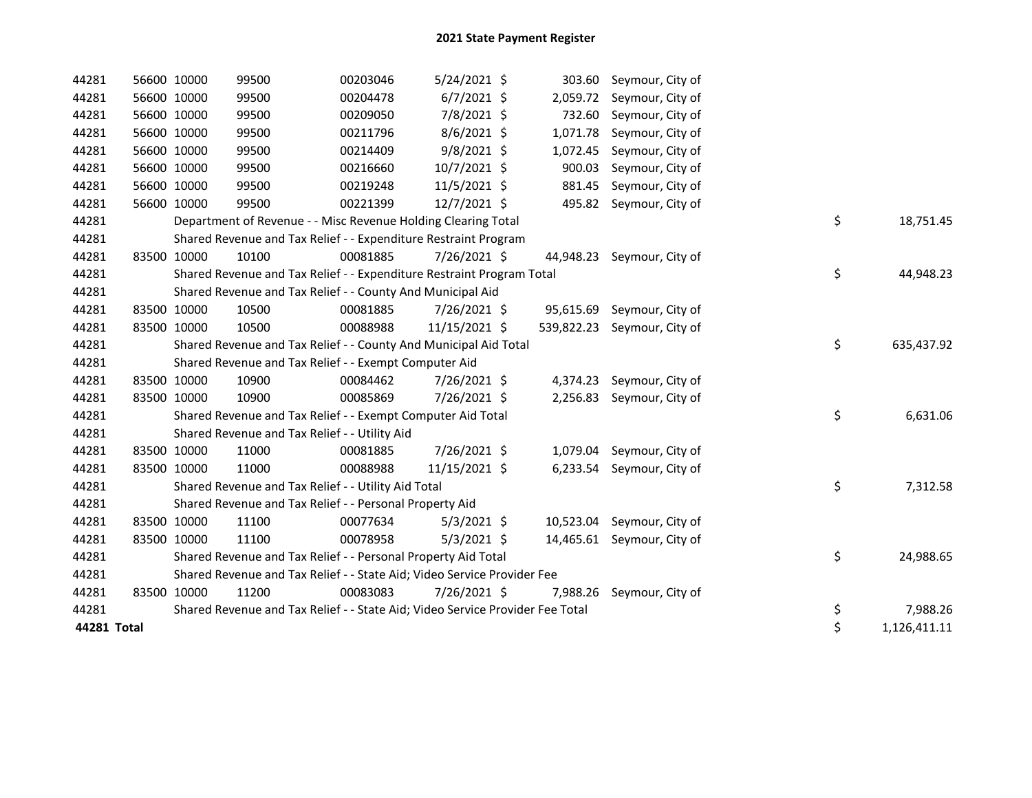# 2021 State Payment Register

| | | | | | | | | | |
|---|---|---|---|---|---|---|---|---|---|
| 44281 | 56600 | 10000 | 99500 | 00203046 | 5/24/2021 | $ | 303.60 | Seymour, City of | |
| 44281 | 56600 | 10000 | 99500 | 00204478 | 6/7/2021 | $ | 2,059.72 | Seymour, City of | |
| 44281 | 56600 | 10000 | 99500 | 00209050 | 7/8/2021 | $ | 732.60 | Seymour, City of | |
| 44281 | 56600 | 10000 | 99500 | 00211796 | 8/6/2021 | $ | 1,071.78 | Seymour, City of | |
| 44281 | 56600 | 10000 | 99500 | 00214409 | 9/8/2021 | $ | 1,072.45 | Seymour, City of | |
| 44281 | 56600 | 10000 | 99500 | 00216660 | 10/7/2021 | $ | 900.03 | Seymour, City of | |
| 44281 | 56600 | 10000 | 99500 | 00219248 | 11/5/2021 | $ | 881.45 | Seymour, City of | |
| 44281 | 56600 | 10000 | 99500 | 00221399 | 12/7/2021 | $ | 495.82 | Seymour, City of | |
| 44281 | | Department of Revenue - - Misc Revenue Holding Clearing Total | | | | | | | $ 18,751.45 |
| 44281 | | Shared Revenue and Tax Relief - - Expenditure Restraint Program | | | | | | | |
| 44281 | 83500 | 10000 | 10100 | 00081885 | 7/26/2021 | $ | 44,948.23 | Seymour, City of | |
| 44281 | | Shared Revenue and Tax Relief - - Expenditure Restraint Program Total | | | | | | | $ 44,948.23 |
| 44281 | | Shared Revenue and Tax Relief - - County And Municipal Aid | | | | | | | |
| 44281 | 83500 | 10000 | 10500 | 00081885 | 7/26/2021 | $ | 95,615.69 | Seymour, City of | |
| 44281 | 83500 | 10000 | 10500 | 00088988 | 11/15/2021 | $ | 539,822.23 | Seymour, City of | |
| 44281 | | Shared Revenue and Tax Relief - - County And Municipal Aid Total | | | | | | | $ 635,437.92 |
| 44281 | | Shared Revenue and Tax Relief - - Exempt Computer Aid | | | | | | | |
| 44281 | 83500 | 10000 | 10900 | 00084462 | 7/26/2021 | $ | 4,374.23 | Seymour, City of | |
| 44281 | 83500 | 10000 | 10900 | 00085869 | 7/26/2021 | $ | 2,256.83 | Seymour, City of | |
| 44281 | | Shared Revenue and Tax Relief - - Exempt Computer Aid Total | | | | | | | $ 6,631.06 |
| 44281 | | Shared Revenue and Tax Relief - - Utility Aid | | | | | | | |
| 44281 | 83500 | 10000 | 11000 | 00081885 | 7/26/2021 | $ | 1,079.04 | Seymour, City of | |
| 44281 | 83500 | 10000 | 11000 | 00088988 | 11/15/2021 | $ | 6,233.54 | Seymour, City of | |
| 44281 | | Shared Revenue and Tax Relief - - Utility Aid Total | | | | | | | $ 7,312.58 |
| 44281 | | Shared Revenue and Tax Relief - - Personal Property Aid | | | | | | | |
| 44281 | 83500 | 10000 | 11100 | 00077634 | 5/3/2021 | $ | 10,523.04 | Seymour, City of | |
| 44281 | 83500 | 10000 | 11100 | 00078958 | 5/3/2021 | $ | 14,465.61 | Seymour, City of | |
| 44281 | | Shared Revenue and Tax Relief - - Personal Property Aid Total | | | | | | | $ 24,988.65 |
| 44281 | | Shared Revenue and Tax Relief - - State Aid; Video Service Provider Fee | | | | | | | |
| 44281 | 83500 | 10000 | 11200 | 00083083 | 7/26/2021 | $ | 7,988.26 | Seymour, City of | |
| 44281 | | Shared Revenue and Tax Relief - - State Aid; Video Service Provider Fee Total | | | | | | | $ 7,988.26 |
| **44281 Total** | | | | | | | | | $ 1,126,411.11 |